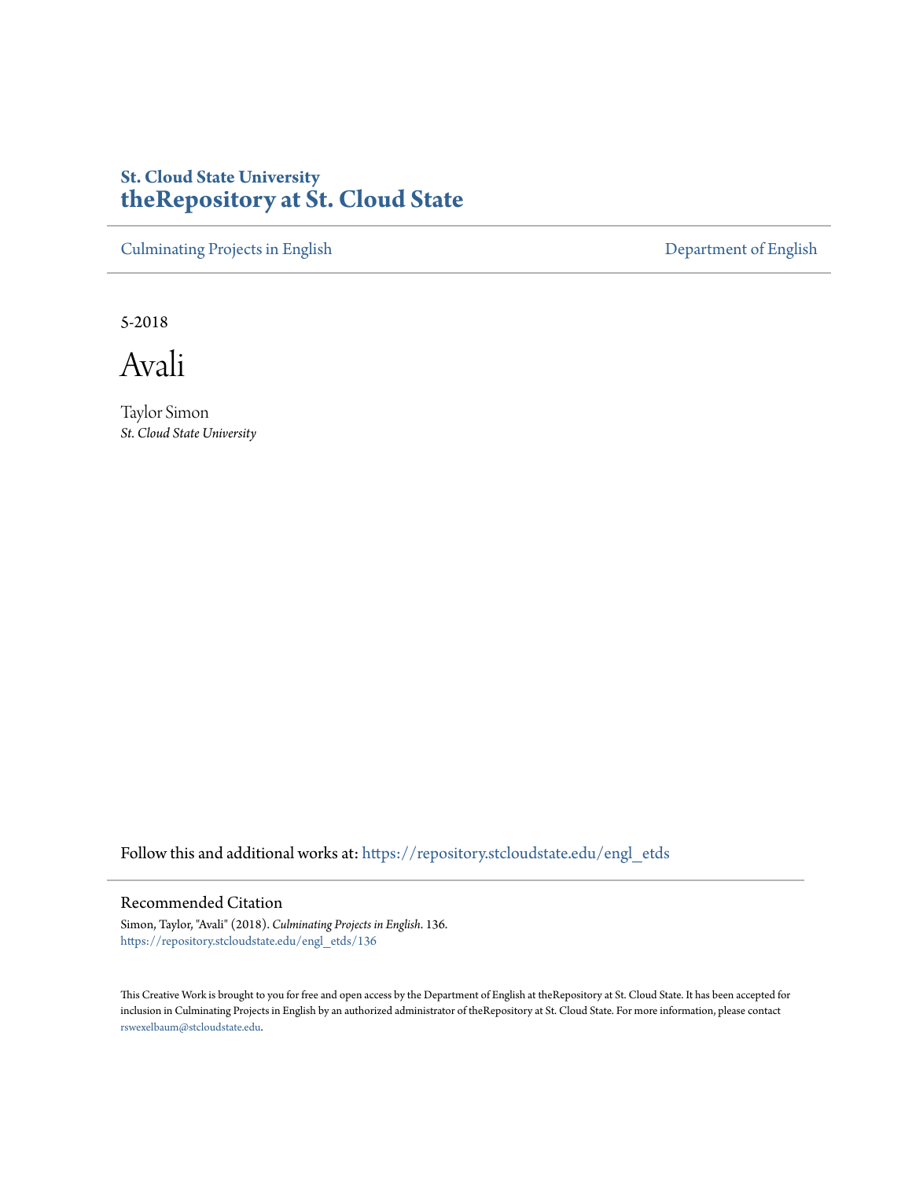**St. Cloud State University**
# theRepository at St. Cloud State

Culminating Projects in English | Department of English

5-2018

# Avali

Taylor Simon
*St. Cloud State University*

Follow this and additional works at: https://repository.stcloudstate.edu/engl_etds

## Recommended Citation

Simon, Taylor, "Avali" (2018). *Culminating Projects in English*. 136.
https://repository.stcloudstate.edu/engl_etds/136

This Creative Work is brought to you for free and open access by the Department of English at theRepository at St. Cloud State. It has been accepted for inclusion in Culminating Projects in English by an authorized administrator of theRepository at St. Cloud State. For more information, please contact rswexelbaum@stcloudstate.edu.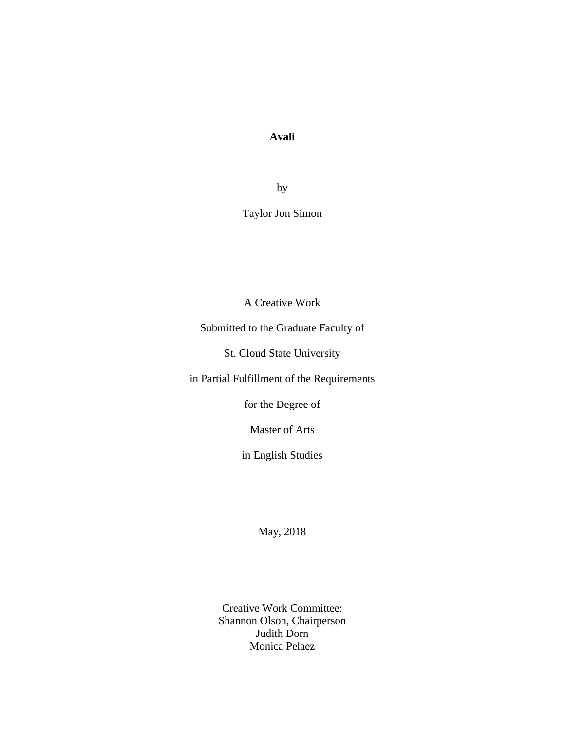# Avali

by

Taylor Jon Simon

A Creative Work

Submitted to the Graduate Faculty of

St. Cloud State University

in Partial Fulfillment of the Requirements

for the Degree of

Master of Arts

in English Studies

May, 2018

Creative Work Committee:
Shannon Olson, Chairperson
Judith Dorn
Monica Pelaez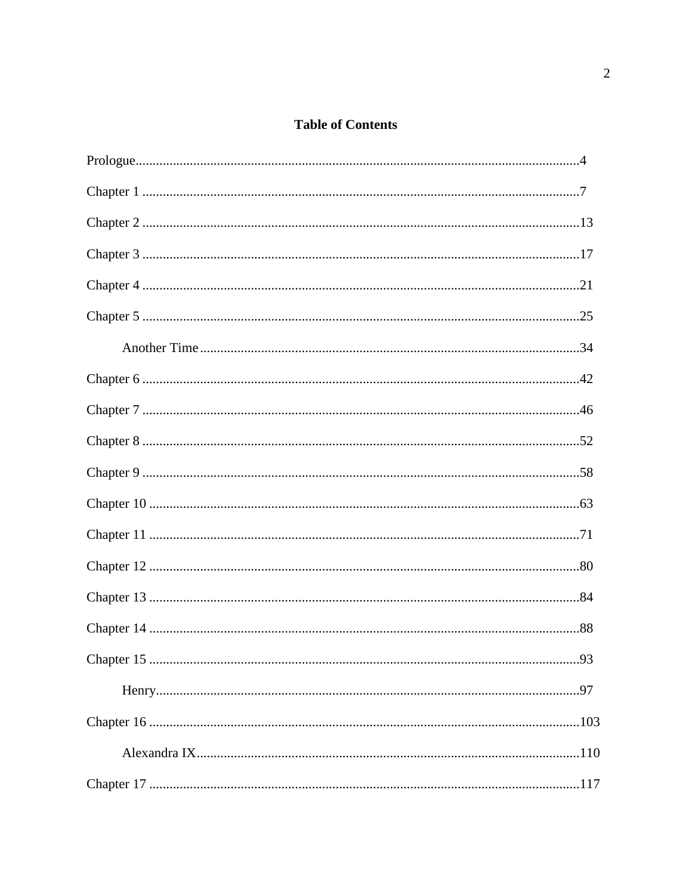# Table of Contents

Prologue....................................................................................................................4

Chapter 1 .................................................................................................................7

Chapter 2 .................................................................................................................13

Chapter 3 .................................................................................................................17

Chapter 4 .................................................................................................................21

Chapter 5 .................................................................................................................25

- Another Time....................................................................................................34

Chapter 6 .................................................................................................................42

Chapter 7 .................................................................................................................46

Chapter 8 .................................................................................................................52

Chapter 9 .................................................................................................................58

Chapter 10 ...............................................................................................................63

Chapter 11 ...............................................................................................................71

Chapter 12 ...............................................................................................................80

Chapter 13 ...............................................................................................................84

Chapter 14 ...............................................................................................................88

Chapter 15 ...............................................................................................................93

- Henry.................................................................................................................97

Chapter 16 ...............................................................................................................103

- Alexandra IX.....................................................................................................110

Chapter 17 ...............................................................................................................117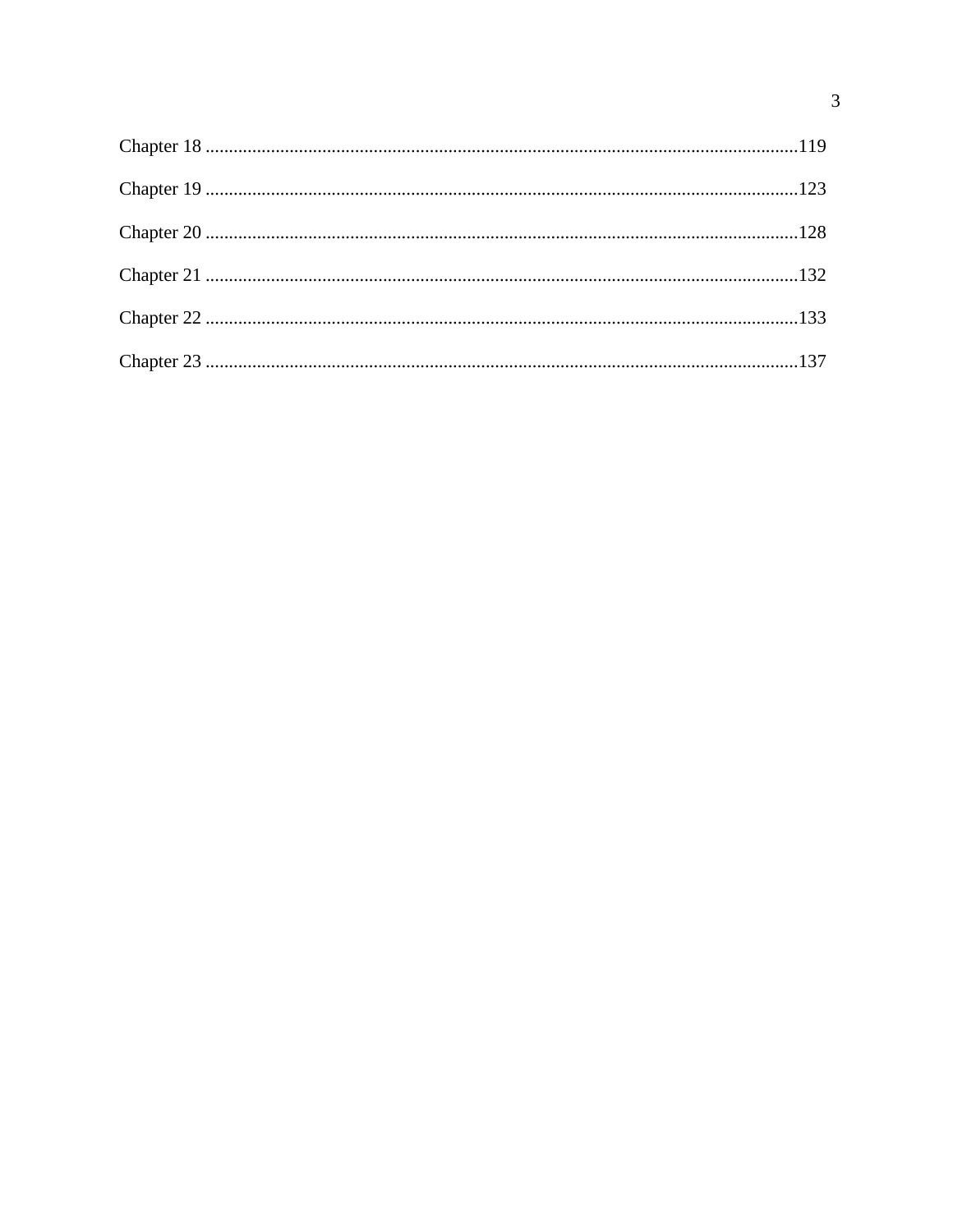Chapter 18 ..............................................................................................................................119

Chapter 19 ..............................................................................................................................123

Chapter 20 ..............................................................................................................................128

Chapter 21 ..............................................................................................................................132

Chapter 22 ..............................................................................................................................133

Chapter 23 ..............................................................................................................................137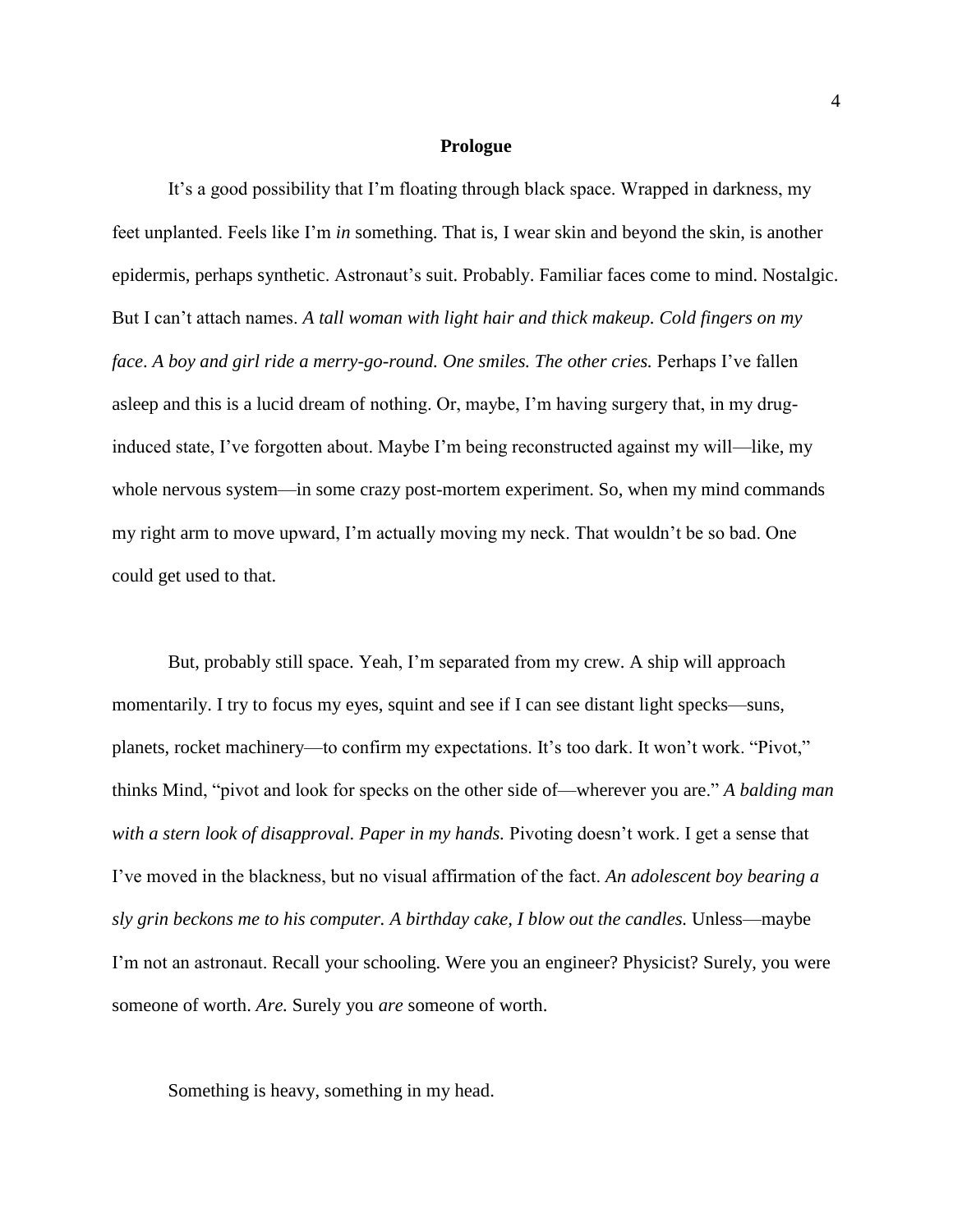# Prologue

It's a good possibility that I'm floating through black space. Wrapped in darkness, my feet unplanted. Feels like I'm *in* something. That is, I wear skin and beyond the skin, is another epidermis, perhaps synthetic. Astronaut's suit. Probably. Familiar faces come to mind. Nostalgic. But I can't attach names. *A tall woman with light hair and thick makeup. Cold fingers on my face*. *A boy and girl ride a merry-go-round. One smiles. The other cries.* Perhaps I've fallen asleep and this is a lucid dream of nothing. Or, maybe, I'm having surgery that, in my drug-induced state, I've forgotten about. Maybe I'm being reconstructed against my will—like, my whole nervous system—in some crazy post-mortem experiment. So, when my mind commands my right arm to move upward, I'm actually moving my neck. That wouldn't be so bad. One could get used to that.

But, probably still space. Yeah, I'm separated from my crew. A ship will approach momentarily. I try to focus my eyes, squint and see if I can see distant light specks—suns, planets, rocket machinery—to confirm my expectations. It's too dark. It won't work. "Pivot," thinks Mind, "pivot and look for specks on the other side of—wherever you are." *A balding man with a stern look of disapproval. Paper in my hands.* Pivoting doesn't work. I get a sense that I've moved in the blackness, but no visual affirmation of the fact. *An adolescent boy bearing a sly grin beckons me to his computer. A birthday cake, I blow out the candles.* Unless—maybe I'm not an astronaut. Recall your schooling. Were you an engineer? Physicist? Surely, you were someone of worth. *Are.* Surely you *are* someone of worth.

Something is heavy, something in my head.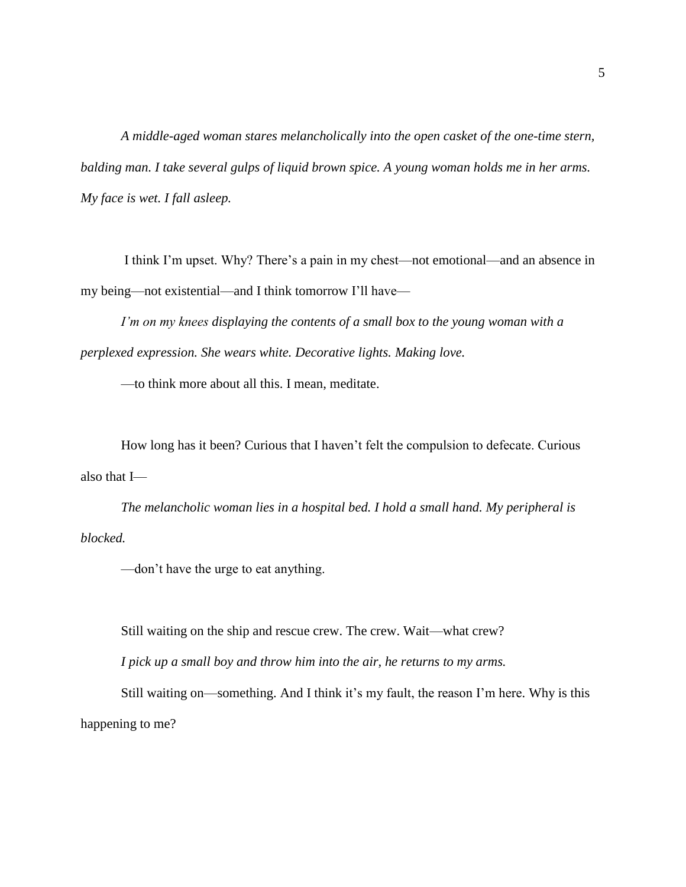*A middle-aged woman stares melancholically into the open casket of the one-time stern, balding man. I take several gulps of liquid brown spice. A young woman holds me in her arms. My face is wet. I fall asleep.*

I think I'm upset. Why? There's a pain in my chest—not emotional—and an absence in my being—not existential—and I think tomorrow I'll have—

*I'm on my knees displaying the contents of a small box to the young woman with a perplexed expression. She wears white. Decorative lights. Making love.*

—to think more about all this. I mean, meditate.

How long has it been? Curious that I haven't felt the compulsion to defecate. Curious also that I—

*The melancholic woman lies in a hospital bed. I hold a small hand. My peripheral is blocked.*

—don't have the urge to eat anything.

Still waiting on the ship and rescue crew. The crew. Wait—what crew?

*I pick up a small boy and throw him into the air, he returns to my arms.*

Still waiting on—something. And I think it's my fault, the reason I'm here. Why is this happening to me?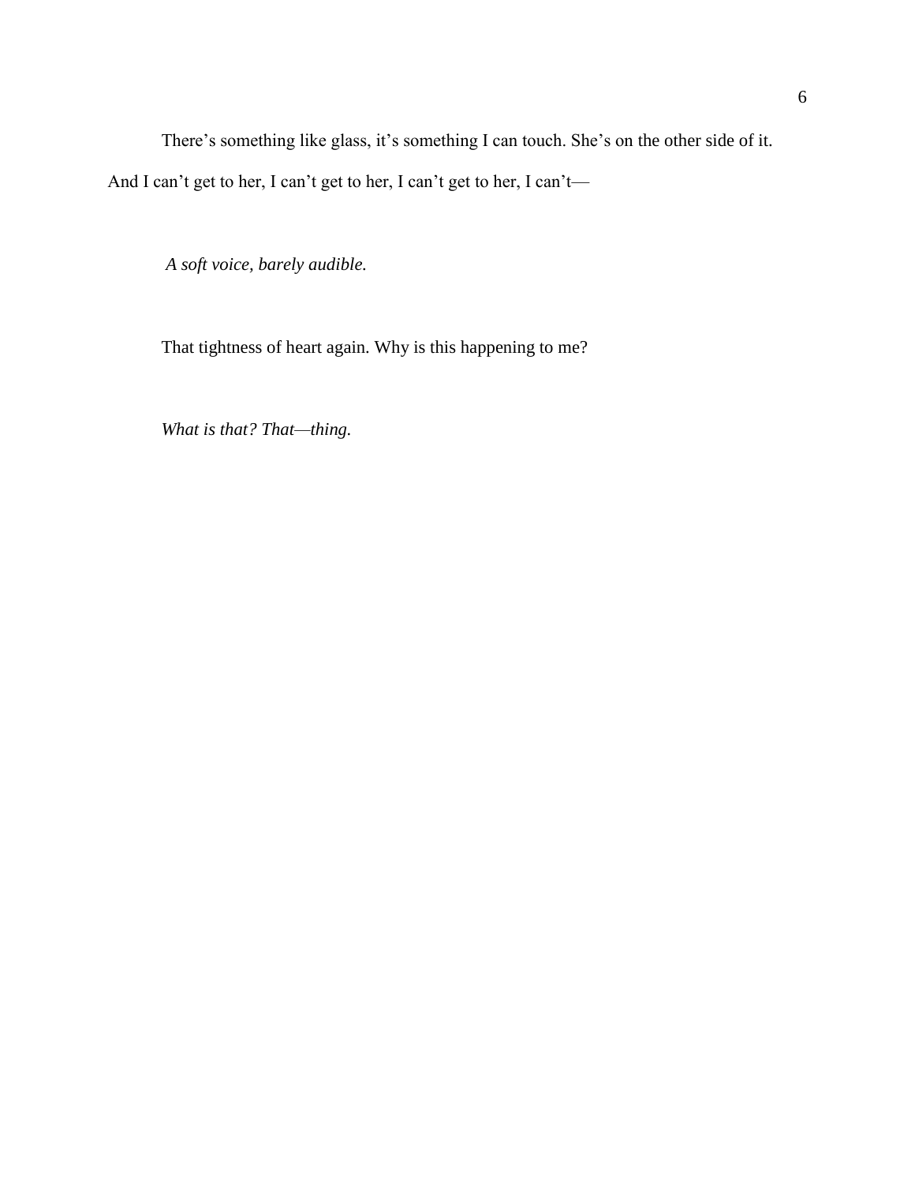There's something like glass, it's something I can touch. She's on the other side of it. And I can't get to her, I can't get to her, I can't get to her, I can't—

*A soft voice, barely audible.*

That tightness of heart again. Why is this happening to me?

*What is that? That—thing.*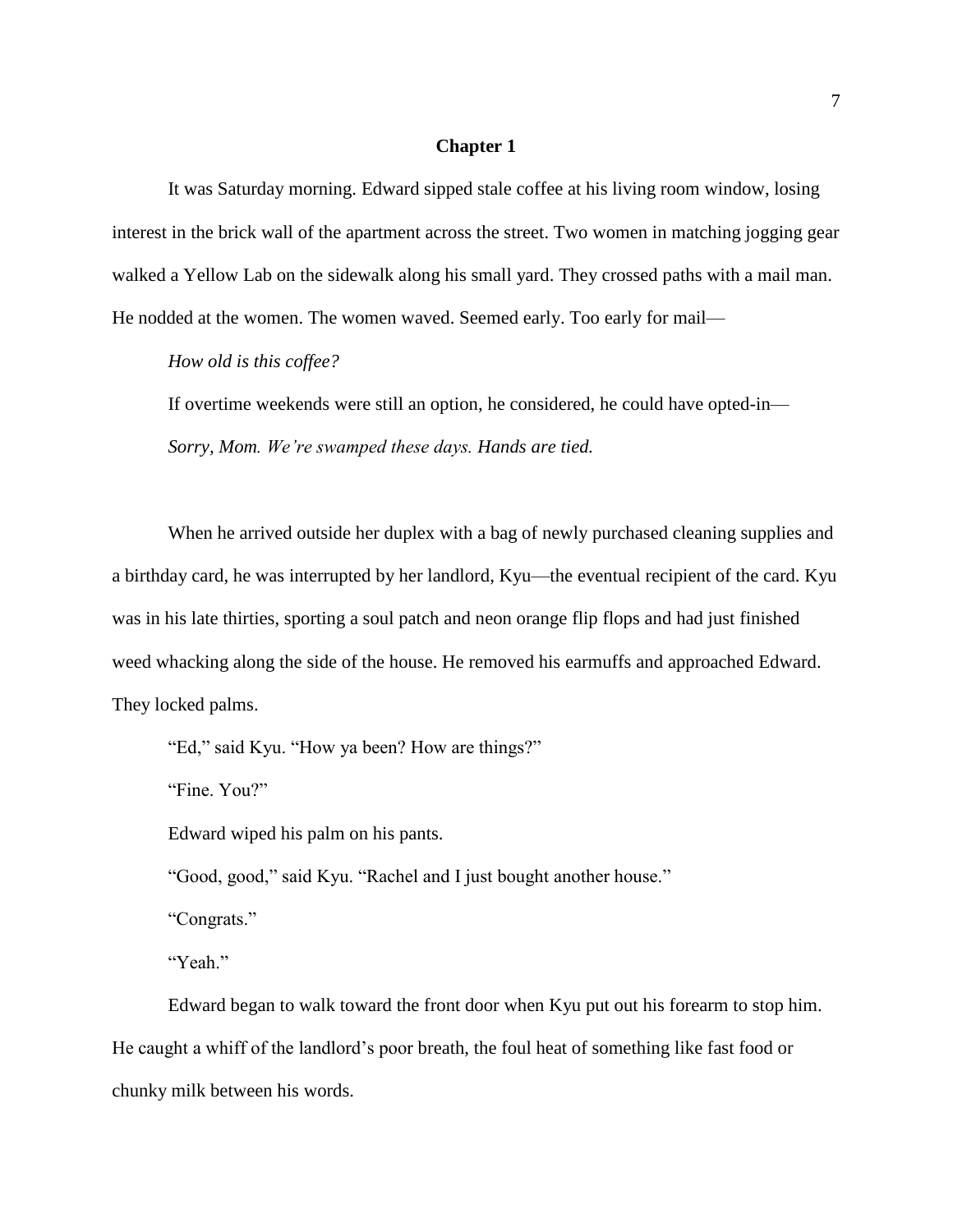# Chapter 1

It was Saturday morning. Edward sipped stale coffee at his living room window, losing interest in the brick wall of the apartment across the street. Two women in matching jogging gear walked a Yellow Lab on the sidewalk along his small yard. They crossed paths with a mail man. He nodded at the women. The women waved. Seemed early. Too early for mail—

*How old is this coffee?*

If overtime weekends were still an option, he considered, he could have opted-in—

*Sorry, Mom. We're swamped these days. Hands are tied.*

When he arrived outside her duplex with a bag of newly purchased cleaning supplies and a birthday card, he was interrupted by her landlord, Kyu—the eventual recipient of the card. Kyu was in his late thirties, sporting a soul patch and neon orange flip flops and had just finished weed whacking along the side of the house. He removed his earmuffs and approached Edward. They locked palms.

"Ed," said Kyu. "How ya been? How are things?"

"Fine. You?"

Edward wiped his palm on his pants.

"Good, good," said Kyu. "Rachel and I just bought another house."

"Congrats."

"Yeah."

Edward began to walk toward the front door when Kyu put out his forearm to stop him. He caught a whiff of the landlord's poor breath, the foul heat of something like fast food or chunky milk between his words.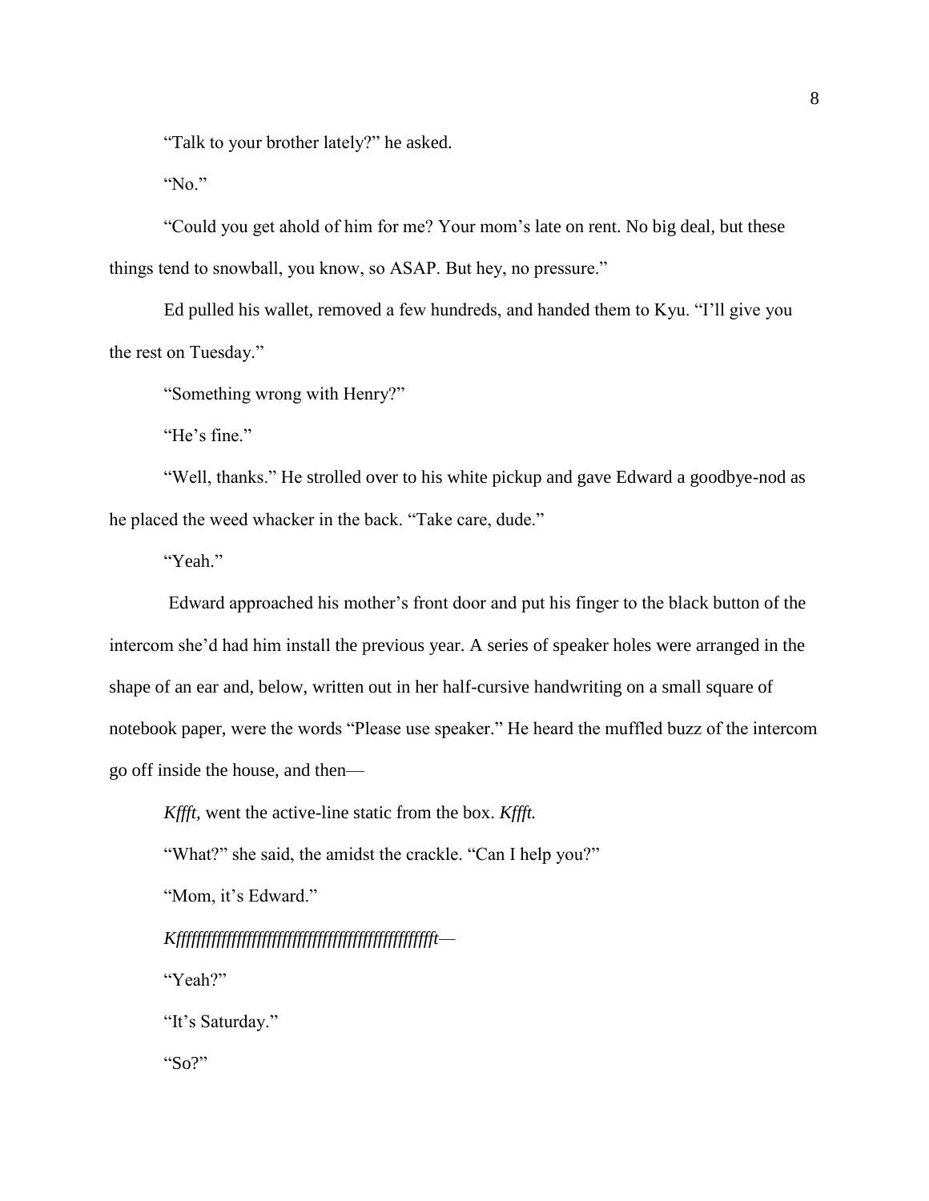"Talk to your brother lately?" he asked.

"No."

"Could you get ahold of him for me? Your mom's late on rent. No big deal, but these things tend to snowball, you know, so ASAP. But hey, no pressure."

Ed pulled his wallet, removed a few hundreds, and handed them to Kyu. "I'll give you the rest on Tuesday."

"Something wrong with Henry?"

"He's fine."

"Well, thanks." He strolled over to his white pickup and gave Edward a goodbye-nod as he placed the weed whacker in the back. "Take care, dude."

"Yeah."

Edward approached his mother's front door and put his finger to the black button of the intercom she'd had him install the previous year. A series of speaker holes were arranged in the shape of an ear and, below, written out in her half-cursive handwriting on a small square of notebook paper, were the words "Please use speaker." He heard the muffled buzz of the intercom go off inside the house, and then—

*Kffft,* went the active-line static from the box. *Kffft.*

"What?" she said, the amidst the crackle. "Can I help you?"

"Mom, it's Edward."

*Kfffffffffffffffffffffffffffffffffffffffffffffffffffffffffft—*

"Yeah?"

"It's Saturday."

"So?"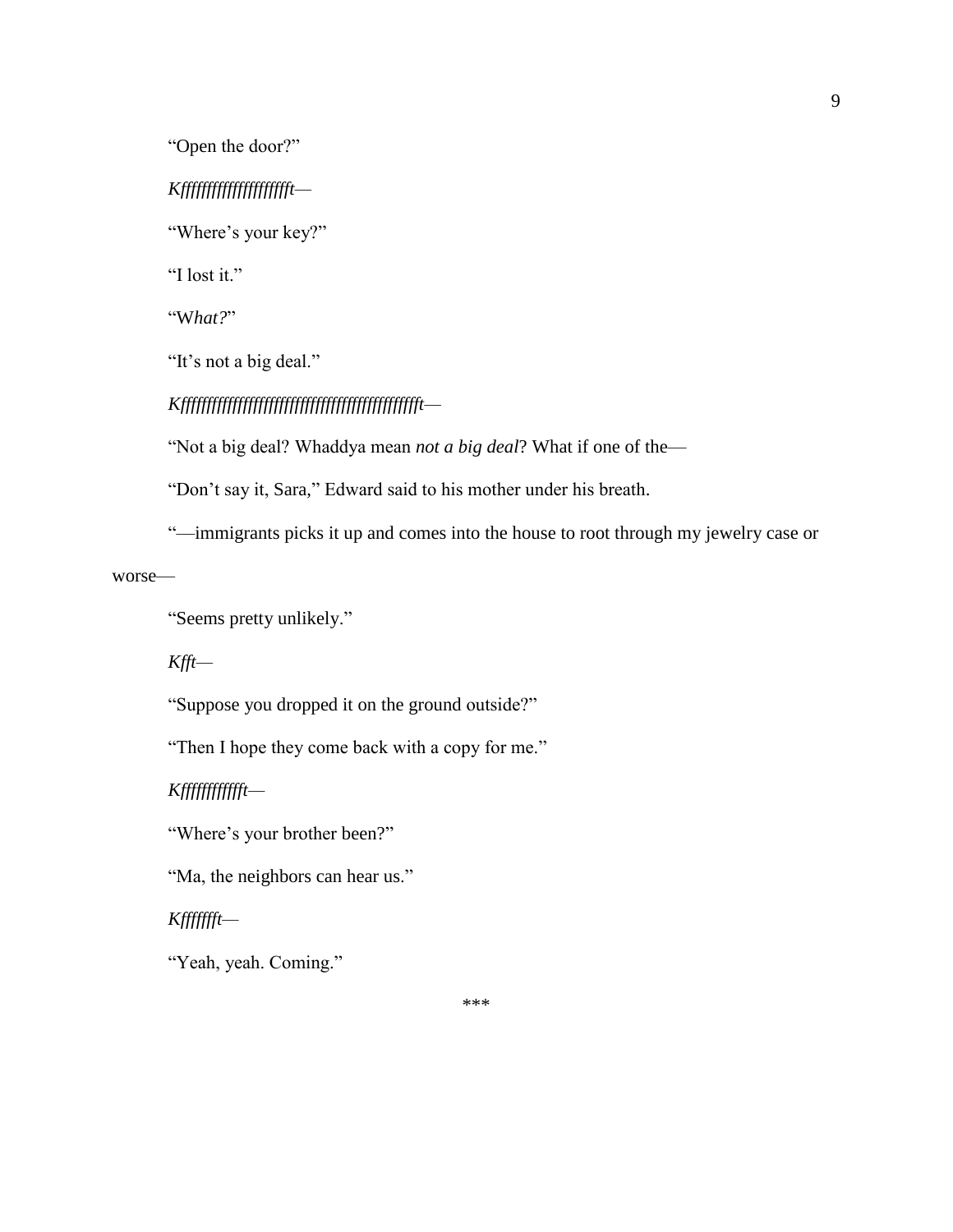"Open the door?"

*Kffffffffffffffffffffft—*

"Where's your key?"

"I lost it."

"W*hat?*"

"It's not a big deal."

*Kfffffffffffffffffffffffffffffffffffffffffffffffft—*

"Not a big deal? Whaddya mean *not a big deal*? What if one of the—

"Don't say it, Sara," Edward said to his mother under his breath.

"—immigrants picks it up and comes into the house to root through my jewelry case or worse—

"Seems pretty unlikely."

*Kfft—*

"Suppose you dropped it on the ground outside?"

"Then I hope they come back with a copy for me."

*Kfffffffffffft—*

"Where's your brother been?"

"Ma, the neighbors can hear us."

*Kfffffffft—*

"Yeah, yeah. Coming."

***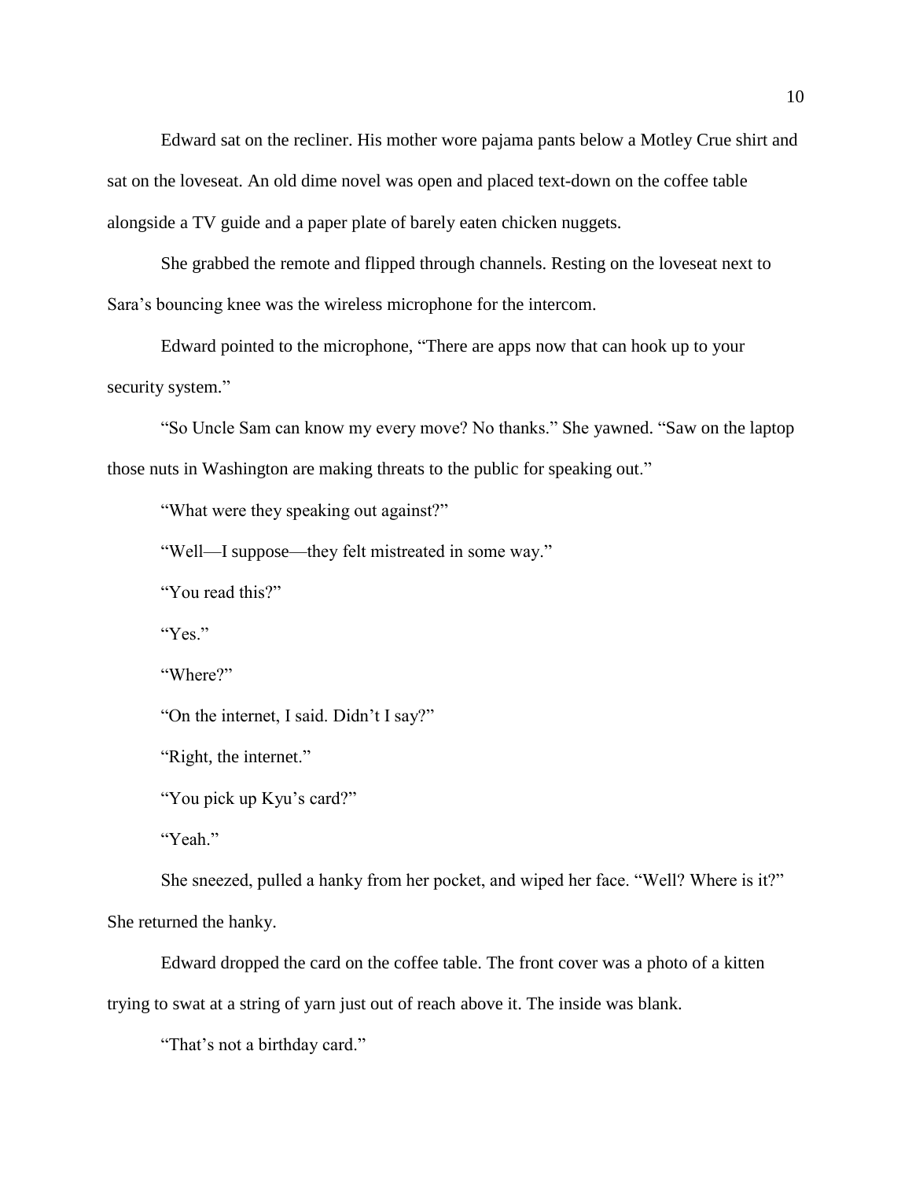Edward sat on the recliner. His mother wore pajama pants below a Motley Crue shirt and sat on the loveseat. An old dime novel was open and placed text-down on the coffee table alongside a TV guide and a paper plate of barely eaten chicken nuggets.

She grabbed the remote and flipped through channels. Resting on the loveseat next to Sara's bouncing knee was the wireless microphone for the intercom.

Edward pointed to the microphone, "There are apps now that can hook up to your security system."

"So Uncle Sam can know my every move? No thanks." She yawned. "Saw on the laptop those nuts in Washington are making threats to the public for speaking out."

"What were they speaking out against?"

"Well—I suppose—they felt mistreated in some way."

"You read this?"

"Yes."

"Where?"

"On the internet, I said. Didn't I say?"

"Right, the internet."

"You pick up Kyu's card?"

"Yeah."

She sneezed, pulled a hanky from her pocket, and wiped her face. "Well? Where is it?" She returned the hanky.

Edward dropped the card on the coffee table. The front cover was a photo of a kitten trying to swat at a string of yarn just out of reach above it. The inside was blank.

"That's not a birthday card."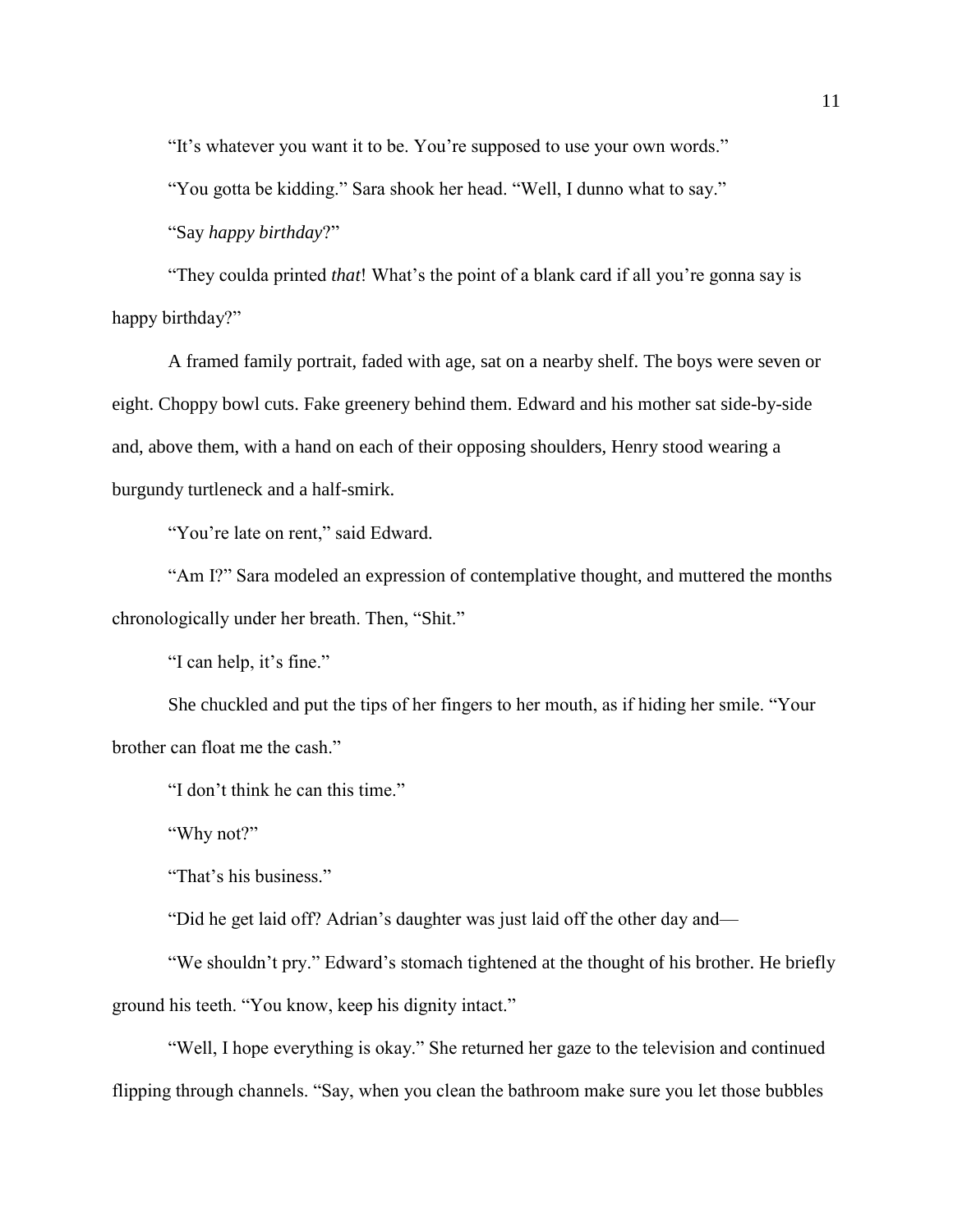"It's whatever you want it to be. You're supposed to use your own words."

"You gotta be kidding." Sara shook her head. "Well, I dunno what to say."

"Say *happy birthday*?"

"They coulda printed *that*! What's the point of a blank card if all you're gonna say is happy birthday?"

A framed family portrait, faded with age, sat on a nearby shelf. The boys were seven or eight. Choppy bowl cuts. Fake greenery behind them. Edward and his mother sat side-by-side and, above them, with a hand on each of their opposing shoulders, Henry stood wearing a burgundy turtleneck and a half-smirk.

"You're late on rent," said Edward.

"Am I?" Sara modeled an expression of contemplative thought, and muttered the months chronologically under her breath. Then, "Shit."

"I can help, it's fine."

She chuckled and put the tips of her fingers to her mouth, as if hiding her smile. "Your brother can float me the cash."

"I don't think he can this time."

"Why not?"

"That's his business."

"Did he get laid off? Adrian's daughter was just laid off the other day and—

"We shouldn't pry." Edward's stomach tightened at the thought of his brother. He briefly ground his teeth. "You know, keep his dignity intact."

"Well, I hope everything is okay." She returned her gaze to the television and continued flipping through channels. "Say, when you clean the bathroom make sure you let those bubbles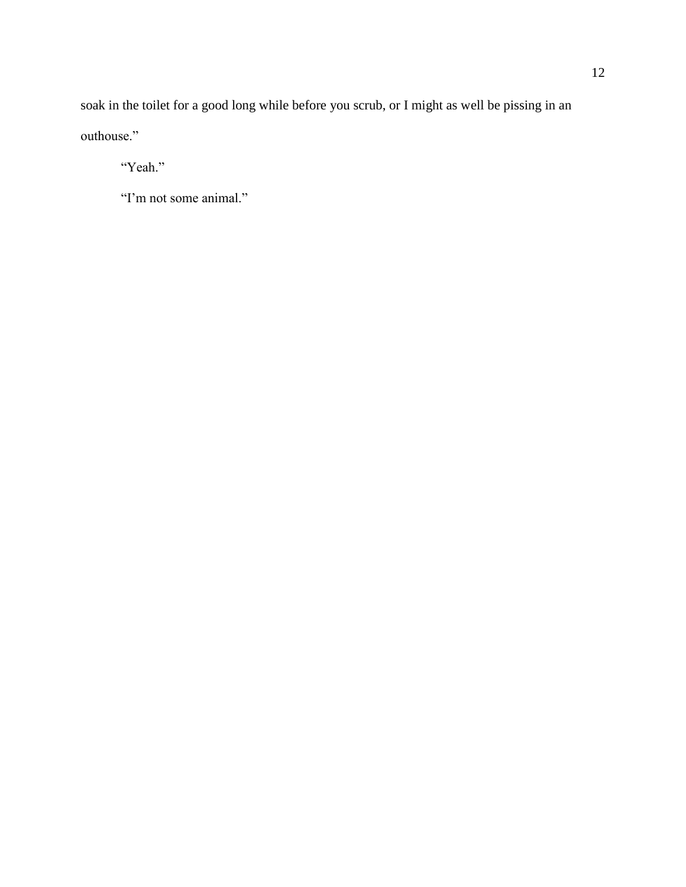soak in the toilet for a good long while before you scrub, or I might as well be pissing in an outhouse."

"Yeah."

"I'm not some animal."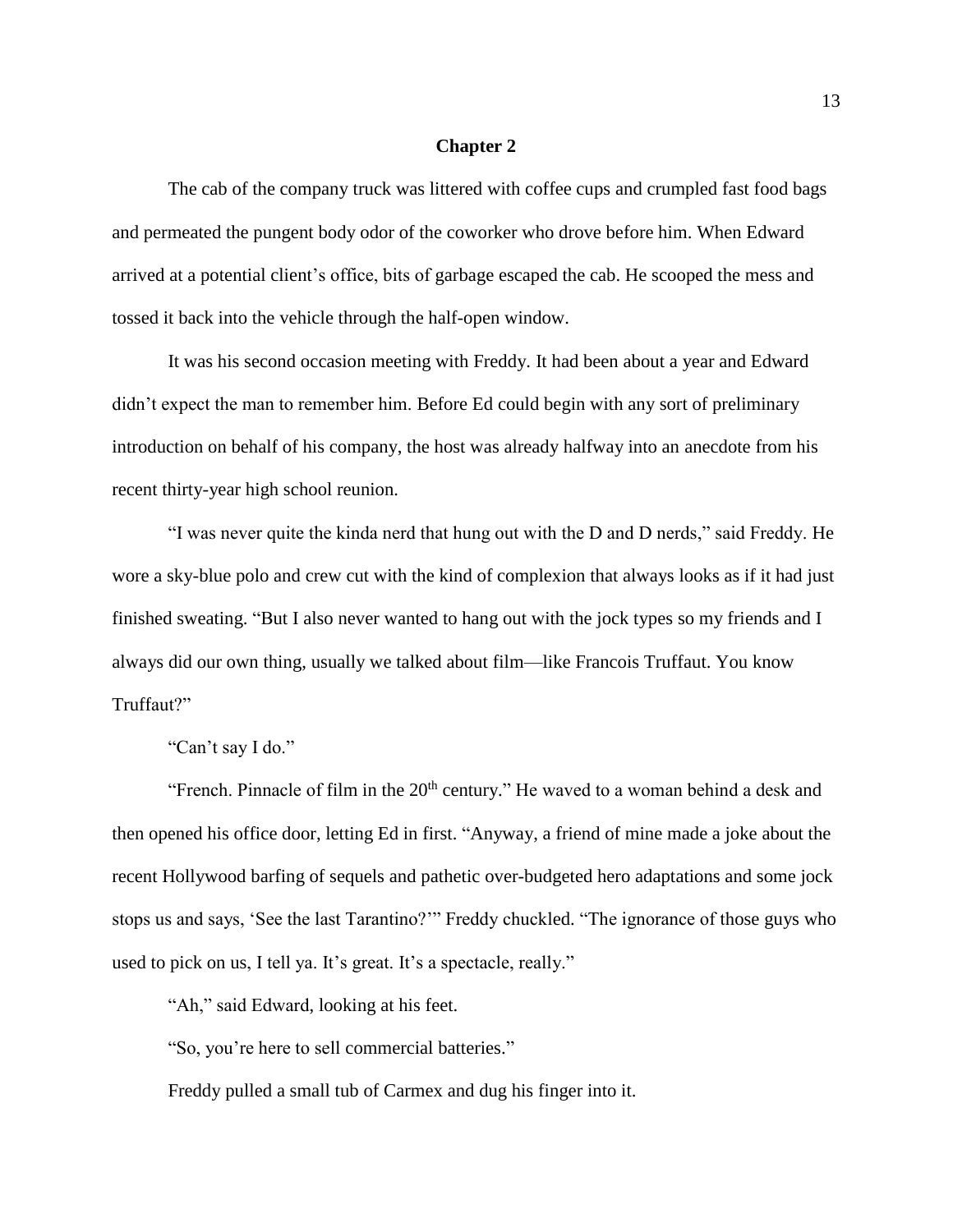## Chapter 2

The cab of the company truck was littered with coffee cups and crumpled fast food bags and permeated the pungent body odor of the coworker who drove before him. When Edward arrived at a potential client's office, bits of garbage escaped the cab. He scooped the mess and tossed it back into the vehicle through the half-open window.

It was his second occasion meeting with Freddy. It had been about a year and Edward didn't expect the man to remember him. Before Ed could begin with any sort of preliminary introduction on behalf of his company, the host was already halfway into an anecdote from his recent thirty-year high school reunion.

"I was never quite the kinda nerd that hung out with the D and D nerds," said Freddy. He wore a sky-blue polo and crew cut with the kind of complexion that always looks as if it had just finished sweating. "But I also never wanted to hang out with the jock types so my friends and I always did our own thing, usually we talked about film—like Francois Truffaut. You know Truffaut?"

"Can't say I do."

"French. Pinnacle of film in the 20th century." He waved to a woman behind a desk and then opened his office door, letting Ed in first. "Anyway, a friend of mine made a joke about the recent Hollywood barfing of sequels and pathetic over-budgeted hero adaptations and some jock stops us and says, 'See the last Tarantino?'" Freddy chuckled. "The ignorance of those guys who used to pick on us, I tell ya. It's great. It's a spectacle, really."

"Ah," said Edward, looking at his feet.

"So, you're here to sell commercial batteries."

Freddy pulled a small tub of Carmex and dug his finger into it.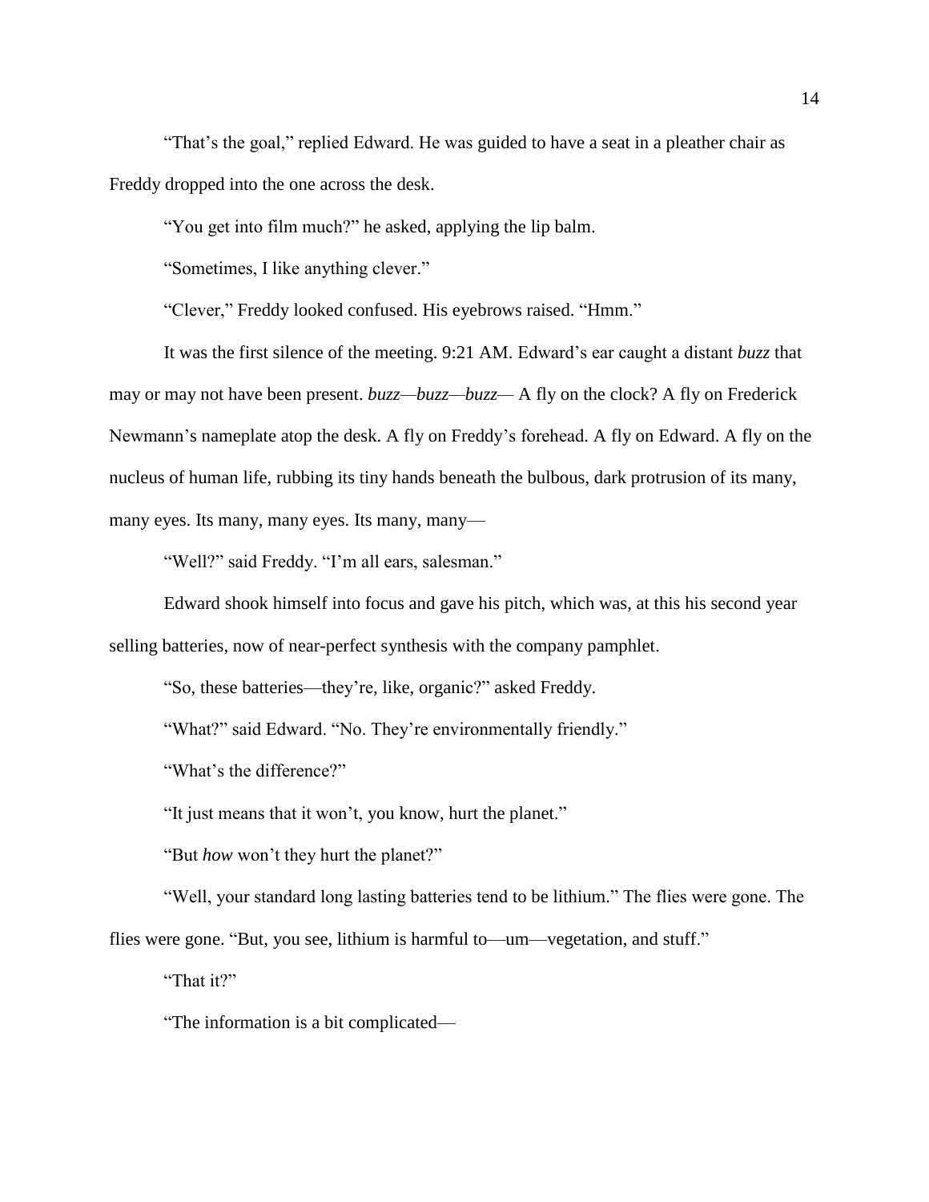"That's the goal," replied Edward. He was guided to have a seat in a pleather chair as Freddy dropped into the one across the desk.

"You get into film much?" he asked, applying the lip balm.

"Sometimes, I like anything clever."

"Clever," Freddy looked confused. His eyebrows raised. "Hmm."

It was the first silence of the meeting. 9:21 AM. Edward's ear caught a distant *buzz* that may or may not have been present. *buzz*—*buzz*—*buzz*— A fly on the clock? A fly on Frederick Newmann's nameplate atop the desk. A fly on Freddy's forehead. A fly on Edward. A fly on the nucleus of human life, rubbing its tiny hands beneath the bulbous, dark protrusion of its many, many eyes. Its many, many eyes. Its many, many—

"Well?" said Freddy. "I'm all ears, salesman."

Edward shook himself into focus and gave his pitch, which was, at this his second year selling batteries, now of near-perfect synthesis with the company pamphlet.

"So, these batteries—they're, like, organic?" asked Freddy.

"What?" said Edward. "No. They're environmentally friendly."

"What's the difference?"

"It just means that it won't, you know, hurt the planet."

"But *how* won't they hurt the planet?"

"Well, your standard long lasting batteries tend to be lithium." The flies were gone. The flies were gone. "But, you see, lithium is harmful to—um—vegetation, and stuff."

"That it?"

"The information is a bit complicated—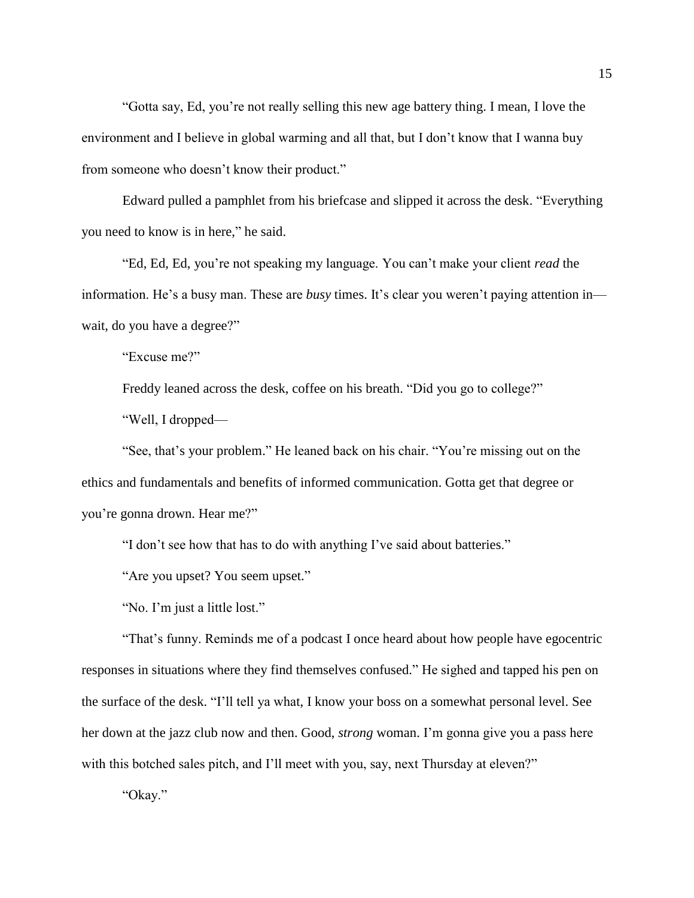"Gotta say, Ed, you're not really selling this new age battery thing. I mean, I love the environment and I believe in global warming and all that, but I don't know that I wanna buy from someone who doesn't know their product."

Edward pulled a pamphlet from his briefcase and slipped it across the desk. "Everything you need to know is in here," he said.

"Ed, Ed, Ed, you're not speaking my language. You can't make your client *read* the information. He's a busy man. These are *busy* times. It's clear you weren't paying attention in—wait, do you have a degree?"

"Excuse me?"

Freddy leaned across the desk, coffee on his breath. "Did you go to college?"

"Well, I dropped—

"See, that's your problem." He leaned back on his chair. "You're missing out on the ethics and fundamentals and benefits of informed communication. Gotta get that degree or you're gonna drown. Hear me?"

"I don't see how that has to do with anything I've said about batteries."

"Are you upset? You seem upset."

"No. I'm just a little lost."

"That's funny. Reminds me of a podcast I once heard about how people have egocentric responses in situations where they find themselves confused." He sighed and tapped his pen on the surface of the desk. "I'll tell ya what, I know your boss on a somewhat personal level. See her down at the jazz club now and then. Good, *strong* woman. I'm gonna give you a pass here with this botched sales pitch, and I'll meet with you, say, next Thursday at eleven?"

"Okay."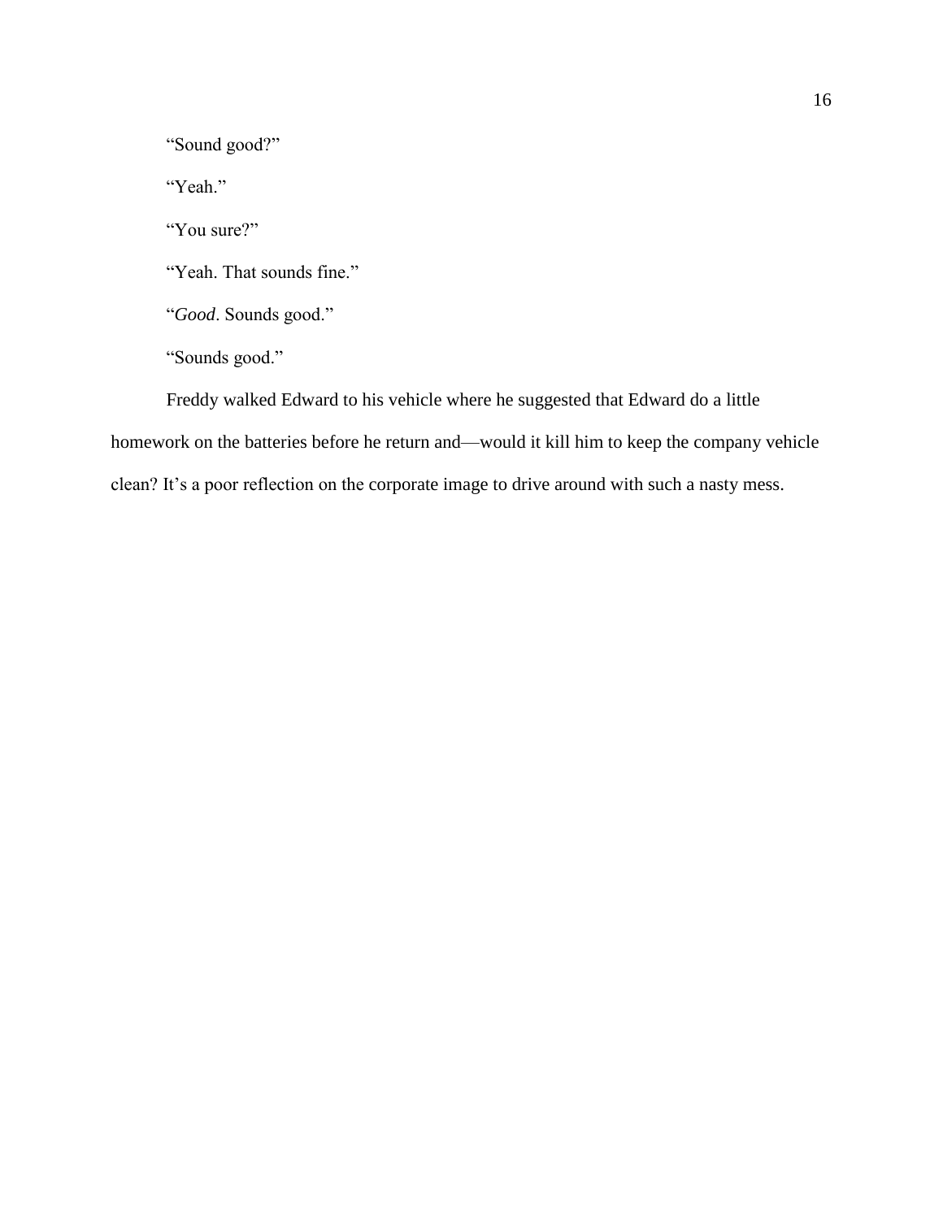"Sound good?"

"Yeah."

"You sure?"

"Yeah. That sounds fine."

"*Good*. Sounds good."

"Sounds good."

Freddy walked Edward to his vehicle where he suggested that Edward do a little homework on the batteries before he return and—would it kill him to keep the company vehicle clean? It's a poor reflection on the corporate image to drive around with such a nasty mess.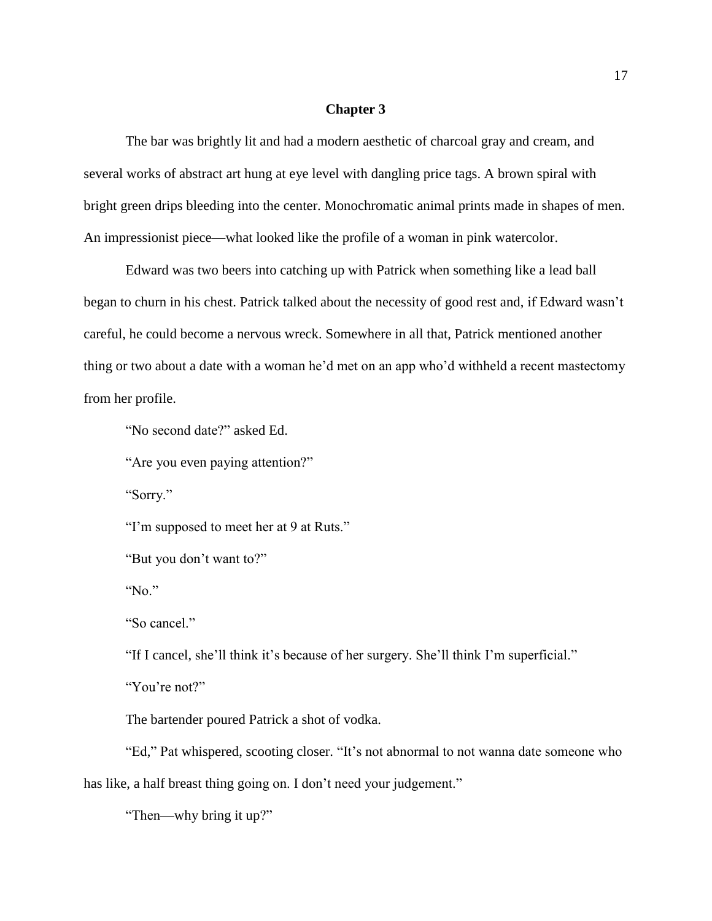## Chapter 3

The bar was brightly lit and had a modern aesthetic of charcoal gray and cream, and several works of abstract art hung at eye level with dangling price tags. A brown spiral with bright green drips bleeding into the center. Monochromatic animal prints made in shapes of men. An impressionist piece—what looked like the profile of a woman in pink watercolor.

Edward was two beers into catching up with Patrick when something like a lead ball began to churn in his chest. Patrick talked about the necessity of good rest and, if Edward wasn't careful, he could become a nervous wreck. Somewhere in all that, Patrick mentioned another thing or two about a date with a woman he'd met on an app who'd withheld a recent mastectomy from her profile.

"No second date?" asked Ed.

"Are you even paying attention?"

"Sorry."

"I'm supposed to meet her at 9 at Ruts."

"But you don't want to?"

"No."

"So cancel."

"If I cancel, she'll think it's because of her surgery. She'll think I'm superficial."

"You're not?"

The bartender poured Patrick a shot of vodka.

"Ed," Pat whispered, scooting closer. "It's not abnormal to not wanna date someone who has like, a half breast thing going on. I don't need your judgement."

"Then—why bring it up?"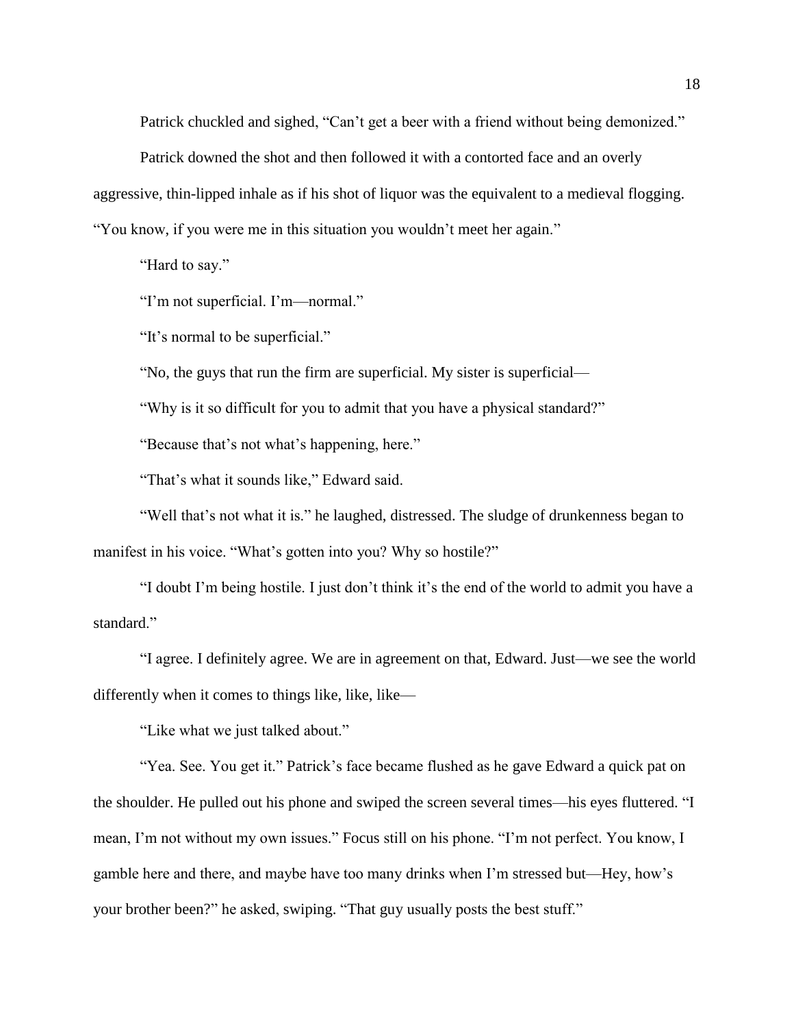Patrick chuckled and sighed, "Can't get a beer with a friend without being demonized."

Patrick downed the shot and then followed it with a contorted face and an overly aggressive, thin-lipped inhale as if his shot of liquor was the equivalent to a medieval flogging. "You know, if you were me in this situation you wouldn't meet her again."

"Hard to say."

"I'm not superficial. I'm—normal."

"It's normal to be superficial."

"No, the guys that run the firm are superficial. My sister is superficial—

"Why is it so difficult for you to admit that you have a physical standard?"

"Because that's not what's happening, here."

"That's what it sounds like," Edward said.

"Well that's not what it is." he laughed, distressed. The sludge of drunkenness began to manifest in his voice. "What's gotten into you? Why so hostile?"

"I doubt I'm being hostile. I just don't think it's the end of the world to admit you have a standard."

"I agree. I definitely agree. We are in agreement on that, Edward. Just—we see the world differently when it comes to things like, like, like—

"Like what we just talked about."

"Yea. See. You get it." Patrick's face became flushed as he gave Edward a quick pat on the shoulder. He pulled out his phone and swiped the screen several times—his eyes fluttered. "I mean, I'm not without my own issues." Focus still on his phone. "I'm not perfect. You know, I gamble here and there, and maybe have too many drinks when I'm stressed but—Hey, how's your brother been?" he asked, swiping. "That guy usually posts the best stuff."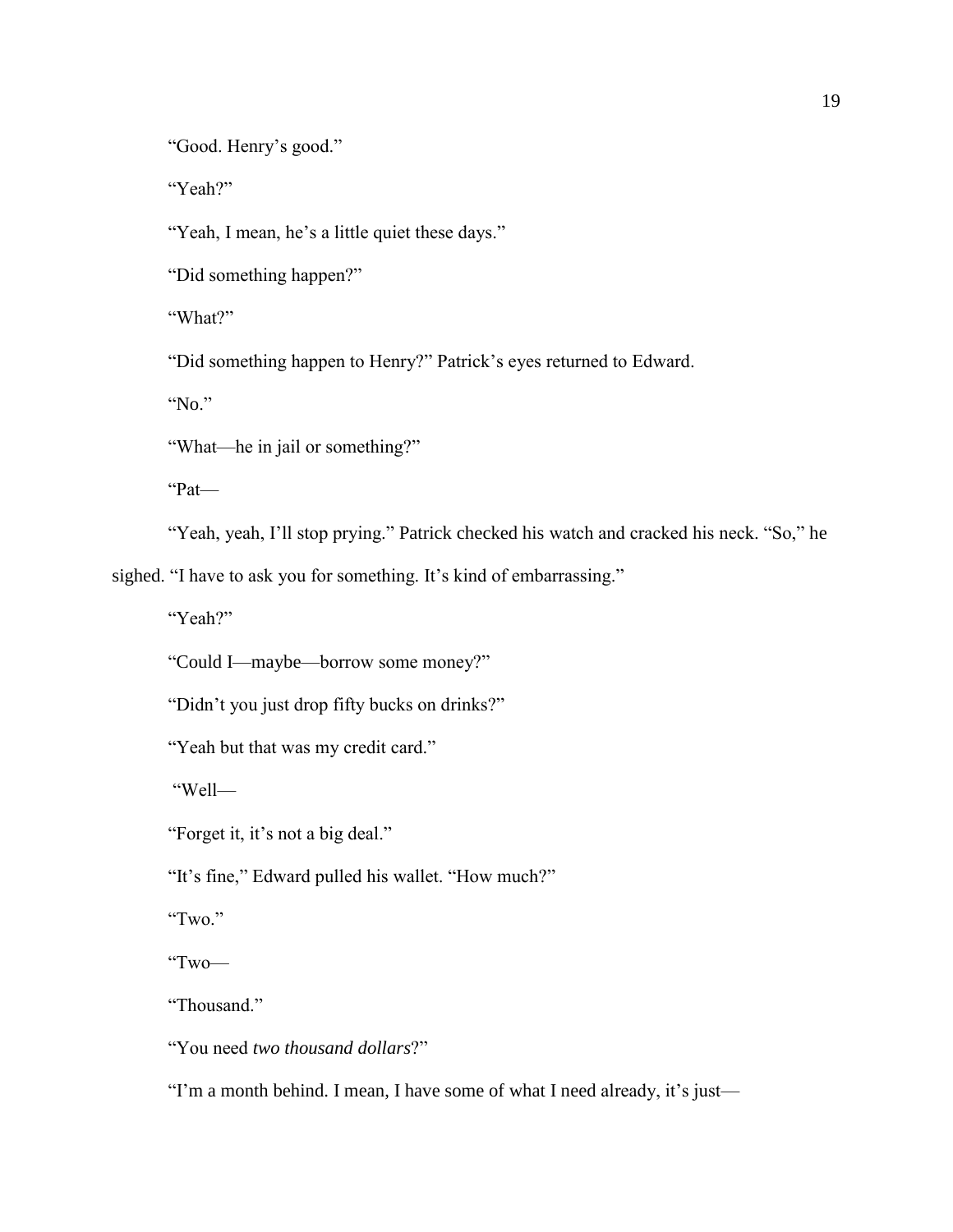"Good. Henry's good."

"Yeah?"

"Yeah, I mean, he's a little quiet these days."

"Did something happen?"

"What?"

"Did something happen to Henry?" Patrick's eyes returned to Edward.

"No."

"What—he in jail or something?"

"Pat—

"Yeah, yeah, I'll stop prying." Patrick checked his watch and cracked his neck. "So," he sighed. "I have to ask you for something. It's kind of embarrassing."

"Yeah?"

"Could I—maybe—borrow some money?"

"Didn't you just drop fifty bucks on drinks?"

"Yeah but that was my credit card."

"Well—

"Forget it, it's not a big deal."

"It's fine," Edward pulled his wallet. "How much?"

"Two."

"Two—

"Thousand."

"You need *two thousand dollars*?"

"I'm a month behind. I mean, I have some of what I need already, it's just—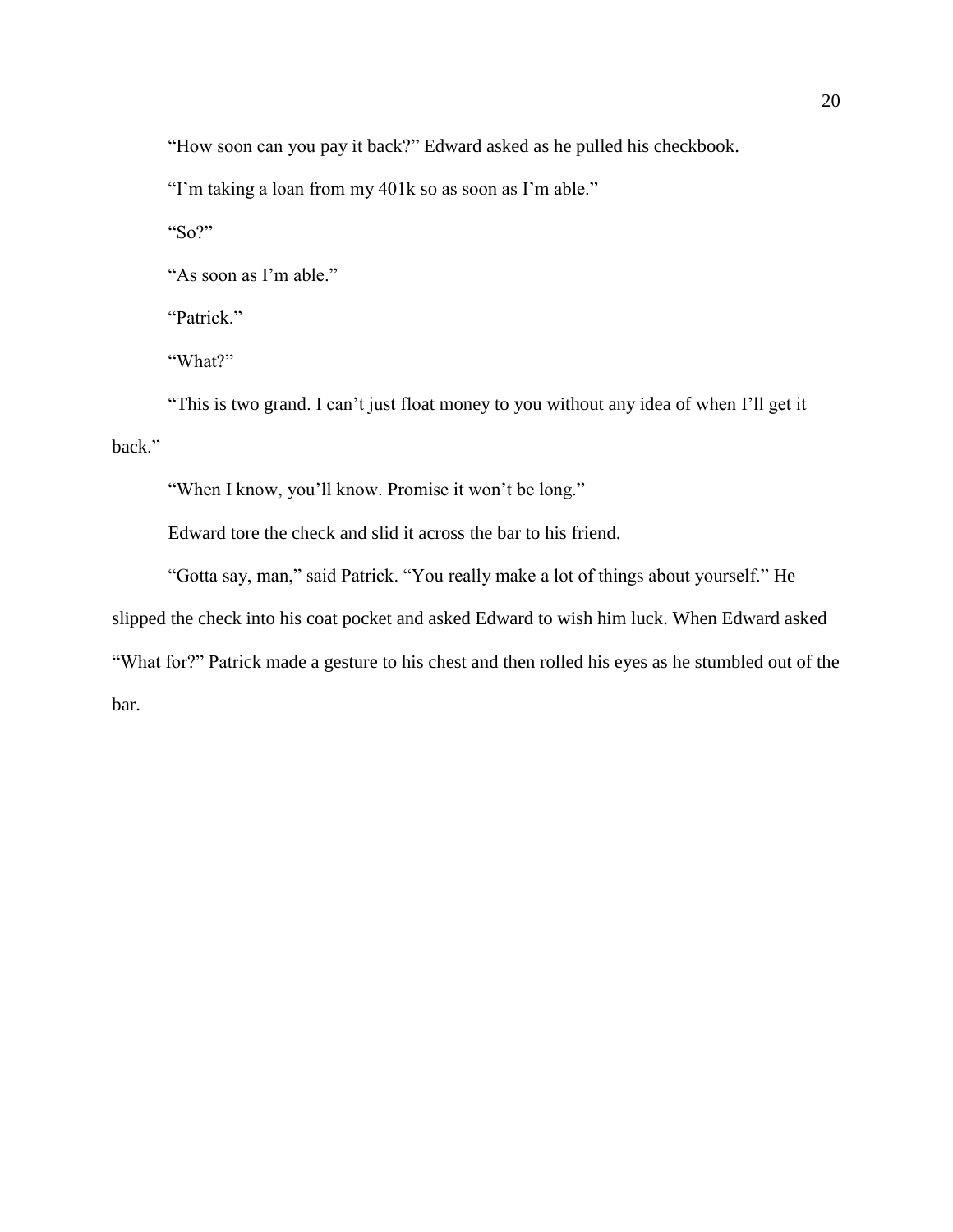"How soon can you pay it back?" Edward asked as he pulled his checkbook.

"I'm taking a loan from my 401k so as soon as I'm able."

"So?"

"As soon as I'm able."

"Patrick."

"What?"

"This is two grand. I can't just float money to you without any idea of when I'll get it back."

"When I know, you'll know. Promise it won't be long."

Edward tore the check and slid it across the bar to his friend.

"Gotta say, man," said Patrick. "You really make a lot of things about yourself." He slipped the check into his coat pocket and asked Edward to wish him luck. When Edward asked "What for?" Patrick made a gesture to his chest and then rolled his eyes as he stumbled out of the bar.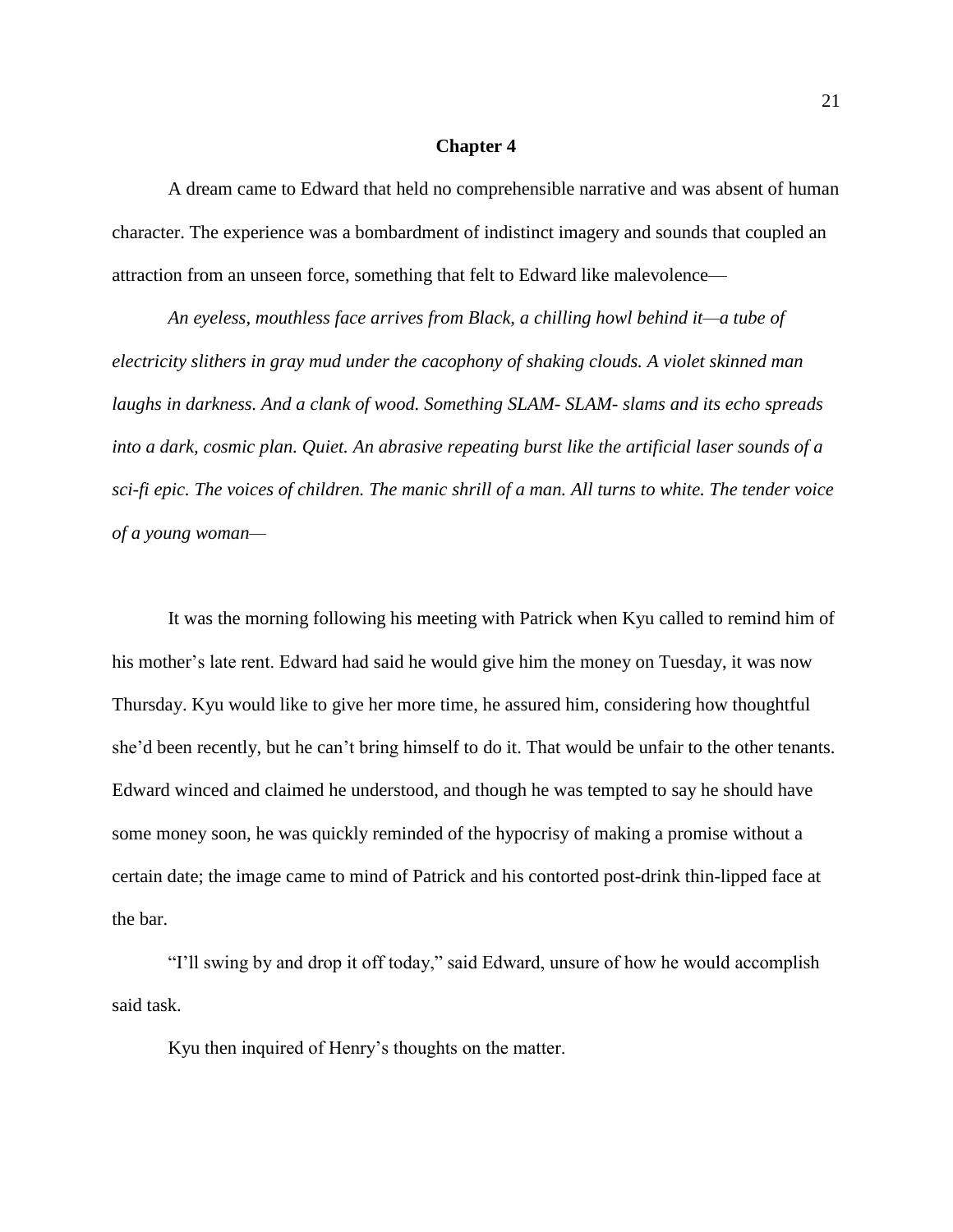# Chapter 4

A dream came to Edward that held no comprehensible narrative and was absent of human character. The experience was a bombardment of indistinct imagery and sounds that coupled an attraction from an unseen force, something that felt to Edward like malevolence—

*An eyeless, mouthless face arrives from Black, a chilling howl behind it—a tube of electricity slithers in gray mud under the cacophony of shaking clouds. A violet skinned man laughs in darkness. And a clank of wood. Something SLAM- SLAM- slams and its echo spreads into a dark, cosmic plan. Quiet. An abrasive repeating burst like the artificial laser sounds of a sci-fi epic. The voices of children. The manic shrill of a man. All turns to white. The tender voice of a young woman—*

It was the morning following his meeting with Patrick when Kyu called to remind him of his mother's late rent. Edward had said he would give him the money on Tuesday, it was now Thursday. Kyu would like to give her more time, he assured him, considering how thoughtful she'd been recently, but he can't bring himself to do it. That would be unfair to the other tenants. Edward winced and claimed he understood, and though he was tempted to say he should have some money soon, he was quickly reminded of the hypocrisy of making a promise without a certain date; the image came to mind of Patrick and his contorted post-drink thin-lipped face at the bar.

"I'll swing by and drop it off today," said Edward, unsure of how he would accomplish said task.

Kyu then inquired of Henry's thoughts on the matter.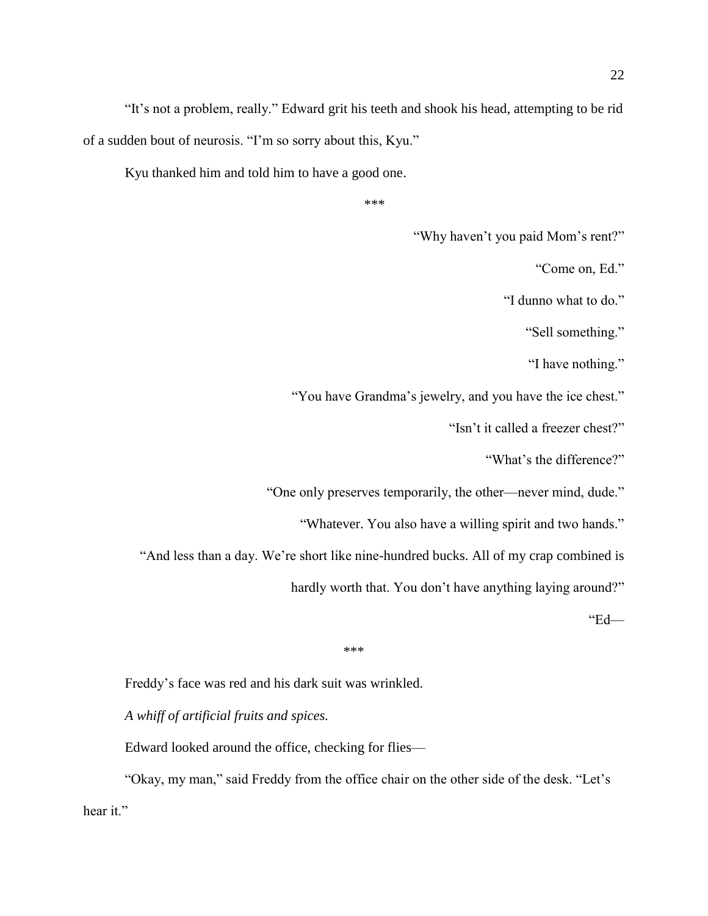"It's not a problem, really." Edward grit his teeth and shook his head, attempting to be rid of a sudden bout of neurosis. "I'm so sorry about this, Kyu."

Kyu thanked him and told him to have a good one.

***

"Why haven't you paid Mom's rent?"

"Come on, Ed."

"I dunno what to do."

"Sell something."

"I have nothing."

"You have Grandma's jewelry, and you have the ice chest."

"Isn't it called a freezer chest?"

"What's the difference?"

"One only preserves temporarily, the other—never mind, dude."

"Whatever. You also have a willing spirit and two hands."

"And less than a day. We're short like nine-hundred bucks. All of my crap combined is hardly worth that. You don't have anything laying around?"

"Ed—

***

Freddy's face was red and his dark suit was wrinkled.

*A whiff of artificial fruits and spices.*

Edward looked around the office, checking for flies—

"Okay, my man," said Freddy from the office chair on the other side of the desk. "Let's hear it."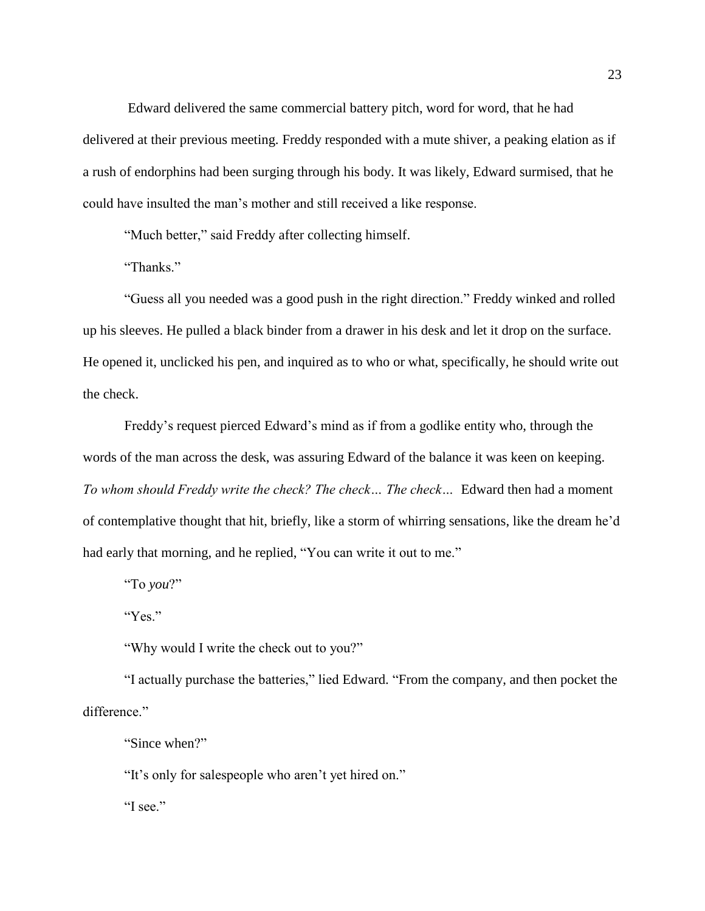Edward delivered the same commercial battery pitch, word for word, that he had delivered at their previous meeting. Freddy responded with a mute shiver, a peaking elation as if a rush of endorphins had been surging through his body. It was likely, Edward surmised, that he could have insulted the man's mother and still received a like response.

"Much better," said Freddy after collecting himself.

"Thanks."

"Guess all you needed was a good push in the right direction." Freddy winked and rolled up his sleeves. He pulled a black binder from a drawer in his desk and let it drop on the surface. He opened it, unclicked his pen, and inquired as to who or what, specifically, he should write out the check.

Freddy's request pierced Edward's mind as if from a godlike entity who, through the words of the man across the desk, was assuring Edward of the balance it was keen on keeping. *To whom should Freddy write the check? The check… The check…* Edward then had a moment of contemplative thought that hit, briefly, like a storm of whirring sensations, like the dream he'd had early that morning, and he replied, "You can write it out to me."

"To *you*?"

"Yes."

"Why would I write the check out to you?"

"I actually purchase the batteries," lied Edward. "From the company, and then pocket the difference."

"Since when?"

"It's only for salespeople who aren't yet hired on."

"I see."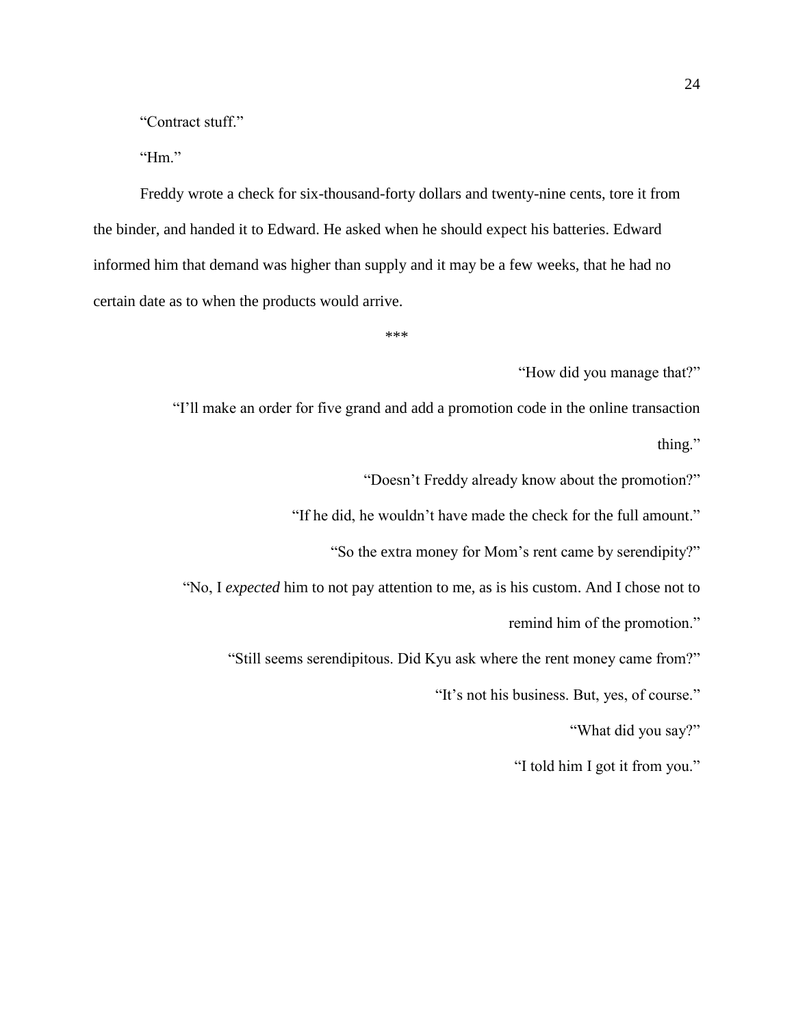"Contract stuff."

"Hm."

Freddy wrote a check for six-thousand-forty dollars and twenty-nine cents, tore it from the binder, and handed it to Edward. He asked when he should expect his batteries. Edward informed him that demand was higher than supply and it may be a few weeks, that he had no certain date as to when the products would arrive.

\*\*\*

"How did you manage that?"

"I'll make an order for five grand and add a promotion code in the online transaction thing."

"Doesn't Freddy already know about the promotion?"

"If he did, he wouldn't have made the check for the full amount."

"So the extra money for Mom's rent came by serendipity?"

"No, I *expected* him to not pay attention to me, as is his custom. And I chose not to remind him of the promotion."

"Still seems serendipitous. Did Kyu ask where the rent money came from?"

"It's not his business. But, yes, of course."

"What did you say?"

"I told him I got it from you."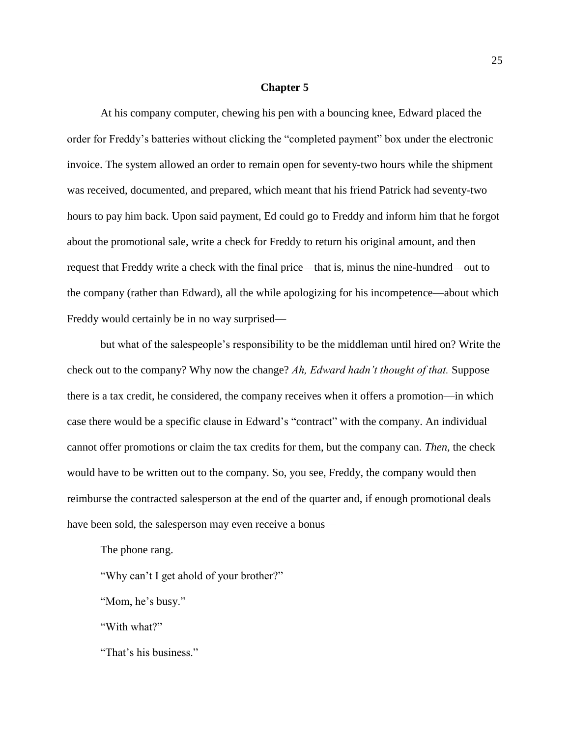# Chapter 5

At his company computer, chewing his pen with a bouncing knee, Edward placed the order for Freddy's batteries without clicking the "completed payment" box under the electronic invoice. The system allowed an order to remain open for seventy-two hours while the shipment was received, documented, and prepared, which meant that his friend Patrick had seventy-two hours to pay him back. Upon said payment, Ed could go to Freddy and inform him that he forgot about the promotional sale, write a check for Freddy to return his original amount, and then request that Freddy write a check with the final price—that is, minus the nine-hundred—out to the company (rather than Edward), all the while apologizing for his incompetence—about which Freddy would certainly be in no way surprised—

but what of the salespeople's responsibility to be the middleman until hired on? Write the check out to the company? Why now the change? *Ah, Edward hadn't thought of that.* Suppose there is a tax credit, he considered, the company receives when it offers a promotion—in which case there would be a specific clause in Edward's "contract" with the company. An individual cannot offer promotions or claim the tax credits for them, but the company can. *Then,* the check would have to be written out to the company. So, you see, Freddy, the company would then reimburse the contracted salesperson at the end of the quarter and, if enough promotional deals have been sold, the salesperson may even receive a bonus—

The phone rang.

"Why can't I get ahold of your brother?"

"Mom, he's busy."

"With what?"

"That's his business."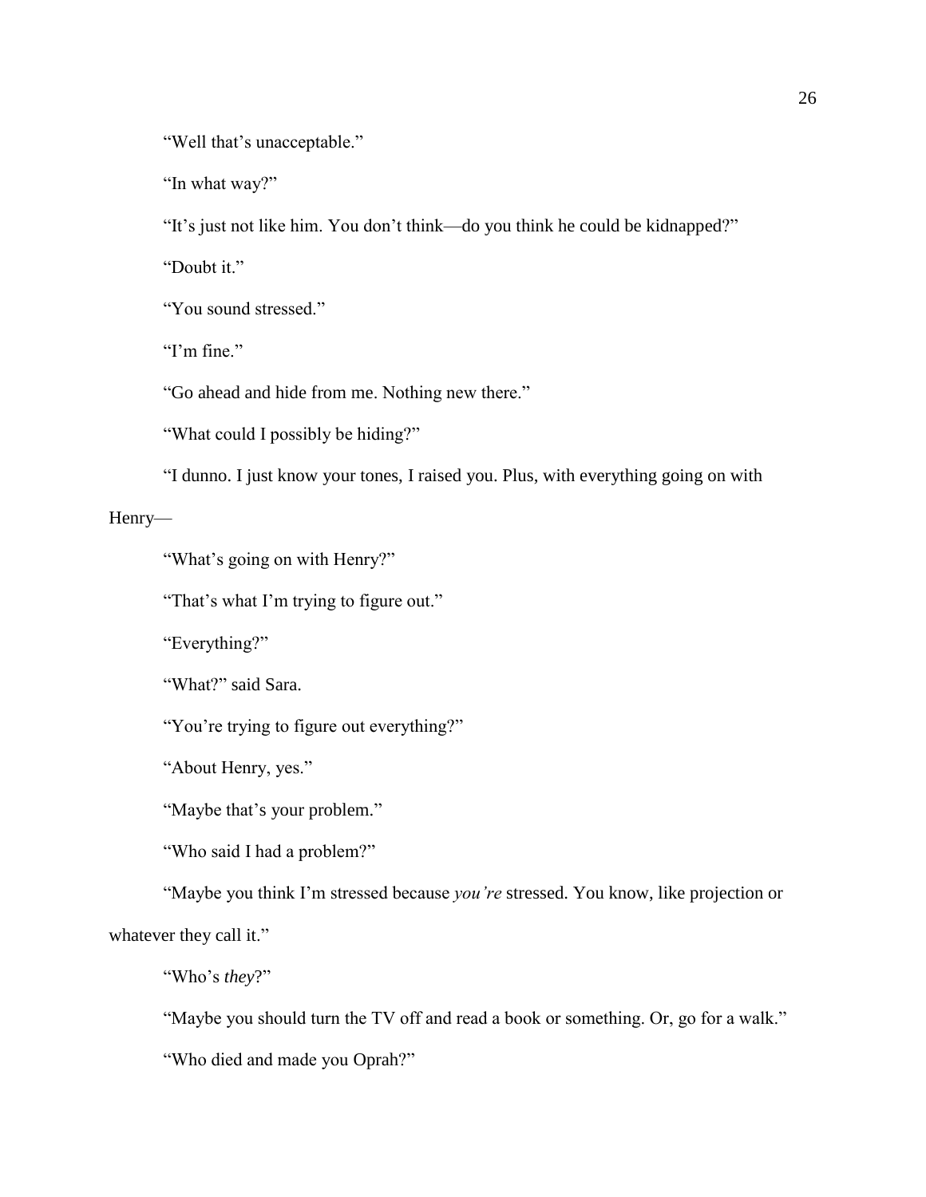"Well that's unacceptable."

"In what way?"

"It's just not like him. You don't think—do you think he could be kidnapped?"

"Doubt it."

"You sound stressed."

"I'm fine."

"Go ahead and hide from me. Nothing new there."

"What could I possibly be hiding?"

"I dunno. I just know your tones, I raised you. Plus, with everything going on with Henry—

"What's going on with Henry?"

"That's what I'm trying to figure out."

"Everything?"

"What?" said Sara.

"You're trying to figure out everything?"

"About Henry, yes."

"Maybe that's your problem."

"Who said I had a problem?"

"Maybe you think I'm stressed because *you're* stressed. You know, like projection or whatever they call it."

"Who's *they*?"

"Maybe you should turn the TV off and read a book or something. Or, go for a walk."

"Who died and made you Oprah?"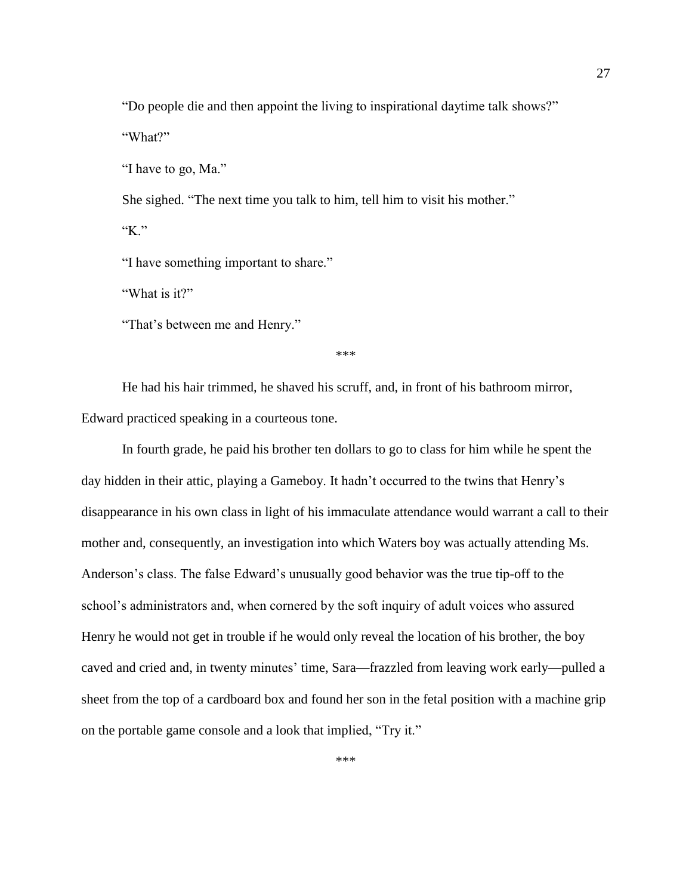"Do people die and then appoint the living to inspirational daytime talk shows?"

"What?"

"I have to go, Ma."

She sighed. "The next time you talk to him, tell him to visit his mother."

"K."

"I have something important to share."

"What is it?"

"That's between me and Henry."

***

He had his hair trimmed, he shaved his scruff, and, in front of his bathroom mirror, Edward practiced speaking in a courteous tone.

In fourth grade, he paid his brother ten dollars to go to class for him while he spent the day hidden in their attic, playing a Gameboy. It hadn't occurred to the twins that Henry's disappearance in his own class in light of his immaculate attendance would warrant a call to their mother and, consequently, an investigation into which Waters boy was actually attending Ms. Anderson's class. The false Edward's unusually good behavior was the true tip-off to the school's administrators and, when cornered by the soft inquiry of adult voices who assured Henry he would not get in trouble if he would only reveal the location of his brother, the boy caved and cried and, in twenty minutes' time, Sara—frazzled from leaving work early—pulled a sheet from the top of a cardboard box and found her son in the fetal position with a machine grip on the portable game console and a look that implied, "Try it."

***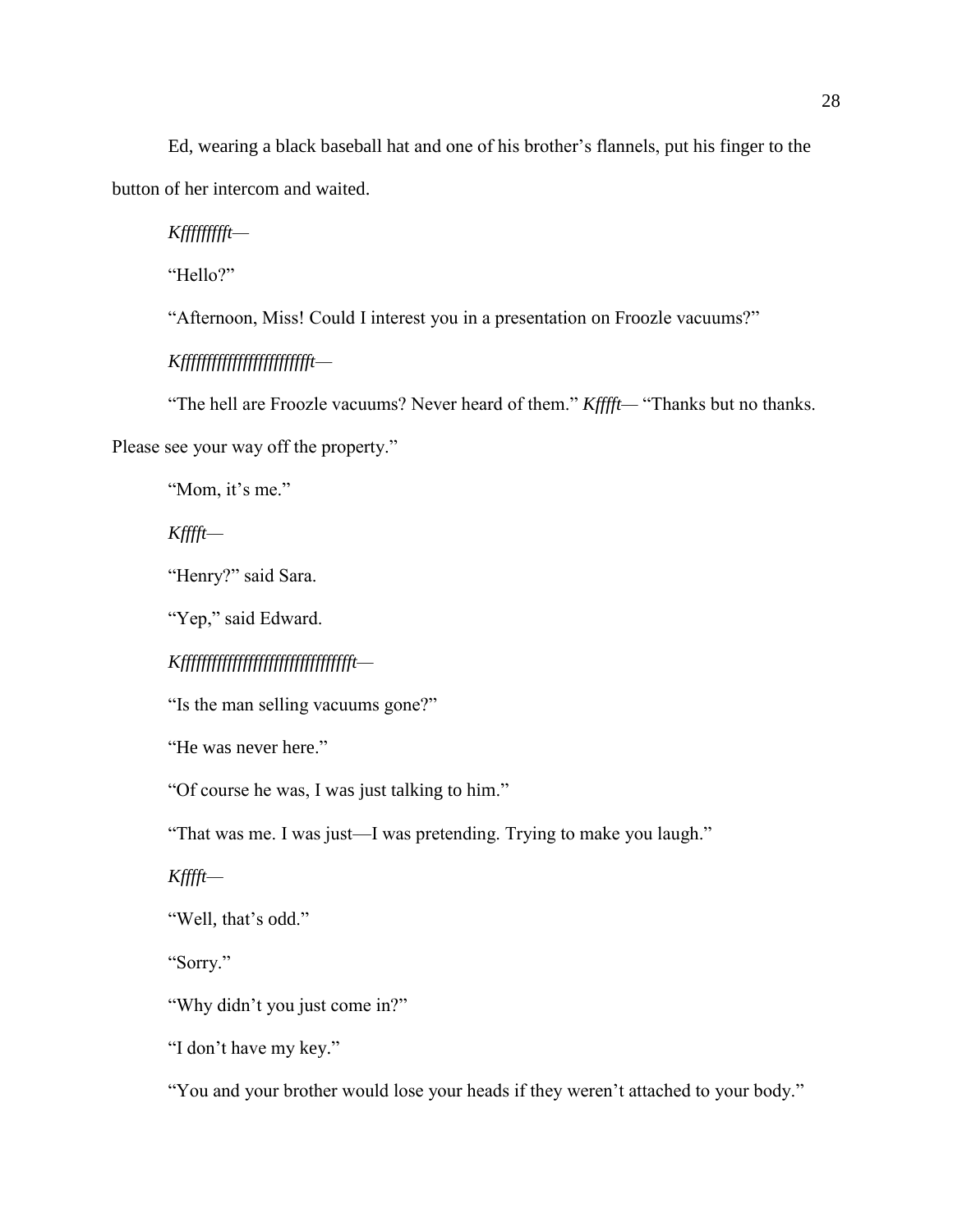Ed, wearing a black baseball hat and one of his brother's flannels, put his finger to the button of her intercom and waited.

*Kffffffffft—*

"Hello?"

"Afternoon, Miss! Could I interest you in a presentation on Froozle vacuums?"

*Kffffffffffffffffffffffffft—*

"The hell are Froozle vacuums? Never heard of them." *Kfffft—* "Thanks but no thanks. Please see your way off the property."

"Mom, it's me."

*Kfffft—*

"Henry?" said Sara.

"Yep," said Edward.

*Kffffffffffffffffffffffffffffffffft—*

"Is the man selling vacuums gone?"

"He was never here."

"Of course he was, I was just talking to him."

"That was me. I was just—I was pretending. Trying to make you laugh."

*Kfffft—*

"Well, that's odd."

"Sorry."

"Why didn't you just come in?"

"I don't have my key."

"You and your brother would lose your heads if they weren't attached to your body."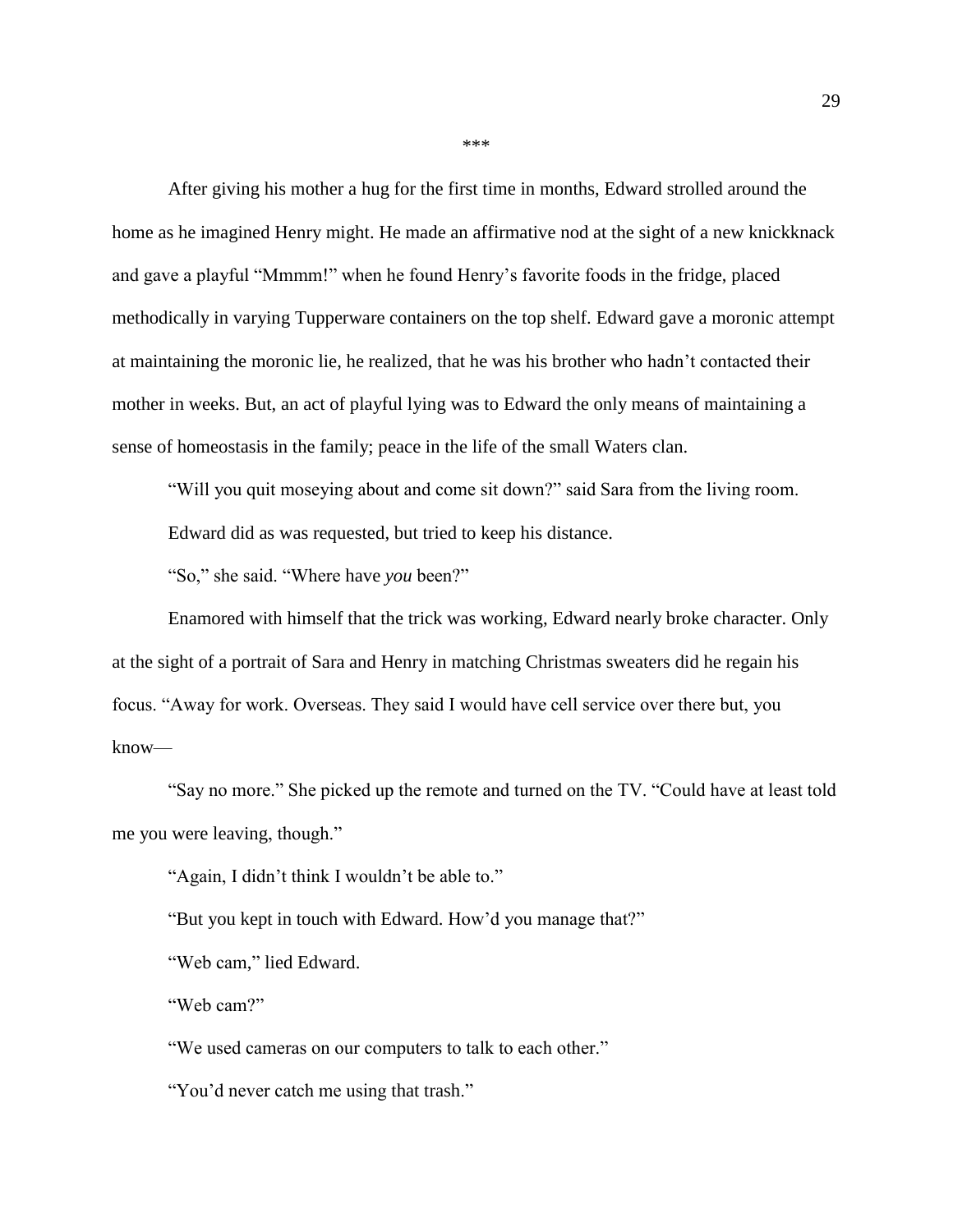\*\*\*

After giving his mother a hug for the first time in months, Edward strolled around the home as he imagined Henry might. He made an affirmative nod at the sight of a new knickknack and gave a playful "Mmmm!" when he found Henry's favorite foods in the fridge, placed methodically in varying Tupperware containers on the top shelf. Edward gave a moronic attempt at maintaining the moronic lie, he realized, that he was his brother who hadn't contacted their mother in weeks. But, an act of playful lying was to Edward the only means of maintaining a sense of homeostasis in the family; peace in the life of the small Waters clan.

"Will you quit moseying about and come sit down?" said Sara from the living room.

Edward did as was requested, but tried to keep his distance.

"So," she said. "Where have *you* been?"

Enamored with himself that the trick was working, Edward nearly broke character. Only at the sight of a portrait of Sara and Henry in matching Christmas sweaters did he regain his focus. "Away for work. Overseas. They said I would have cell service over there but, you know—

"Say no more." She picked up the remote and turned on the TV. "Could have at least told me you were leaving, though."

"Again, I didn't think I wouldn't be able to."

"But you kept in touch with Edward. How'd you manage that?"

"Web cam," lied Edward.

"Web cam?"

"We used cameras on our computers to talk to each other."

"You'd never catch me using that trash."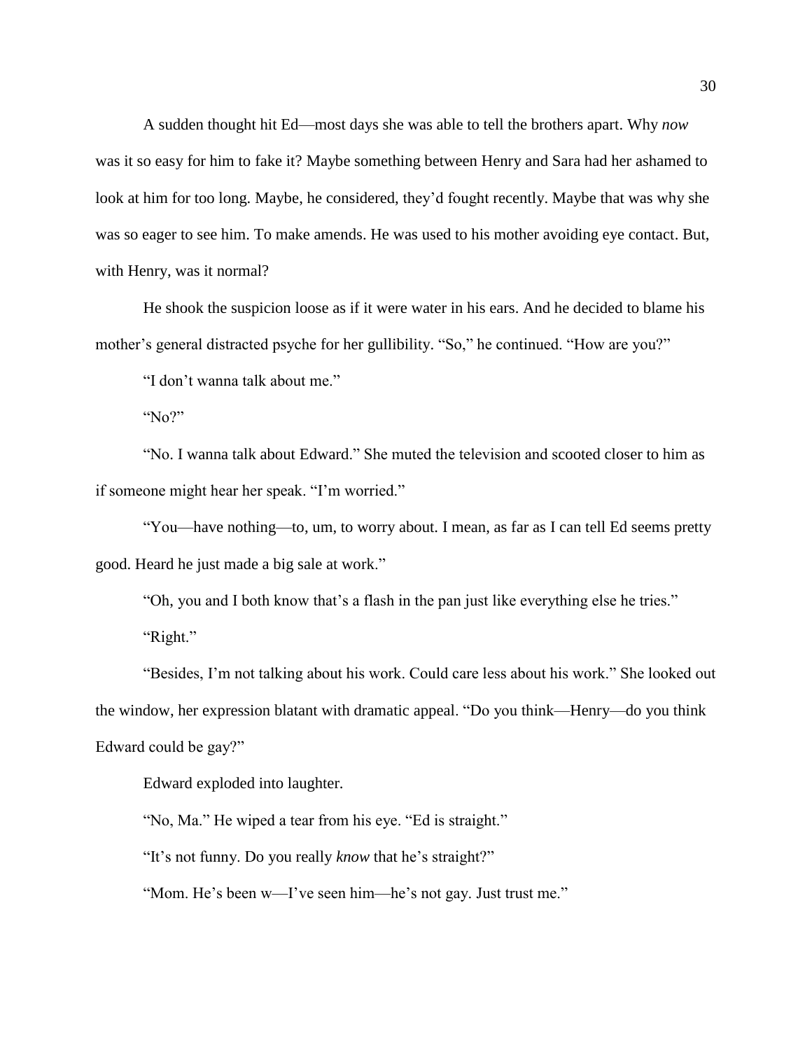A sudden thought hit Ed—most days she was able to tell the brothers apart. Why *now* was it so easy for him to fake it? Maybe something between Henry and Sara had her ashamed to look at him for too long. Maybe, he considered, they'd fought recently. Maybe that was why she was so eager to see him. To make amends. He was used to his mother avoiding eye contact. But, with Henry, was it normal?

He shook the suspicion loose as if it were water in his ears. And he decided to blame his mother's general distracted psyche for her gullibility. "So," he continued. "How are you?"

"I don't wanna talk about me."

"No?"

"No. I wanna talk about Edward." She muted the television and scooted closer to him as if someone might hear her speak. "I'm worried."

"You—have nothing—to, um, to worry about. I mean, as far as I can tell Ed seems pretty good. Heard he just made a big sale at work."

"Oh, you and I both know that's a flash in the pan just like everything else he tries."

"Right."

"Besides, I'm not talking about his work. Could care less about his work." She looked out the window, her expression blatant with dramatic appeal. "Do you think—Henry—do you think Edward could be gay?"

Edward exploded into laughter.

"No, Ma." He wiped a tear from his eye. "Ed is straight."

"It's not funny. Do you really *know* that he's straight?"

"Mom. He's been w—I've seen him—he's not gay. Just trust me."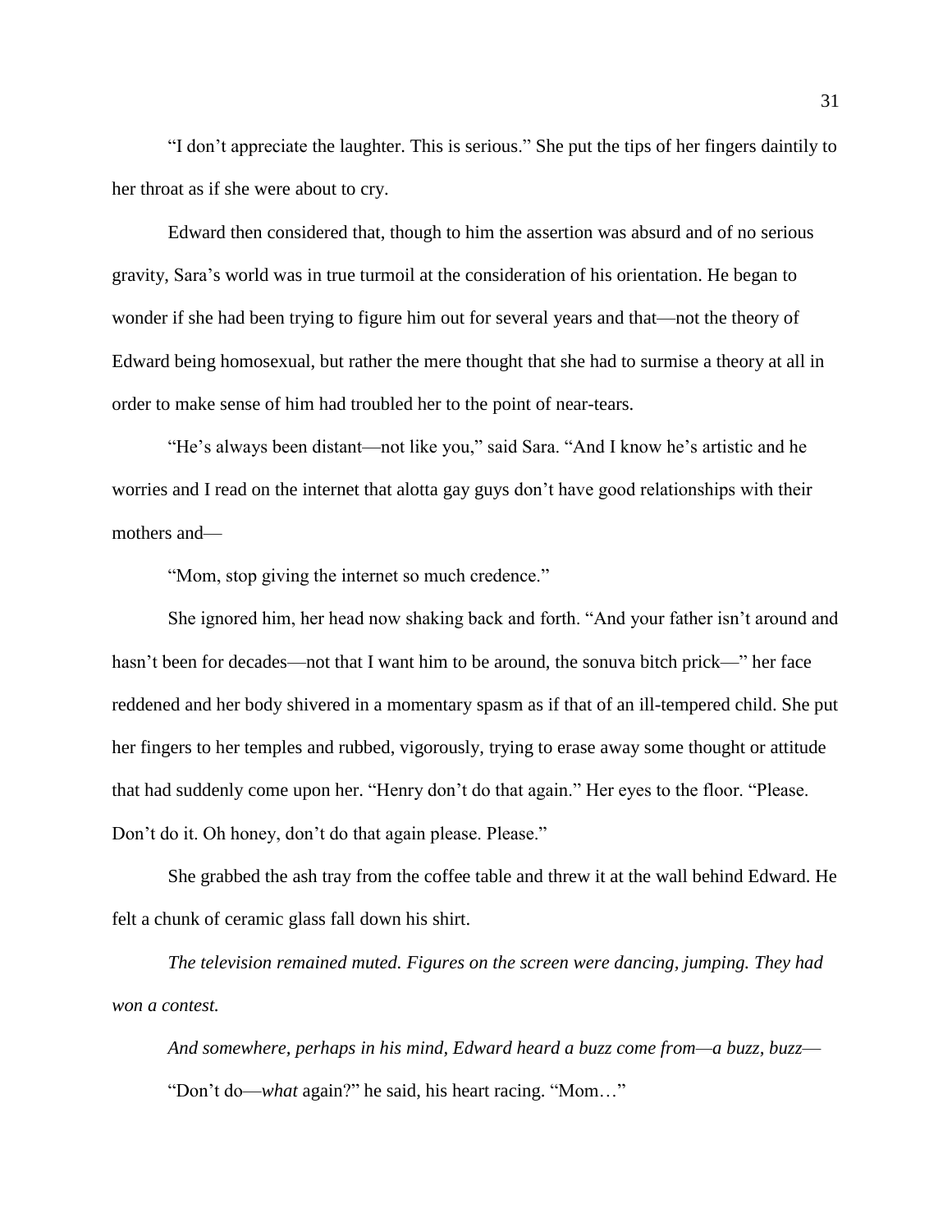"I don't appreciate the laughter. This is serious." She put the tips of her fingers daintily to her throat as if she were about to cry.

Edward then considered that, though to him the assertion was absurd and of no serious gravity, Sara's world was in true turmoil at the consideration of his orientation. He began to wonder if she had been trying to figure him out for several years and that—not the theory of Edward being homosexual, but rather the mere thought that she had to surmise a theory at all in order to make sense of him had troubled her to the point of near-tears.

"He's always been distant—not like you," said Sara. "And I know he's artistic and he worries and I read on the internet that alotta gay guys don't have good relationships with their mothers and—

"Mom, stop giving the internet so much credence."

She ignored him, her head now shaking back and forth. "And your father isn't around and hasn't been for decades—not that I want him to be around, the sonuva bitch prick—" her face reddened and her body shivered in a momentary spasm as if that of an ill-tempered child. She put her fingers to her temples and rubbed, vigorously, trying to erase away some thought or attitude that had suddenly come upon her. "Henry don't do that again." Her eyes to the floor. "Please. Don't do it. Oh honey, don't do that again please. Please."

She grabbed the ash tray from the coffee table and threw it at the wall behind Edward. He felt a chunk of ceramic glass fall down his shirt.

*The television remained muted. Figures on the screen were dancing, jumping. They had won a contest.*

*And somewhere, perhaps in his mind, Edward heard a buzz come from—a buzz, buzz—*

"Don't do—*what* again?" he said, his heart racing. "Mom…"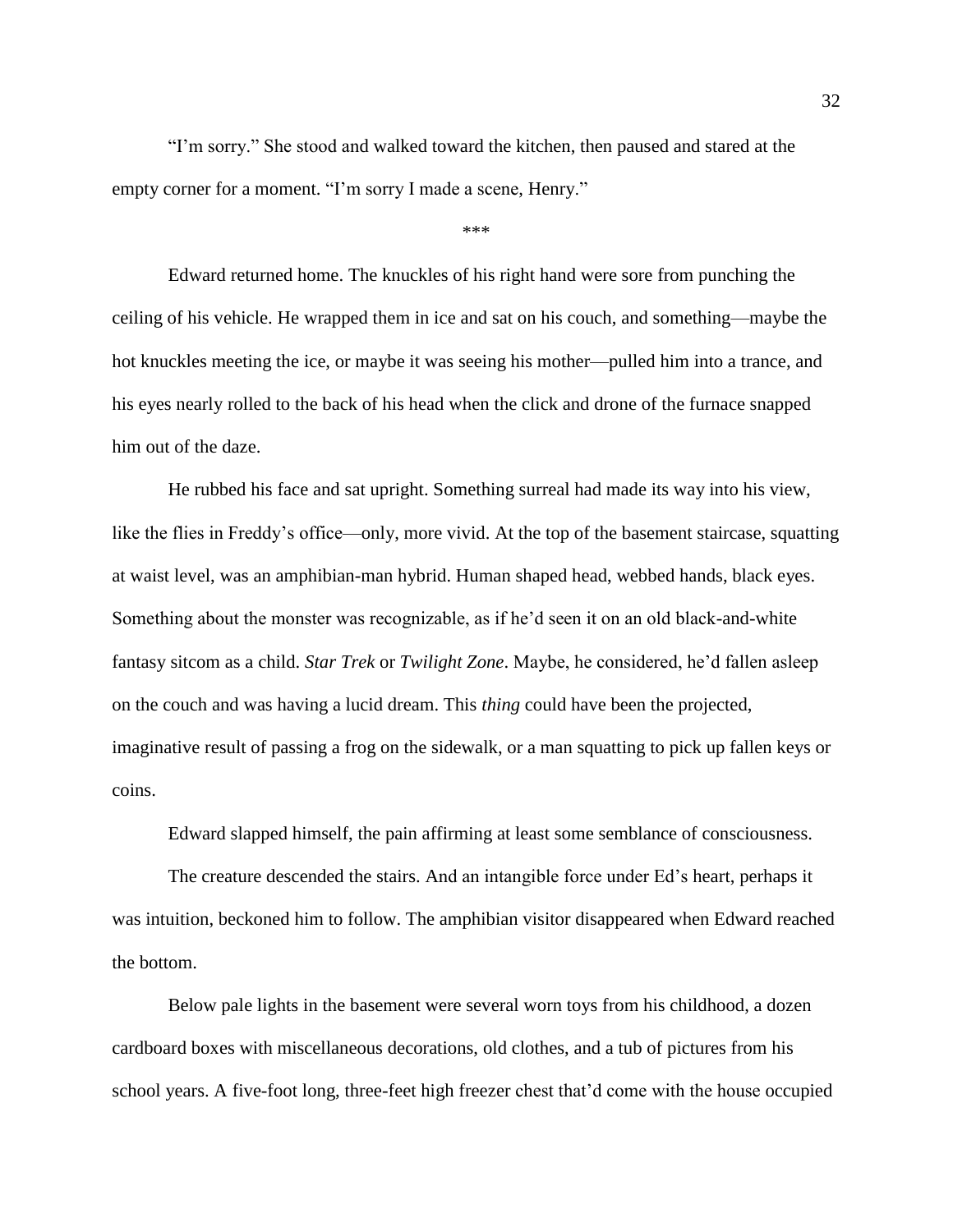"I'm sorry." She stood and walked toward the kitchen, then paused and stared at the empty corner for a moment. "I'm sorry I made a scene, Henry."

***

Edward returned home. The knuckles of his right hand were sore from punching the ceiling of his vehicle. He wrapped them in ice and sat on his couch, and something—maybe the hot knuckles meeting the ice, or maybe it was seeing his mother—pulled him into a trance, and his eyes nearly rolled to the back of his head when the click and drone of the furnace snapped him out of the daze.

He rubbed his face and sat upright. Something surreal had made its way into his view, like the flies in Freddy's office—only, more vivid. At the top of the basement staircase, squatting at waist level, was an amphibian-man hybrid. Human shaped head, webbed hands, black eyes. Something about the monster was recognizable, as if he'd seen it on an old black-and-white fantasy sitcom as a child. *Star Trek* or *Twilight Zone*. Maybe, he considered, he'd fallen asleep on the couch and was having a lucid dream. This *thing* could have been the projected, imaginative result of passing a frog on the sidewalk, or a man squatting to pick up fallen keys or coins.

Edward slapped himself, the pain affirming at least some semblance of consciousness.

The creature descended the stairs. And an intangible force under Ed's heart, perhaps it was intuition, beckoned him to follow. The amphibian visitor disappeared when Edward reached the bottom.

Below pale lights in the basement were several worn toys from his childhood, a dozen cardboard boxes with miscellaneous decorations, old clothes, and a tub of pictures from his school years. A five-foot long, three-feet high freezer chest that'd come with the house occupied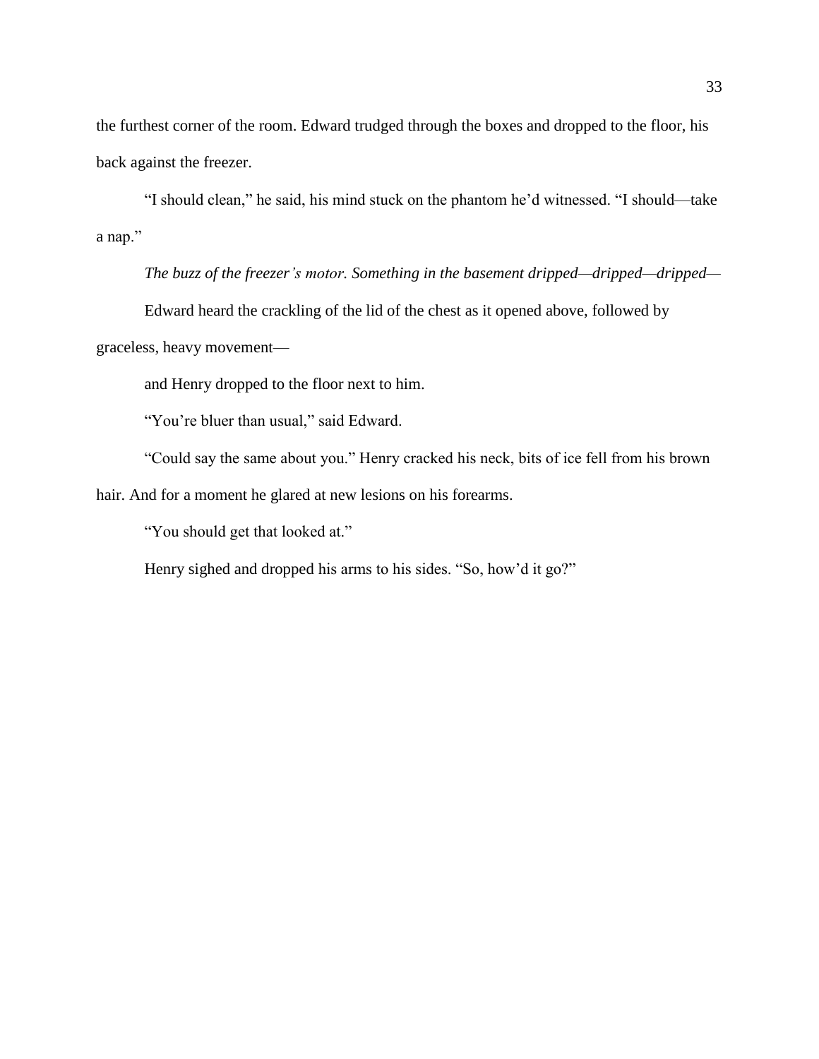the furthest corner of the room. Edward trudged through the boxes and dropped to the floor, his back against the freezer.

"I should clean," he said, his mind stuck on the phantom he'd witnessed. "I should—take a nap."

*The buzz of the freezer's motor. Something in the basement dripped—dripped—dripped—*

Edward heard the crackling of the lid of the chest as it opened above, followed by graceless, heavy movement—

and Henry dropped to the floor next to him.

"You're bluer than usual," said Edward.

"Could say the same about you." Henry cracked his neck, bits of ice fell from his brown hair. And for a moment he glared at new lesions on his forearms.

"You should get that looked at."

Henry sighed and dropped his arms to his sides. "So, how'd it go?"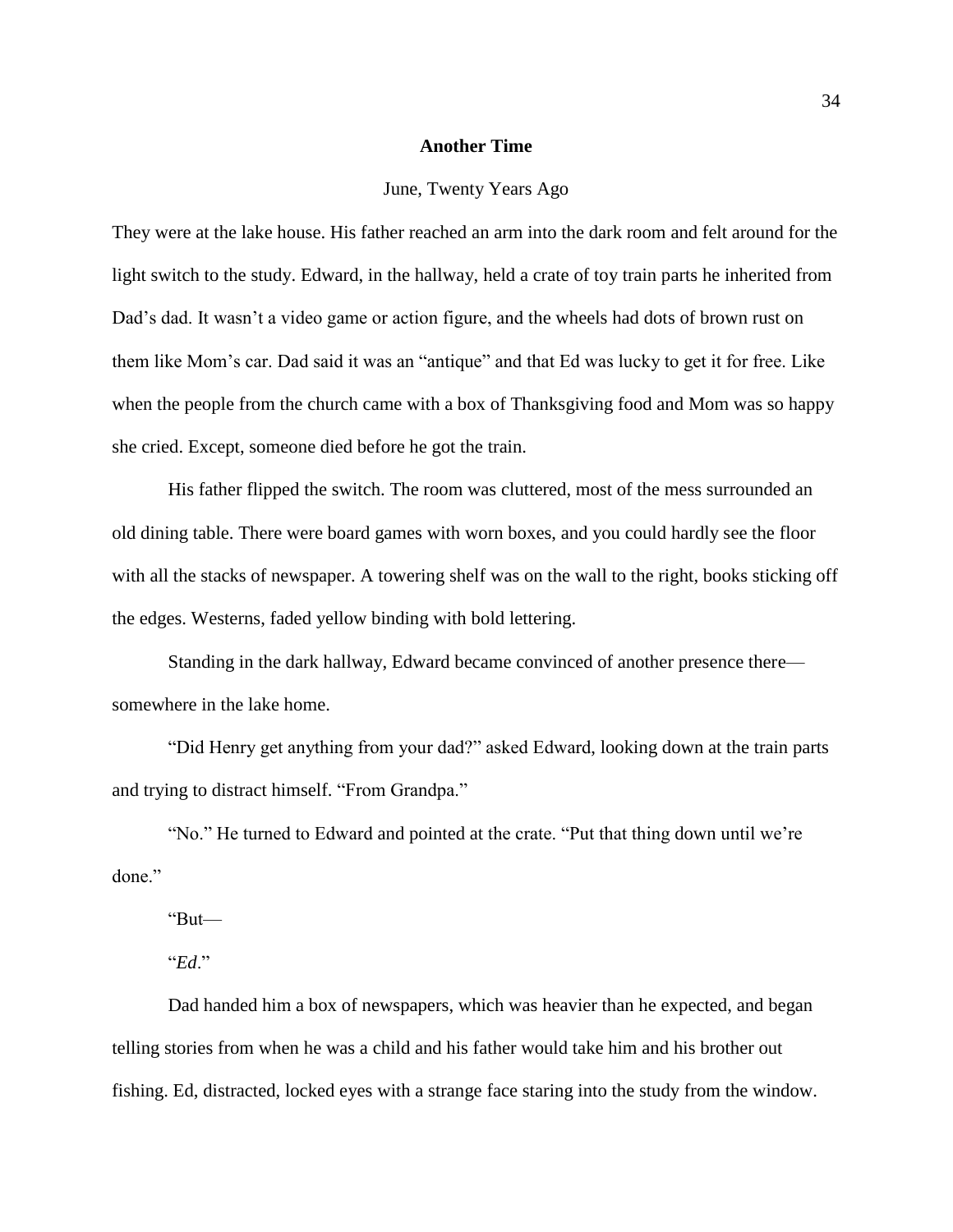## Another Time

June, Twenty Years Ago

They were at the lake house. His father reached an arm into the dark room and felt around for the light switch to the study. Edward, in the hallway, held a crate of toy train parts he inherited from Dad's dad. It wasn't a video game or action figure, and the wheels had dots of brown rust on them like Mom's car. Dad said it was an "antique" and that Ed was lucky to get it for free. Like when the people from the church came with a box of Thanksgiving food and Mom was so happy she cried. Except, someone died before he got the train.

His father flipped the switch. The room was cluttered, most of the mess surrounded an old dining table. There were board games with worn boxes, and you could hardly see the floor with all the stacks of newspaper. A towering shelf was on the wall to the right, books sticking off the edges. Westerns, faded yellow binding with bold lettering.

Standing in the dark hallway, Edward became convinced of another presence there—somewhere in the lake home.

"Did Henry get anything from your dad?" asked Edward, looking down at the train parts and trying to distract himself. "From Grandpa."

"No." He turned to Edward and pointed at the crate. "Put that thing down until we're done."

"But—

"*Ed*."

Dad handed him a box of newspapers, which was heavier than he expected, and began telling stories from when he was a child and his father would take him and his brother out fishing. Ed, distracted, locked eyes with a strange face staring into the study from the window.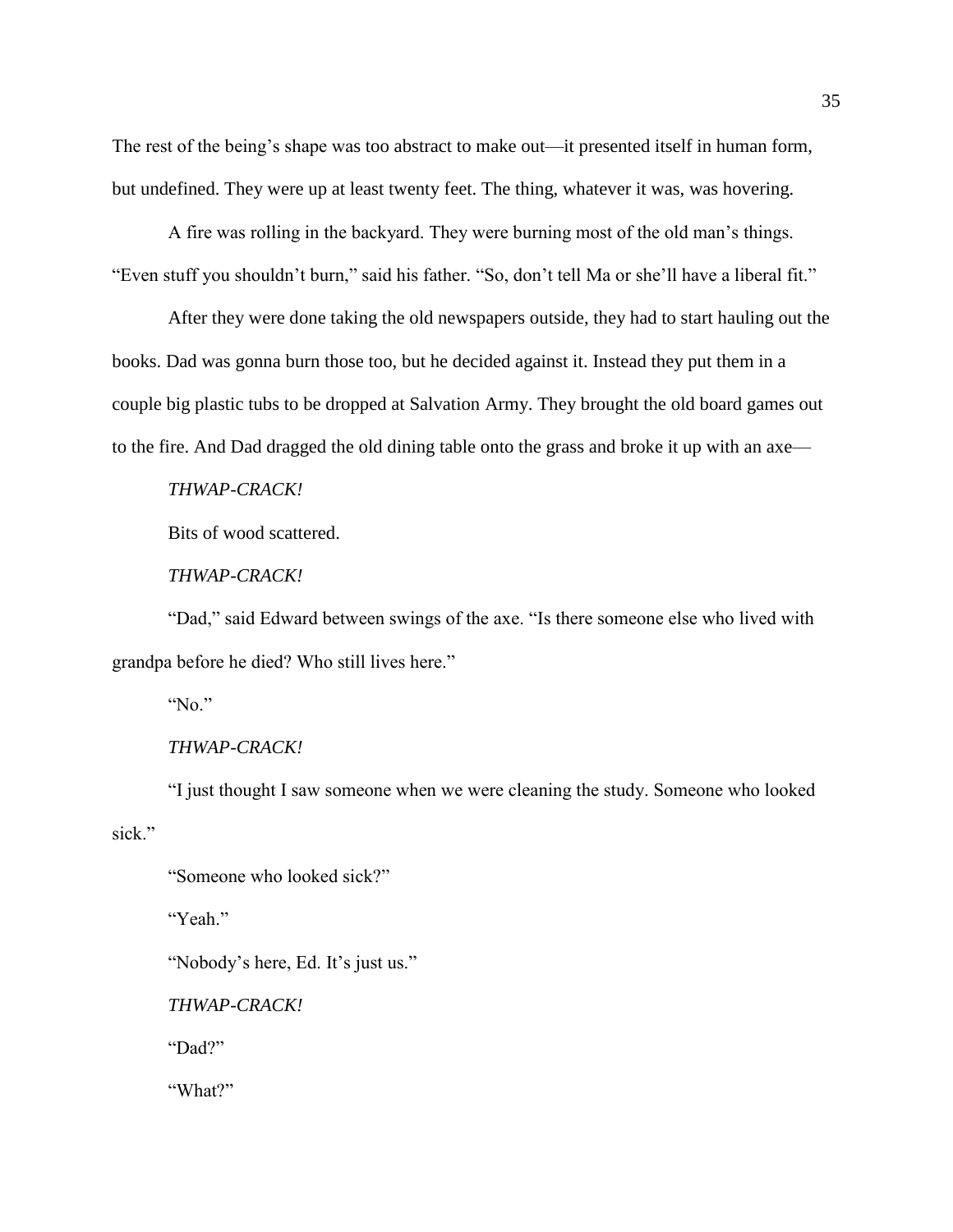The rest of the being's shape was too abstract to make out—it presented itself in human form, but undefined. They were up at least twenty feet. The thing, whatever it was, was hovering.

A fire was rolling in the backyard. They were burning most of the old man's things. "Even stuff you shouldn't burn," said his father. "So, don't tell Ma or she'll have a liberal fit."

After they were done taking the old newspapers outside, they had to start hauling out the books. Dad was gonna burn those too, but he decided against it. Instead they put them in a couple big plastic tubs to be dropped at Salvation Army. They brought the old board games out to the fire. And Dad dragged the old dining table onto the grass and broke it up with an axe—

*THWAP-CRACK!*

Bits of wood scattered.

*THWAP-CRACK!*

"Dad," said Edward between swings of the axe. "Is there someone else who lived with grandpa before he died? Who still lives here."

"No."

*THWAP-CRACK!*

"I just thought I saw someone when we were cleaning the study. Someone who looked sick."

"Someone who looked sick?"

"Yeah."

"Nobody's here, Ed. It's just us."

*THWAP-CRACK!*

"Dad?"

"What?"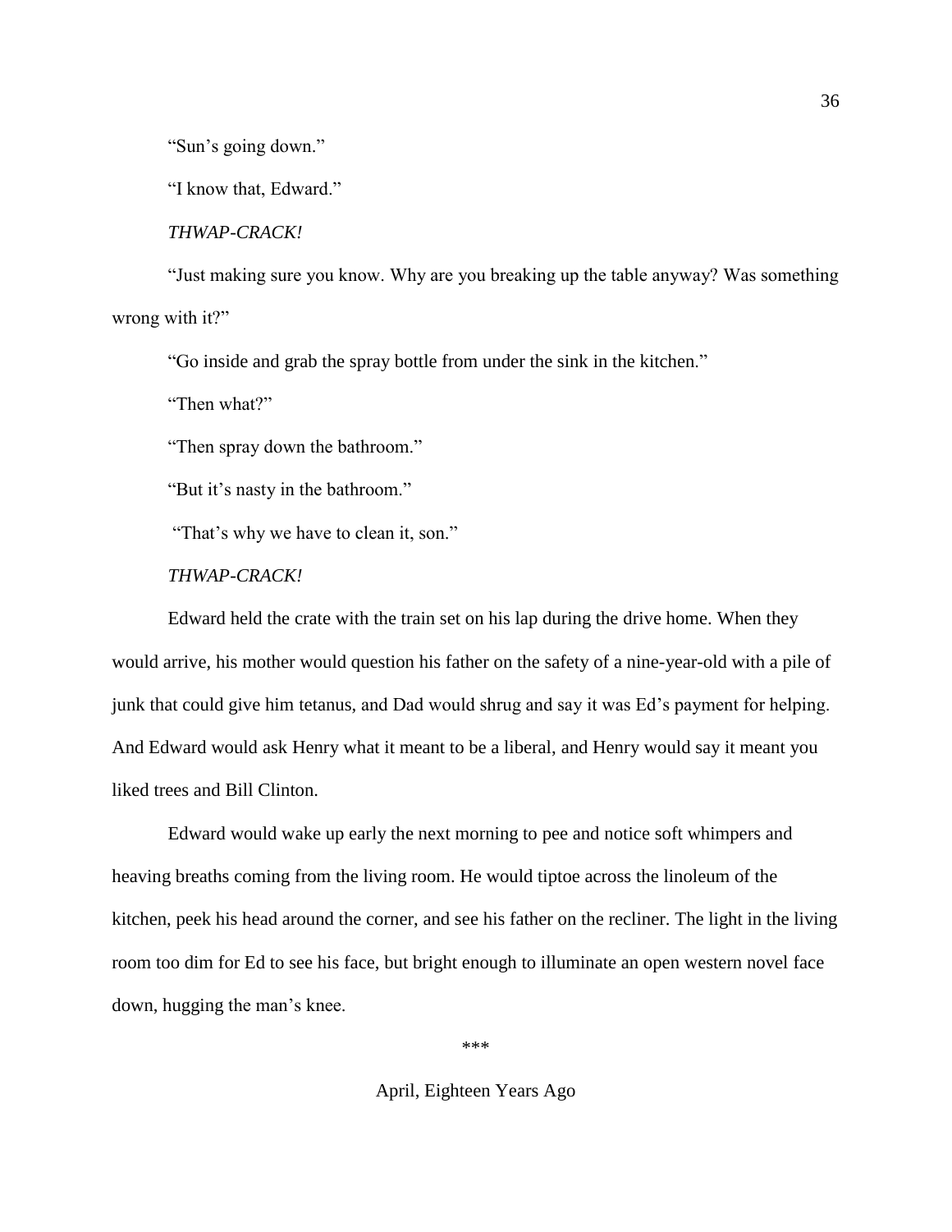"Sun's going down."

"I know that, Edward."

*THWAP-CRACK!*

"Just making sure you know. Why are you breaking up the table anyway? Was something wrong with it?"

"Go inside and grab the spray bottle from under the sink in the kitchen."

"Then what?"

"Then spray down the bathroom."

"But it's nasty in the bathroom."

"That's why we have to clean it, son."

*THWAP-CRACK!*

Edward held the crate with the train set on his lap during the drive home. When they would arrive, his mother would question his father on the safety of a nine-year-old with a pile of junk that could give him tetanus, and Dad would shrug and say it was Ed's payment for helping. And Edward would ask Henry what it meant to be a liberal, and Henry would say it meant you liked trees and Bill Clinton.

Edward would wake up early the next morning to pee and notice soft whimpers and heaving breaths coming from the living room. He would tiptoe across the linoleum of the kitchen, peek his head around the corner, and see his father on the recliner. The light in the living room too dim for Ed to see his face, but bright enough to illuminate an open western novel face down, hugging the man's knee.

\*\*\*

April, Eighteen Years Ago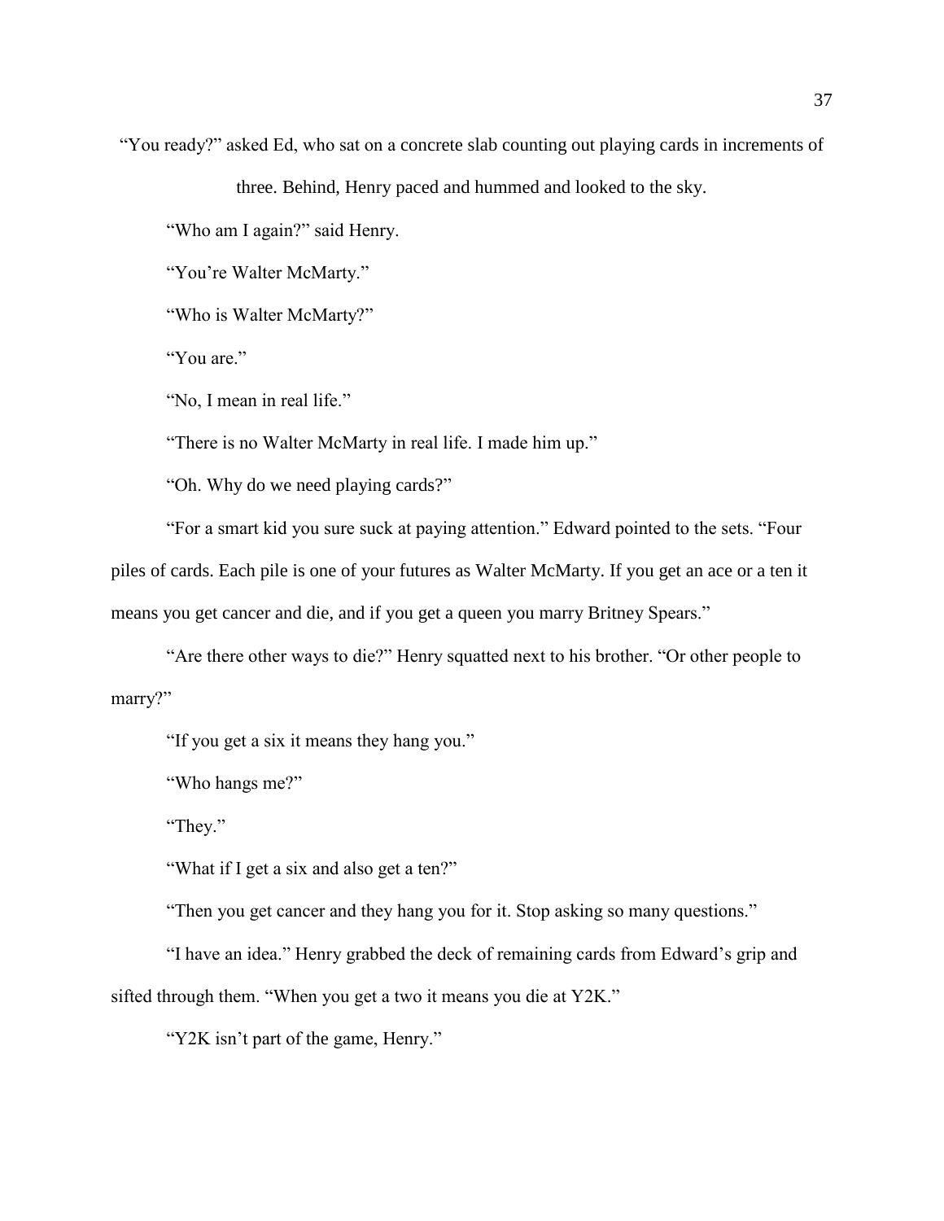"You ready?" asked Ed, who sat on a concrete slab counting out playing cards in increments of three. Behind, Henry paced and hummed and looked to the sky.

"Who am I again?" said Henry.

"You're Walter McMarty."

"Who is Walter McMarty?"

"You are."

"No, I mean in real life."

"There is no Walter McMarty in real life. I made him up."

"Oh. Why do we need playing cards?"

"For a smart kid you sure suck at paying attention." Edward pointed to the sets. "Four piles of cards. Each pile is one of your futures as Walter McMarty. If you get an ace or a ten it means you get cancer and die, and if you get a queen you marry Britney Spears."

"Are there other ways to die?" Henry squatted next to his brother. "Or other people to marry?"

"If you get a six it means they hang you."

"Who hangs me?"

"They."

"What if I get a six and also get a ten?"

"Then you get cancer and they hang you for it. Stop asking so many questions."

"I have an idea." Henry grabbed the deck of remaining cards from Edward's grip and sifted through them. "When you get a two it means you die at Y2K."

"Y2K isn't part of the game, Henry."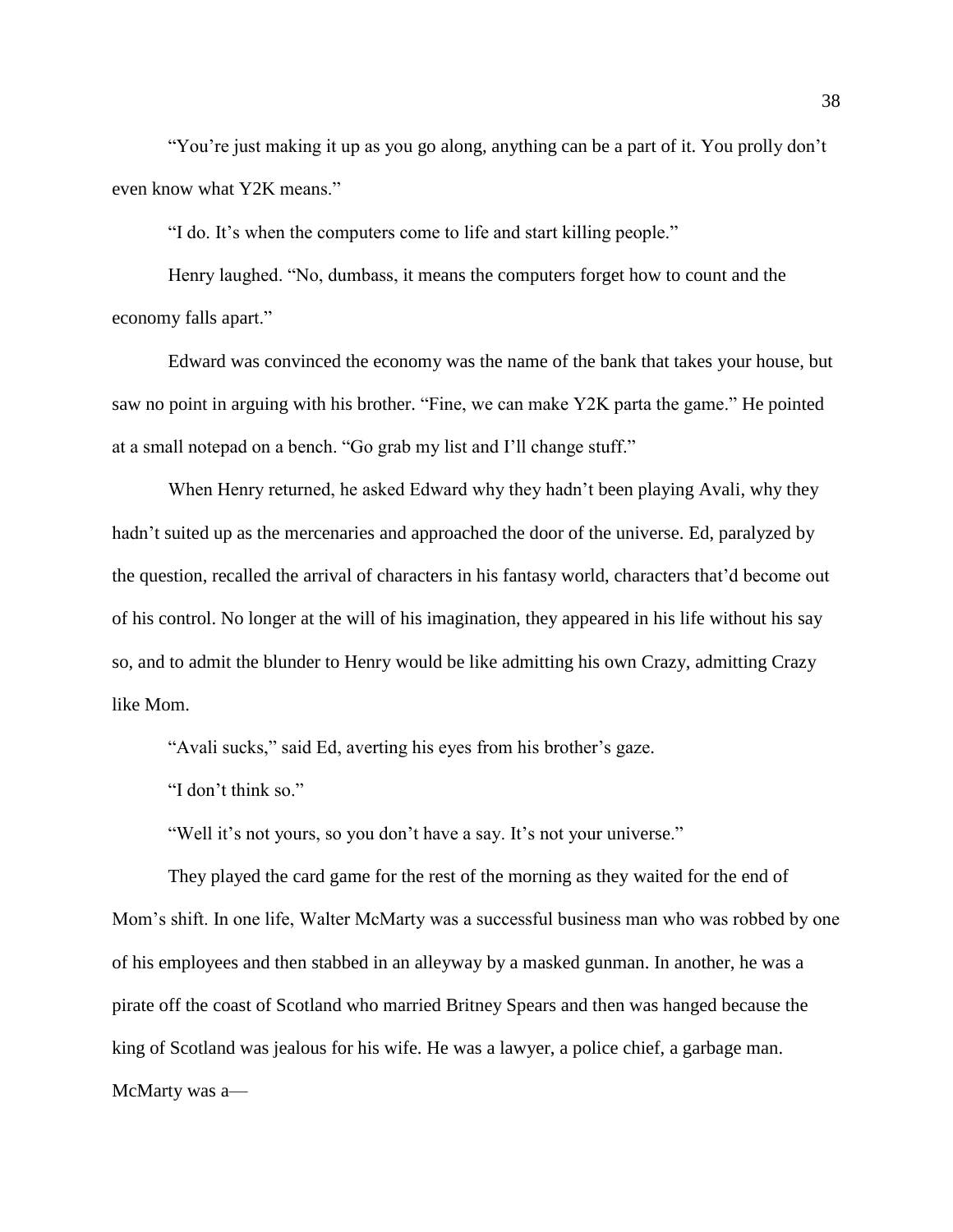"You're just making it up as you go along, anything can be a part of it. You prolly don't even know what Y2K means."

"I do. It's when the computers come to life and start killing people."

Henry laughed. "No, dumbass, it means the computers forget how to count and the economy falls apart."

Edward was convinced the economy was the name of the bank that takes your house, but saw no point in arguing with his brother. "Fine, we can make Y2K parta the game." He pointed at a small notepad on a bench. "Go grab my list and I'll change stuff."

When Henry returned, he asked Edward why they hadn't been playing Avali, why they hadn't suited up as the mercenaries and approached the door of the universe. Ed, paralyzed by the question, recalled the arrival of characters in his fantasy world, characters that'd become out of his control. No longer at the will of his imagination, they appeared in his life without his say so, and to admit the blunder to Henry would be like admitting his own Crazy, admitting Crazy like Mom.

"Avali sucks," said Ed, averting his eyes from his brother's gaze.

"I don't think so."

"Well it's not yours, so you don't have a say. It's not your universe."

They played the card game for the rest of the morning as they waited for the end of Mom's shift. In one life, Walter McMarty was a successful business man who was robbed by one of his employees and then stabbed in an alleyway by a masked gunman. In another, he was a pirate off the coast of Scotland who married Britney Spears and then was hanged because the king of Scotland was jealous for his wife. He was a lawyer, a police chief, a garbage man. McMarty was a—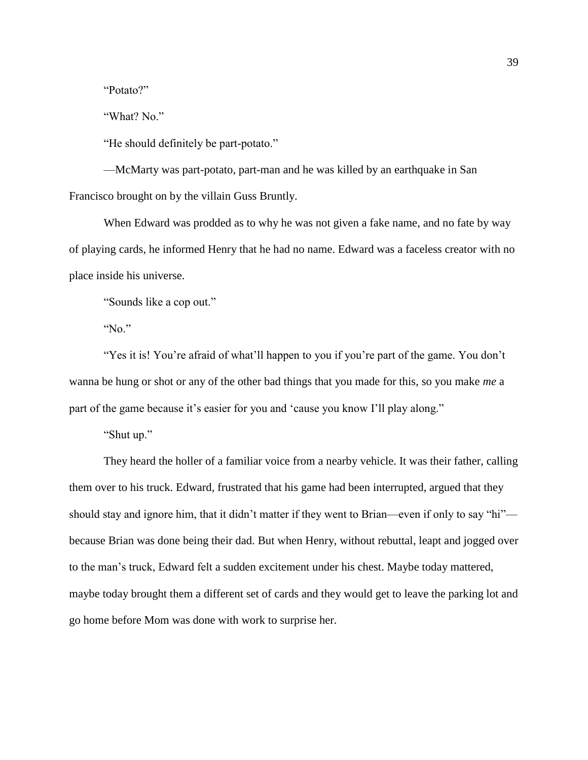"Potato?"

"What? No."

"He should definitely be part-potato."

—McMarty was part-potato, part-man and he was killed by an earthquake in San Francisco brought on by the villain Guss Bruntly.

When Edward was prodded as to why he was not given a fake name, and no fate by way of playing cards, he informed Henry that he had no name. Edward was a faceless creator with no place inside his universe.

"Sounds like a cop out."

"No."

"Yes it is! You're afraid of what'll happen to you if you're part of the game. You don't wanna be hung or shot or any of the other bad things that you made for this, so you make *me* a part of the game because it's easier for you and 'cause you know I'll play along."

"Shut up."

They heard the holler of a familiar voice from a nearby vehicle. It was their father, calling them over to his truck. Edward, frustrated that his game had been interrupted, argued that they should stay and ignore him, that it didn't matter if they went to Brian—even if only to say "hi"—because Brian was done being their dad. But when Henry, without rebuttal, leapt and jogged over to the man's truck, Edward felt a sudden excitement under his chest. Maybe today mattered, maybe today brought them a different set of cards and they would get to leave the parking lot and go home before Mom was done with work to surprise her.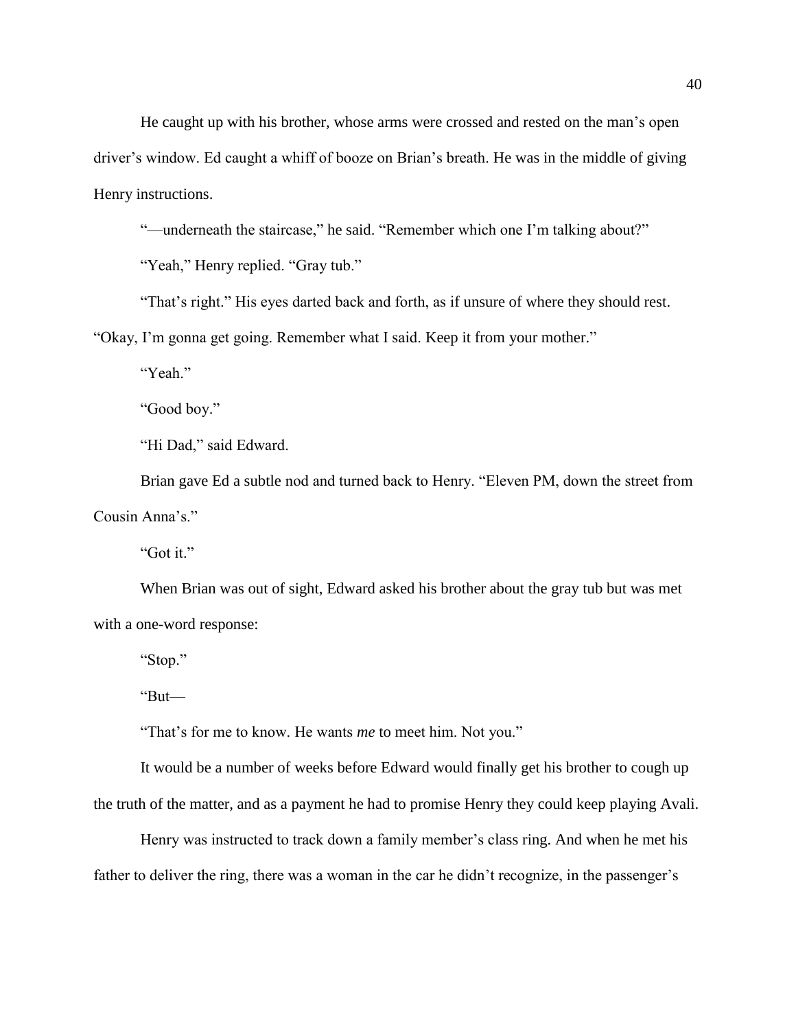He caught up with his brother, whose arms were crossed and rested on the man's open driver's window. Ed caught a whiff of booze on Brian's breath. He was in the middle of giving Henry instructions.

"—underneath the staircase," he said. "Remember which one I'm talking about?"

"Yeah," Henry replied. "Gray tub."

"That's right." His eyes darted back and forth, as if unsure of where they should rest. "Okay, I'm gonna get going. Remember what I said. Keep it from your mother."

"Yeah."

"Good boy."

"Hi Dad," said Edward.

Brian gave Ed a subtle nod and turned back to Henry. "Eleven PM, down the street from Cousin Anna's."

"Got it."

When Brian was out of sight, Edward asked his brother about the gray tub but was met with a one-word response:

"Stop."

"But—

"That's for me to know. He wants *me* to meet him. Not you."

It would be a number of weeks before Edward would finally get his brother to cough up the truth of the matter, and as a payment he had to promise Henry they could keep playing Avali.

Henry was instructed to track down a family member's class ring. And when he met his father to deliver the ring, there was a woman in the car he didn't recognize, in the passenger's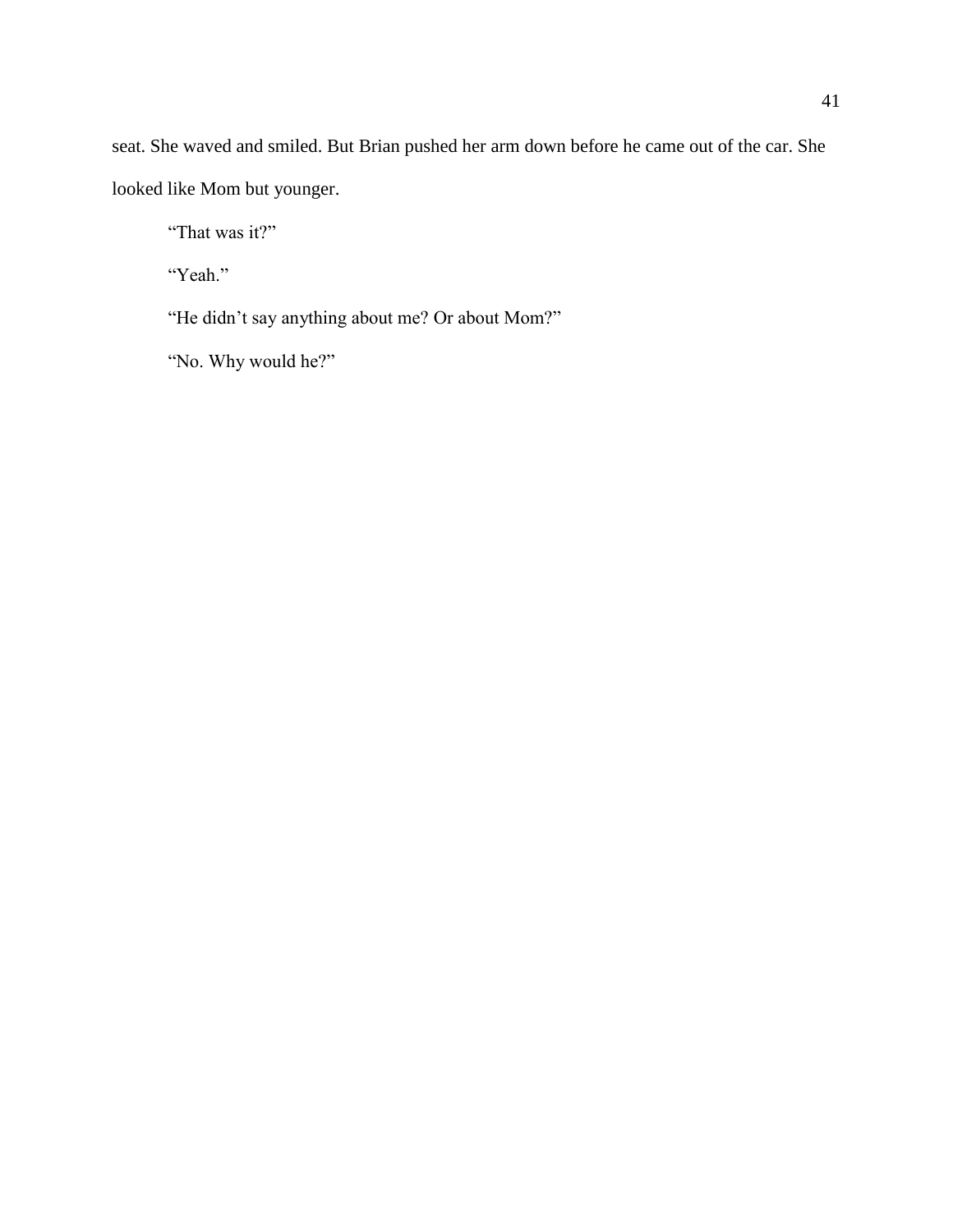seat. She waved and smiled. But Brian pushed her arm down before he came out of the car. She looked like Mom but younger.

"That was it?"

"Yeah."

"He didn't say anything about me? Or about Mom?"

"No. Why would he?"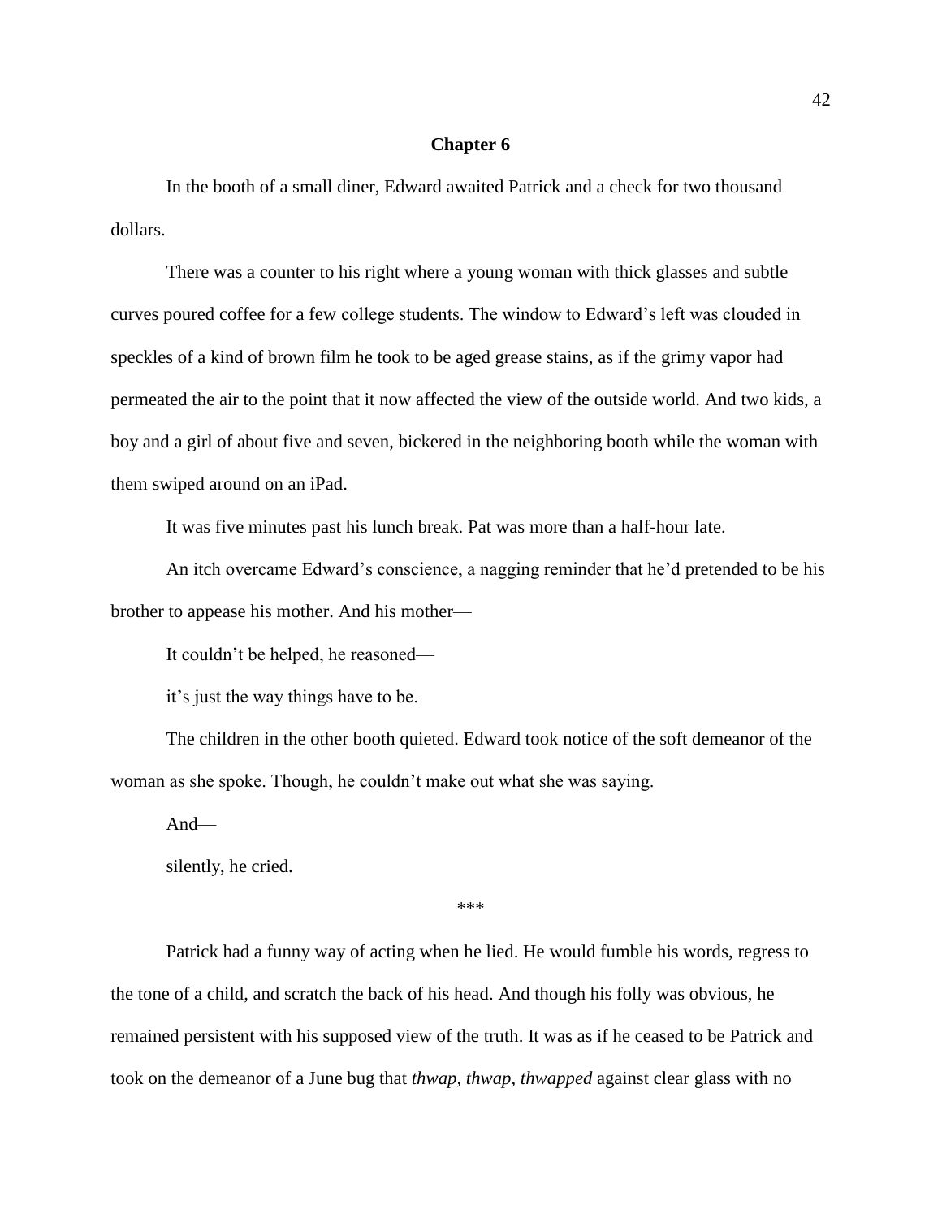## Chapter 6

In the booth of a small diner, Edward awaited Patrick and a check for two thousand dollars.

There was a counter to his right where a young woman with thick glasses and subtle curves poured coffee for a few college students. The window to Edward's left was clouded in speckles of a kind of brown film he took to be aged grease stains, as if the grimy vapor had permeated the air to the point that it now affected the view of the outside world. And two kids, a boy and a girl of about five and seven, bickered in the neighboring booth while the woman with them swiped around on an iPad.

It was five minutes past his lunch break. Pat was more than a half-hour late.

An itch overcame Edward's conscience, a nagging reminder that he'd pretended to be his brother to appease his mother. And his mother—

It couldn't be helped, he reasoned—

it's just the way things have to be.

The children in the other booth quieted. Edward took notice of the soft demeanor of the woman as she spoke. Though, he couldn't make out what she was saying.

And—

silently, he cried.

\*\*\*

Patrick had a funny way of acting when he lied. He would fumble his words, regress to the tone of a child, and scratch the back of his head. And though his folly was obvious, he remained persistent with his supposed view of the truth. It was as if he ceased to be Patrick and took on the demeanor of a June bug that *thwap, thwap, thwapped* against clear glass with no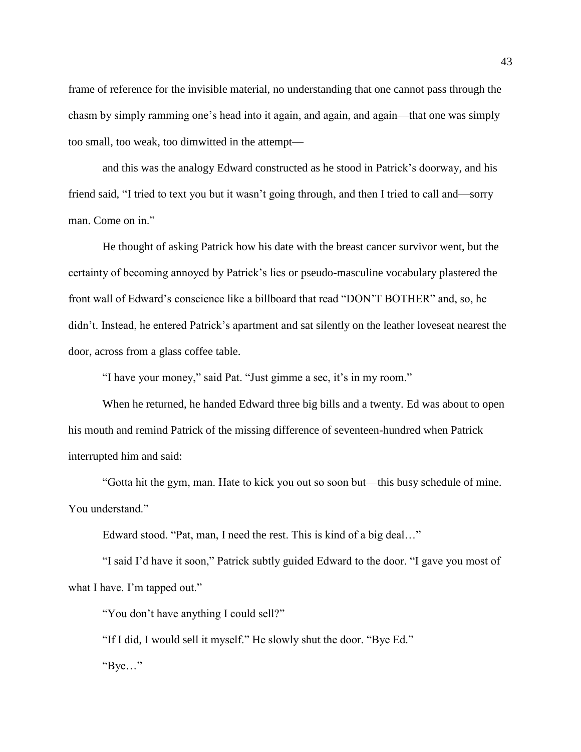frame of reference for the invisible material, no understanding that one cannot pass through the chasm by simply ramming one's head into it again, and again, and again—that one was simply too small, too weak, too dimwitted in the attempt—

and this was the analogy Edward constructed as he stood in Patrick's doorway, and his friend said, "I tried to text you but it wasn't going through, and then I tried to call and—sorry man. Come on in."

He thought of asking Patrick how his date with the breast cancer survivor went, but the certainty of becoming annoyed by Patrick's lies or pseudo-masculine vocabulary plastered the front wall of Edward's conscience like a billboard that read "DON'T BOTHER" and, so, he didn't. Instead, he entered Patrick's apartment and sat silently on the leather loveseat nearest the door, across from a glass coffee table.

"I have your money," said Pat. "Just gimme a sec, it's in my room."

When he returned, he handed Edward three big bills and a twenty. Ed was about to open his mouth and remind Patrick of the missing difference of seventeen-hundred when Patrick interrupted him and said:

"Gotta hit the gym, man. Hate to kick you out so soon but—this busy schedule of mine. You understand."

Edward stood. "Pat, man, I need the rest. This is kind of a big deal…"

"I said I'd have it soon," Patrick subtly guided Edward to the door. "I gave you most of what I have. I'm tapped out."

"You don't have anything I could sell?"

"If I did, I would sell it myself." He slowly shut the door. "Bye Ed."

"Bye…"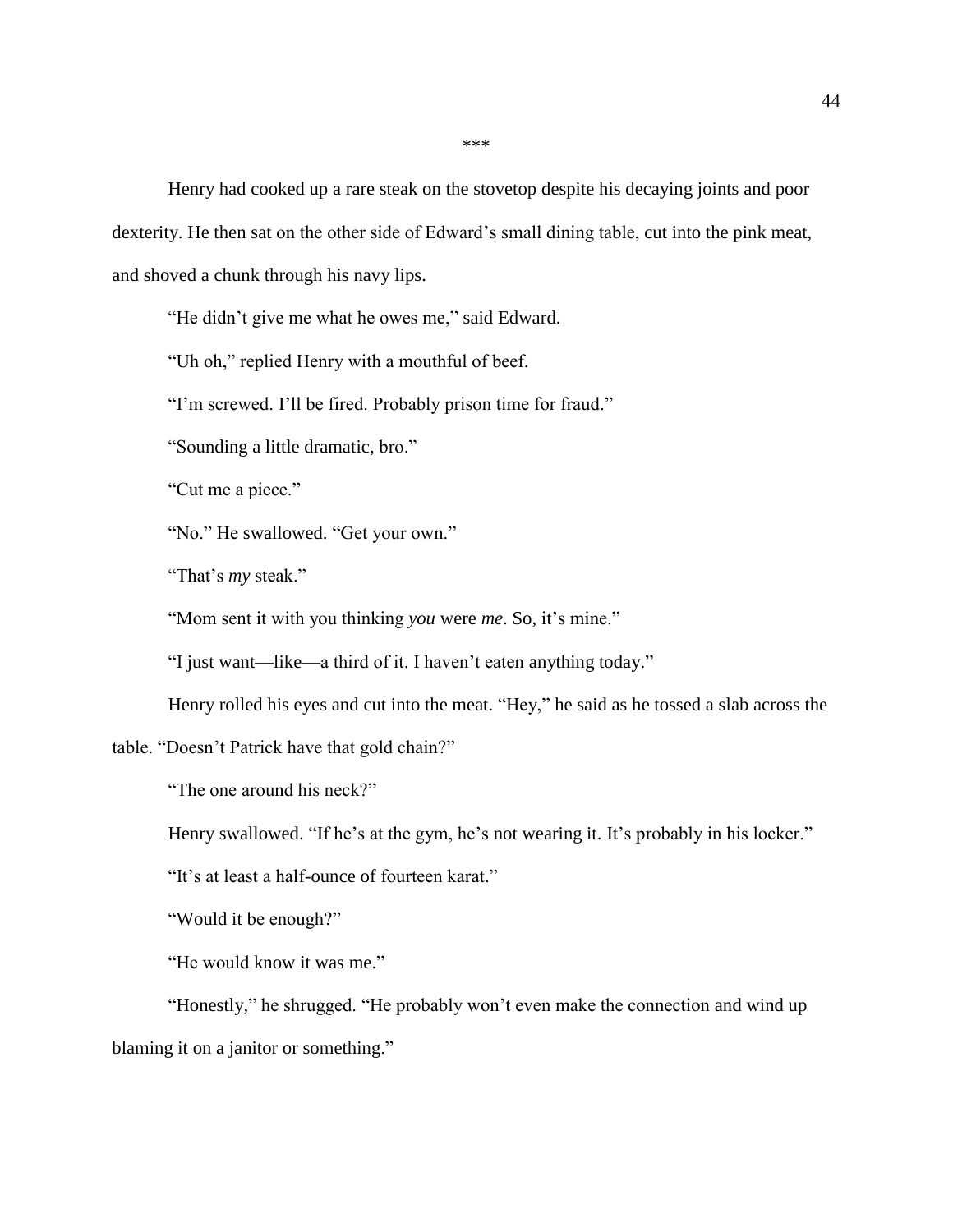\*\*\*

Henry had cooked up a rare steak on the stovetop despite his decaying joints and poor dexterity. He then sat on the other side of Edward's small dining table, cut into the pink meat, and shoved a chunk through his navy lips.

"He didn't give me what he owes me," said Edward.

"Uh oh," replied Henry with a mouthful of beef.

"I'm screwed. I'll be fired. Probably prison time for fraud."

"Sounding a little dramatic, bro."

"Cut me a piece."

"No." He swallowed. "Get your own."

"That's *my* steak."

"Mom sent it with you thinking *you* were *me*. So, it's mine."

"I just want—like—a third of it. I haven't eaten anything today."

Henry rolled his eyes and cut into the meat. "Hey," he said as he tossed a slab across the table. "Doesn't Patrick have that gold chain?"

"The one around his neck?"

Henry swallowed. "If he's at the gym, he's not wearing it. It's probably in his locker."

"It's at least a half-ounce of fourteen karat."

"Would it be enough?"

"He would know it was me."

"Honestly," he shrugged. "He probably won't even make the connection and wind up blaming it on a janitor or something."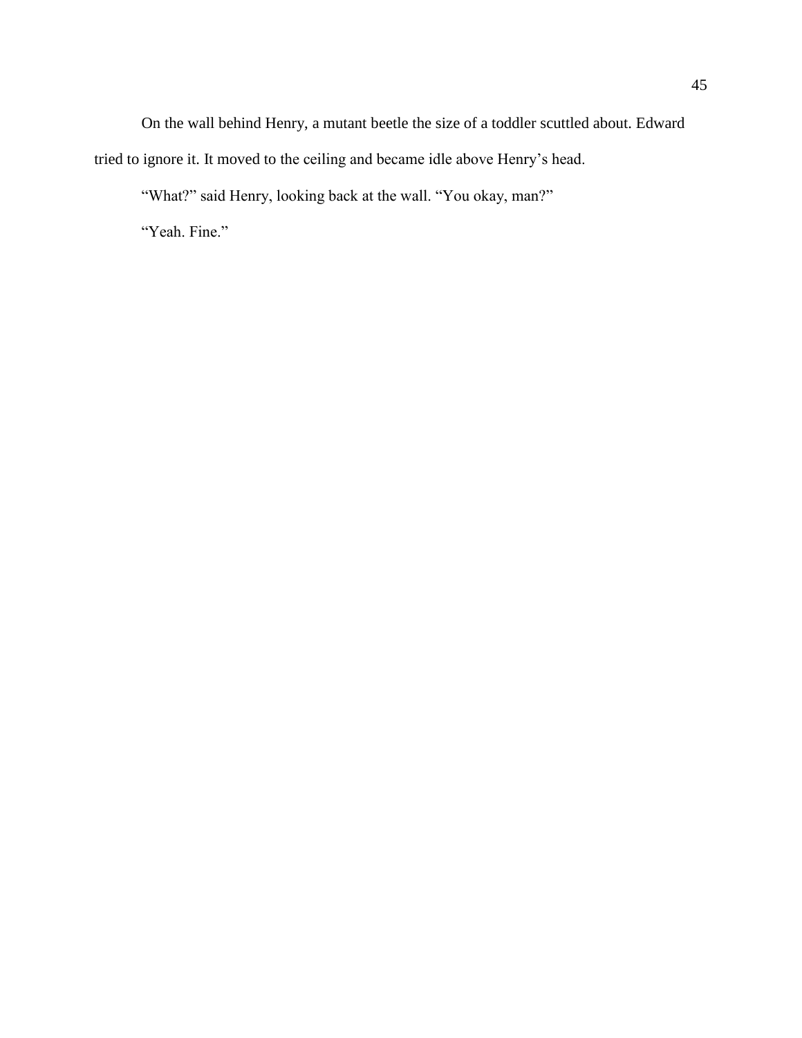On the wall behind Henry, a mutant beetle the size of a toddler scuttled about. Edward tried to ignore it. It moved to the ceiling and became idle above Henry's head.

"What?" said Henry, looking back at the wall. "You okay, man?"

"Yeah. Fine."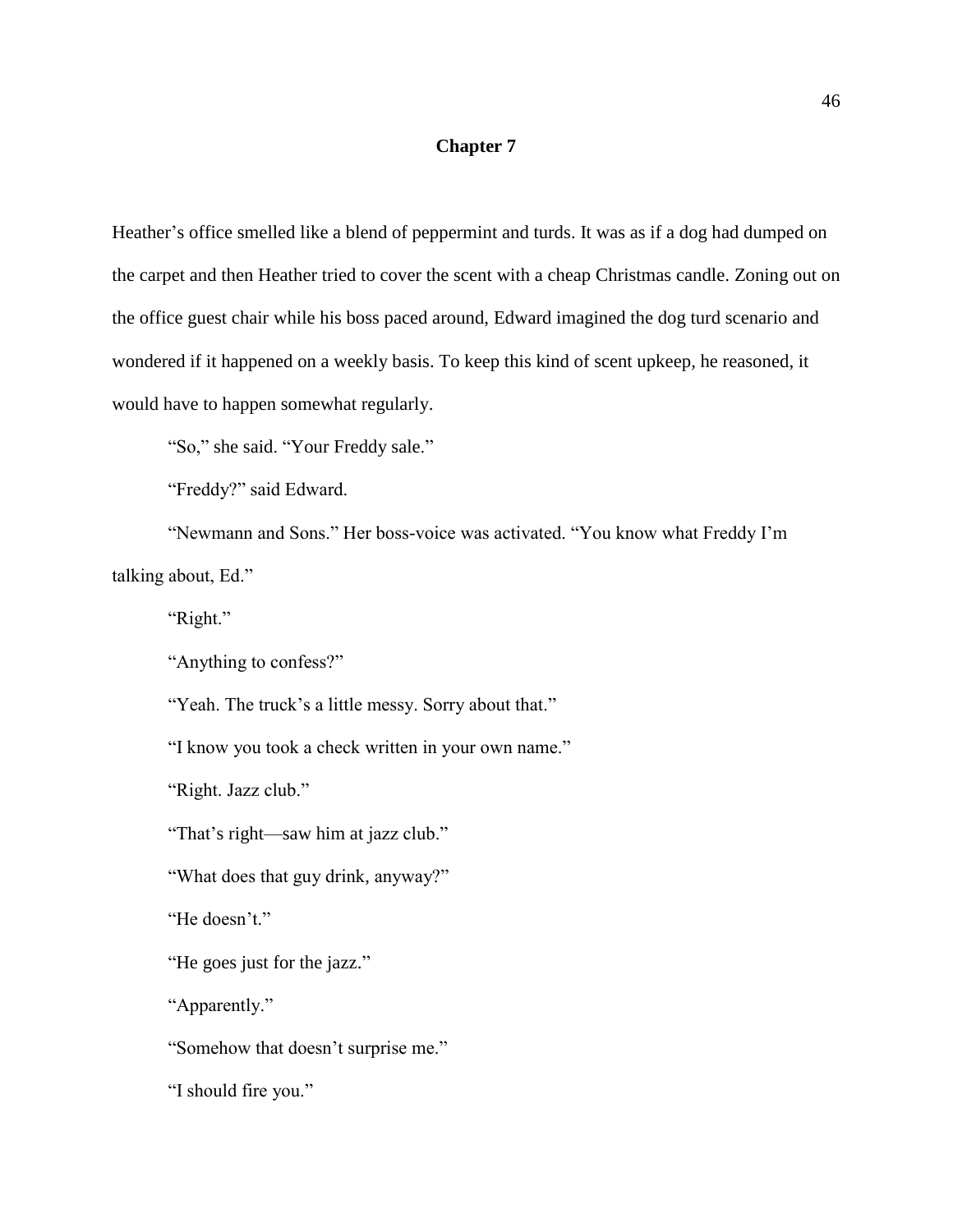# Chapter 7

Heather's office smelled like a blend of peppermint and turds. It was as if a dog had dumped on the carpet and then Heather tried to cover the scent with a cheap Christmas candle. Zoning out on the office guest chair while his boss paced around, Edward imagined the dog turd scenario and wondered if it happened on a weekly basis. To keep this kind of scent upkeep, he reasoned, it would have to happen somewhat regularly.

"So," she said. "Your Freddy sale."

"Freddy?" said Edward.

"Newmann and Sons." Her boss-voice was activated. "You know what Freddy I'm talking about, Ed."

"Right."

"Anything to confess?"

"Yeah. The truck's a little messy. Sorry about that."

"I know you took a check written in your own name."

"Right. Jazz club."

"That's right—saw him at jazz club."

"What does that guy drink, anyway?"

"He doesn't."

"He goes just for the jazz."

"Apparently."

"Somehow that doesn't surprise me."

"I should fire you."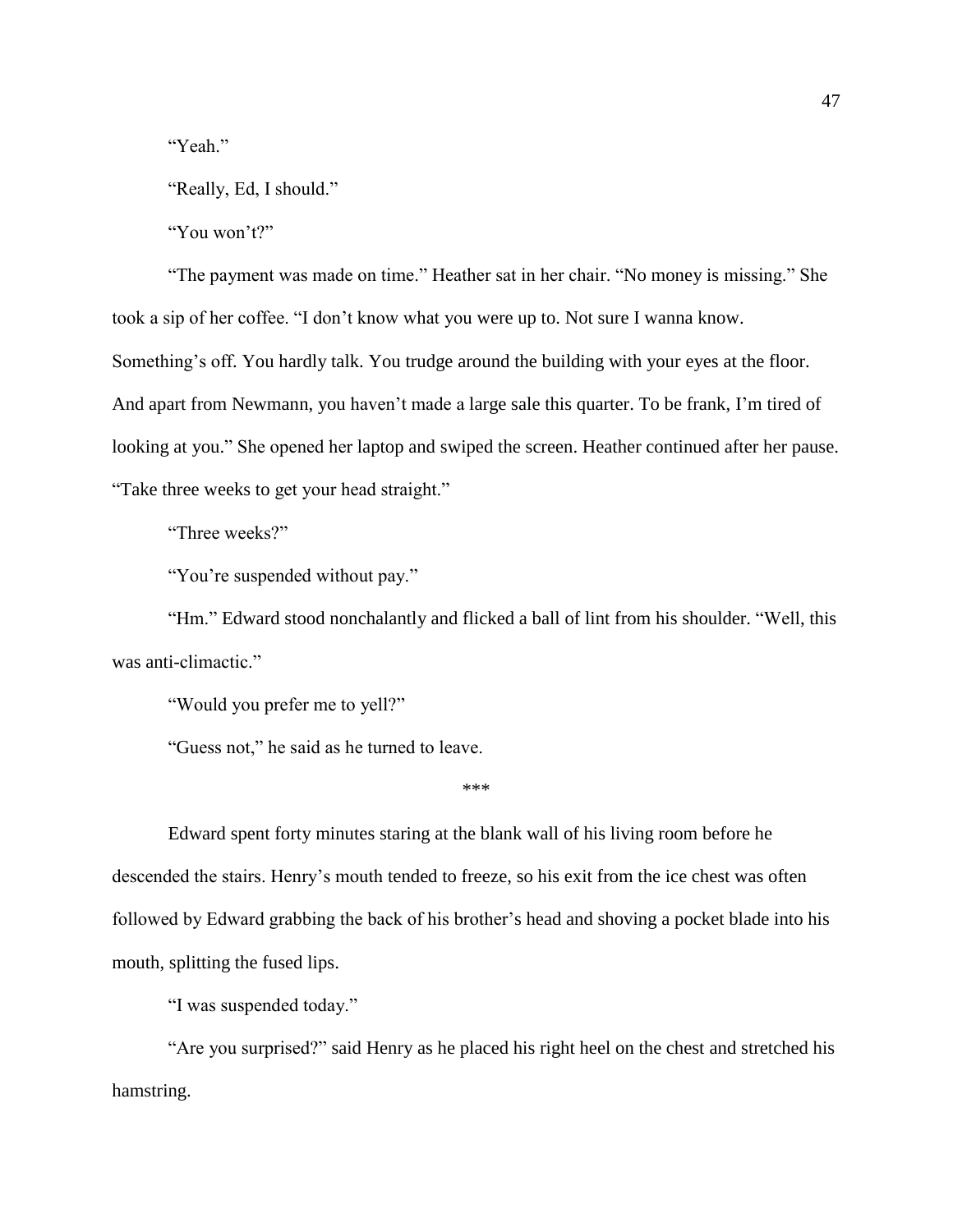"Yeah."

"Really, Ed, I should."

"You won't?"

"The payment was made on time." Heather sat in her chair. "No money is missing." She took a sip of her coffee. "I don't know what you were up to. Not sure I wanna know. Something's off. You hardly talk. You trudge around the building with your eyes at the floor. And apart from Newmann, you haven't made a large sale this quarter. To be frank, I'm tired of looking at you." She opened her laptop and swiped the screen. Heather continued after her pause. "Take three weeks to get your head straight."

"Three weeks?"

"You're suspended without pay."

"Hm." Edward stood nonchalantly and flicked a ball of lint from his shoulder. "Well, this was anti-climactic."

"Would you prefer me to yell?"

"Guess not," he said as he turned to leave.

***

Edward spent forty minutes staring at the blank wall of his living room before he descended the stairs. Henry's mouth tended to freeze, so his exit from the ice chest was often followed by Edward grabbing the back of his brother's head and shoving a pocket blade into his mouth, splitting the fused lips.

"I was suspended today."

"Are you surprised?" said Henry as he placed his right heel on the chest and stretched his hamstring.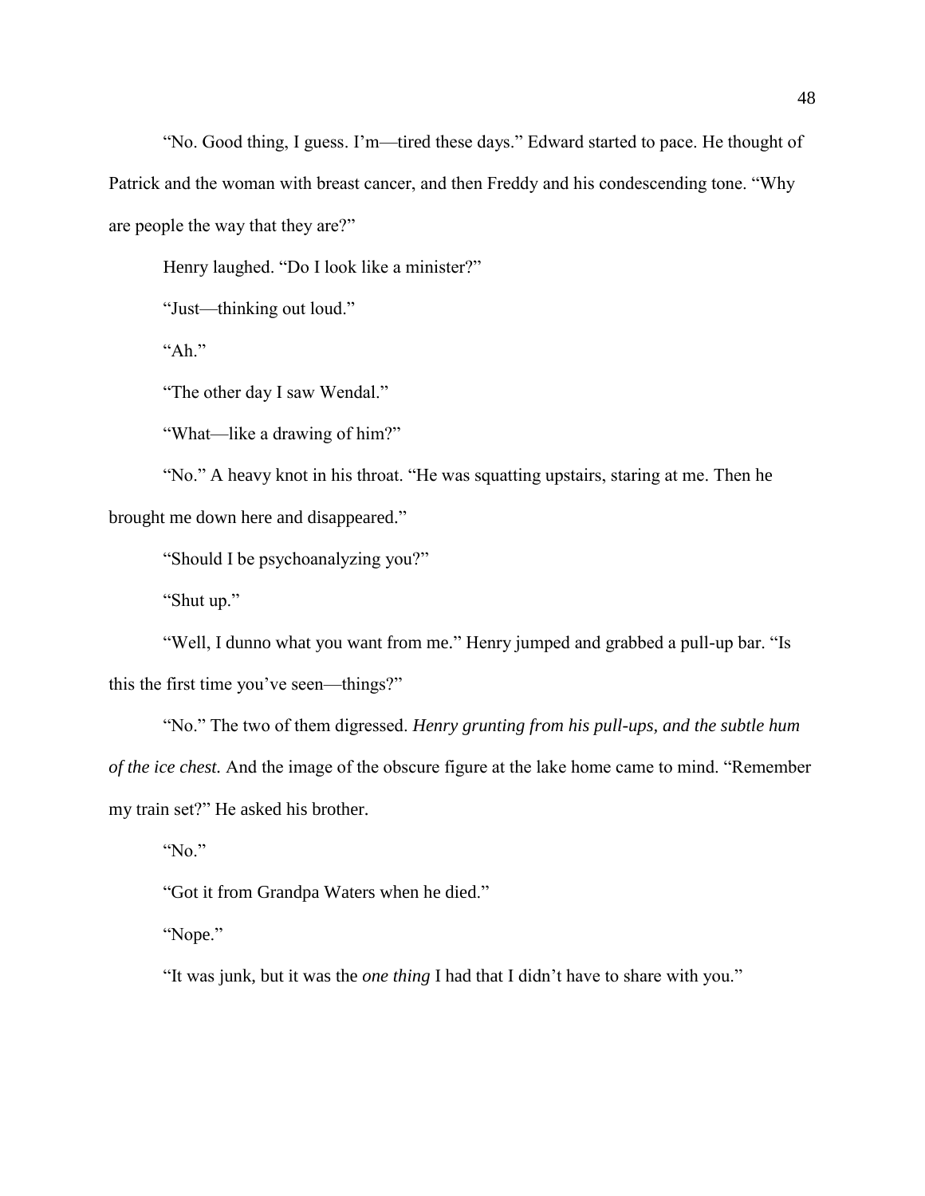"No. Good thing, I guess. I'm—tired these days." Edward started to pace. He thought of Patrick and the woman with breast cancer, and then Freddy and his condescending tone. "Why are people the way that they are?"

Henry laughed. "Do I look like a minister?"

"Just—thinking out loud."

"Ah."

"The other day I saw Wendal."

"What—like a drawing of him?"

"No." A heavy knot in his throat. "He was squatting upstairs, staring at me. Then he brought me down here and disappeared."

"Should I be psychoanalyzing you?"

"Shut up."

"Well, I dunno what you want from me." Henry jumped and grabbed a pull-up bar. "Is this the first time you've seen—things?"

"No." The two of them digressed. *Henry grunting from his pull-ups, and the subtle hum of the ice chest.* And the image of the obscure figure at the lake home came to mind. "Remember my train set?" He asked his brother.

"No."

"Got it from Grandpa Waters when he died."

"Nope."

"It was junk, but it was the *one thing* I had that I didn't have to share with you."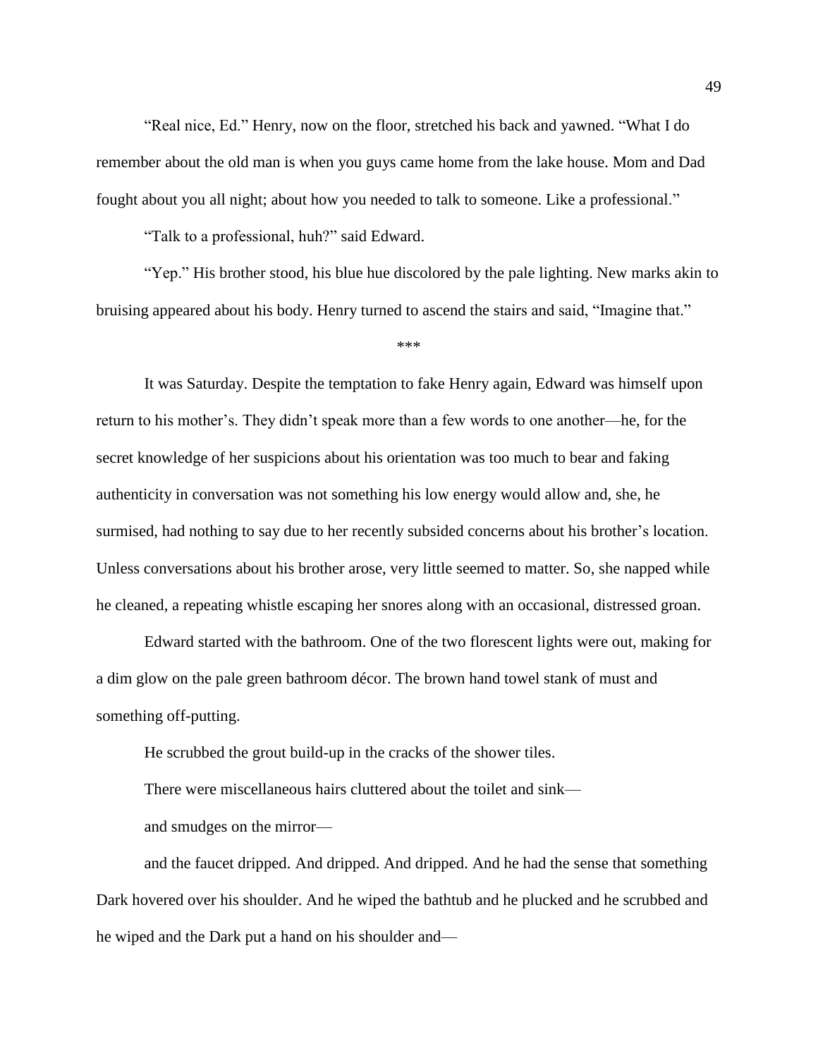"Real nice, Ed." Henry, now on the floor, stretched his back and yawned. "What I do remember about the old man is when you guys came home from the lake house. Mom and Dad fought about you all night; about how you needed to talk to someone. Like a professional."

"Talk to a professional, huh?" said Edward.

"Yep." His brother stood, his blue hue discolored by the pale lighting. New marks akin to bruising appeared about his body. Henry turned to ascend the stairs and said, "Imagine that."

***

It was Saturday. Despite the temptation to fake Henry again, Edward was himself upon return to his mother's. They didn't speak more than a few words to one another—he, for the secret knowledge of her suspicions about his orientation was too much to bear and faking authenticity in conversation was not something his low energy would allow and, she, he surmised, had nothing to say due to her recently subsided concerns about his brother's location. Unless conversations about his brother arose, very little seemed to matter. So, she napped while he cleaned, a repeating whistle escaping her snores along with an occasional, distressed groan.

Edward started with the bathroom. One of the two florescent lights were out, making for a dim glow on the pale green bathroom décor. The brown hand towel stank of must and something off-putting.

He scrubbed the grout build-up in the cracks of the shower tiles.

There were miscellaneous hairs cluttered about the toilet and sink—

and smudges on the mirror—

and the faucet dripped. And dripped. And dripped. And he had the sense that something Dark hovered over his shoulder. And he wiped the bathtub and he plucked and he scrubbed and he wiped and the Dark put a hand on his shoulder and—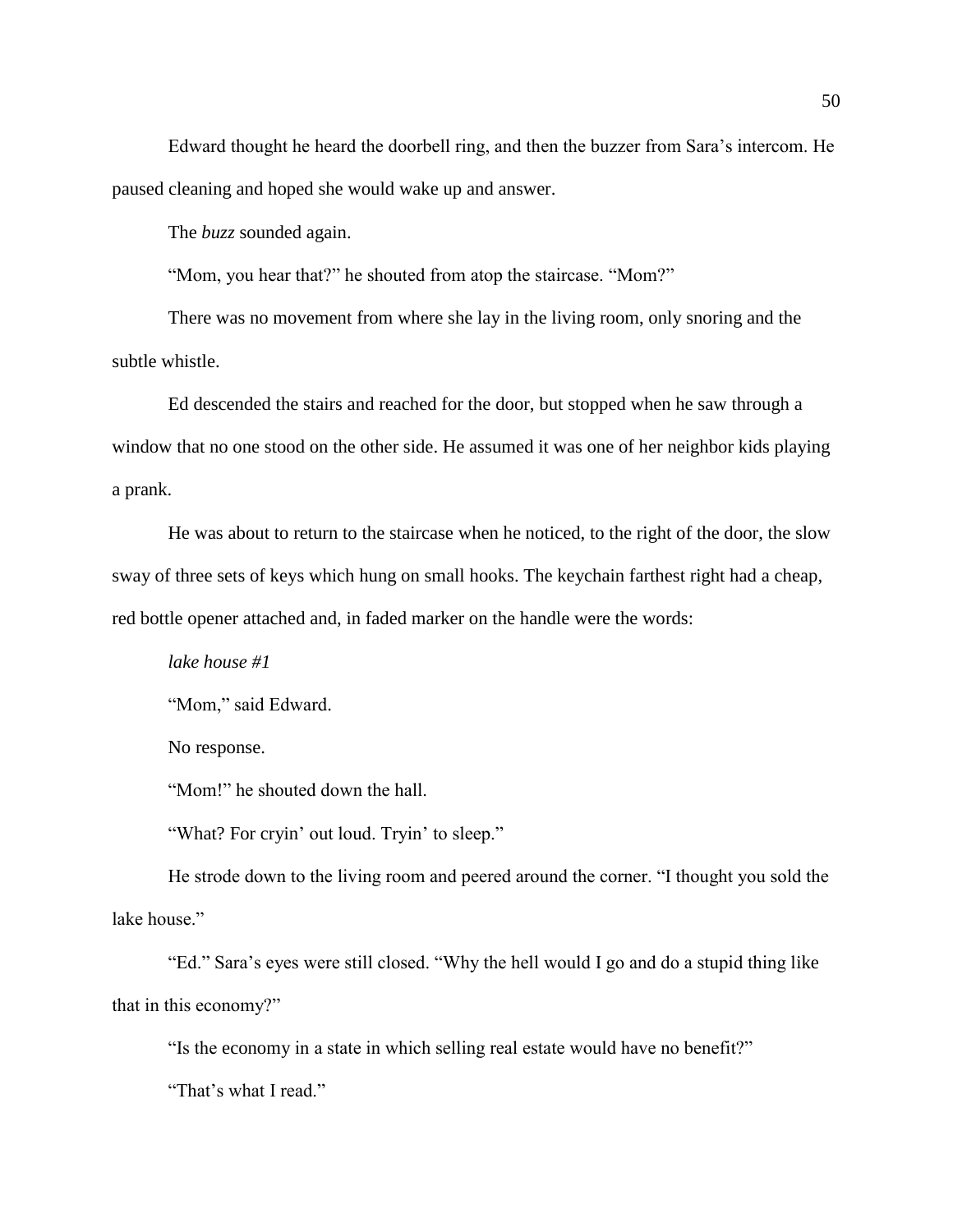Edward thought he heard the doorbell ring, and then the buzzer from Sara's intercom. He paused cleaning and hoped she would wake up and answer.

The *buzz* sounded again.

"Mom, you hear that?" he shouted from atop the staircase. "Mom?"

There was no movement from where she lay in the living room, only snoring and the subtle whistle.

Ed descended the stairs and reached for the door, but stopped when he saw through a window that no one stood on the other side. He assumed it was one of her neighbor kids playing a prank.

He was about to return to the staircase when he noticed, to the right of the door, the slow sway of three sets of keys which hung on small hooks. The keychain farthest right had a cheap, red bottle opener attached and, in faded marker on the handle were the words:

*lake house #1*

"Mom," said Edward.

No response.

"Mom!" he shouted down the hall.

"What? For cryin' out loud. Tryin' to sleep."

He strode down to the living room and peered around the corner. "I thought you sold the lake house."

"Ed." Sara's eyes were still closed. "Why the hell would I go and do a stupid thing like that in this economy?"

"Is the economy in a state in which selling real estate would have no benefit?"

"That's what I read."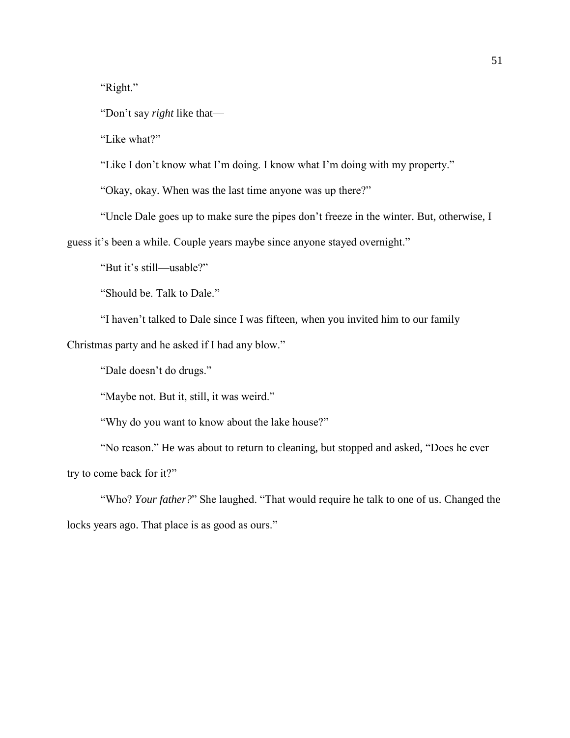"Right."

"Don't say *right* like that—

"Like what?"

"Like I don't know what I'm doing. I know what I'm doing with my property."

"Okay, okay. When was the last time anyone was up there?"

"Uncle Dale goes up to make sure the pipes don't freeze in the winter. But, otherwise, I guess it's been a while. Couple years maybe since anyone stayed overnight."

"But it's still—usable?"

"Should be. Talk to Dale."

"I haven't talked to Dale since I was fifteen, when you invited him to our family Christmas party and he asked if I had any blow."

"Dale doesn't do drugs."

"Maybe not. But it, still, it was weird."

"Why do you want to know about the lake house?"

"No reason." He was about to return to cleaning, but stopped and asked, "Does he ever try to come back for it?"

"Who? *Your father?*" She laughed. "That would require he talk to one of us. Changed the locks years ago. That place is as good as ours."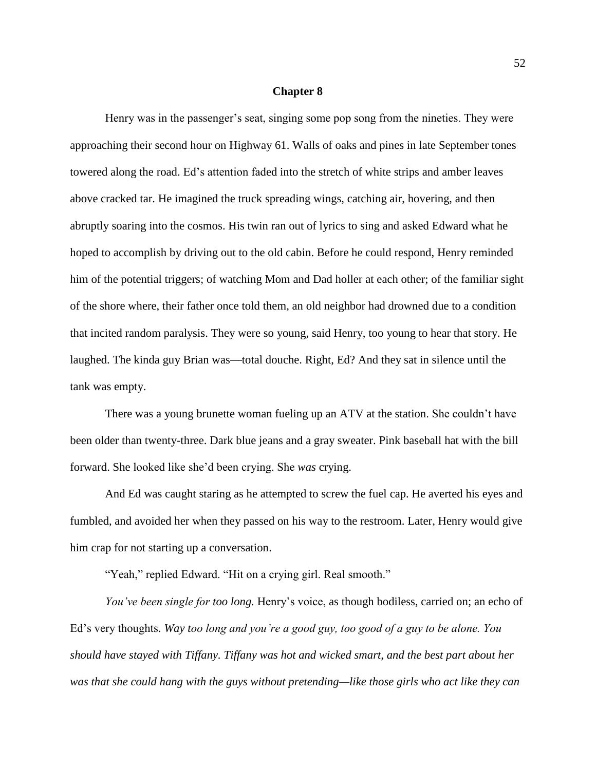## Chapter 8

Henry was in the passenger's seat, singing some pop song from the nineties. They were approaching their second hour on Highway 61. Walls of oaks and pines in late September tones towered along the road. Ed's attention faded into the stretch of white strips and amber leaves above cracked tar. He imagined the truck spreading wings, catching air, hovering, and then abruptly soaring into the cosmos. His twin ran out of lyrics to sing and asked Edward what he hoped to accomplish by driving out to the old cabin. Before he could respond, Henry reminded him of the potential triggers; of watching Mom and Dad holler at each other; of the familiar sight of the shore where, their father once told them, an old neighbor had drowned due to a condition that incited random paralysis. They were so young, said Henry, too young to hear that story. He laughed. The kinda guy Brian was—total douche. Right, Ed? And they sat in silence until the tank was empty.

There was a young brunette woman fueling up an ATV at the station. She couldn't have been older than twenty-three. Dark blue jeans and a gray sweater. Pink baseball hat with the bill forward. She looked like she'd been crying. She *was* crying.

And Ed was caught staring as he attempted to screw the fuel cap. He averted his eyes and fumbled, and avoided her when they passed on his way to the restroom. Later, Henry would give him crap for not starting up a conversation.

"Yeah," replied Edward. "Hit on a crying girl. Real smooth."

*You've been single for too long.* Henry's voice, as though bodiless, carried on; an echo of Ed's very thoughts. *Way too long and you're a good guy, too good of a guy to be alone. You should have stayed with Tiffany. Tiffany was hot and wicked smart, and the best part about her was that she could hang with the guys without pretending—like those girls who act like they can*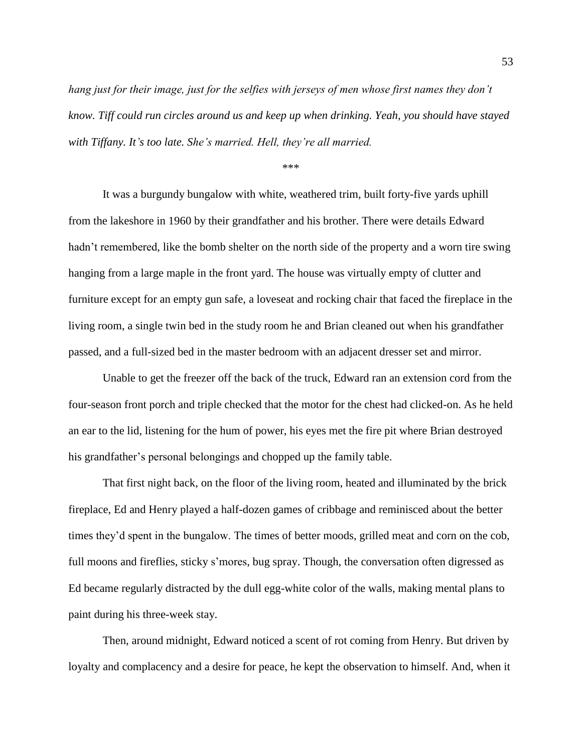*hang just for their image, just for the selfies with jerseys of men whose first names they don't know. Tiff could run circles around us and keep up when drinking. Yeah, you should have stayed with Tiffany. It's too late. She's married. Hell, they're all married.*

\*\*\*

It was a burgundy bungalow with white, weathered trim, built forty-five yards uphill from the lakeshore in 1960 by their grandfather and his brother. There were details Edward hadn't remembered, like the bomb shelter on the north side of the property and a worn tire swing hanging from a large maple in the front yard. The house was virtually empty of clutter and furniture except for an empty gun safe, a loveseat and rocking chair that faced the fireplace in the living room, a single twin bed in the study room he and Brian cleaned out when his grandfather passed, and a full-sized bed in the master bedroom with an adjacent dresser set and mirror.

Unable to get the freezer off the back of the truck, Edward ran an extension cord from the four-season front porch and triple checked that the motor for the chest had clicked-on. As he held an ear to the lid, listening for the hum of power, his eyes met the fire pit where Brian destroyed his grandfather's personal belongings and chopped up the family table.

That first night back, on the floor of the living room, heated and illuminated by the brick fireplace, Ed and Henry played a half-dozen games of cribbage and reminisced about the better times they'd spent in the bungalow. The times of better moods, grilled meat and corn on the cob, full moons and fireflies, sticky s'mores, bug spray. Though, the conversation often digressed as Ed became regularly distracted by the dull egg-white color of the walls, making mental plans to paint during his three-week stay.

Then, around midnight, Edward noticed a scent of rot coming from Henry. But driven by loyalty and complacency and a desire for peace, he kept the observation to himself. And, when it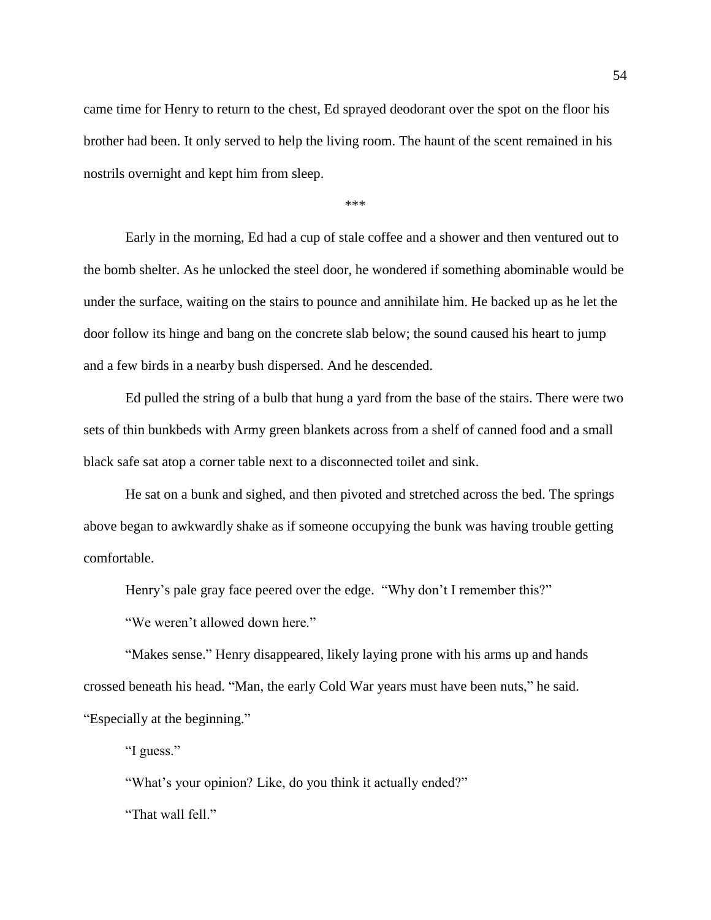came time for Henry to return to the chest, Ed sprayed deodorant over the spot on the floor his brother had been. It only served to help the living room. The haunt of the scent remained in his nostrils overnight and kept him from sleep.

***

Early in the morning, Ed had a cup of stale coffee and a shower and then ventured out to the bomb shelter. As he unlocked the steel door, he wondered if something abominable would be under the surface, waiting on the stairs to pounce and annihilate him. He backed up as he let the door follow its hinge and bang on the concrete slab below; the sound caused his heart to jump and a few birds in a nearby bush dispersed. And he descended.

Ed pulled the string of a bulb that hung a yard from the base of the stairs. There were two sets of thin bunkbeds with Army green blankets across from a shelf of canned food and a small black safe sat atop a corner table next to a disconnected toilet and sink.

He sat on a bunk and sighed, and then pivoted and stretched across the bed. The springs above began to awkwardly shake as if someone occupying the bunk was having trouble getting comfortable.

Henry's pale gray face peered over the edge. "Why don't I remember this?"

"We weren't allowed down here."

"Makes sense." Henry disappeared, likely laying prone with his arms up and hands crossed beneath his head. "Man, the early Cold War years must have been nuts," he said. "Especially at the beginning."

"I guess."

"What's your opinion? Like, do you think it actually ended?"

"That wall fell."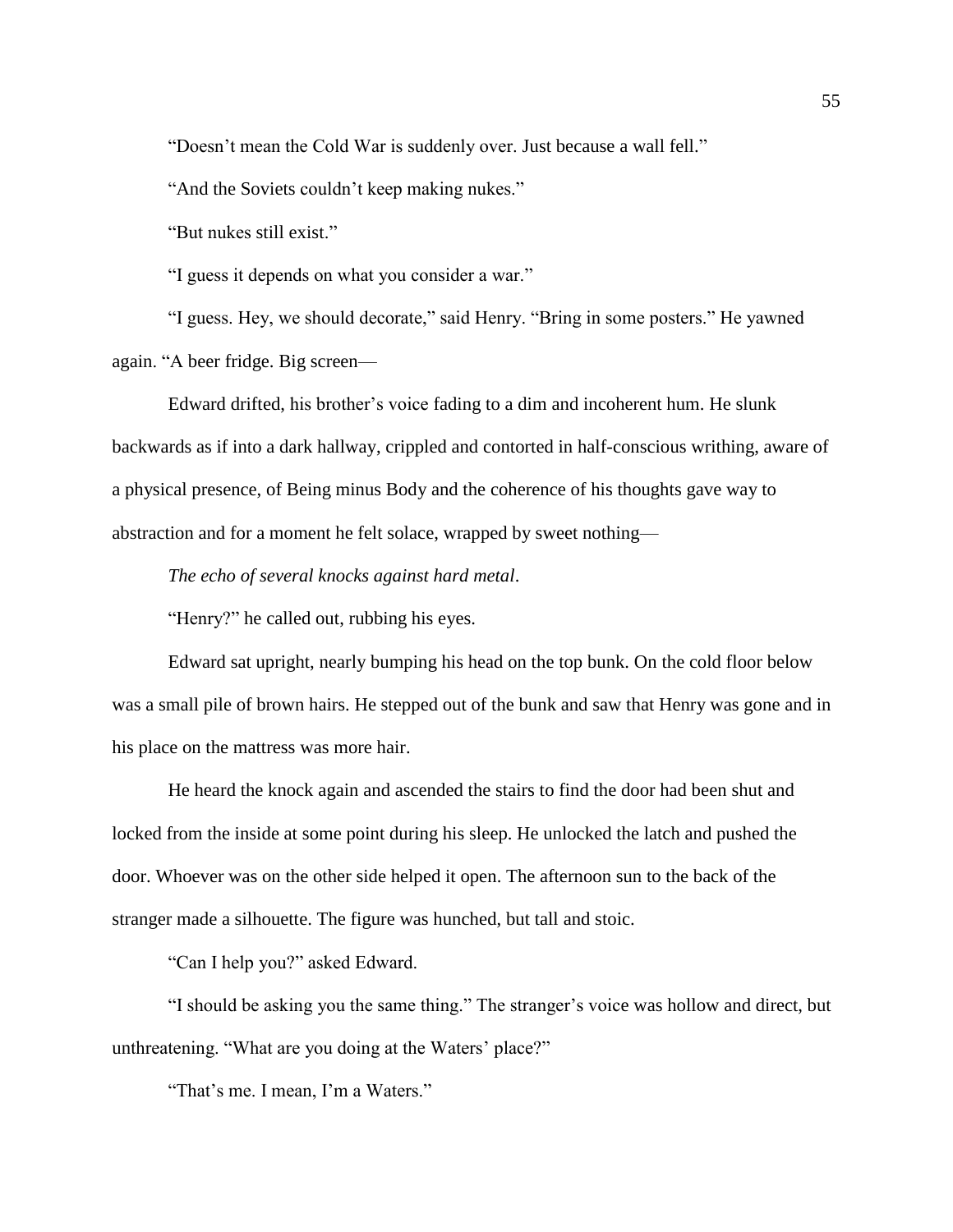"Doesn't mean the Cold War is suddenly over. Just because a wall fell."

"And the Soviets couldn't keep making nukes."

"But nukes still exist."

"I guess it depends on what you consider a war."

"I guess. Hey, we should decorate," said Henry. "Bring in some posters." He yawned again. "A beer fridge. Big screen—

Edward drifted, his brother's voice fading to a dim and incoherent hum. He slunk backwards as if into a dark hallway, crippled and contorted in half-conscious writhing, aware of a physical presence, of Being minus Body and the coherence of his thoughts gave way to abstraction and for a moment he felt solace, wrapped by sweet nothing—

*The echo of several knocks against hard metal*.

"Henry?" he called out, rubbing his eyes.

Edward sat upright, nearly bumping his head on the top bunk. On the cold floor below was a small pile of brown hairs. He stepped out of the bunk and saw that Henry was gone and in his place on the mattress was more hair.

He heard the knock again and ascended the stairs to find the door had been shut and locked from the inside at some point during his sleep. He unlocked the latch and pushed the door. Whoever was on the other side helped it open. The afternoon sun to the back of the stranger made a silhouette. The figure was hunched, but tall and stoic.

"Can I help you?" asked Edward.

"I should be asking you the same thing." The stranger's voice was hollow and direct, but unthreatening. "What are you doing at the Waters' place?"

"That's me. I mean, I'm a Waters."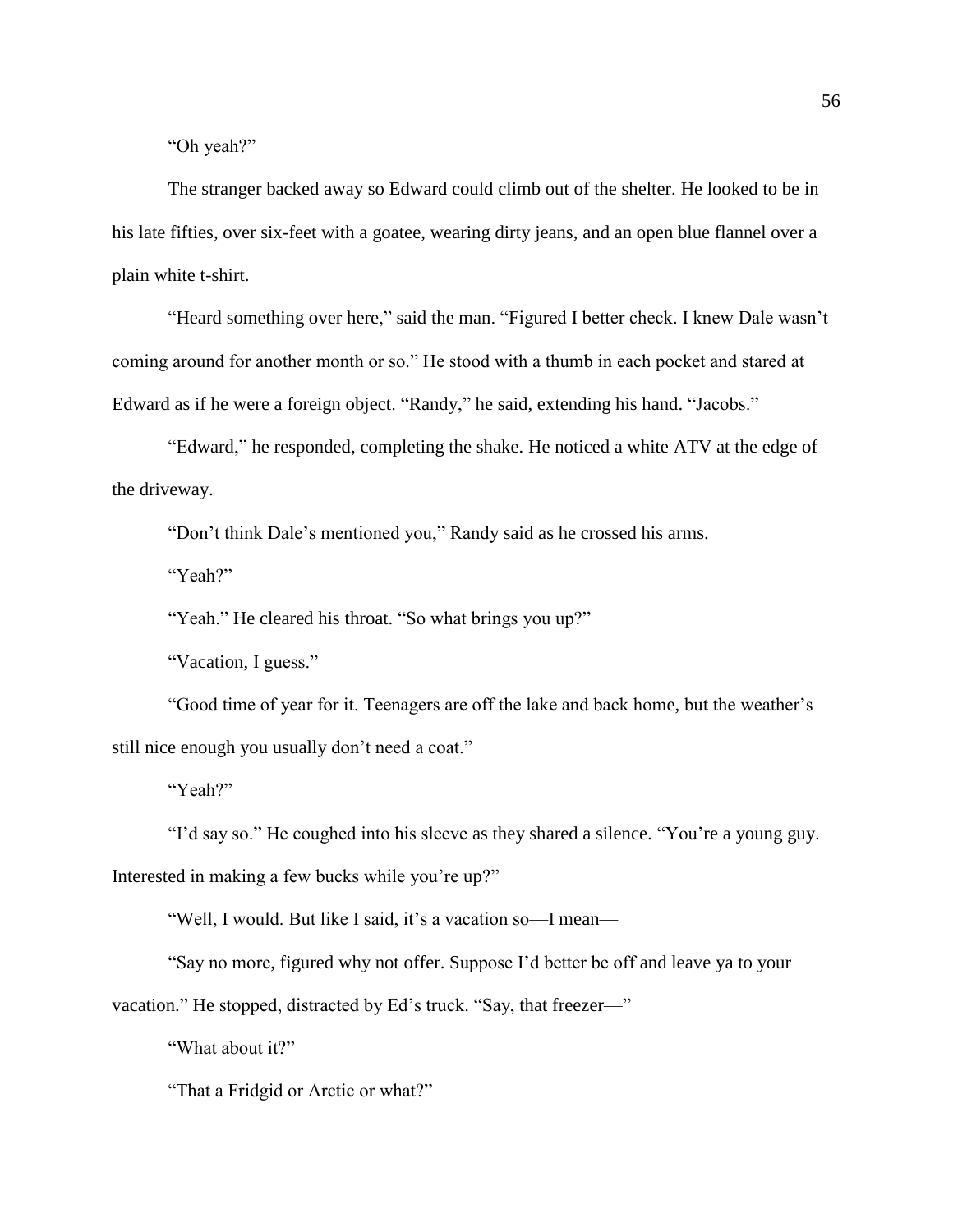"Oh yeah?"

The stranger backed away so Edward could climb out of the shelter. He looked to be in his late fifties, over six-feet with a goatee, wearing dirty jeans, and an open blue flannel over a plain white t-shirt.

"Heard something over here," said the man. "Figured I better check. I knew Dale wasn't coming around for another month or so." He stood with a thumb in each pocket and stared at Edward as if he were a foreign object. "Randy," he said, extending his hand. "Jacobs."

"Edward," he responded, completing the shake. He noticed a white ATV at the edge of the driveway.

"Don't think Dale's mentioned you," Randy said as he crossed his arms.

"Yeah?"

"Yeah." He cleared his throat. "So what brings you up?"

"Vacation, I guess."

"Good time of year for it. Teenagers are off the lake and back home, but the weather's still nice enough you usually don't need a coat."

"Yeah?"

"I'd say so." He coughed into his sleeve as they shared a silence. "You're a young guy. Interested in making a few bucks while you're up?"

"Well, I would. But like I said, it's a vacation so—I mean—

"Say no more, figured why not offer. Suppose I'd better be off and leave ya to your vacation." He stopped, distracted by Ed's truck. "Say, that freezer—"

"What about it?"

"That a Fridgid or Arctic or what?"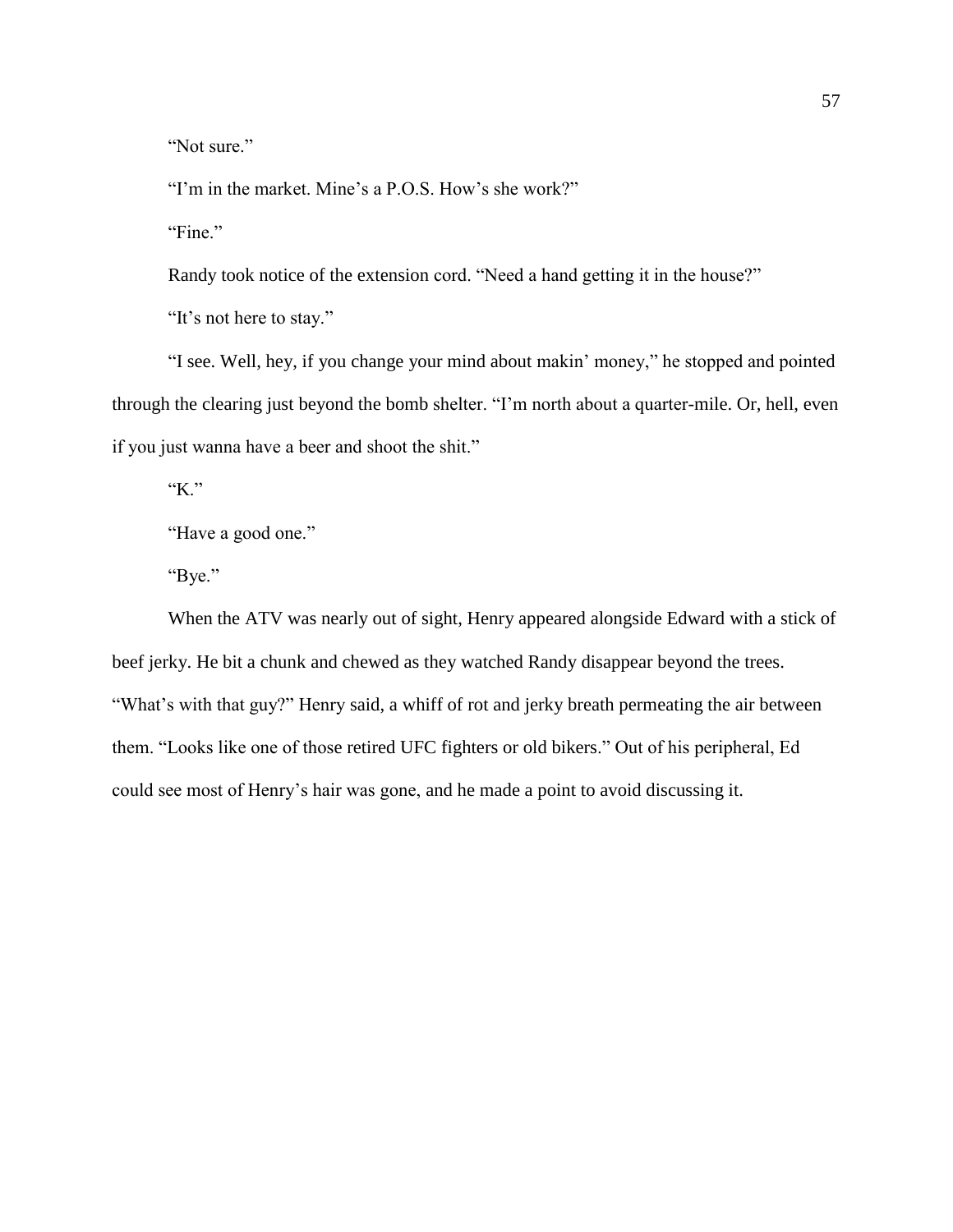"Not sure."

"I'm in the market. Mine's a P.O.S. How's she work?"

"Fine."

Randy took notice of the extension cord. "Need a hand getting it in the house?"

"It's not here to stay."

"I see. Well, hey, if you change your mind about makin' money," he stopped and pointed through the clearing just beyond the bomb shelter. "I'm north about a quarter-mile. Or, hell, even if you just wanna have a beer and shoot the shit."

"K."

"Have a good one."

"Bye."

When the ATV was nearly out of sight, Henry appeared alongside Edward with a stick of beef jerky. He bit a chunk and chewed as they watched Randy disappear beyond the trees. "What's with that guy?" Henry said, a whiff of rot and jerky breath permeating the air between them. "Looks like one of those retired UFC fighters or old bikers." Out of his peripheral, Ed could see most of Henry's hair was gone, and he made a point to avoid discussing it.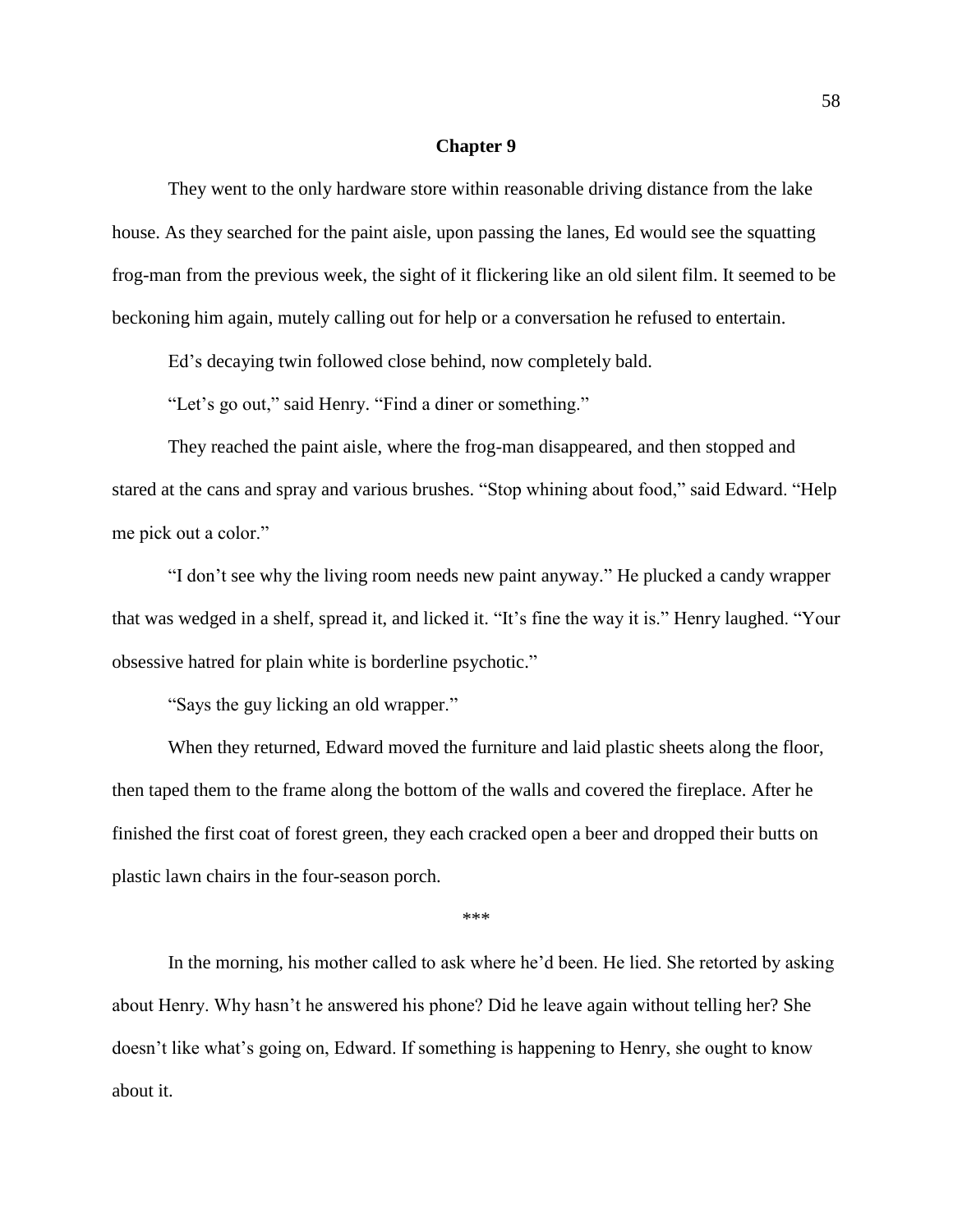## Chapter 9

They went to the only hardware store within reasonable driving distance from the lake house. As they searched for the paint aisle, upon passing the lanes, Ed would see the squatting frog-man from the previous week, the sight of it flickering like an old silent film. It seemed to be beckoning him again, mutely calling out for help or a conversation he refused to entertain.

Ed's decaying twin followed close behind, now completely bald.

"Let's go out," said Henry. "Find a diner or something."

They reached the paint aisle, where the frog-man disappeared, and then stopped and stared at the cans and spray and various brushes. "Stop whining about food," said Edward. "Help me pick out a color."

"I don't see why the living room needs new paint anyway." He plucked a candy wrapper that was wedged in a shelf, spread it, and licked it. "It's fine the way it is." Henry laughed. "Your obsessive hatred for plain white is borderline psychotic."

"Says the guy licking an old wrapper."

When they returned, Edward moved the furniture and laid plastic sheets along the floor, then taped them to the frame along the bottom of the walls and covered the fireplace. After he finished the first coat of forest green, they each cracked open a beer and dropped their butts on plastic lawn chairs in the four-season porch.

\*\*\*

In the morning, his mother called to ask where he'd been. He lied. She retorted by asking about Henry. Why hasn't he answered his phone? Did he leave again without telling her? She doesn't like what's going on, Edward. If something is happening to Henry, she ought to know about it.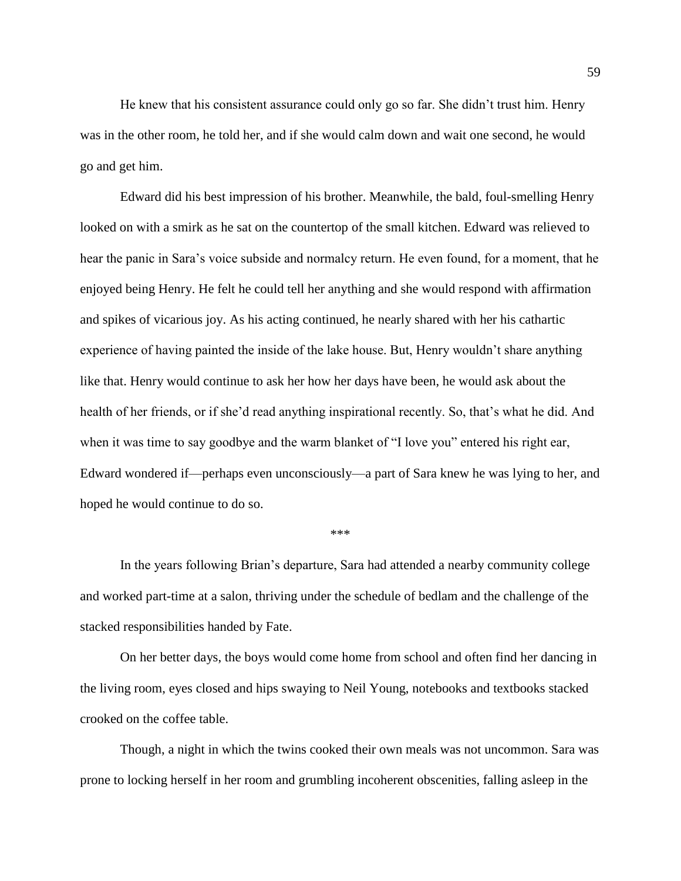He knew that his consistent assurance could only go so far. She didn't trust him. Henry was in the other room, he told her, and if she would calm down and wait one second, he would go and get him.

Edward did his best impression of his brother. Meanwhile, the bald, foul-smelling Henry looked on with a smirk as he sat on the countertop of the small kitchen. Edward was relieved to hear the panic in Sara's voice subside and normalcy return. He even found, for a moment, that he enjoyed being Henry. He felt he could tell her anything and she would respond with affirmation and spikes of vicarious joy. As his acting continued, he nearly shared with her his cathartic experience of having painted the inside of the lake house. But, Henry wouldn't share anything like that. Henry would continue to ask her how her days have been, he would ask about the health of her friends, or if she'd read anything inspirational recently. So, that's what he did. And when it was time to say goodbye and the warm blanket of "I love you" entered his right ear, Edward wondered if—perhaps even unconsciously—a part of Sara knew he was lying to her, and hoped he would continue to do so.

\*\*\*

In the years following Brian's departure, Sara had attended a nearby community college and worked part-time at a salon, thriving under the schedule of bedlam and the challenge of the stacked responsibilities handed by Fate.

On her better days, the boys would come home from school and often find her dancing in the living room, eyes closed and hips swaying to Neil Young, notebooks and textbooks stacked crooked on the coffee table.

Though, a night in which the twins cooked their own meals was not uncommon. Sara was prone to locking herself in her room and grumbling incoherent obscenities, falling asleep in the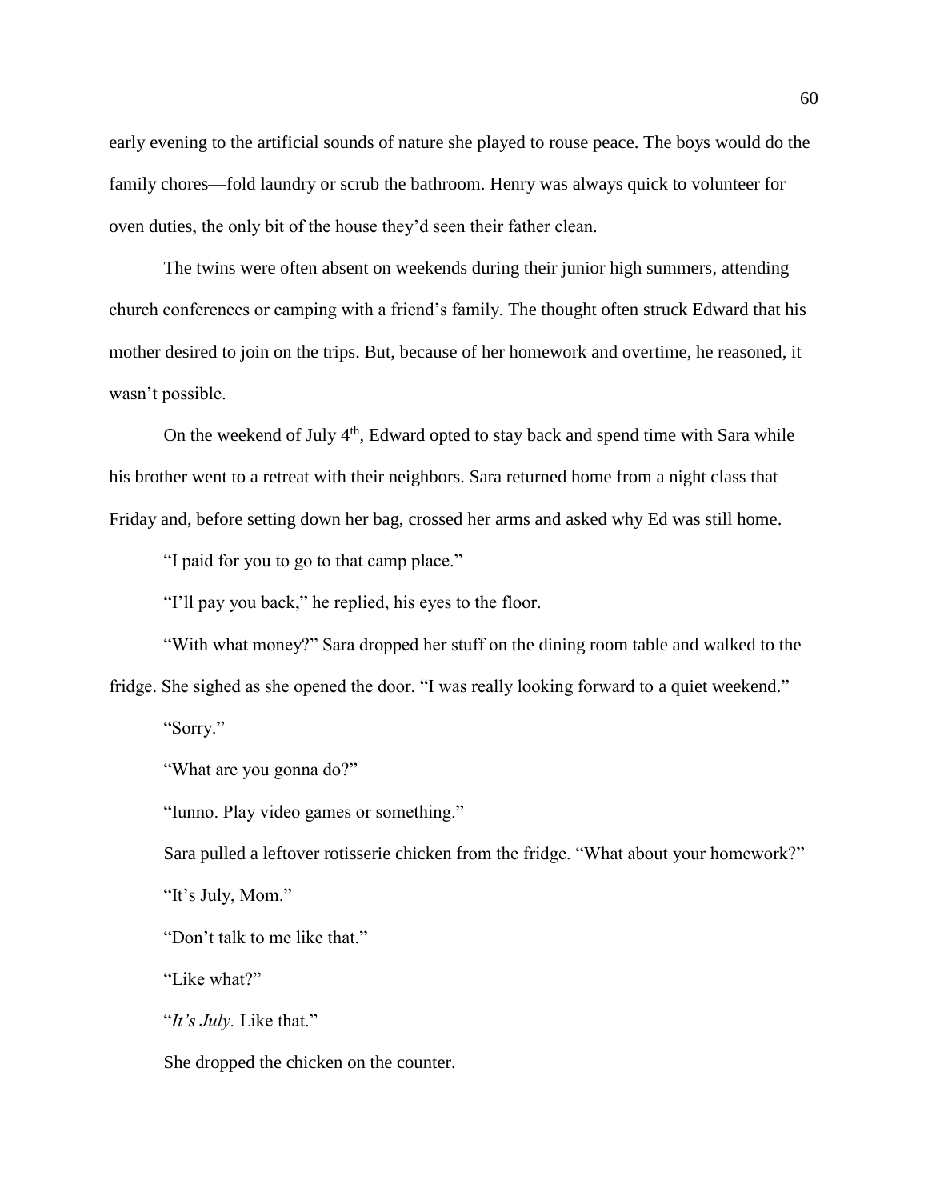early evening to the artificial sounds of nature she played to rouse peace. The boys would do the family chores—fold laundry or scrub the bathroom. Henry was always quick to volunteer for oven duties, the only bit of the house they'd seen their father clean.

The twins were often absent on weekends during their junior high summers, attending church conferences or camping with a friend's family. The thought often struck Edward that his mother desired to join on the trips. But, because of her homework and overtime, he reasoned, it wasn't possible.

On the weekend of July 4th, Edward opted to stay back and spend time with Sara while his brother went to a retreat with their neighbors. Sara returned home from a night class that Friday and, before setting down her bag, crossed her arms and asked why Ed was still home.

"I paid for you to go to that camp place."

"I'll pay you back," he replied, his eyes to the floor.

"With what money?" Sara dropped her stuff on the dining room table and walked to the fridge. She sighed as she opened the door. "I was really looking forward to a quiet weekend."

"Sorry."

"What are you gonna do?"

"Iunno. Play video games or something."

Sara pulled a leftover rotisserie chicken from the fridge. "What about your homework?"

"It's July, Mom."

"Don't talk to me like that."

"Like what?"

"*It's July.* Like that."

She dropped the chicken on the counter.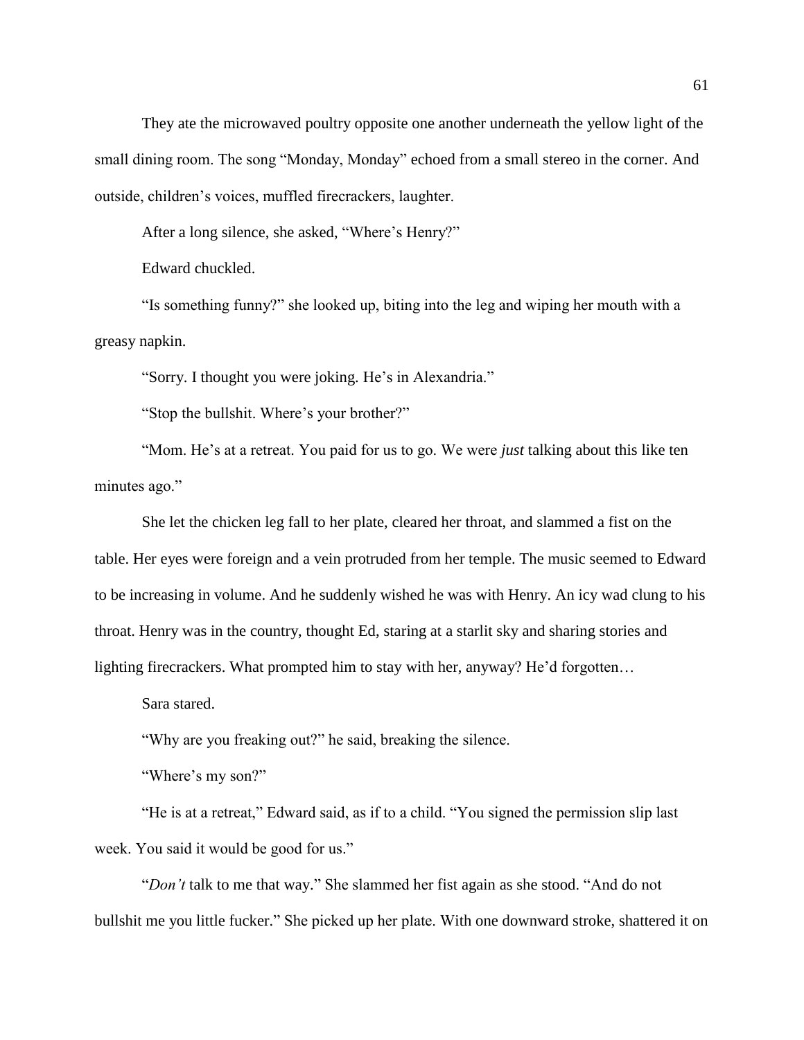They ate the microwaved poultry opposite one another underneath the yellow light of the small dining room. The song "Monday, Monday" echoed from a small stereo in the corner. And outside, children's voices, muffled firecrackers, laughter.

After a long silence, she asked, "Where's Henry?"

Edward chuckled.

"Is something funny?" she looked up, biting into the leg and wiping her mouth with a greasy napkin.

"Sorry. I thought you were joking. He's in Alexandria."

"Stop the bullshit. Where's your brother?"

"Mom. He's at a retreat. You paid for us to go. We were *just* talking about this like ten minutes ago."

She let the chicken leg fall to her plate, cleared her throat, and slammed a fist on the table. Her eyes were foreign and a vein protruded from her temple. The music seemed to Edward to be increasing in volume. And he suddenly wished he was with Henry. An icy wad clung to his throat. Henry was in the country, thought Ed, staring at a starlit sky and sharing stories and lighting firecrackers. What prompted him to stay with her, anyway? He'd forgotten…

Sara stared.

"Why are you freaking out?" he said, breaking the silence.

"Where's my son?"

"He is at a retreat," Edward said, as if to a child. "You signed the permission slip last week. You said it would be good for us."

"*Don't* talk to me that way." She slammed her fist again as she stood. "And do not bullshit me you little fucker." She picked up her plate. With one downward stroke, shattered it on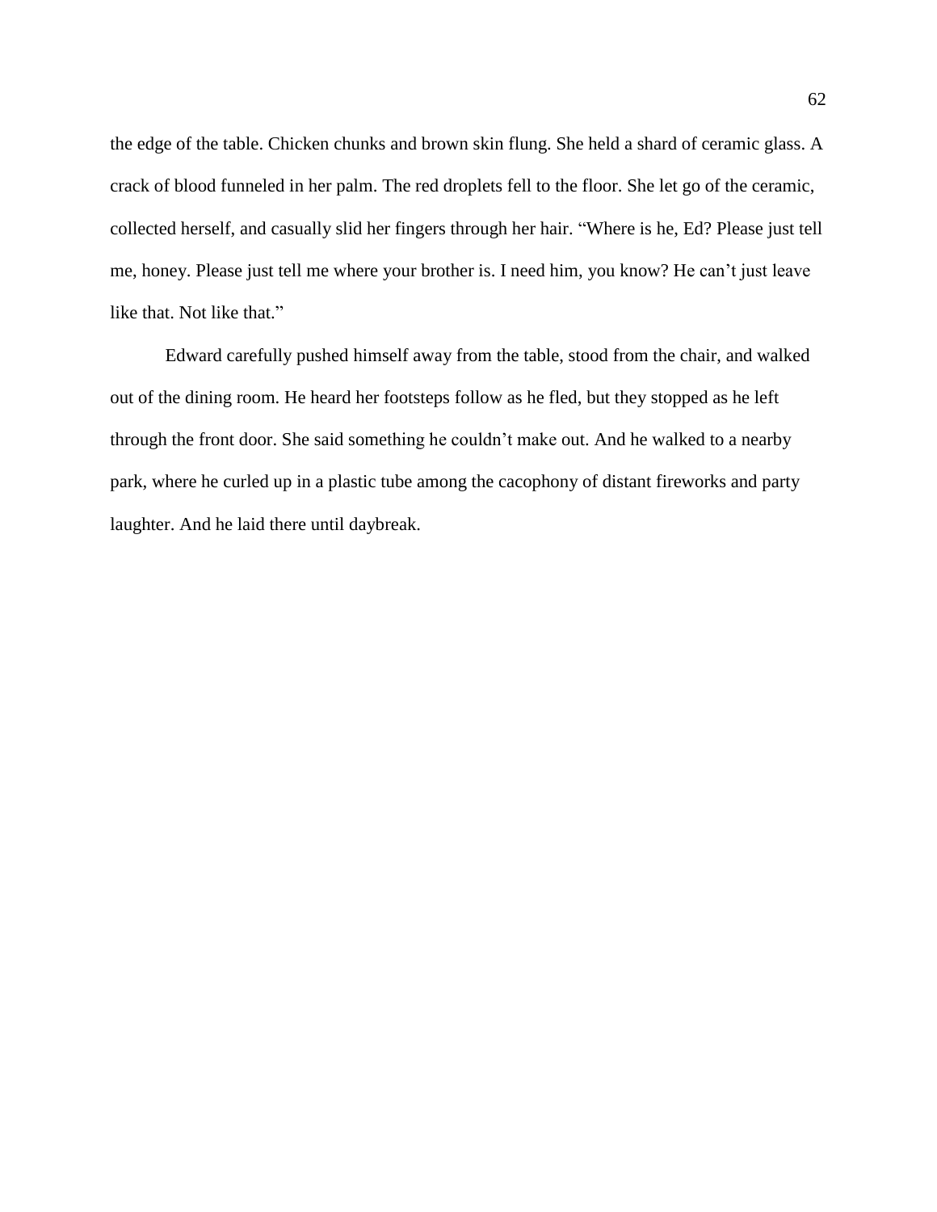the edge of the table. Chicken chunks and brown skin flung. She held a shard of ceramic glass. A crack of blood funneled in her palm. The red droplets fell to the floor. She let go of the ceramic, collected herself, and casually slid her fingers through her hair. "Where is he, Ed? Please just tell me, honey. Please just tell me where your brother is. I need him, you know? He can't just leave like that. Not like that."

Edward carefully pushed himself away from the table, stood from the chair, and walked out of the dining room. He heard her footsteps follow as he fled, but they stopped as he left through the front door. She said something he couldn't make out. And he walked to a nearby park, where he curled up in a plastic tube among the cacophony of distant fireworks and party laughter. And he laid there until daybreak.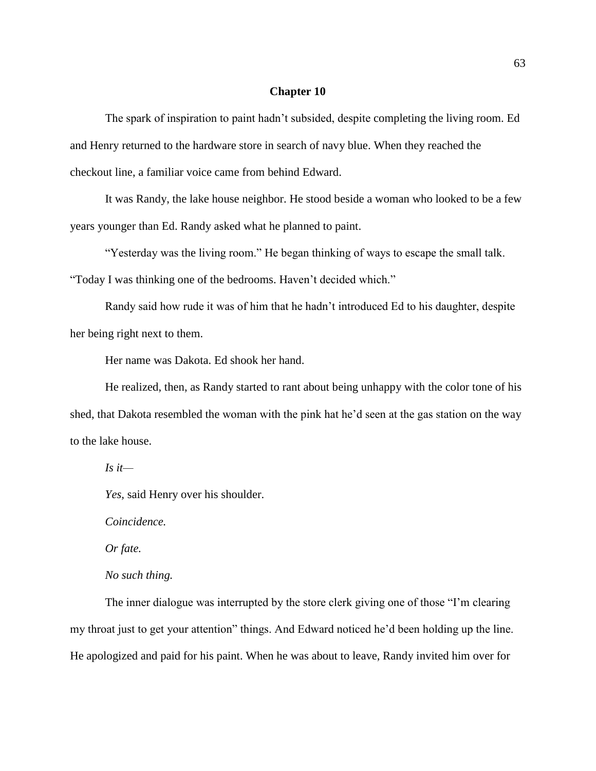# Chapter 10

The spark of inspiration to paint hadn't subsided, despite completing the living room. Ed and Henry returned to the hardware store in search of navy blue. When they reached the checkout line, a familiar voice came from behind Edward.

It was Randy, the lake house neighbor. He stood beside a woman who looked to be a few years younger than Ed. Randy asked what he planned to paint.

"Yesterday was the living room." He began thinking of ways to escape the small talk. "Today I was thinking one of the bedrooms. Haven't decided which."

Randy said how rude it was of him that he hadn't introduced Ed to his daughter, despite her being right next to them.

Her name was Dakota. Ed shook her hand.

He realized, then, as Randy started to rant about being unhappy with the color tone of his shed, that Dakota resembled the woman with the pink hat he'd seen at the gas station on the way to the lake house.

*Is it—*

*Yes,* said Henry over his shoulder.

*Coincidence.*

*Or fate.*

*No such thing.*

The inner dialogue was interrupted by the store clerk giving one of those "I'm clearing my throat just to get your attention" things. And Edward noticed he'd been holding up the line. He apologized and paid for his paint. When he was about to leave, Randy invited him over for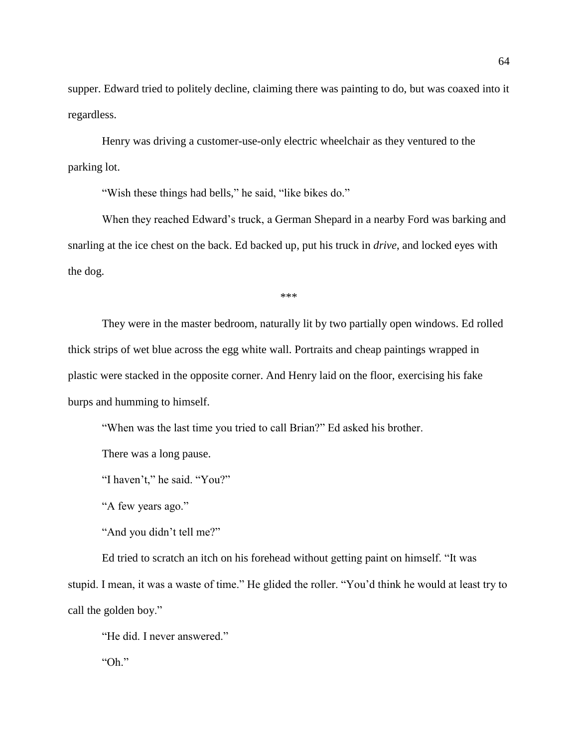supper. Edward tried to politely decline, claiming there was painting to do, but was coaxed into it regardless.

Henry was driving a customer-use-only electric wheelchair as they ventured to the parking lot.

"Wish these things had bells," he said, "like bikes do."

When they reached Edward's truck, a German Shepard in a nearby Ford was barking and snarling at the ice chest on the back. Ed backed up, put his truck in *drive*, and locked eyes with the dog.

\*\*\*

They were in the master bedroom, naturally lit by two partially open windows. Ed rolled thick strips of wet blue across the egg white wall. Portraits and cheap paintings wrapped in plastic were stacked in the opposite corner. And Henry laid on the floor, exercising his fake burps and humming to himself.

"When was the last time you tried to call Brian?" Ed asked his brother.

There was a long pause.

"I haven't," he said. "You?"

"A few years ago."

"And you didn't tell me?"

Ed tried to scratch an itch on his forehead without getting paint on himself. "It was stupid. I mean, it was a waste of time." He glided the roller. "You'd think he would at least try to call the golden boy."

"He did. I never answered."

"Oh."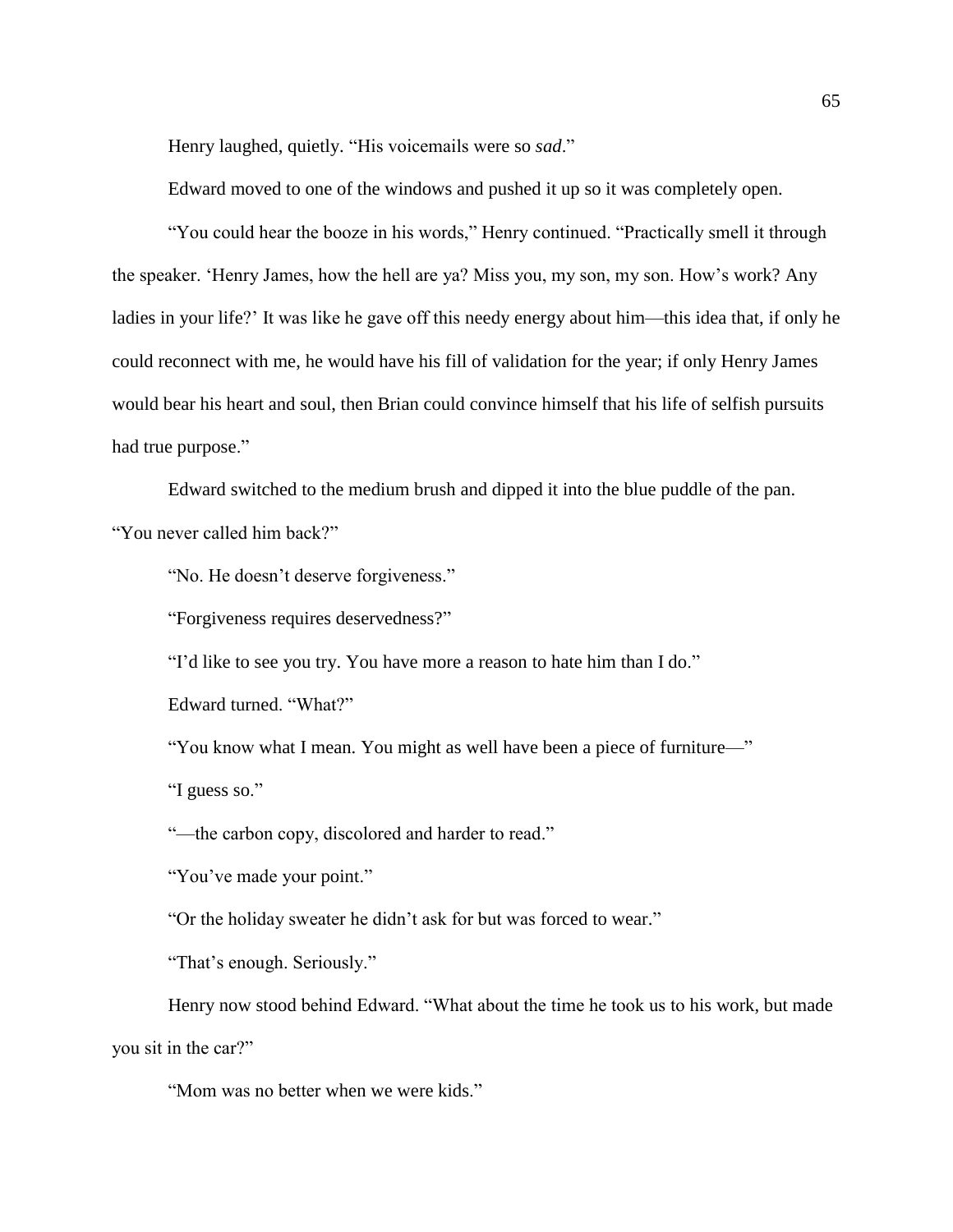Henry laughed, quietly. “His voicemails were so *sad*.”

Edward moved to one of the windows and pushed it up so it was completely open.

“You could hear the booze in his words,” Henry continued. “Practically smell it through the speaker. ‘Henry James, how the hell are ya? Miss you, my son, my son. How’s work? Any ladies in your life?’ It was like he gave off this needy energy about him—this idea that, if only he could reconnect with me, he would have his fill of validation for the year; if only Henry James would bear his heart and soul, then Brian could convince himself that his life of selfish pursuits had true purpose.”

Edward switched to the medium brush and dipped it into the blue puddle of the pan. “You never called him back?”

“No. He doesn’t deserve forgiveness.”

“Forgiveness requires deservedness?”

“I’d like to see you try. You have more a reason to hate him than I do.”

Edward turned. “What?”

“You know what I mean. You might as well have been a piece of furniture—”

“I guess so.”

“—the carbon copy, discolored and harder to read.”

“You’ve made your point.”

“Or the holiday sweater he didn’t ask for but was forced to wear.”

“That’s enough. Seriously.”

Henry now stood behind Edward. “What about the time he took us to his work, but made you sit in the car?”

“Mom was no better when we were kids.”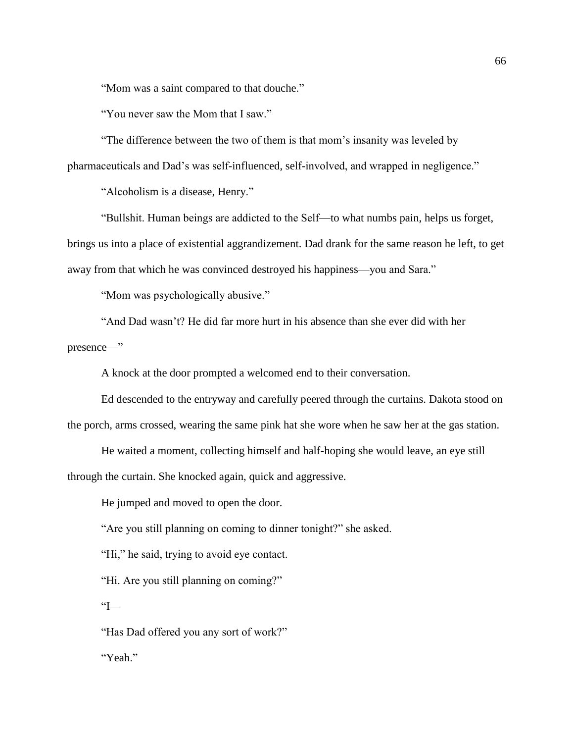"Mom was a saint compared to that douche."

"You never saw the Mom that I saw."

"The difference between the two of them is that mom's insanity was leveled by pharmaceuticals and Dad's was self-influenced, self-involved, and wrapped in negligence."

"Alcoholism is a disease, Henry."

"Bullshit. Human beings are addicted to the Self—to what numbs pain, helps us forget, brings us into a place of existential aggrandizement. Dad drank for the same reason he left, to get away from that which he was convinced destroyed his happiness—you and Sara."

"Mom was psychologically abusive."

"And Dad wasn't? He did far more hurt in his absence than she ever did with her presence—"

A knock at the door prompted a welcomed end to their conversation.

Ed descended to the entryway and carefully peered through the curtains. Dakota stood on the porch, arms crossed, wearing the same pink hat she wore when he saw her at the gas station.

He waited a moment, collecting himself and half-hoping she would leave, an eye still through the curtain. She knocked again, quick and aggressive.

He jumped and moved to open the door.

"Are you still planning on coming to dinner tonight?" she asked.

"Hi," he said, trying to avoid eye contact.

"Hi. Are you still planning on coming?"

"I—

"Has Dad offered you any sort of work?"

"Yeah."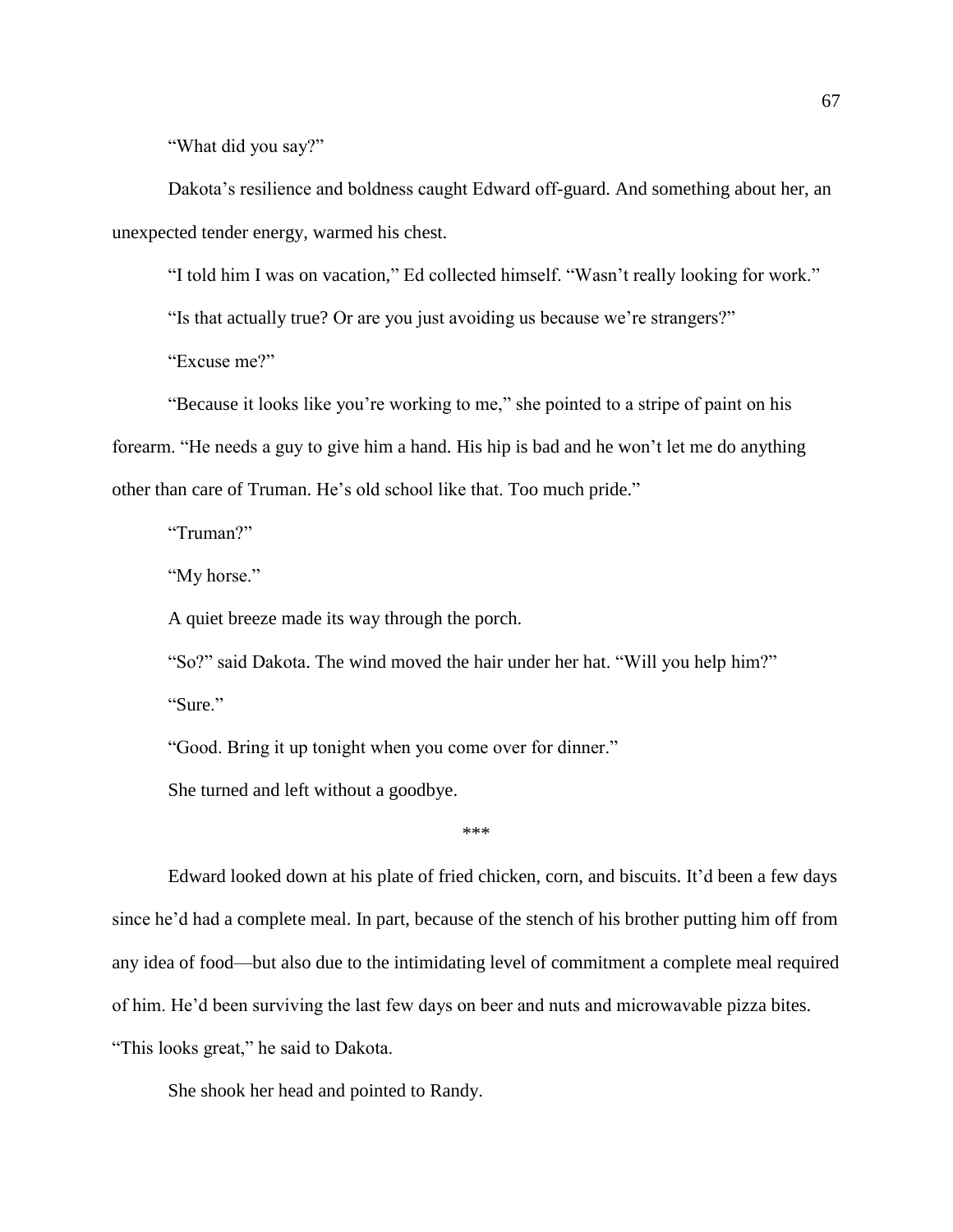"What did you say?"

Dakota's resilience and boldness caught Edward off-guard. And something about her, an unexpected tender energy, warmed his chest.

"I told him I was on vacation," Ed collected himself. "Wasn't really looking for work."

"Is that actually true? Or are you just avoiding us because we're strangers?"

"Excuse me?"

"Because it looks like you're working to me," she pointed to a stripe of paint on his forearm. "He needs a guy to give him a hand. His hip is bad and he won't let me do anything other than care of Truman. He's old school like that. Too much pride."

"Truman?"

"My horse."

A quiet breeze made its way through the porch.

"So?" said Dakota. The wind moved the hair under her hat. "Will you help him?"

"Sure."

"Good. Bring it up tonight when you come over for dinner."

She turned and left without a goodbye.

\*\*\*

Edward looked down at his plate of fried chicken, corn, and biscuits. It'd been a few days since he'd had a complete meal. In part, because of the stench of his brother putting him off from any idea of food—but also due to the intimidating level of commitment a complete meal required of him. He'd been surviving the last few days on beer and nuts and microwavable pizza bites. "This looks great," he said to Dakota.

She shook her head and pointed to Randy.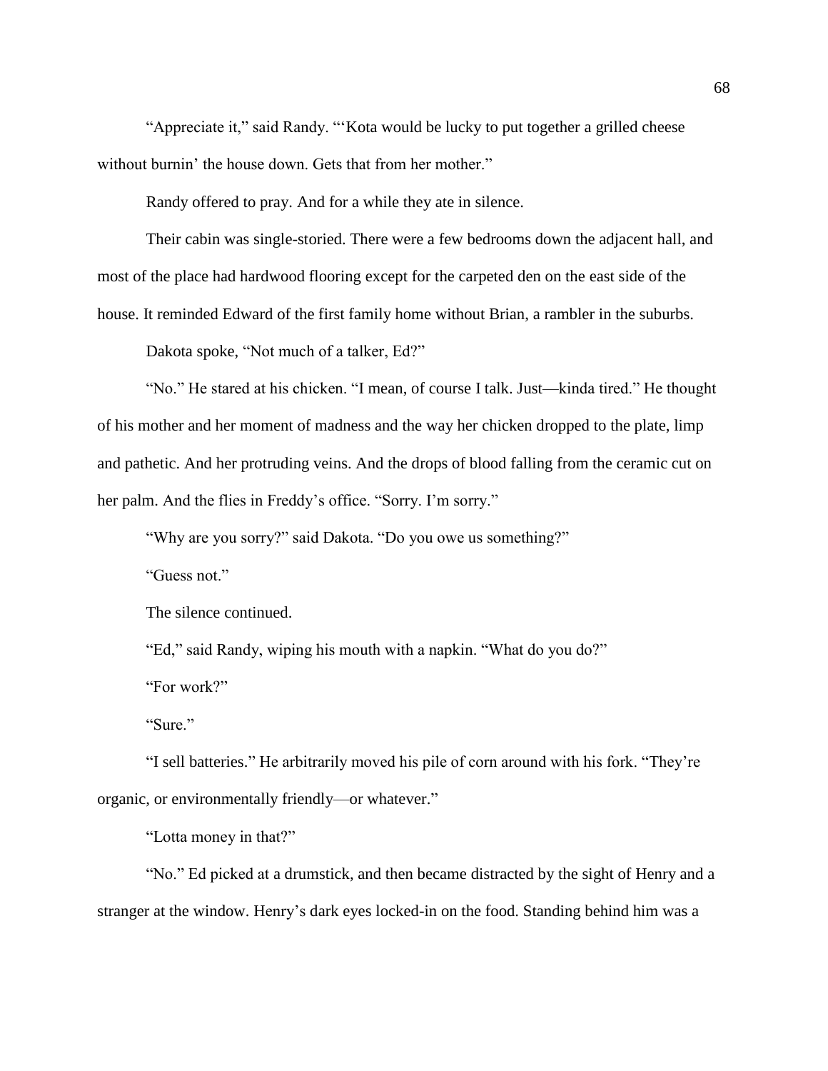"Appreciate it," said Randy. "'Kota would be lucky to put together a grilled cheese without burnin' the house down. Gets that from her mother."

Randy offered to pray. And for a while they ate in silence.

Their cabin was single-storied. There were a few bedrooms down the adjacent hall, and most of the place had hardwood flooring except for the carpeted den on the east side of the house. It reminded Edward of the first family home without Brian, a rambler in the suburbs.

Dakota spoke, "Not much of a talker, Ed?"

"No." He stared at his chicken. "I mean, of course I talk. Just—kinda tired." He thought of his mother and her moment of madness and the way her chicken dropped to the plate, limp and pathetic. And her protruding veins. And the drops of blood falling from the ceramic cut on her palm. And the flies in Freddy's office. "Sorry. I'm sorry."

"Why are you sorry?" said Dakota. "Do you owe us something?"

"Guess not."

The silence continued.

"Ed," said Randy, wiping his mouth with a napkin. "What do you do?"

"For work?"

"Sure."

"I sell batteries." He arbitrarily moved his pile of corn around with his fork. "They're organic, or environmentally friendly—or whatever."

"Lotta money in that?"

"No." Ed picked at a drumstick, and then became distracted by the sight of Henry and a stranger at the window. Henry's dark eyes locked-in on the food. Standing behind him was a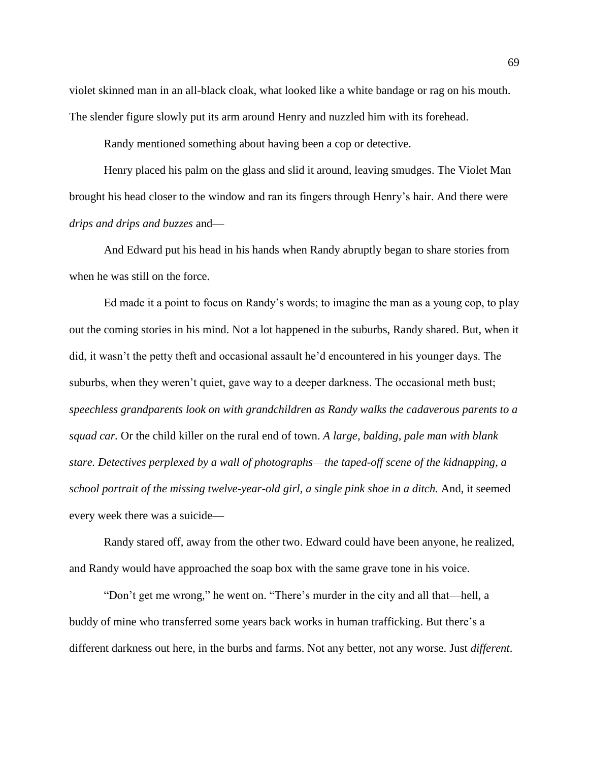violet skinned man in an all-black cloak, what looked like a white bandage or rag on his mouth. The slender figure slowly put its arm around Henry and nuzzled him with its forehead.

Randy mentioned something about having been a cop or detective.

Henry placed his palm on the glass and slid it around, leaving smudges. The Violet Man brought his head closer to the window and ran its fingers through Henry's hair. And there were *drips and drips and buzzes* and—

And Edward put his head in his hands when Randy abruptly began to share stories from when he was still on the force.

Ed made it a point to focus on Randy's words; to imagine the man as a young cop, to play out the coming stories in his mind. Not a lot happened in the suburbs, Randy shared. But, when it did, it wasn't the petty theft and occasional assault he'd encountered in his younger days. The suburbs, when they weren't quiet, gave way to a deeper darkness. The occasional meth bust; *speechless grandparents look on with grandchildren as Randy walks the cadaverous parents to a squad car.* Or the child killer on the rural end of town. *A large, balding, pale man with blank stare. Detectives perplexed by a wall of photographs—the taped-off scene of the kidnapping, a school portrait of the missing twelve-year-old girl, a single pink shoe in a ditch.* And, it seemed every week there was a suicide—

Randy stared off, away from the other two. Edward could have been anyone, he realized, and Randy would have approached the soap box with the same grave tone in his voice.

"Don't get me wrong," he went on. "There's murder in the city and all that—hell, a buddy of mine who transferred some years back works in human trafficking. But there's a different darkness out here, in the burbs and farms. Not any better, not any worse. Just *different*.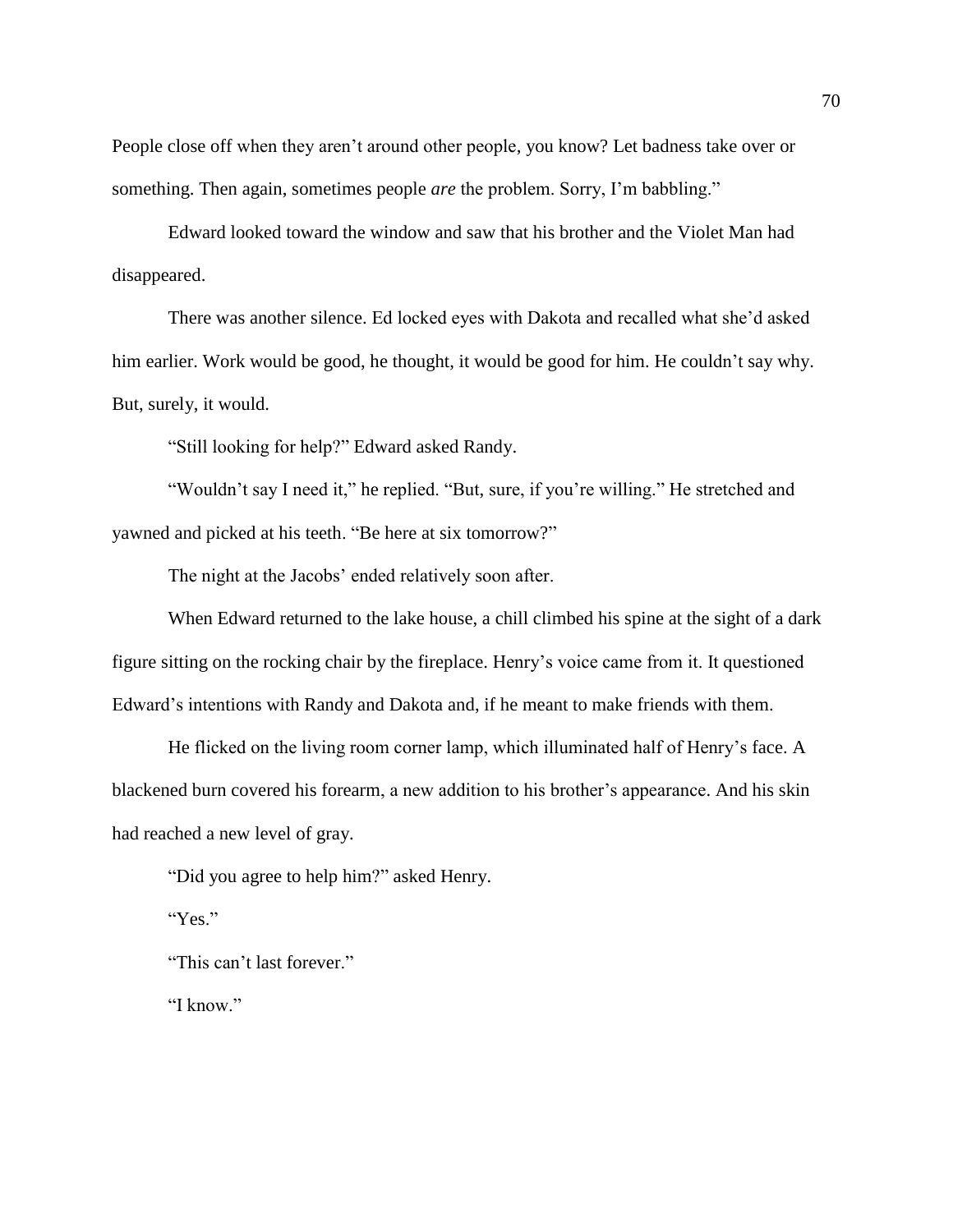People close off when they aren't around other people, you know? Let badness take over or something. Then again, sometimes people *are* the problem. Sorry, I'm babbling."

Edward looked toward the window and saw that his brother and the Violet Man had disappeared.

There was another silence. Ed locked eyes with Dakota and recalled what she'd asked him earlier. Work would be good, he thought, it would be good for him. He couldn't say why. But, surely, it would.

"Still looking for help?" Edward asked Randy.

"Wouldn't say I need it," he replied. "But, sure, if you're willing." He stretched and yawned and picked at his teeth. "Be here at six tomorrow?"

The night at the Jacobs' ended relatively soon after.

When Edward returned to the lake house, a chill climbed his spine at the sight of a dark figure sitting on the rocking chair by the fireplace. Henry's voice came from it. It questioned Edward's intentions with Randy and Dakota and, if he meant to make friends with them.

He flicked on the living room corner lamp, which illuminated half of Henry's face. A blackened burn covered his forearm, a new addition to his brother's appearance. And his skin had reached a new level of gray.

"Did you agree to help him?" asked Henry.

"Yes."

"This can't last forever."

"I know."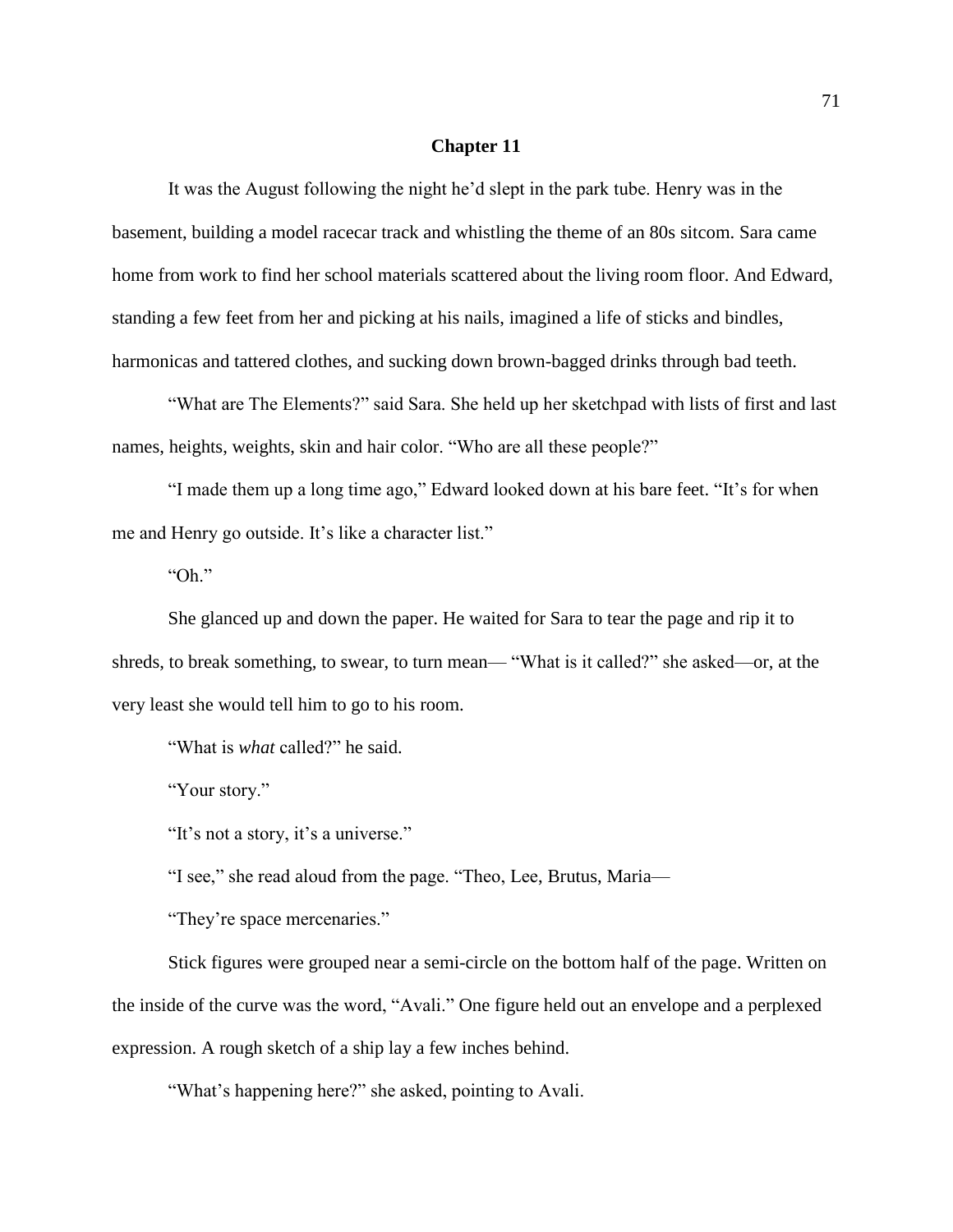## Chapter 11

It was the August following the night he'd slept in the park tube. Henry was in the basement, building a model racecar track and whistling the theme of an 80s sitcom. Sara came home from work to find her school materials scattered about the living room floor. And Edward, standing a few feet from her and picking at his nails, imagined a life of sticks and bindles, harmonicas and tattered clothes, and sucking down brown-bagged drinks through bad teeth.

"What are The Elements?" said Sara. She held up her sketchpad with lists of first and last names, heights, weights, skin and hair color. "Who are all these people?"

"I made them up a long time ago," Edward looked down at his bare feet. "It's for when me and Henry go outside. It's like a character list."

"Oh."

She glanced up and down the paper. He waited for Sara to tear the page and rip it to shreds, to break something, to swear, to turn mean— "What is it called?" she asked—or, at the very least she would tell him to go to his room.

"What is *what* called?" he said.

"Your story."

"It's not a story, it's a universe."

"I see," she read aloud from the page. "Theo, Lee, Brutus, Maria—

"They're space mercenaries."

Stick figures were grouped near a semi-circle on the bottom half of the page. Written on the inside of the curve was the word, "Avali." One figure held out an envelope and a perplexed expression. A rough sketch of a ship lay a few inches behind.

"What's happening here?" she asked, pointing to Avali.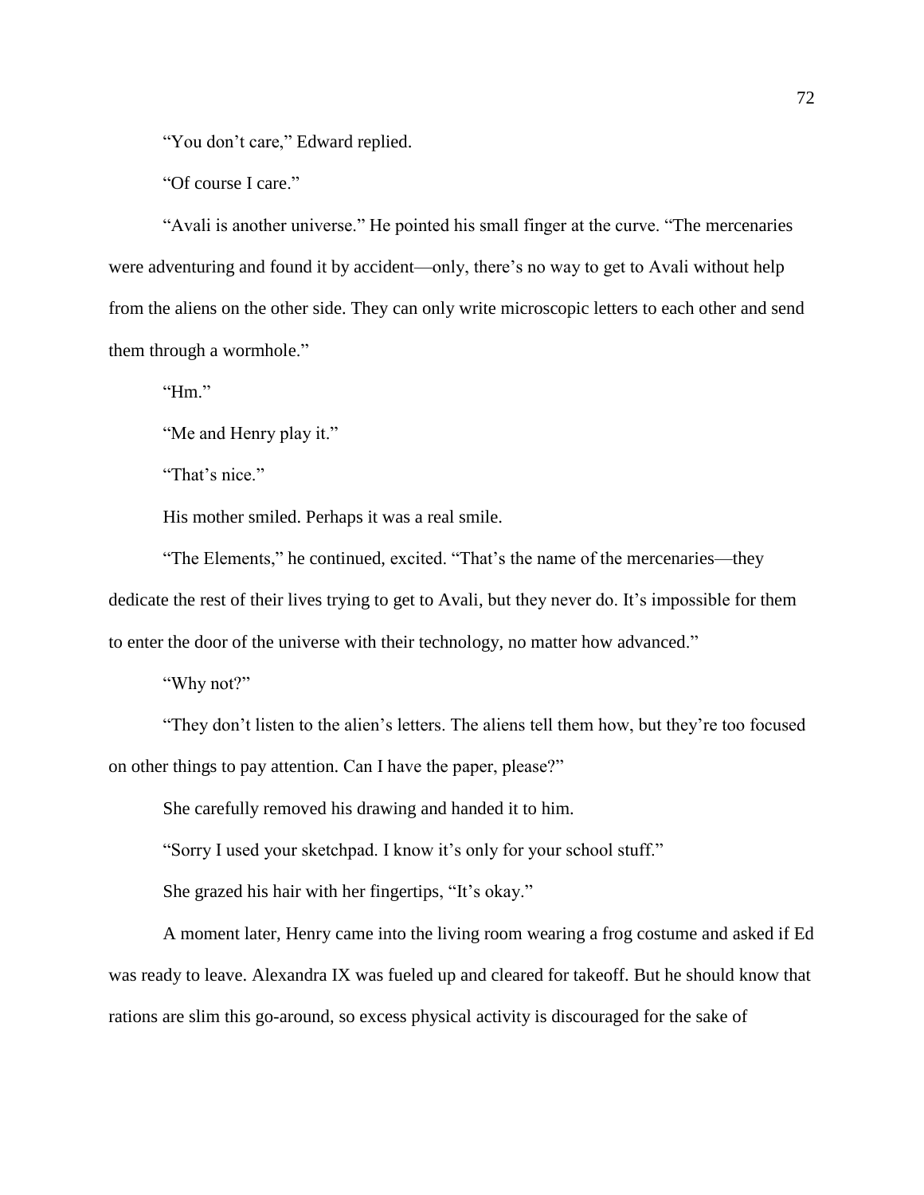"You don't care," Edward replied.

"Of course I care."

"Avali is another universe." He pointed his small finger at the curve. "The mercenaries were adventuring and found it by accident—only, there's no way to get to Avali without help from the aliens on the other side. They can only write microscopic letters to each other and send them through a wormhole."

"Hm."

"Me and Henry play it."

"That's nice."

His mother smiled. Perhaps it was a real smile.

"The Elements," he continued, excited. "That's the name of the mercenaries—they dedicate the rest of their lives trying to get to Avali, but they never do. It's impossible for them to enter the door of the universe with their technology, no matter how advanced."

"Why not?"

"They don't listen to the alien's letters. The aliens tell them how, but they're too focused on other things to pay attention. Can I have the paper, please?"

She carefully removed his drawing and handed it to him.

"Sorry I used your sketchpad. I know it's only for your school stuff."

She grazed his hair with her fingertips, "It's okay."

A moment later, Henry came into the living room wearing a frog costume and asked if Ed was ready to leave. Alexandra IX was fueled up and cleared for takeoff. But he should know that rations are slim this go-around, so excess physical activity is discouraged for the sake of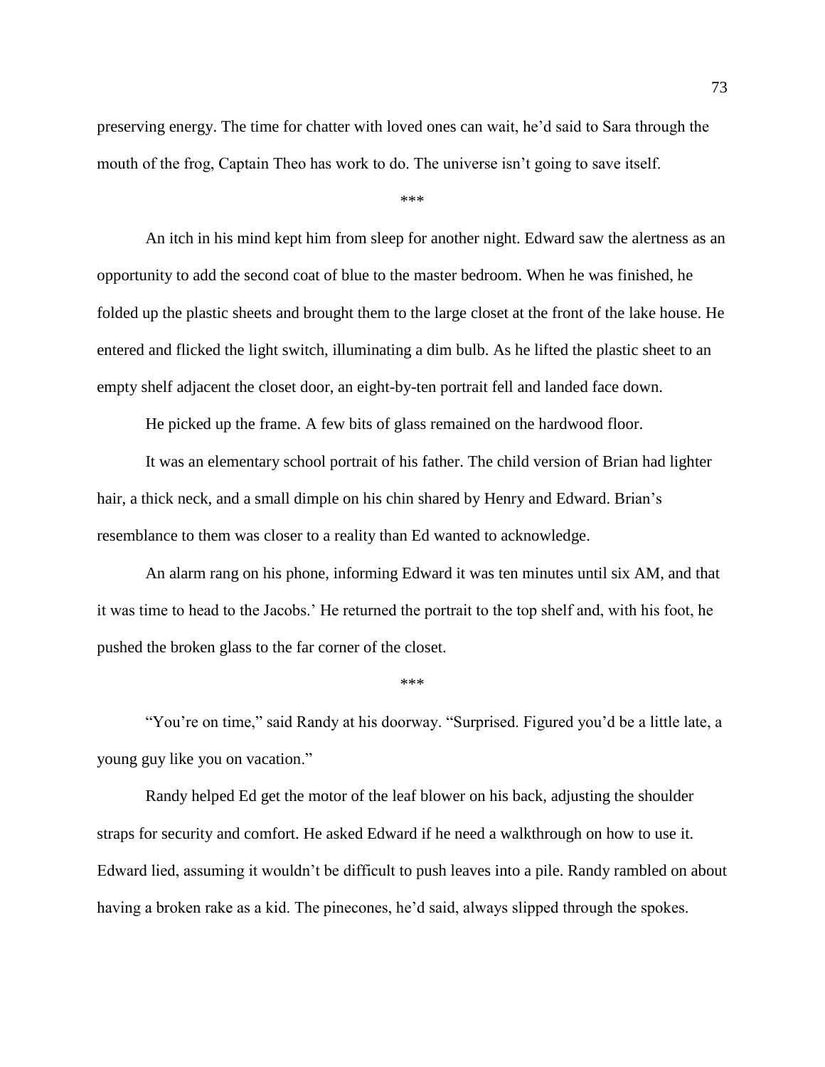preserving energy. The time for chatter with loved ones can wait, he'd said to Sara through the mouth of the frog, Captain Theo has work to do. The universe isn't going to save itself.

***

An itch in his mind kept him from sleep for another night. Edward saw the alertness as an opportunity to add the second coat of blue to the master bedroom. When he was finished, he folded up the plastic sheets and brought them to the large closet at the front of the lake house. He entered and flicked the light switch, illuminating a dim bulb. As he lifted the plastic sheet to an empty shelf adjacent the closet door, an eight-by-ten portrait fell and landed face down.

He picked up the frame. A few bits of glass remained on the hardwood floor.

It was an elementary school portrait of his father. The child version of Brian had lighter hair, a thick neck, and a small dimple on his chin shared by Henry and Edward. Brian's resemblance to them was closer to a reality than Ed wanted to acknowledge.

An alarm rang on his phone, informing Edward it was ten minutes until six AM, and that it was time to head to the Jacobs.' He returned the portrait to the top shelf and, with his foot, he pushed the broken glass to the far corner of the closet.

***

"You're on time," said Randy at his doorway. "Surprised. Figured you'd be a little late, a young guy like you on vacation."

Randy helped Ed get the motor of the leaf blower on his back, adjusting the shoulder straps for security and comfort. He asked Edward if he need a walkthrough on how to use it. Edward lied, assuming it wouldn't be difficult to push leaves into a pile. Randy rambled on about having a broken rake as a kid. The pinecones, he'd said, always slipped through the spokes.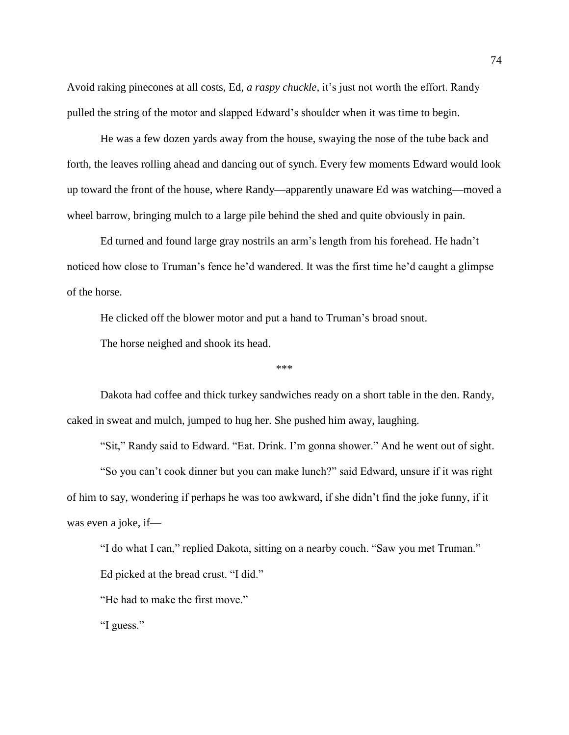Avoid raking pinecones at all costs, Ed, *a raspy chuckle,* it's just not worth the effort. Randy pulled the string of the motor and slapped Edward's shoulder when it was time to begin.

He was a few dozen yards away from the house, swaying the nose of the tube back and forth, the leaves rolling ahead and dancing out of synch. Every few moments Edward would look up toward the front of the house, where Randy—apparently unaware Ed was watching—moved a wheel barrow, bringing mulch to a large pile behind the shed and quite obviously in pain.

Ed turned and found large gray nostrils an arm's length from his forehead. He hadn't noticed how close to Truman's fence he'd wandered. It was the first time he'd caught a glimpse of the horse.

He clicked off the blower motor and put a hand to Truman's broad snout.

The horse neighed and shook its head.

\*\*\*

Dakota had coffee and thick turkey sandwiches ready on a short table in the den. Randy, caked in sweat and mulch, jumped to hug her. She pushed him away, laughing.

"Sit," Randy said to Edward. "Eat. Drink. I'm gonna shower." And he went out of sight.

"So you can't cook dinner but you can make lunch?" said Edward, unsure if it was right of him to say, wondering if perhaps he was too awkward, if she didn't find the joke funny, if it was even a joke, if—

"I do what I can," replied Dakota, sitting on a nearby couch. "Saw you met Truman."

Ed picked at the bread crust. "I did."

"He had to make the first move."

"I guess."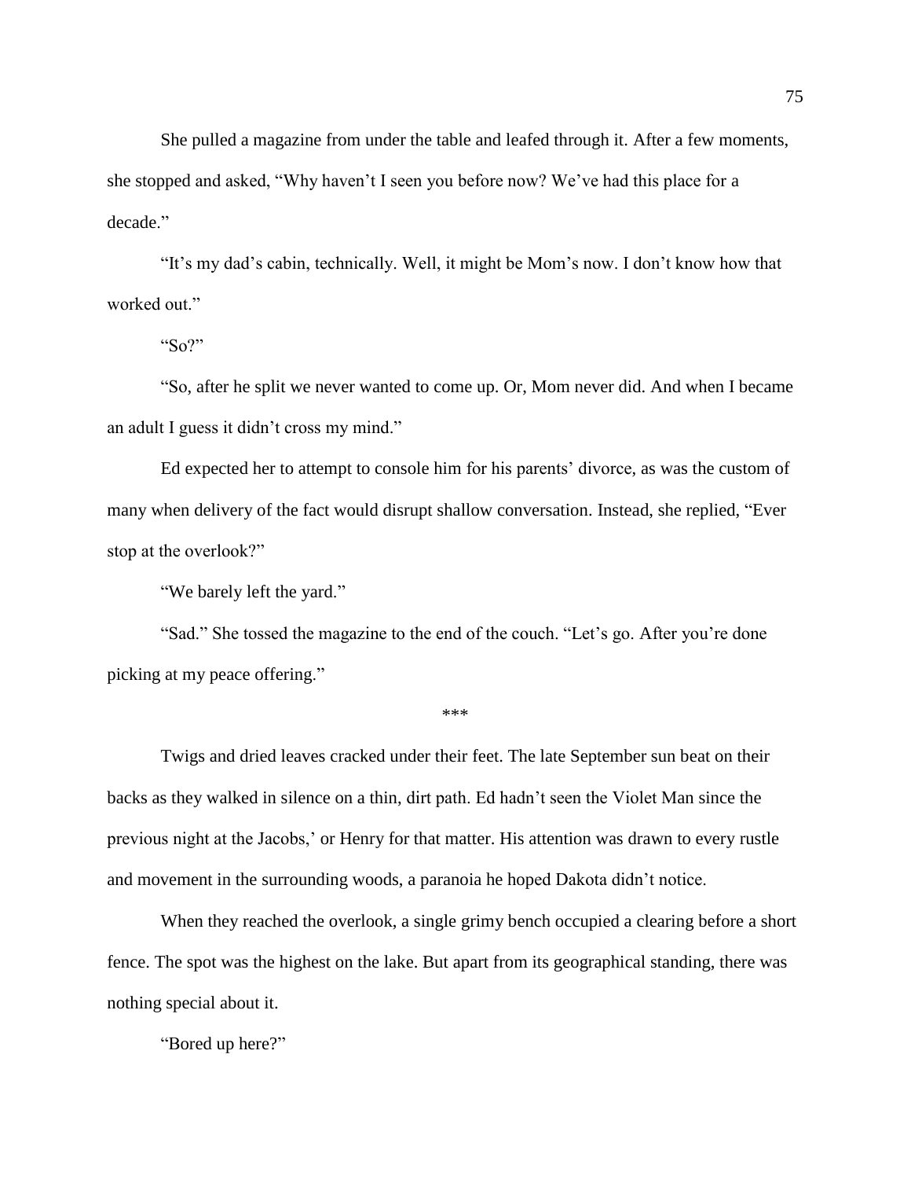She pulled a magazine from under the table and leafed through it. After a few moments, she stopped and asked, "Why haven't I seen you before now? We've had this place for a decade."

"It's my dad's cabin, technically. Well, it might be Mom's now. I don't know how that worked out."

"So?"

"So, after he split we never wanted to come up. Or, Mom never did. And when I became an adult I guess it didn't cross my mind."

Ed expected her to attempt to console him for his parents' divorce, as was the custom of many when delivery of the fact would disrupt shallow conversation. Instead, she replied, "Ever stop at the overlook?"

"We barely left the yard."

"Sad." She tossed the magazine to the end of the couch. "Let's go. After you're done picking at my peace offering."

***

Twigs and dried leaves cracked under their feet. The late September sun beat on their backs as they walked in silence on a thin, dirt path. Ed hadn't seen the Violet Man since the previous night at the Jacobs,' or Henry for that matter. His attention was drawn to every rustle and movement in the surrounding woods, a paranoia he hoped Dakota didn't notice.

When they reached the overlook, a single grimy bench occupied a clearing before a short fence. The spot was the highest on the lake. But apart from its geographical standing, there was nothing special about it.

"Bored up here?"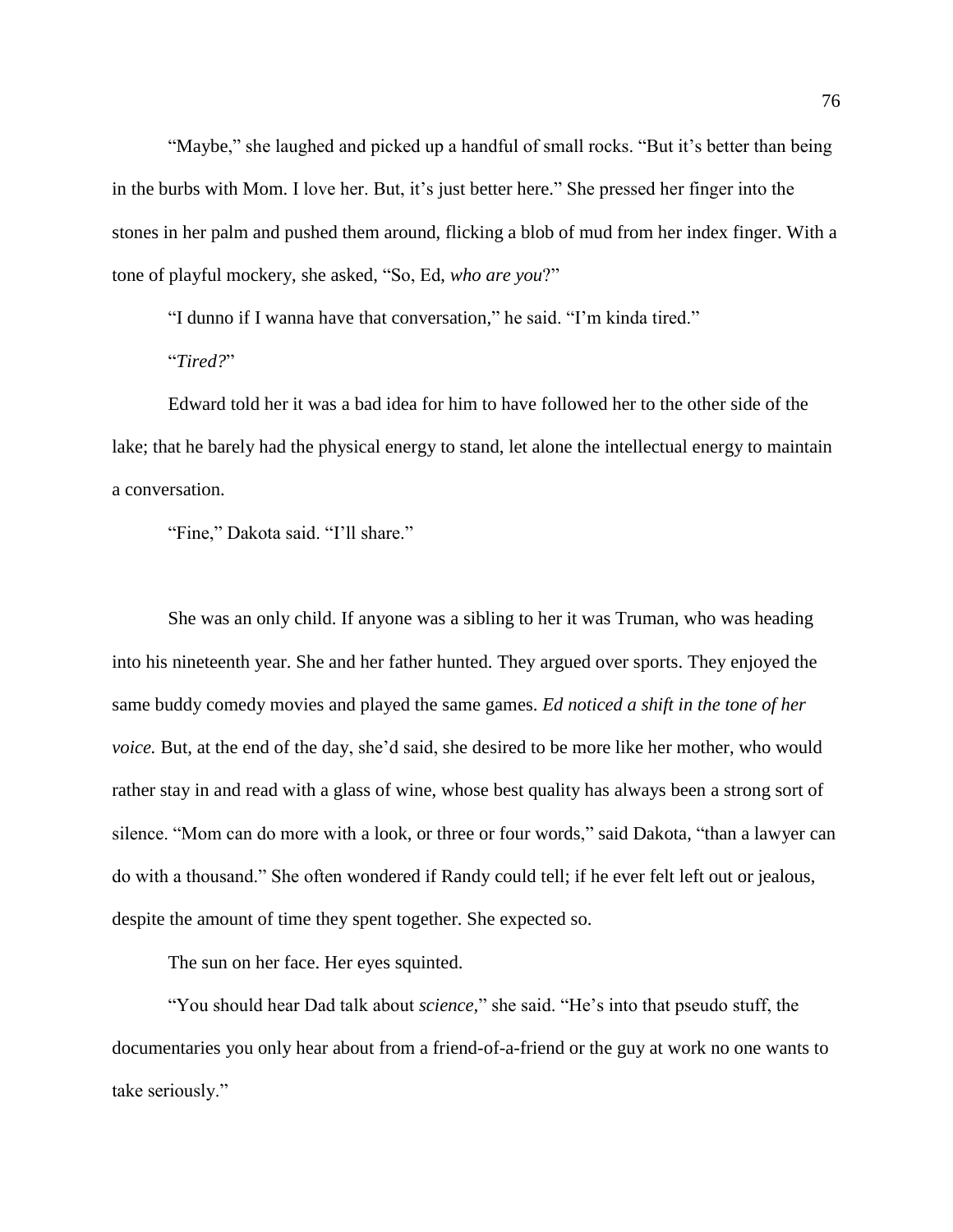"Maybe," she laughed and picked up a handful of small rocks. "But it's better than being in the burbs with Mom. I love her. But, it's just better here." She pressed her finger into the stones in her palm and pushed them around, flicking a blob of mud from her index finger. With a tone of playful mockery, she asked, "So, Ed, *who are you*?"

"I dunno if I wanna have that conversation," he said. "I'm kinda tired."

"*Tired?*"

Edward told her it was a bad idea for him to have followed her to the other side of the lake; that he barely had the physical energy to stand, let alone the intellectual energy to maintain a conversation.

"Fine," Dakota said. "I'll share."

She was an only child. If anyone was a sibling to her it was Truman, who was heading into his nineteenth year. She and her father hunted. They argued over sports. They enjoyed the same buddy comedy movies and played the same games. *Ed noticed a shift in the tone of her voice.* But, at the end of the day, she'd said, she desired to be more like her mother, who would rather stay in and read with a glass of wine, whose best quality has always been a strong sort of silence. "Mom can do more with a look, or three or four words," said Dakota, "than a lawyer can do with a thousand." She often wondered if Randy could tell; if he ever felt left out or jealous, despite the amount of time they spent together. She expected so.

The sun on her face. Her eyes squinted.

"You should hear Dad talk about *science*," she said. "He's into that pseudo stuff, the documentaries you only hear about from a friend-of-a-friend or the guy at work no one wants to take seriously."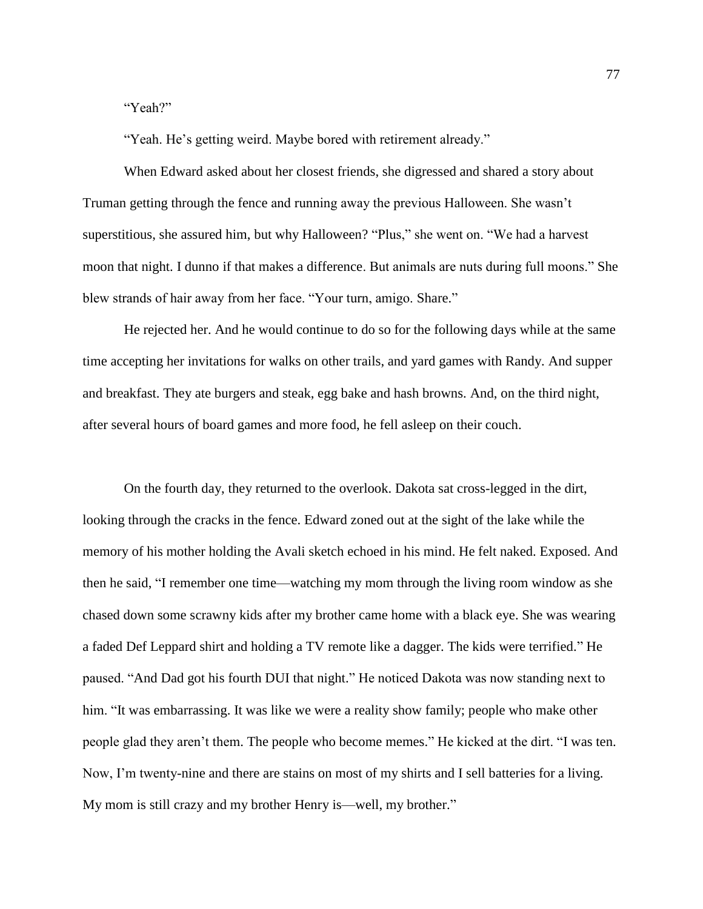"Yeah?"

"Yeah. He's getting weird. Maybe bored with retirement already."

When Edward asked about her closest friends, she digressed and shared a story about Truman getting through the fence and running away the previous Halloween. She wasn't superstitious, she assured him, but why Halloween? "Plus," she went on. "We had a harvest moon that night. I dunno if that makes a difference. But animals are nuts during full moons." She blew strands of hair away from her face. "Your turn, amigo. Share."

He rejected her. And he would continue to do so for the following days while at the same time accepting her invitations for walks on other trails, and yard games with Randy. And supper and breakfast. They ate burgers and steak, egg bake and hash browns. And, on the third night, after several hours of board games and more food, he fell asleep on their couch.

On the fourth day, they returned to the overlook. Dakota sat cross-legged in the dirt, looking through the cracks in the fence. Edward zoned out at the sight of the lake while the memory of his mother holding the Avali sketch echoed in his mind. He felt naked. Exposed. And then he said, "I remember one time—watching my mom through the living room window as she chased down some scrawny kids after my brother came home with a black eye. She was wearing a faded Def Leppard shirt and holding a TV remote like a dagger. The kids were terrified." He paused. "And Dad got his fourth DUI that night." He noticed Dakota was now standing next to him. "It was embarrassing. It was like we were a reality show family; people who make other people glad they aren't them. The people who become memes." He kicked at the dirt. "I was ten. Now, I'm twenty-nine and there are stains on most of my shirts and I sell batteries for a living. My mom is still crazy and my brother Henry is—well, my brother."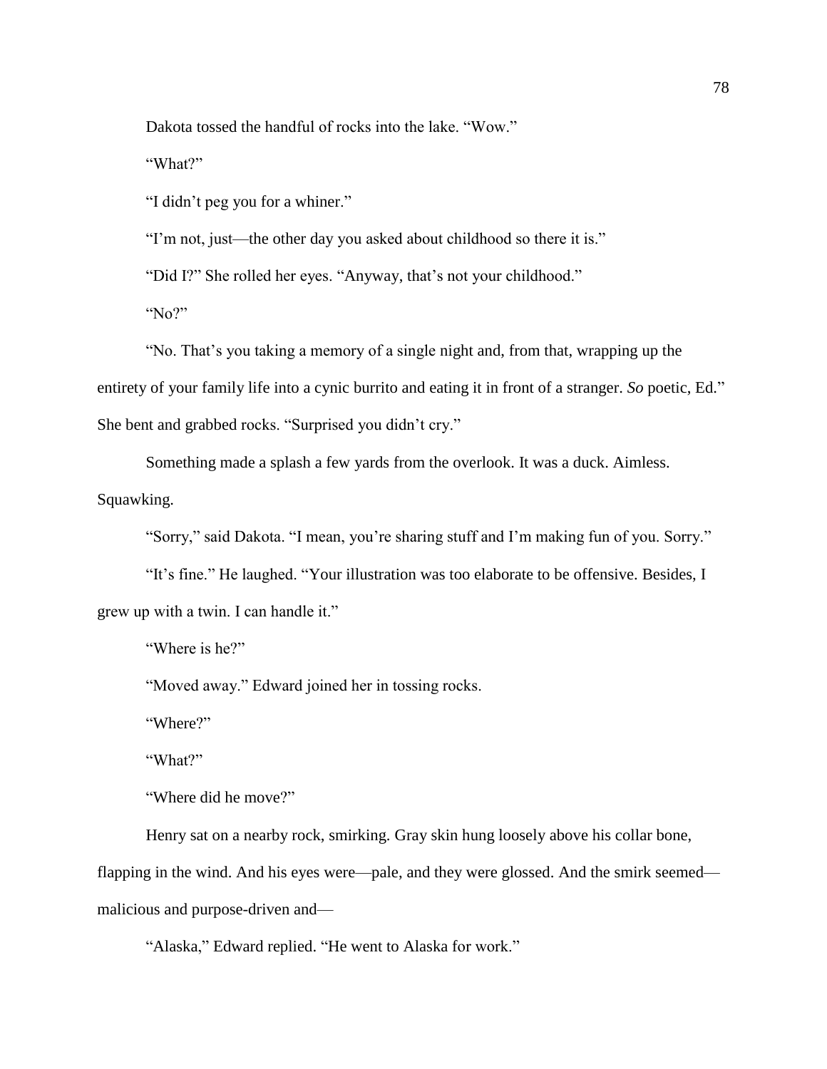Dakota tossed the handful of rocks into the lake. "Wow."

"What?"

"I didn't peg you for a whiner."

"I'm not, just—the other day you asked about childhood so there it is."

"Did I?" She rolled her eyes. "Anyway, that's not your childhood."

"No?"

"No. That's you taking a memory of a single night and, from that, wrapping up the entirety of your family life into a cynic burrito and eating it in front of a stranger. *So* poetic, Ed." She bent and grabbed rocks. "Surprised you didn't cry."

Something made a splash a few yards from the overlook. It was a duck. Aimless. Squawking.

"Sorry," said Dakota. "I mean, you're sharing stuff and I'm making fun of you. Sorry."

"It's fine." He laughed. "Your illustration was too elaborate to be offensive. Besides, I grew up with a twin. I can handle it."

"Where is he?"

"Moved away." Edward joined her in tossing rocks.

"Where?"

"What?"

"Where did he move?"

Henry sat on a nearby rock, smirking. Gray skin hung loosely above his collar bone, flapping in the wind. And his eyes were—pale, and they were glossed. And the smirk seemed—malicious and purpose-driven and—

"Alaska," Edward replied. "He went to Alaska for work."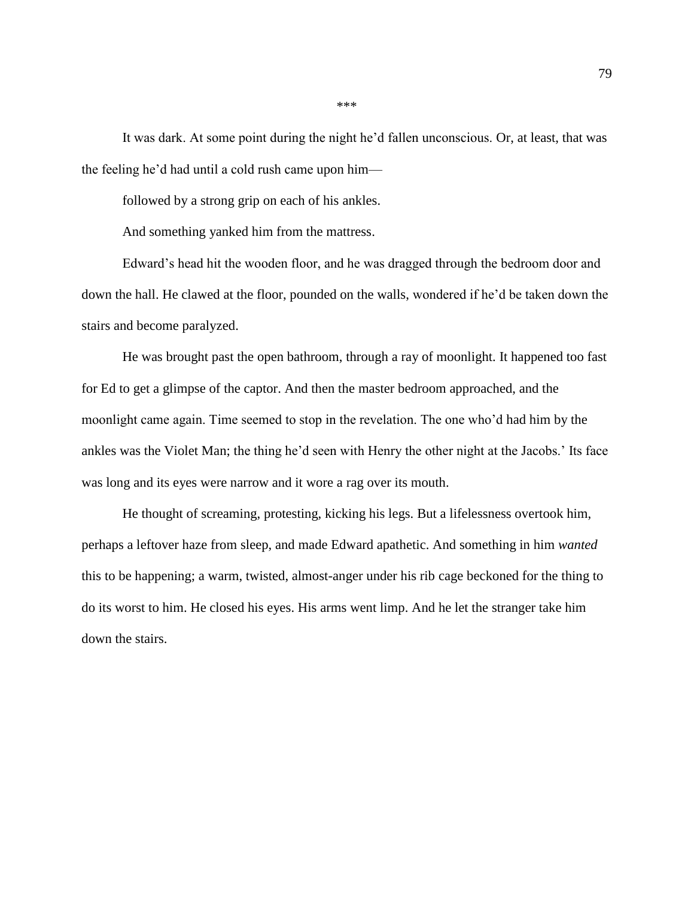\*\*\*

It was dark. At some point during the night he'd fallen unconscious. Or, at least, that was the feeling he'd had until a cold rush came upon him—

followed by a strong grip on each of his ankles.

And something yanked him from the mattress.

Edward's head hit the wooden floor, and he was dragged through the bedroom door and down the hall. He clawed at the floor, pounded on the walls, wondered if he'd be taken down the stairs and become paralyzed.

He was brought past the open bathroom, through a ray of moonlight. It happened too fast for Ed to get a glimpse of the captor. And then the master bedroom approached, and the moonlight came again. Time seemed to stop in the revelation. The one who'd had him by the ankles was the Violet Man; the thing he'd seen with Henry the other night at the Jacobs.' Its face was long and its eyes were narrow and it wore a rag over its mouth.

He thought of screaming, protesting, kicking his legs. But a lifelessness overtook him, perhaps a leftover haze from sleep, and made Edward apathetic. And something in him *wanted* this to be happening; a warm, twisted, almost-anger under his rib cage beckoned for the thing to do its worst to him. He closed his eyes. His arms went limp. And he let the stranger take him down the stairs.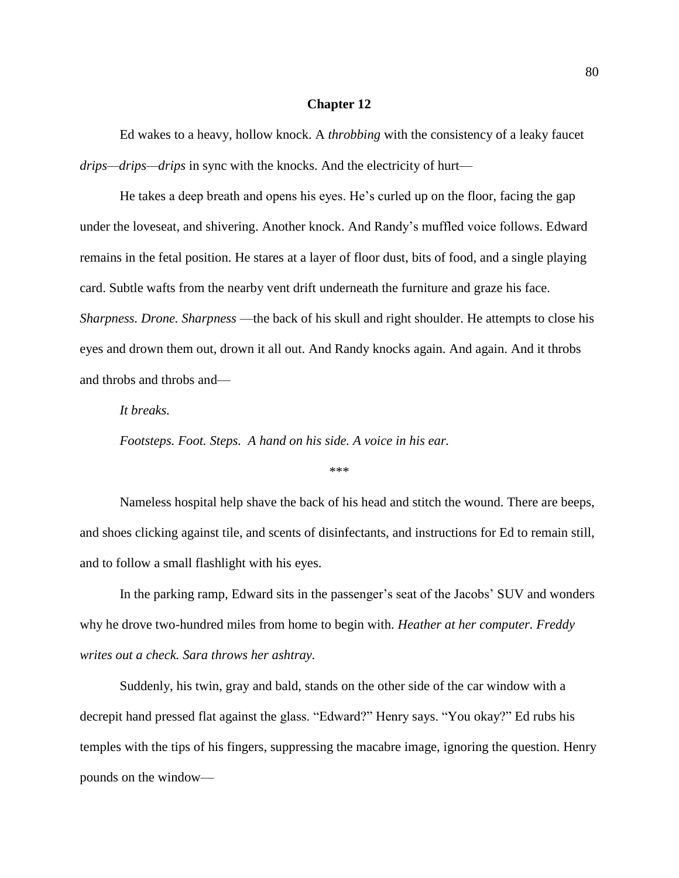## Chapter 12

Ed wakes to a heavy, hollow knock. A *throbbing* with the consistency of a leaky faucet *drips—drips—drips* in sync with the knocks. And the electricity of hurt—

He takes a deep breath and opens his eyes. He's curled up on the floor, facing the gap under the loveseat, and shivering. Another knock. And Randy's muffled voice follows. Edward remains in the fetal position. He stares at a layer of floor dust, bits of food, and a single playing card. Subtle wafts from the nearby vent drift underneath the furniture and graze his face. *Sharpness. Drone. Sharpness* —the back of his skull and right shoulder. He attempts to close his eyes and drown them out, drown it all out. And Randy knocks again. And again. And it throbs and throbs and throbs and—

*It breaks.*

*Footsteps. Foot. Steps. A hand on his side. A voice in his ear.*

\*\*\*

Nameless hospital help shave the back of his head and stitch the wound. There are beeps, and shoes clicking against tile, and scents of disinfectants, and instructions for Ed to remain still, and to follow a small flashlight with his eyes.

In the parking ramp, Edward sits in the passenger's seat of the Jacobs' SUV and wonders why he drove two-hundred miles from home to begin with. *Heather at her computer. Freddy writes out a check. Sara throws her ashtray.*

Suddenly, his twin, gray and bald, stands on the other side of the car window with a decrepit hand pressed flat against the glass. "Edward?" Henry says. "You okay?" Ed rubs his temples with the tips of his fingers, suppressing the macabre image, ignoring the question. Henry pounds on the window—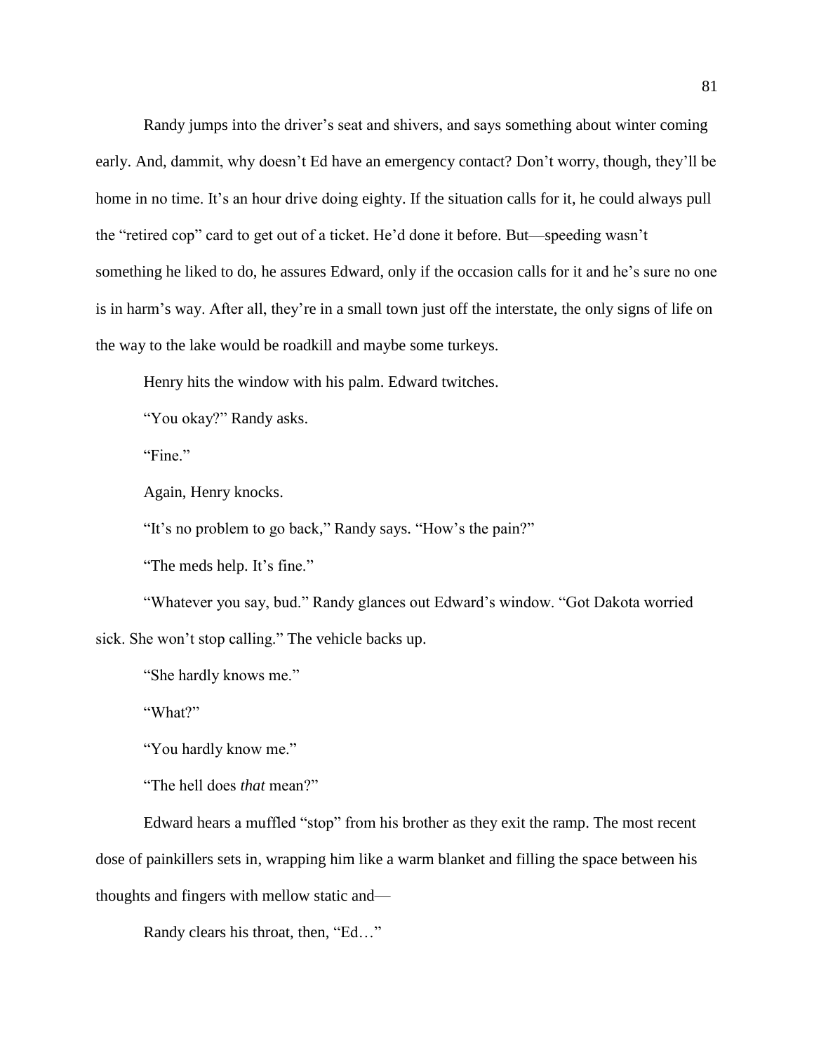Randy jumps into the driver's seat and shivers, and says something about winter coming early. And, dammit, why doesn't Ed have an emergency contact? Don't worry, though, they'll be home in no time. It's an hour drive doing eighty. If the situation calls for it, he could always pull the "retired cop" card to get out of a ticket. He'd done it before. But—speeding wasn't something he liked to do, he assures Edward, only if the occasion calls for it and he's sure no one is in harm's way. After all, they're in a small town just off the interstate, the only signs of life on the way to the lake would be roadkill and maybe some turkeys.

Henry hits the window with his palm. Edward twitches.

"You okay?" Randy asks.

"Fine."

Again, Henry knocks.

"It's no problem to go back," Randy says. "How's the pain?"

"The meds help. It's fine."

"Whatever you say, bud." Randy glances out Edward's window. "Got Dakota worried sick. She won't stop calling." The vehicle backs up.

"She hardly knows me."

"What?"

"You hardly know me."

"The hell does *that* mean?"

Edward hears a muffled "stop" from his brother as they exit the ramp. The most recent dose of painkillers sets in, wrapping him like a warm blanket and filling the space between his thoughts and fingers with mellow static and—

Randy clears his throat, then, "Ed…"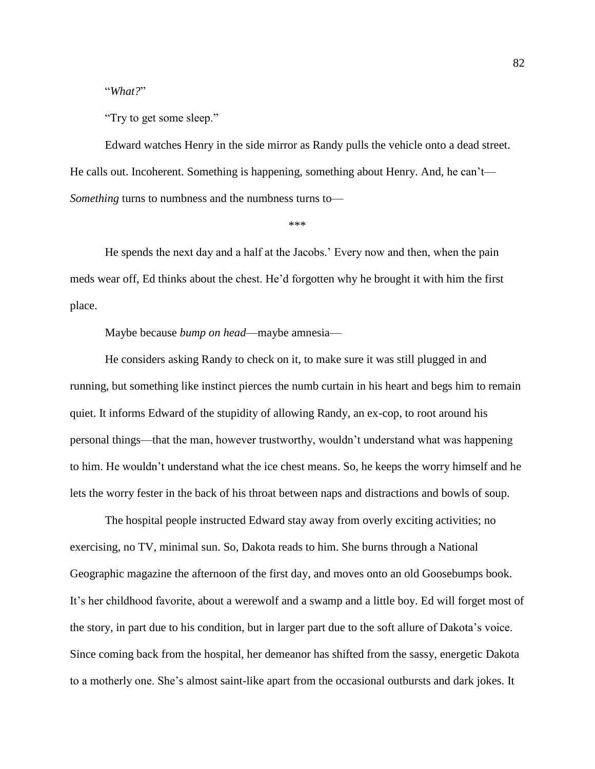"*What?*"

"Try to get some sleep."

Edward watches Henry in the side mirror as Randy pulls the vehicle onto a dead street. He calls out. Incoherent. Something is happening, something about Henry. And, he can't— *Something* turns to numbness and the numbness turns to—

***

He spends the next day and a half at the Jacobs.' Every now and then, when the pain meds wear off, Ed thinks about the chest. He'd forgotten why he brought it with him the first place.

Maybe because *bump on head*—maybe amnesia—

He considers asking Randy to check on it, to make sure it was still plugged in and running, but something like instinct pierces the numb curtain in his heart and begs him to remain quiet. It informs Edward of the stupidity of allowing Randy, an ex-cop, to root around his personal things—that the man, however trustworthy, wouldn't understand what was happening to him. He wouldn't understand what the ice chest means. So, he keeps the worry himself and he lets the worry fester in the back of his throat between naps and distractions and bowls of soup.

The hospital people instructed Edward stay away from overly exciting activities; no exercising, no TV, minimal sun. So, Dakota reads to him. She burns through a National Geographic magazine the afternoon of the first day, and moves onto an old Goosebumps book. It's her childhood favorite, about a werewolf and a swamp and a little boy. Ed will forget most of the story, in part due to his condition, but in larger part due to the soft allure of Dakota's voice. Since coming back from the hospital, her demeanor has shifted from the sassy, energetic Dakota to a motherly one. She's almost saint-like apart from the occasional outbursts and dark jokes. It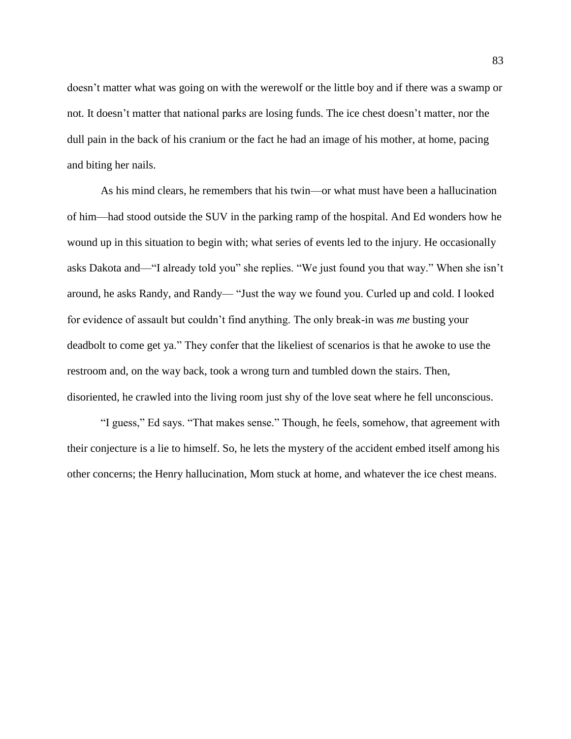doesn't matter what was going on with the werewolf or the little boy and if there was a swamp or not. It doesn't matter that national parks are losing funds. The ice chest doesn't matter, nor the dull pain in the back of his cranium or the fact he had an image of his mother, at home, pacing and biting her nails.

As his mind clears, he remembers that his twin—or what must have been a hallucination of him—had stood outside the SUV in the parking ramp of the hospital. And Ed wonders how he wound up in this situation to begin with; what series of events led to the injury. He occasionally asks Dakota and—"I already told you" she replies. "We just found you that way." When she isn't around, he asks Randy, and Randy— "Just the way we found you. Curled up and cold. I looked for evidence of assault but couldn't find anything. The only break-in was *me* busting your deadbolt to come get ya." They confer that the likeliest of scenarios is that he awoke to use the restroom and, on the way back, took a wrong turn and tumbled down the stairs. Then, disoriented, he crawled into the living room just shy of the love seat where he fell unconscious.

"I guess," Ed says. "That makes sense." Though, he feels, somehow, that agreement with their conjecture is a lie to himself. So, he lets the mystery of the accident embed itself among his other concerns; the Henry hallucination, Mom stuck at home, and whatever the ice chest means.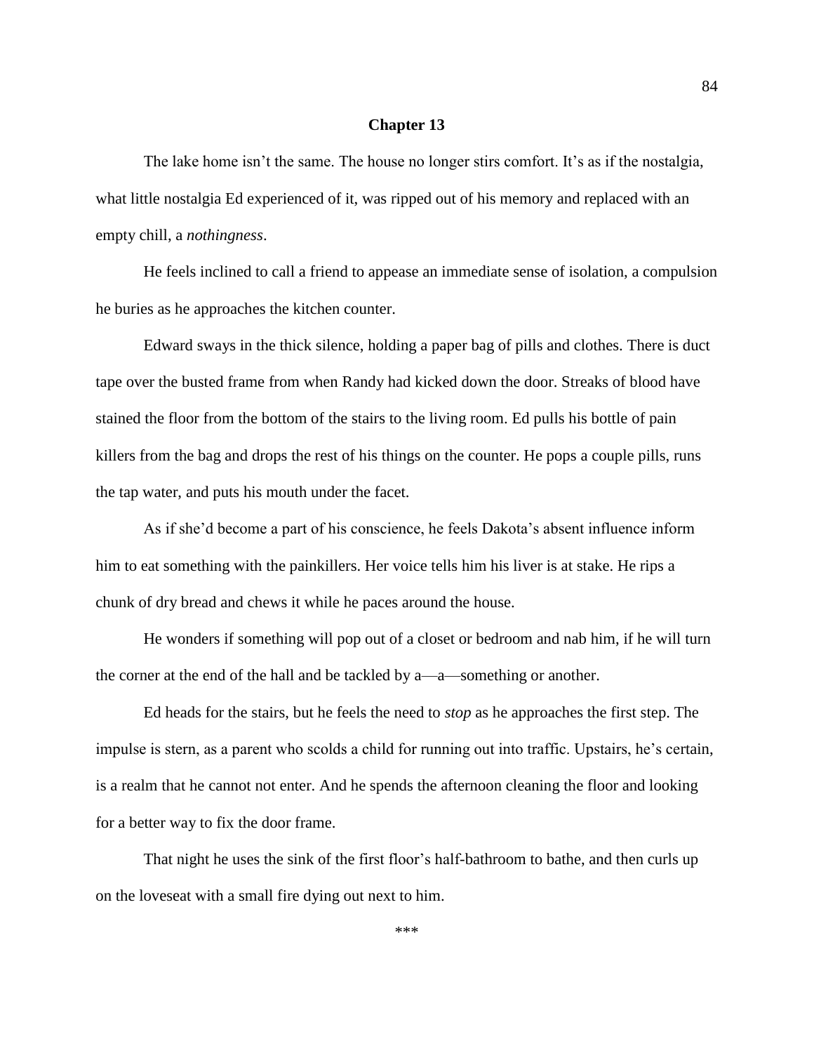## Chapter 13

The lake home isn't the same. The house no longer stirs comfort. It's as if the nostalgia, what little nostalgia Ed experienced of it, was ripped out of his memory and replaced with an empty chill, a *nothingness*.

He feels inclined to call a friend to appease an immediate sense of isolation, a compulsion he buries as he approaches the kitchen counter.

Edward sways in the thick silence, holding a paper bag of pills and clothes. There is duct tape over the busted frame from when Randy had kicked down the door. Streaks of blood have stained the floor from the bottom of the stairs to the living room. Ed pulls his bottle of pain killers from the bag and drops the rest of his things on the counter. He pops a couple pills, runs the tap water, and puts his mouth under the facet.

As if she'd become a part of his conscience, he feels Dakota's absent influence inform him to eat something with the painkillers. Her voice tells him his liver is at stake. He rips a chunk of dry bread and chews it while he paces around the house.

He wonders if something will pop out of a closet or bedroom and nab him, if he will turn the corner at the end of the hall and be tackled by a—a—something or another.

Ed heads for the stairs, but he feels the need to *stop* as he approaches the first step. The impulse is stern, as a parent who scolds a child for running out into traffic. Upstairs, he's certain, is a realm that he cannot not enter. And he spends the afternoon cleaning the floor and looking for a better way to fix the door frame.

That night he uses the sink of the first floor's half-bathroom to bathe, and then curls up on the loveseat with a small fire dying out next to him.

***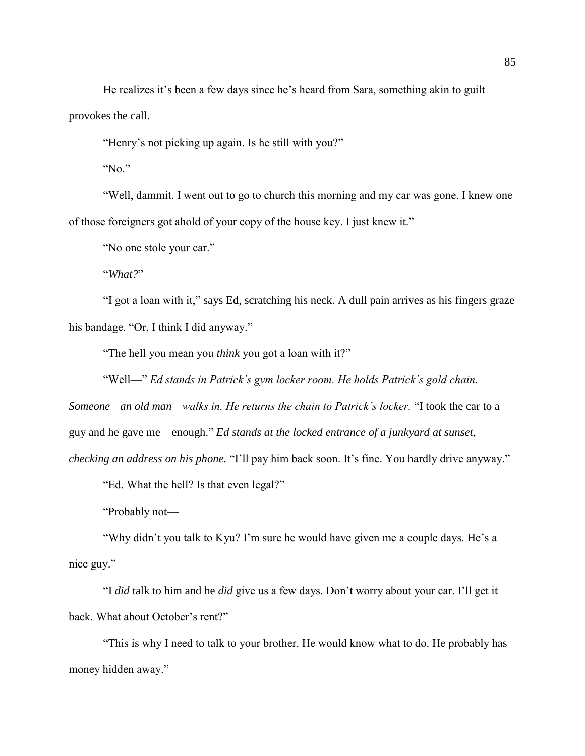He realizes it's been a few days since he's heard from Sara, something akin to guilt provokes the call.

"Henry's not picking up again. Is he still with you?"

"No."

"Well, dammit. I went out to go to church this morning and my car was gone. I knew one of those foreigners got ahold of your copy of the house key. I just knew it."

"No one stole your car."

"*What?*"

"I got a loan with it," says Ed, scratching his neck. A dull pain arrives as his fingers graze his bandage. "Or, I think I did anyway."

"The hell you mean you *think* you got a loan with it?"

"Well—" *Ed stands in Patrick's gym locker room. He holds Patrick's gold chain. Someone—an old man—walks in. He returns the chain to Patrick's locker.* "I took the car to a guy and he gave me—enough." *Ed stands at the locked entrance of a junkyard at sunset, checking an address on his phone.* "I'll pay him back soon. It's fine. You hardly drive anyway."

"Ed. What the hell? Is that even legal?"

"Probably not—

"Why didn't you talk to Kyu? I'm sure he would have given me a couple days. He's a nice guy."

"I *did* talk to him and he *did* give us a few days. Don't worry about your car. I'll get it back. What about October's rent?"

"This is why I need to talk to your brother. He would know what to do. He probably has money hidden away."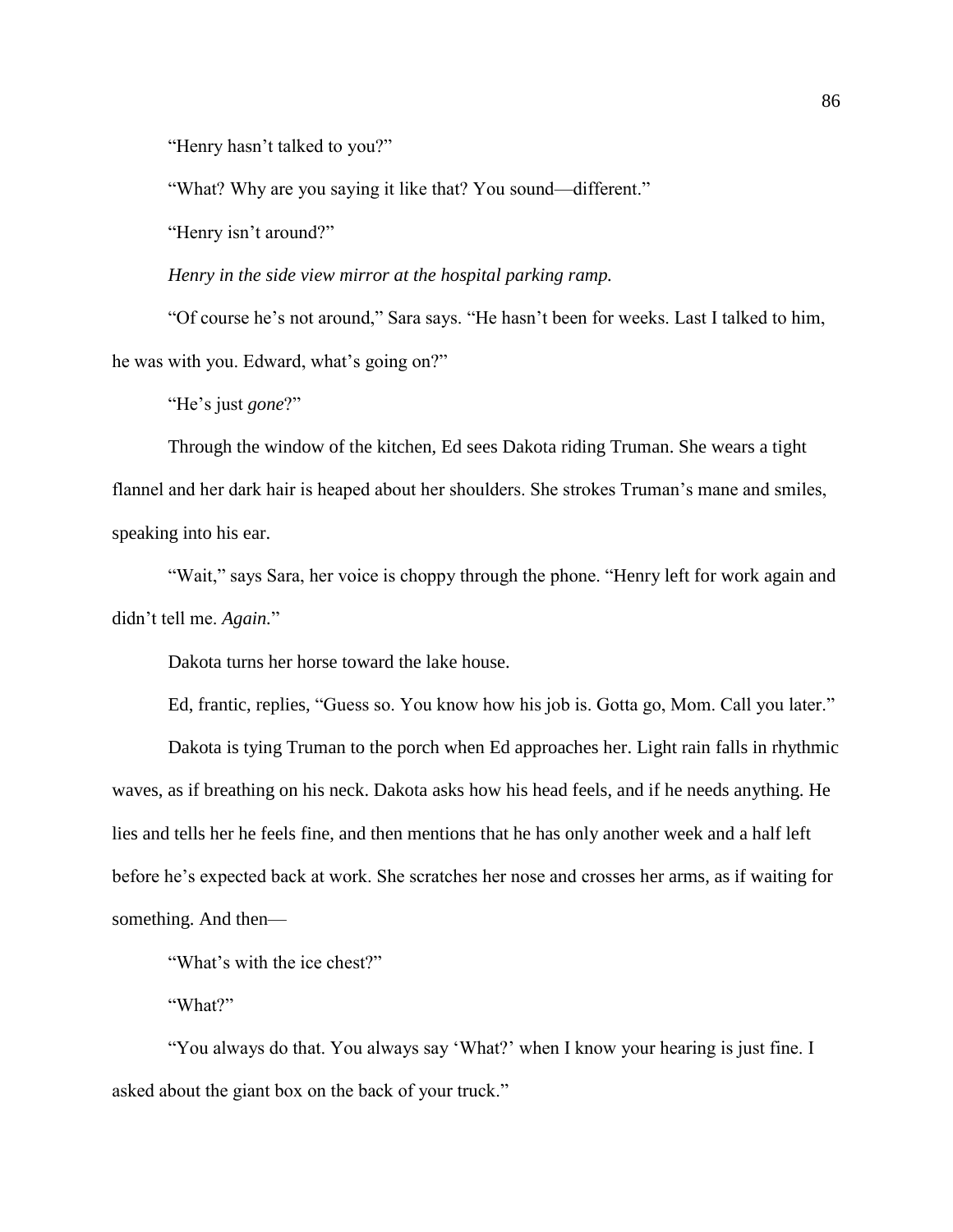"Henry hasn't talked to you?"

"What? Why are you saying it like that? You sound—different."

"Henry isn't around?"

*Henry in the side view mirror at the hospital parking ramp.*

"Of course he's not around," Sara says. "He hasn't been for weeks. Last I talked to him, he was with you. Edward, what's going on?"

"He's just *gone*?"

Through the window of the kitchen, Ed sees Dakota riding Truman. She wears a tight flannel and her dark hair is heaped about her shoulders. She strokes Truman's mane and smiles, speaking into his ear.

"Wait," says Sara, her voice is choppy through the phone. "Henry left for work again and didn't tell me. *Again.*"

Dakota turns her horse toward the lake house.

Ed, frantic, replies, "Guess so. You know how his job is. Gotta go, Mom. Call you later."

Dakota is tying Truman to the porch when Ed approaches her. Light rain falls in rhythmic waves, as if breathing on his neck. Dakota asks how his head feels, and if he needs anything. He lies and tells her he feels fine, and then mentions that he has only another week and a half left before he's expected back at work. She scratches her nose and crosses her arms, as if waiting for something. And then—

"What's with the ice chest?"

"What?"

"You always do that. You always say 'What?' when I know your hearing is just fine. I asked about the giant box on the back of your truck."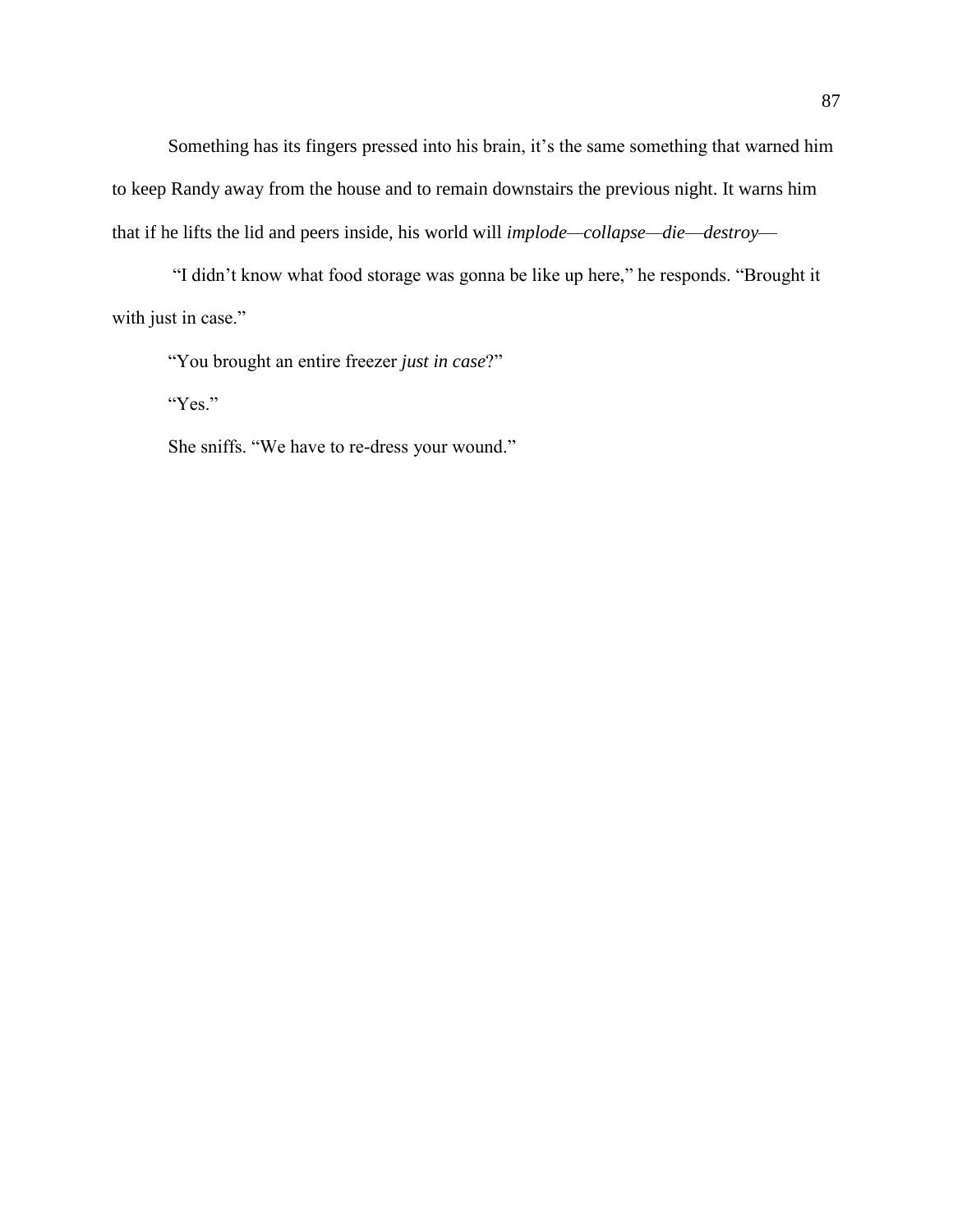Something has its fingers pressed into his brain, it's the same something that warned him to keep Randy away from the house and to remain downstairs the previous night. It warns him that if he lifts the lid and peers inside, his world will *implode—collapse—die—destroy—*

"I didn't know what food storage was gonna be like up here," he responds. "Brought it with just in case."

"You brought an entire freezer *just in case*?"

"Yes."

She sniffs. "We have to re-dress your wound."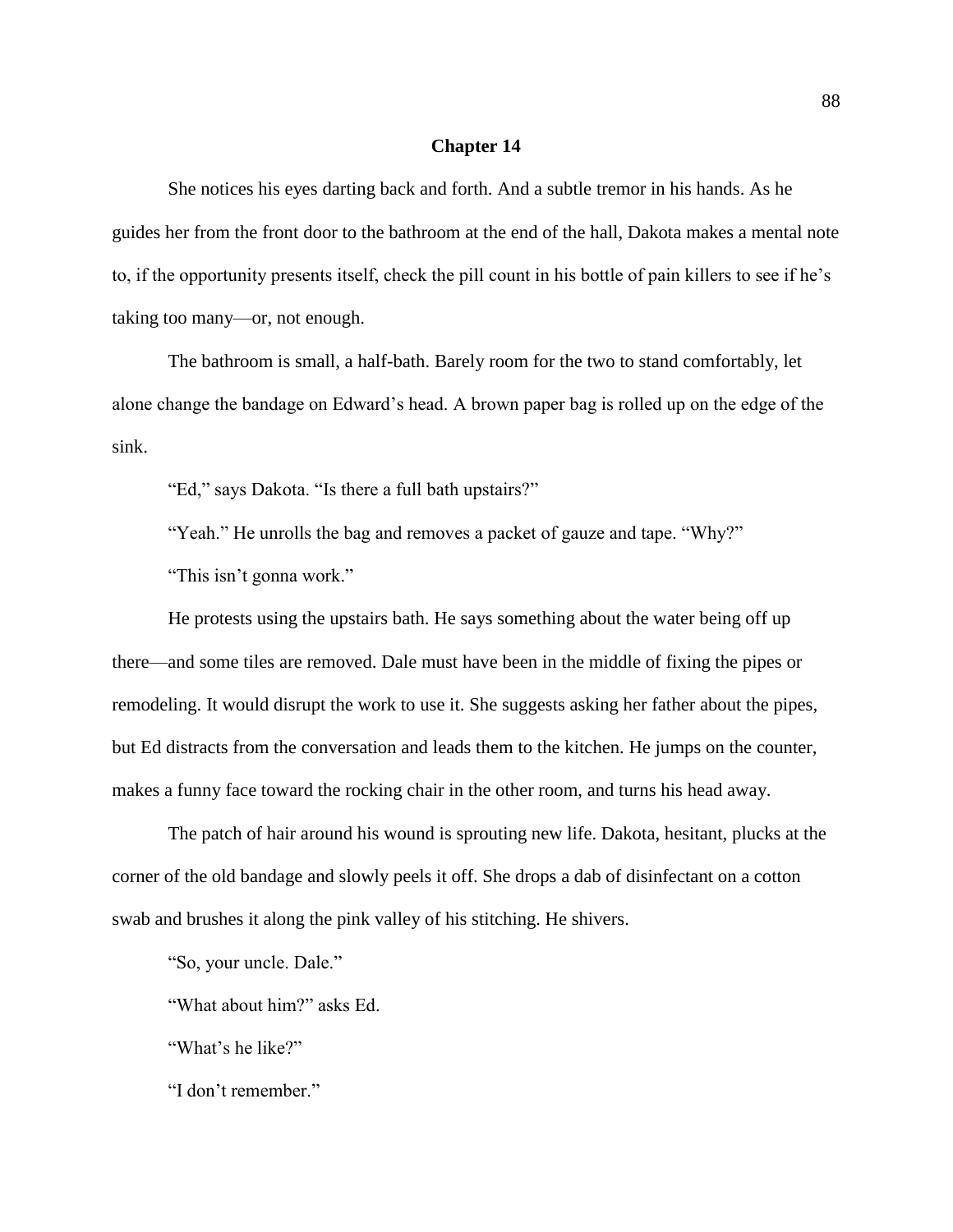## Chapter 14

She notices his eyes darting back and forth. And a subtle tremor in his hands. As he guides her from the front door to the bathroom at the end of the hall, Dakota makes a mental note to, if the opportunity presents itself, check the pill count in his bottle of pain killers to see if he's taking too many—or, not enough.

The bathroom is small, a half-bath. Barely room for the two to stand comfortably, let alone change the bandage on Edward's head. A brown paper bag is rolled up on the edge of the sink.

"Ed," says Dakota. "Is there a full bath upstairs?"

"Yeah." He unrolls the bag and removes a packet of gauze and tape. "Why?"

"This isn't gonna work."

He protests using the upstairs bath. He says something about the water being off up there—and some tiles are removed. Dale must have been in the middle of fixing the pipes or remodeling. It would disrupt the work to use it. She suggests asking her father about the pipes, but Ed distracts from the conversation and leads them to the kitchen. He jumps on the counter, makes a funny face toward the rocking chair in the other room, and turns his head away.

The patch of hair around his wound is sprouting new life. Dakota, hesitant, plucks at the corner of the old bandage and slowly peels it off. She drops a dab of disinfectant on a cotton swab and brushes it along the pink valley of his stitching. He shivers.

"So, your uncle. Dale."

"What about him?" asks Ed.

"What's he like?"

"I don't remember."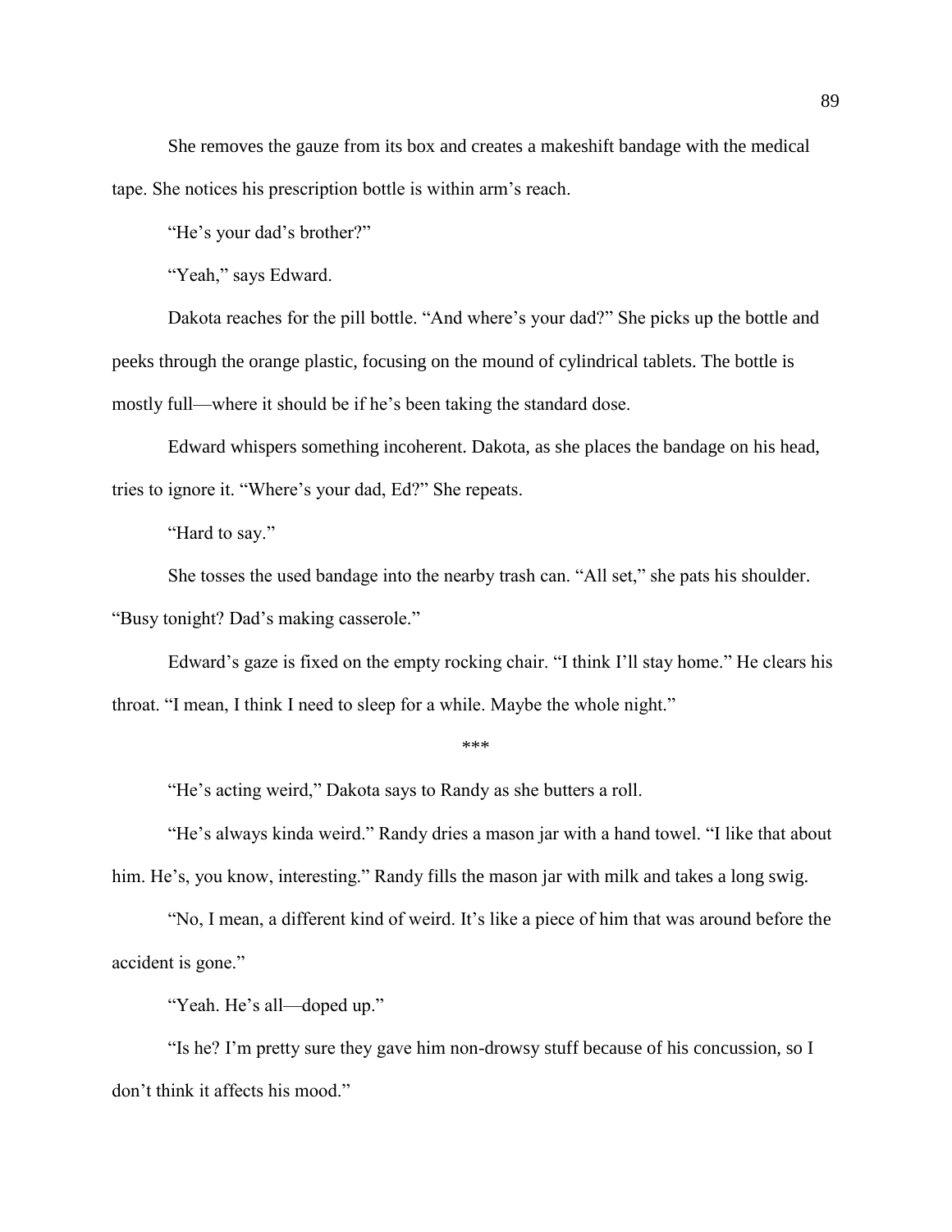She removes the gauze from its box and creates a makeshift bandage with the medical tape. She notices his prescription bottle is within arm's reach.

"He's your dad's brother?"

"Yeah," says Edward.

Dakota reaches for the pill bottle. "And where's your dad?" She picks up the bottle and peeks through the orange plastic, focusing on the mound of cylindrical tablets. The bottle is mostly full—where it should be if he's been taking the standard dose.

Edward whispers something incoherent. Dakota, as she places the bandage on his head, tries to ignore it. "Where's your dad, Ed?" She repeats.

"Hard to say."

She tosses the used bandage into the nearby trash can. "All set," she pats his shoulder. "Busy tonight? Dad's making casserole."

Edward's gaze is fixed on the empty rocking chair. "I think I'll stay home." He clears his throat. "I mean, I think I need to sleep for a while. Maybe the whole night."

\*\*\*

"He's acting weird," Dakota says to Randy as she butters a roll.

"He's always kinda weird." Randy dries a mason jar with a hand towel. "I like that about him. He's, you know, interesting." Randy fills the mason jar with milk and takes a long swig.

"No, I mean, a different kind of weird. It's like a piece of him that was around before the accident is gone."

"Yeah. He's all—doped up."

"Is he? I'm pretty sure they gave him non-drowsy stuff because of his concussion, so I don't think it affects his mood."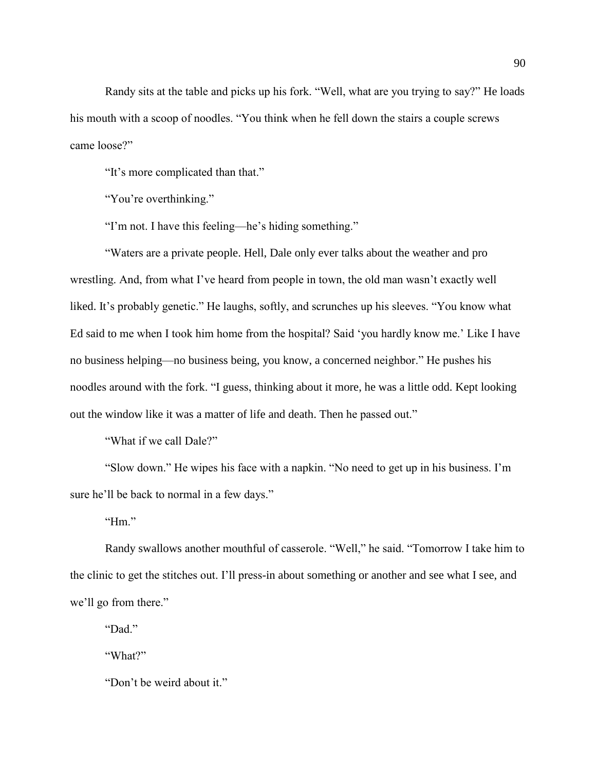Randy sits at the table and picks up his fork. "Well, what are you trying to say?" He loads his mouth with a scoop of noodles. "You think when he fell down the stairs a couple screws came loose?"

"It's more complicated than that."

"You're overthinking."

"I'm not. I have this feeling—he's hiding something."

"Waters are a private people. Hell, Dale only ever talks about the weather and pro wrestling. And, from what I've heard from people in town, the old man wasn't exactly well liked. It's probably genetic." He laughs, softly, and scrunches up his sleeves. "You know what Ed said to me when I took him home from the hospital? Said 'you hardly know me.' Like I have no business helping—no business being, you know, a concerned neighbor." He pushes his noodles around with the fork. "I guess, thinking about it more, he was a little odd. Kept looking out the window like it was a matter of life and death. Then he passed out."

"What if we call Dale?"

"Slow down." He wipes his face with a napkin. "No need to get up in his business. I'm sure he'll be back to normal in a few days."

"Hm."

Randy swallows another mouthful of casserole. "Well," he said. "Tomorrow I take him to the clinic to get the stitches out. I'll press-in about something or another and see what I see, and we'll go from there."

"Dad."

"What?"

"Don't be weird about it."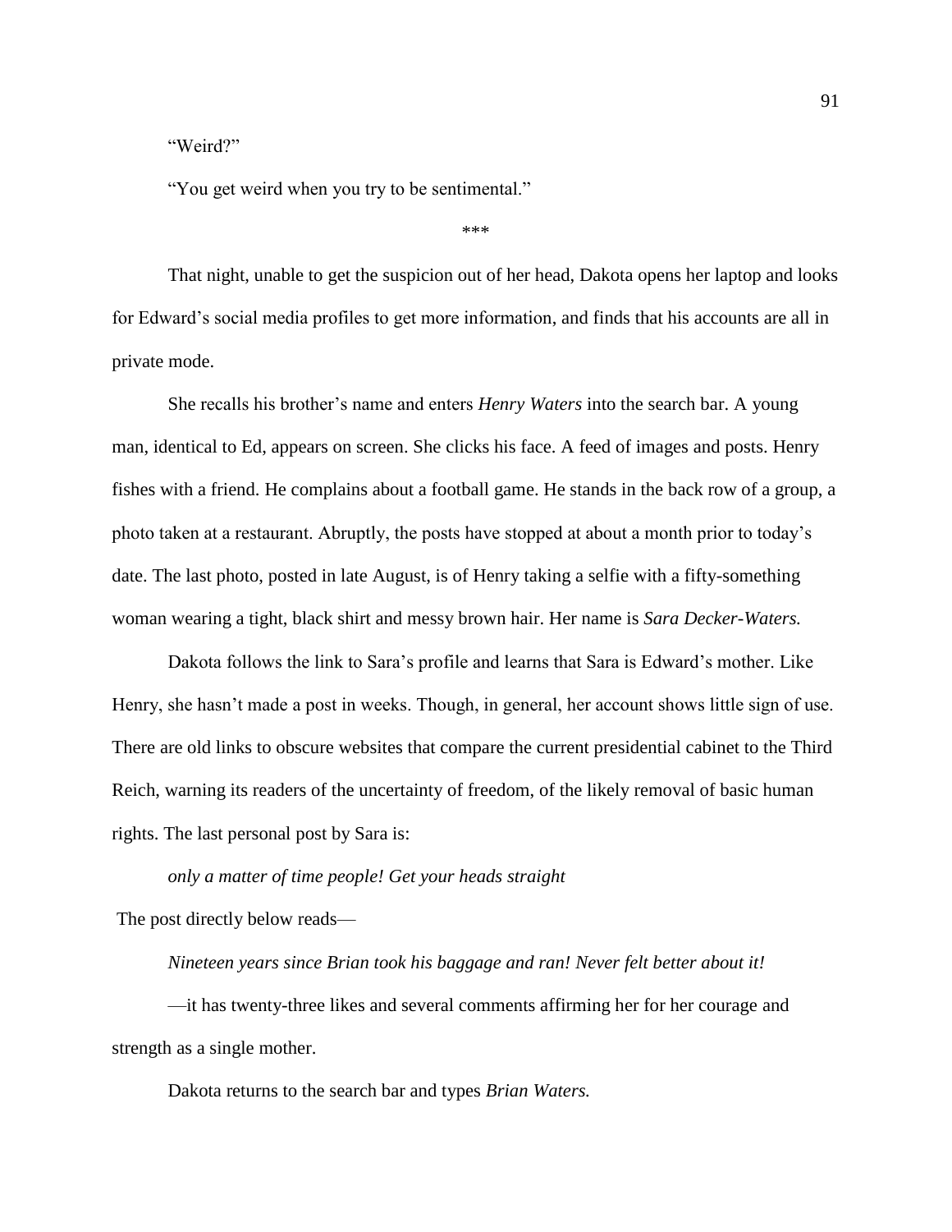"Weird?"

"You get weird when you try to be sentimental."

***

That night, unable to get the suspicion out of her head, Dakota opens her laptop and looks for Edward's social media profiles to get more information, and finds that his accounts are all in private mode.

She recalls his brother's name and enters *Henry Waters* into the search bar. A young man, identical to Ed, appears on screen. She clicks his face. A feed of images and posts. Henry fishes with a friend. He complains about a football game. He stands in the back row of a group, a photo taken at a restaurant. Abruptly, the posts have stopped at about a month prior to today's date. The last photo, posted in late August, is of Henry taking a selfie with a fifty-something woman wearing a tight, black shirt and messy brown hair. Her name is *Sara Decker-Waters.*

Dakota follows the link to Sara's profile and learns that Sara is Edward's mother. Like Henry, she hasn't made a post in weeks. Though, in general, her account shows little sign of use. There are old links to obscure websites that compare the current presidential cabinet to the Third Reich, warning its readers of the uncertainty of freedom, of the likely removal of basic human rights. The last personal post by Sara is:

*only a matter of time people! Get your heads straight*

The post directly below reads—

*Nineteen years since Brian took his baggage and ran! Never felt better about it!*

—it has twenty-three likes and several comments affirming her for her courage and strength as a single mother.

Dakota returns to the search bar and types *Brian Waters.*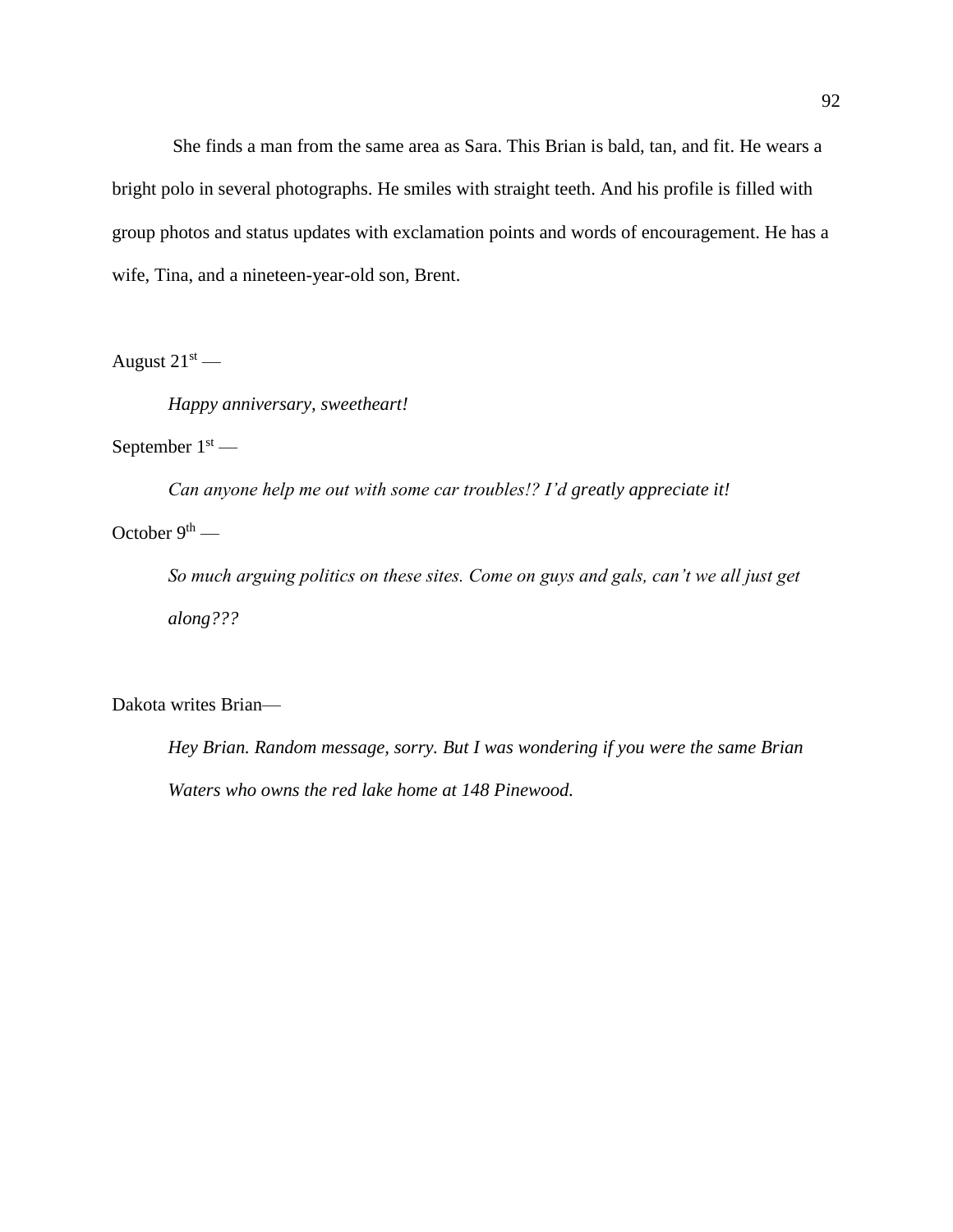She finds a man from the same area as Sara. This Brian is bald, tan, and fit. He wears a bright polo in several photographs. He smiles with straight teeth. And his profile is filled with group photos and status updates with exclamation points and words of encouragement. He has a wife, Tina, and a nineteen-year-old son, Brent.

August 21st —

*Happy anniversary, sweetheart!*

September 1st —

*Can anyone help me out with some car troubles!? I'd greatly appreciate it!*

October 9th —

*So much arguing politics on these sites. Come on guys and gals, can't we all just get along???*

Dakota writes Brian—

*Hey Brian. Random message, sorry. But I was wondering if you were the same Brian Waters who owns the red lake home at 148 Pinewood.*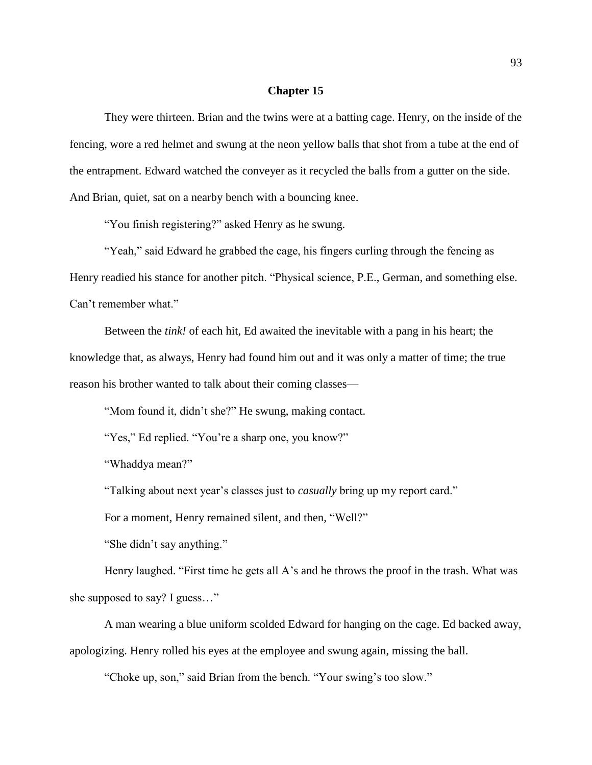# Chapter 15

They were thirteen. Brian and the twins were at a batting cage. Henry, on the inside of the fencing, wore a red helmet and swung at the neon yellow balls that shot from a tube at the end of the entrapment. Edward watched the conveyer as it recycled the balls from a gutter on the side. And Brian, quiet, sat on a nearby bench with a bouncing knee.

"You finish registering?" asked Henry as he swung.

"Yeah," said Edward he grabbed the cage, his fingers curling through the fencing as Henry readied his stance for another pitch. "Physical science, P.E., German, and something else. Can't remember what."

Between the *tink!* of each hit, Ed awaited the inevitable with a pang in his heart; the knowledge that, as always, Henry had found him out and it was only a matter of time; the true reason his brother wanted to talk about their coming classes—

"Mom found it, didn't she?" He swung, making contact.

"Yes," Ed replied. "You're a sharp one, you know?"

"Whaddya mean?"

"Talking about next year's classes just to *casually* bring up my report card."

For a moment, Henry remained silent, and then, "Well?"

"She didn't say anything."

Henry laughed. "First time he gets all A's and he throws the proof in the trash. What was she supposed to say? I guess…"

A man wearing a blue uniform scolded Edward for hanging on the cage. Ed backed away, apologizing. Henry rolled his eyes at the employee and swung again, missing the ball.

"Choke up, son," said Brian from the bench. "Your swing's too slow."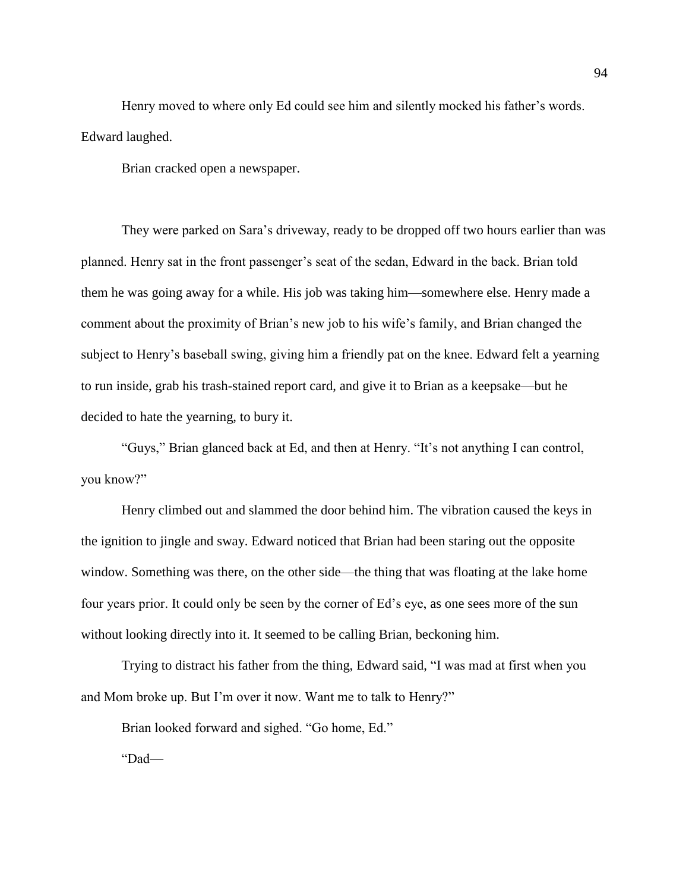Henry moved to where only Ed could see him and silently mocked his father's words. Edward laughed.

Brian cracked open a newspaper.

They were parked on Sara's driveway, ready to be dropped off two hours earlier than was planned. Henry sat in the front passenger's seat of the sedan, Edward in the back. Brian told them he was going away for a while. His job was taking him—somewhere else. Henry made a comment about the proximity of Brian's new job to his wife's family, and Brian changed the subject to Henry's baseball swing, giving him a friendly pat on the knee. Edward felt a yearning to run inside, grab his trash-stained report card, and give it to Brian as a keepsake—but he decided to hate the yearning, to bury it.

"Guys," Brian glanced back at Ed, and then at Henry. "It's not anything I can control, you know?"

Henry climbed out and slammed the door behind him. The vibration caused the keys in the ignition to jingle and sway. Edward noticed that Brian had been staring out the opposite window. Something was there, on the other side—the thing that was floating at the lake home four years prior. It could only be seen by the corner of Ed's eye, as one sees more of the sun without looking directly into it. It seemed to be calling Brian, beckoning him.

Trying to distract his father from the thing, Edward said, "I was mad at first when you and Mom broke up. But I'm over it now. Want me to talk to Henry?"

Brian looked forward and sighed. "Go home, Ed."

"Dad—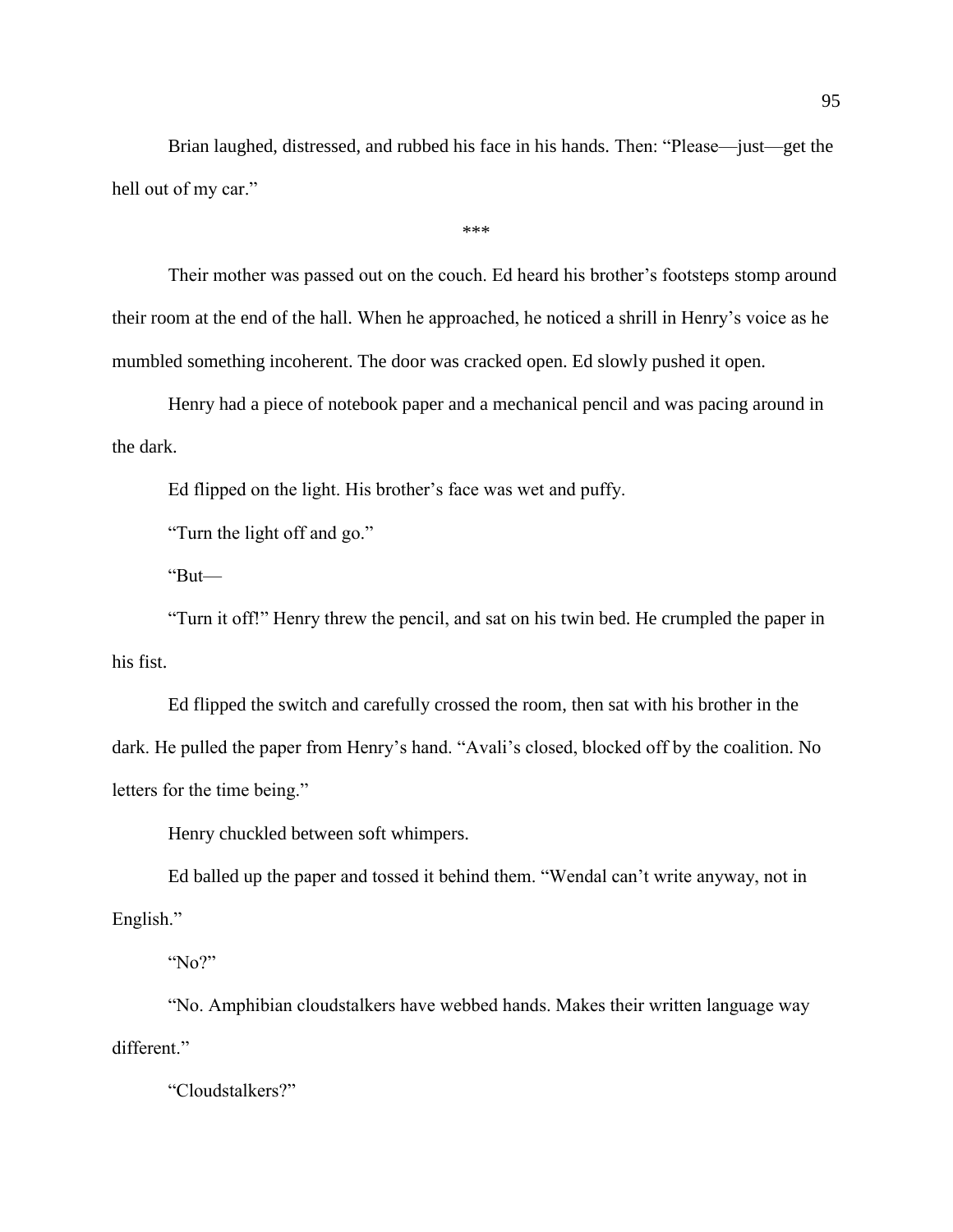Brian laughed, distressed, and rubbed his face in his hands. Then: "Please—just—get the hell out of my car."

\*\*\*

Their mother was passed out on the couch. Ed heard his brother's footsteps stomp around their room at the end of the hall. When he approached, he noticed a shrill in Henry's voice as he mumbled something incoherent. The door was cracked open. Ed slowly pushed it open.

Henry had a piece of notebook paper and a mechanical pencil and was pacing around in the dark.

Ed flipped on the light. His brother's face was wet and puffy.

"Turn the light off and go."

"But—

"Turn it off!" Henry threw the pencil, and sat on his twin bed. He crumpled the paper in his fist.

Ed flipped the switch and carefully crossed the room, then sat with his brother in the dark. He pulled the paper from Henry's hand. "Avali's closed, blocked off by the coalition. No letters for the time being."

Henry chuckled between soft whimpers.

Ed balled up the paper and tossed it behind them. "Wendal can't write anyway, not in English."

"No?"

"No. Amphibian cloudstalkers have webbed hands. Makes their written language way different."

"Cloudstalkers?"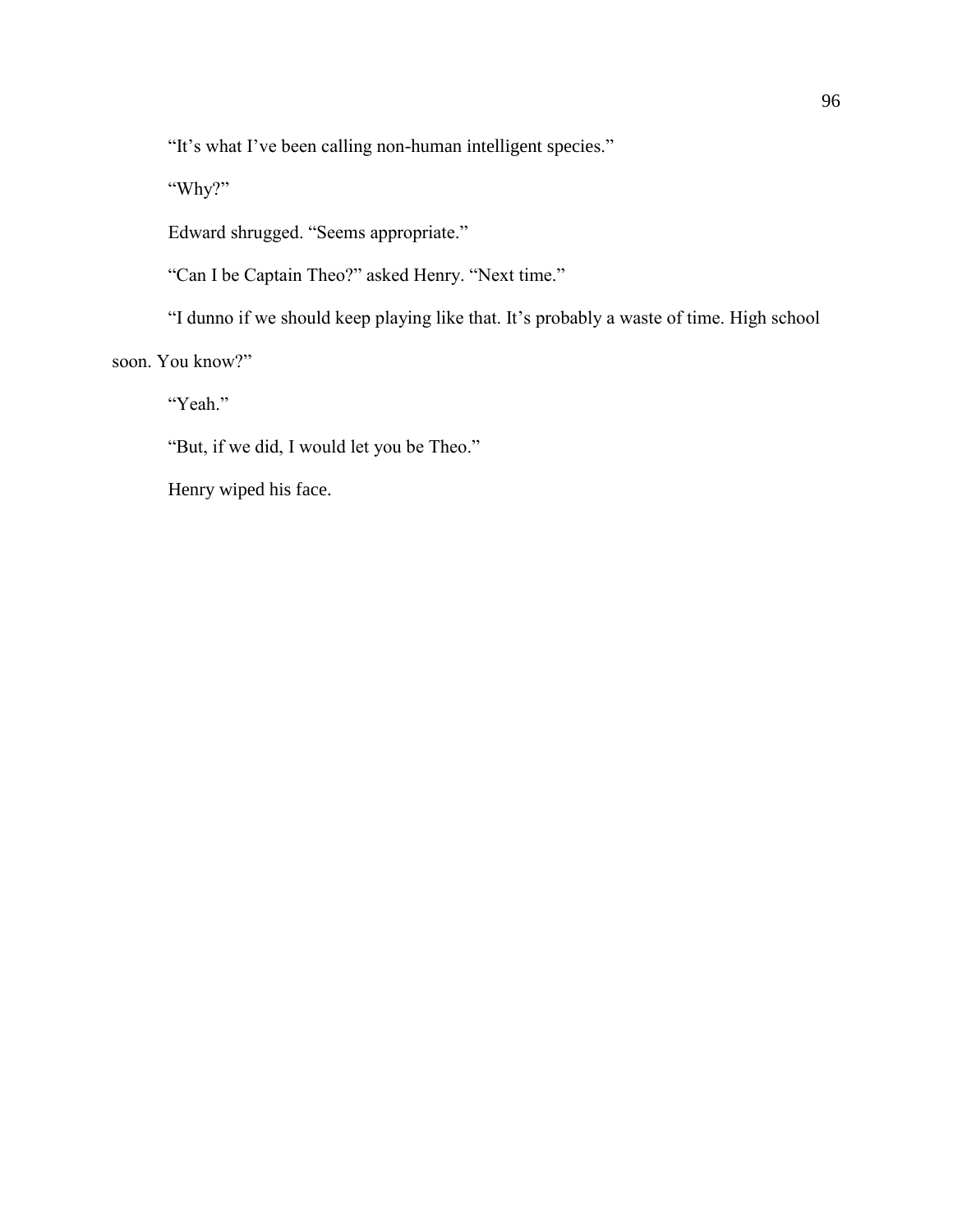“It’s what I’ve been calling non-human intelligent species.”

“Why?”

Edward shrugged. “Seems appropriate.”

“Can I be Captain Theo?” asked Henry. “Next time.”

“I dunno if we should keep playing like that. It’s probably a waste of time. High school soon. You know?”

“Yeah.”

“But, if we did, I would let you be Theo.”

Henry wiped his face.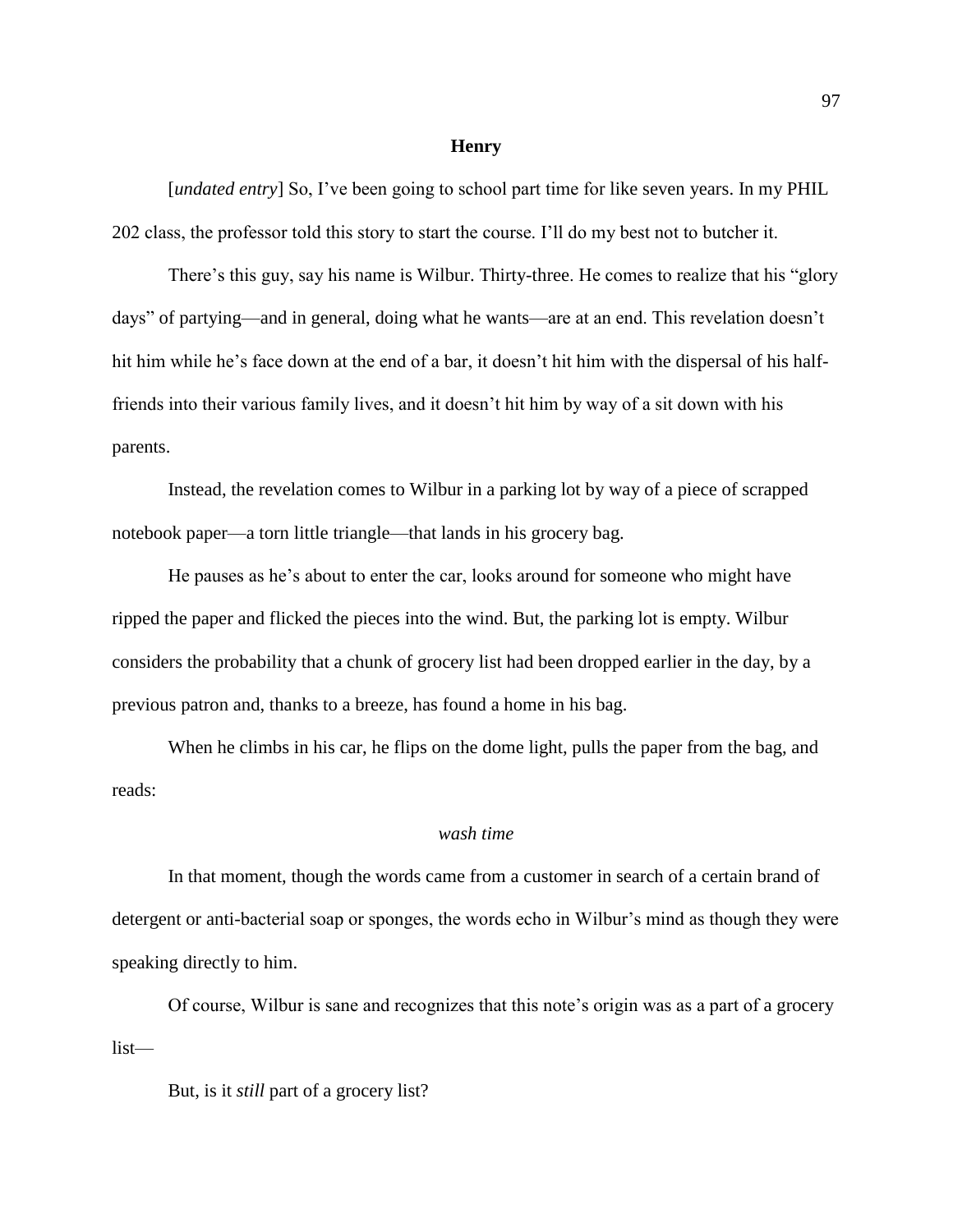## Henry

[*undated entry*] So, I've been going to school part time for like seven years. In my PHIL 202 class, the professor told this story to start the course. I'll do my best not to butcher it.

There's this guy, say his name is Wilbur. Thirty-three. He comes to realize that his "glory days" of partying—and in general, doing what he wants—are at an end. This revelation doesn't hit him while he's face down at the end of a bar, it doesn't hit him with the dispersal of his half-friends into their various family lives, and it doesn't hit him by way of a sit down with his parents.

Instead, the revelation comes to Wilbur in a parking lot by way of a piece of scrapped notebook paper—a torn little triangle—that lands in his grocery bag.

He pauses as he's about to enter the car, looks around for someone who might have ripped the paper and flicked the pieces into the wind. But, the parking lot is empty. Wilbur considers the probability that a chunk of grocery list had been dropped earlier in the day, by a previous patron and, thanks to a breeze, has found a home in his bag.

When he climbs in his car, he flips on the dome light, pulls the paper from the bag, and reads:

*wash time*

In that moment, though the words came from a customer in search of a certain brand of detergent or anti-bacterial soap or sponges, the words echo in Wilbur's mind as though they were speaking directly to him.

Of course, Wilbur is sane and recognizes that this note's origin was as a part of a grocery list—

But, is it *still* part of a grocery list?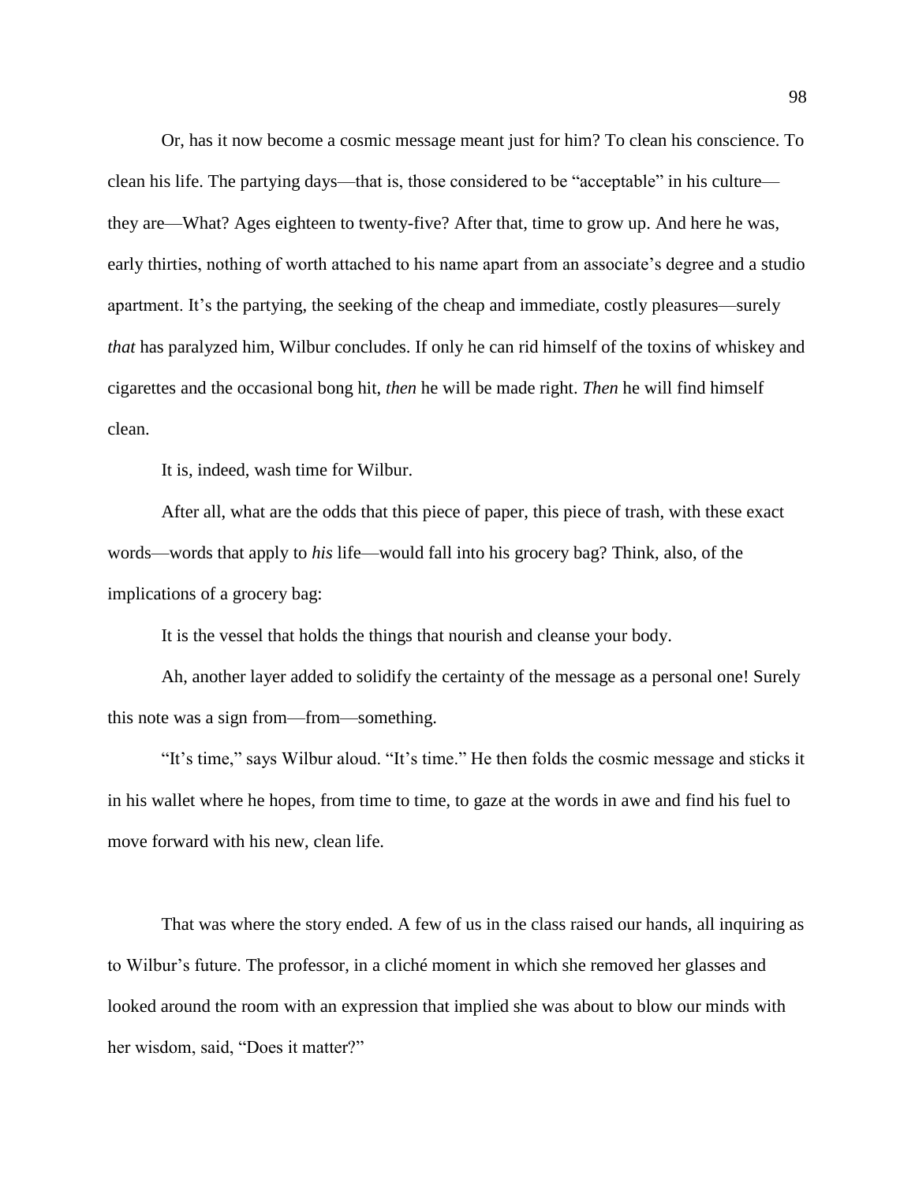Or, has it now become a cosmic message meant just for him? To clean his conscience. To clean his life. The partying days—that is, those considered to be "acceptable" in his culture—they are—What? Ages eighteen to twenty-five? After that, time to grow up. And here he was, early thirties, nothing of worth attached to his name apart from an associate's degree and a studio apartment. It's the partying, the seeking of the cheap and immediate, costly pleasures—surely *that* has paralyzed him, Wilbur concludes. If only he can rid himself of the toxins of whiskey and cigarettes and the occasional bong hit, *then* he will be made right. *Then* he will find himself clean.

It is, indeed, wash time for Wilbur.

After all, what are the odds that this piece of paper, this piece of trash, with these exact words—words that apply to *his* life—would fall into his grocery bag? Think, also, of the implications of a grocery bag:

It is the vessel that holds the things that nourish and cleanse your body.

Ah, another layer added to solidify the certainty of the message as a personal one! Surely this note was a sign from—from—something.

"It's time," says Wilbur aloud. "It's time." He then folds the cosmic message and sticks it in his wallet where he hopes, from time to time, to gaze at the words in awe and find his fuel to move forward with his new, clean life.

That was where the story ended. A few of us in the class raised our hands, all inquiring as to Wilbur's future. The professor, in a cliché moment in which she removed her glasses and looked around the room with an expression that implied she was about to blow our minds with her wisdom, said, "Does it matter?"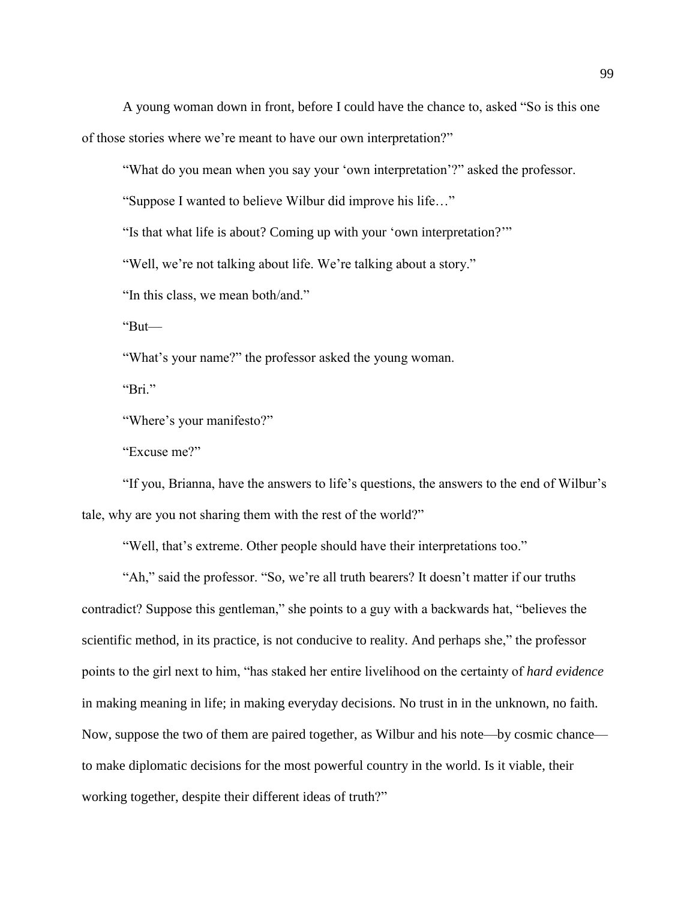A young woman down in front, before I could have the chance to, asked "So is this one of those stories where we're meant to have our own interpretation?"

"What do you mean when you say your 'own interpretation'?" asked the professor.

"Suppose I wanted to believe Wilbur did improve his life…"

"Is that what life is about? Coming up with your 'own interpretation?'"

"Well, we're not talking about life. We're talking about a story."

"In this class, we mean both/and."

"But—

"What's your name?" the professor asked the young woman.

"Bri."

"Where's your manifesto?"

"Excuse me?"

"If you, Brianna, have the answers to life's questions, the answers to the end of Wilbur's tale, why are you not sharing them with the rest of the world?"

"Well, that's extreme. Other people should have their interpretations too."

"Ah," said the professor. "So, we're all truth bearers? It doesn't matter if our truths contradict? Suppose this gentleman," she points to a guy with a backwards hat, "believes the scientific method, in its practice, is not conducive to reality. And perhaps she," the professor points to the girl next to him, "has staked her entire livelihood on the certainty of *hard evidence* in making meaning in life; in making everyday decisions. No trust in in the unknown, no faith. Now, suppose the two of them are paired together, as Wilbur and his note—by cosmic chance—to make diplomatic decisions for the most powerful country in the world. Is it viable, their working together, despite their different ideas of truth?"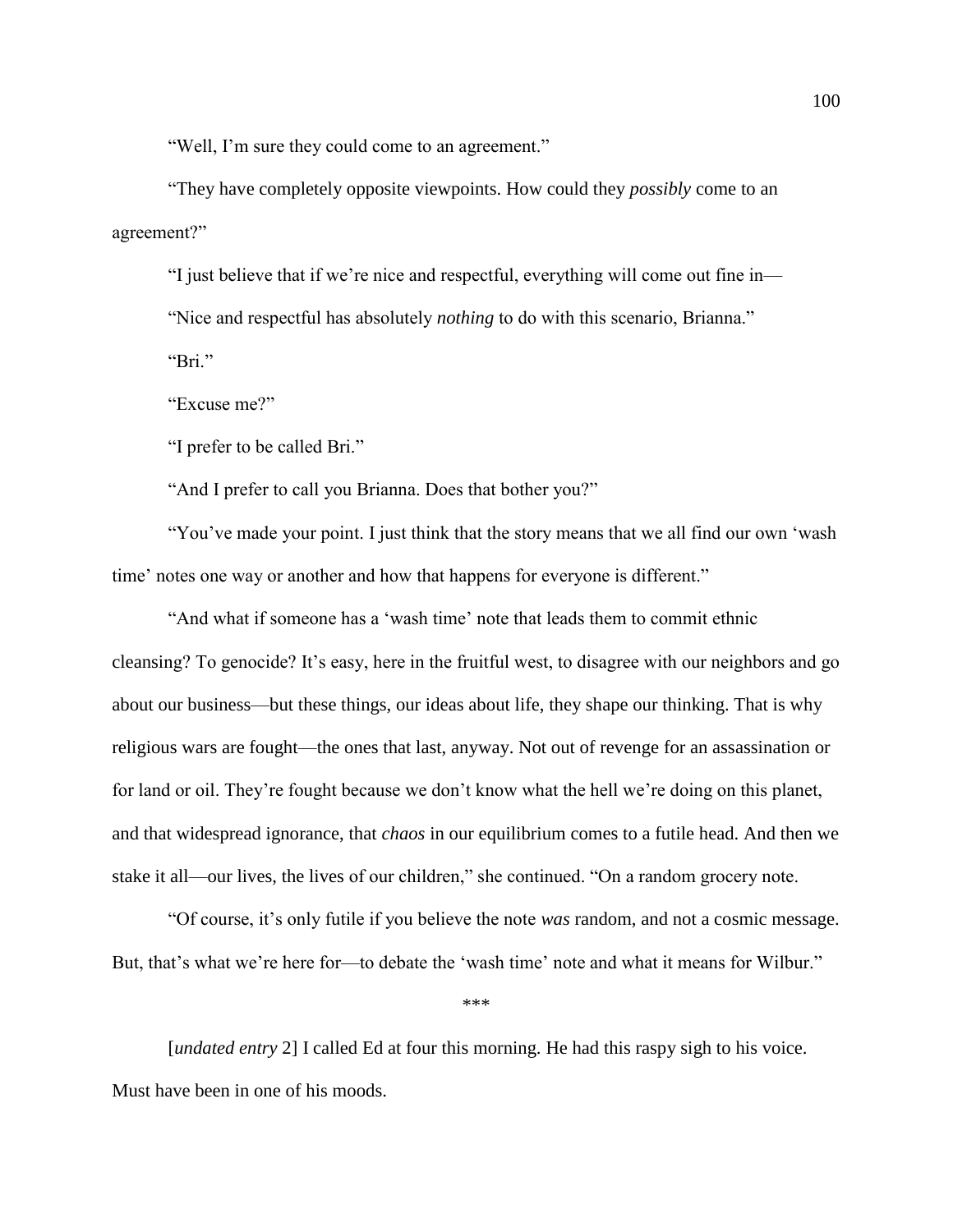"Well, I'm sure they could come to an agreement."

"They have completely opposite viewpoints. How could they *possibly* come to an agreement?"

"I just believe that if we're nice and respectful, everything will come out fine in—

"Nice and respectful has absolutely *nothing* to do with this scenario, Brianna."

"Bri."

"Excuse me?"

"I prefer to be called Bri."

"And I prefer to call you Brianna. Does that bother you?"

"You've made your point. I just think that the story means that we all find our own 'wash time' notes one way or another and how that happens for everyone is different."

"And what if someone has a 'wash time' note that leads them to commit ethnic cleansing? To genocide? It's easy, here in the fruitful west, to disagree with our neighbors and go about our business—but these things, our ideas about life, they shape our thinking. That is why religious wars are fought—the ones that last, anyway. Not out of revenge for an assassination or for land or oil. They're fought because we don't know what the hell we're doing on this planet, and that widespread ignorance, that *chaos* in our equilibrium comes to a futile head. And then we stake it all—our lives, the lives of our children," she continued. "On a random grocery note.

"Of course, it's only futile if you believe the note *was* random, and not a cosmic message. But, that's what we're here for—to debate the 'wash time' note and what it means for Wilbur."

***

[*undated entry* 2] I called Ed at four this morning. He had this raspy sigh to his voice. Must have been in one of his moods.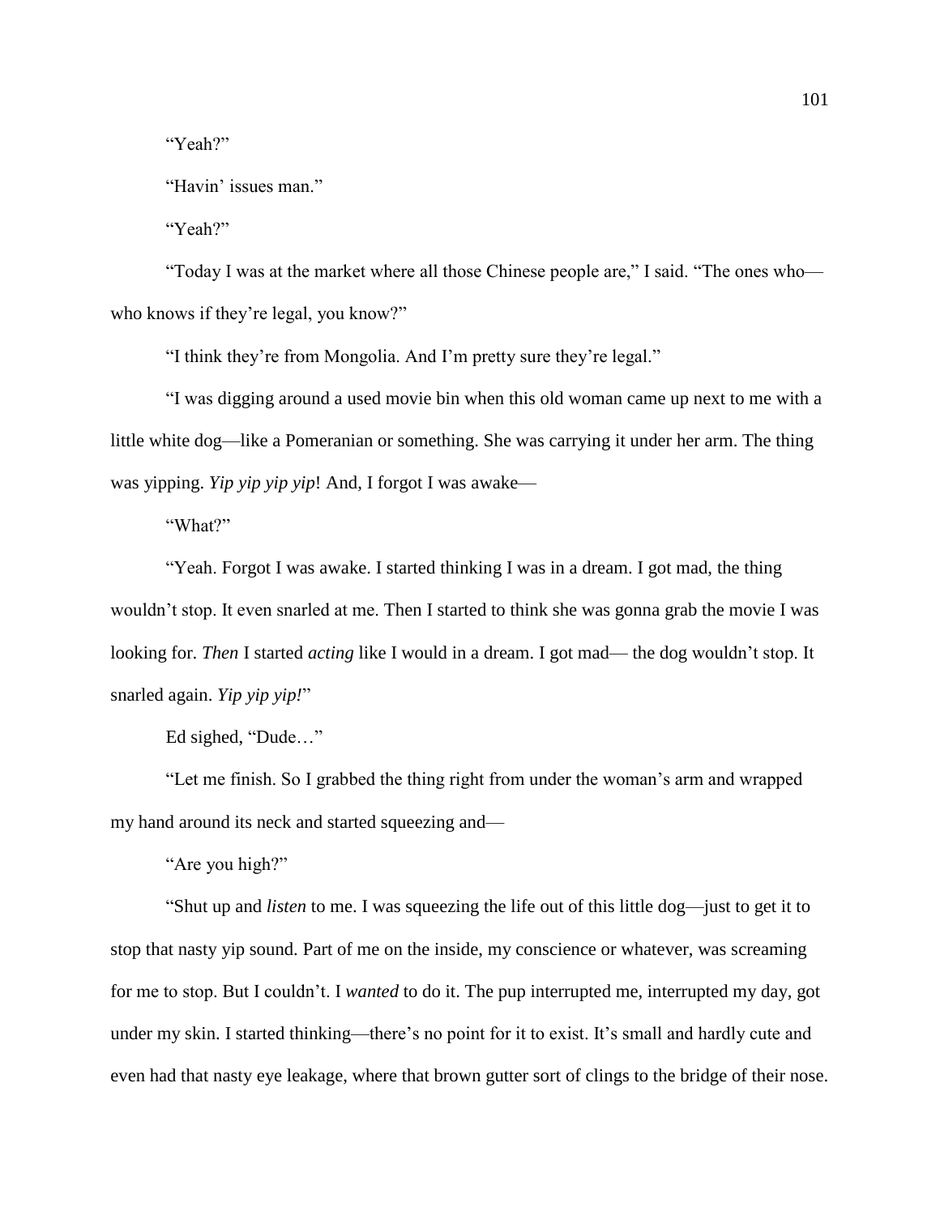"Yeah?"

"Havin' issues man."

"Yeah?"

"Today I was at the market where all those Chinese people are," I said. "The ones who—who knows if they're legal, you know?"

"I think they're from Mongolia. And I'm pretty sure they're legal."

"I was digging around a used movie bin when this old woman came up next to me with a little white dog—like a Pomeranian or something. She was carrying it under her arm. The thing was yipping. *Yip yip yip yip*! And, I forgot I was awake—

"What?"

"Yeah. Forgot I was awake. I started thinking I was in a dream. I got mad, the thing wouldn't stop. It even snarled at me. Then I started to think she was gonna grab the movie I was looking for. *Then* I started *acting* like I would in a dream. I got mad— the dog wouldn't stop. It snarled again. *Yip yip yip!*"

Ed sighed, "Dude…"

"Let me finish. So I grabbed the thing right from under the woman's arm and wrapped my hand around its neck and started squeezing and—

"Are you high?"

"Shut up and *listen* to me. I was squeezing the life out of this little dog—just to get it to stop that nasty yip sound. Part of me on the inside, my conscience or whatever, was screaming for me to stop. But I couldn't. I *wanted* to do it. The pup interrupted me, interrupted my day, got under my skin. I started thinking—there's no point for it to exist. It's small and hardly cute and even had that nasty eye leakage, where that brown gutter sort of clings to the bridge of their nose.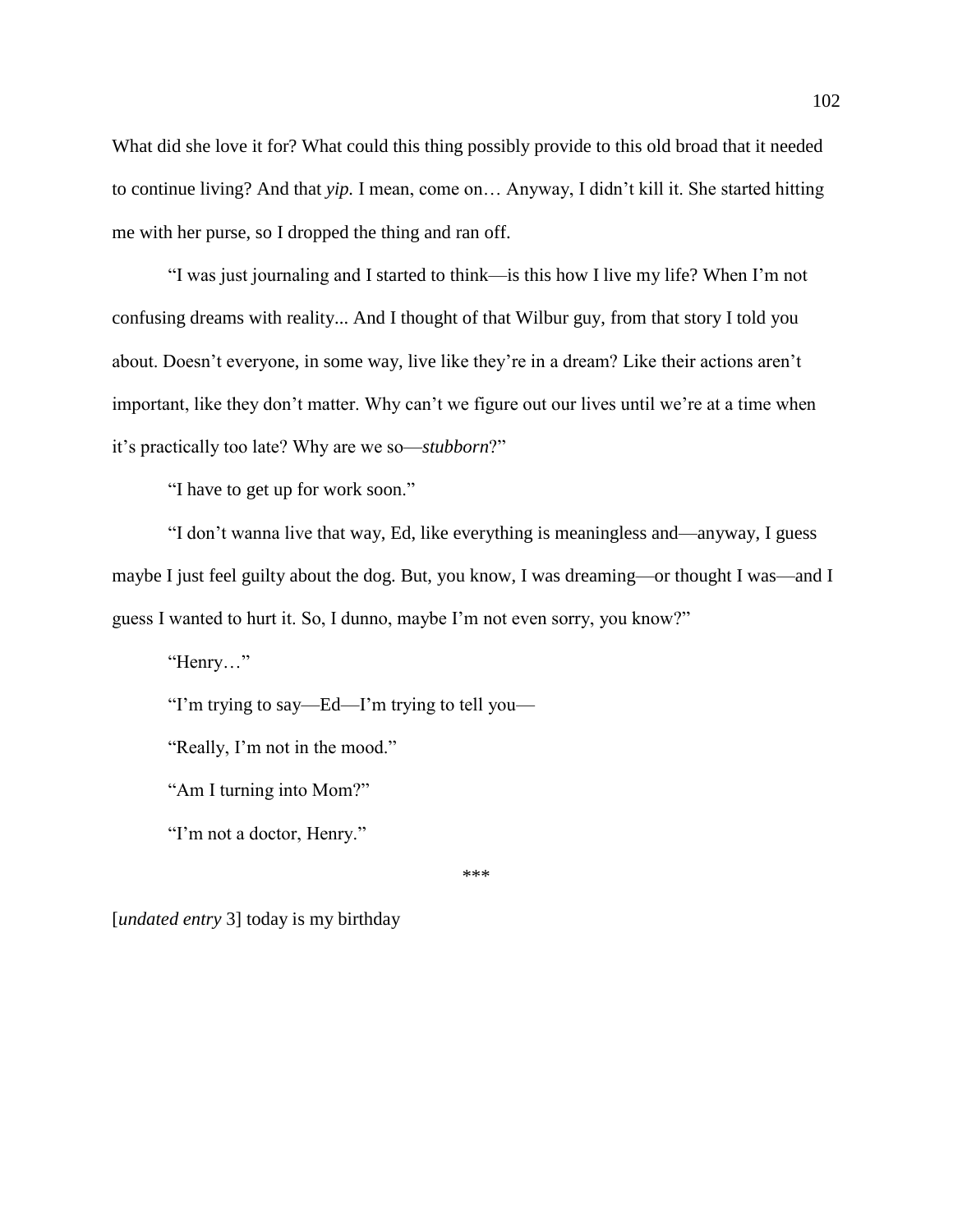What did she love it for? What could this thing possibly provide to this old broad that it needed to continue living? And that *yip.* I mean, come on… Anyway, I didn't kill it. She started hitting me with her purse, so I dropped the thing and ran off.

"I was just journaling and I started to think—is this how I live my life? When I'm not confusing dreams with reality... And I thought of that Wilbur guy, from that story I told you about. Doesn't everyone, in some way, live like they're in a dream? Like their actions aren't important, like they don't matter. Why can't we figure out our lives until we're at a time when it's practically too late? Why are we so—*stubborn*?"

"I have to get up for work soon."

"I don't wanna live that way, Ed, like everything is meaningless and—anyway, I guess maybe I just feel guilty about the dog. But, you know, I was dreaming—or thought I was—and I guess I wanted to hurt it. So, I dunno, maybe I'm not even sorry, you know?"

"Henry…"

"I'm trying to say—Ed—I'm trying to tell you—

"Really, I'm not in the mood."

"Am I turning into Mom?"

"I'm not a doctor, Henry."

\*\*\*

[*undated entry* 3] today is my birthday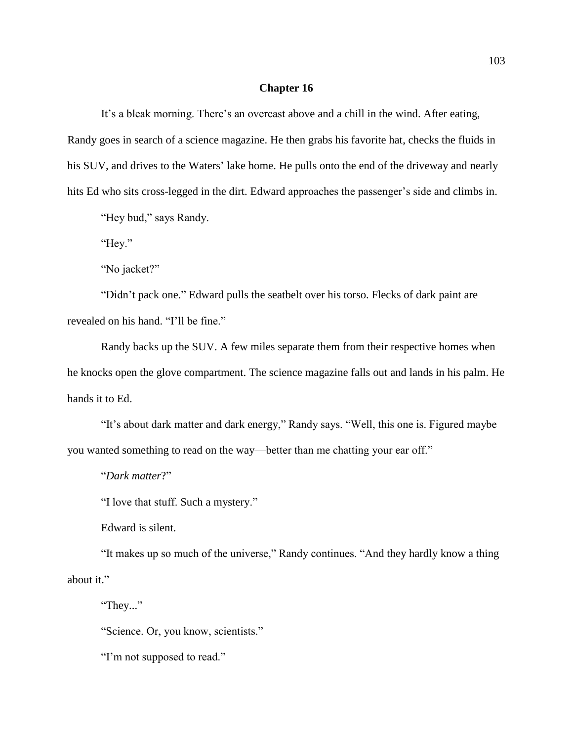## Chapter 16

It's a bleak morning. There's an overcast above and a chill in the wind. After eating, Randy goes in search of a science magazine. He then grabs his favorite hat, checks the fluids in his SUV, and drives to the Waters' lake home. He pulls onto the end of the driveway and nearly hits Ed who sits cross-legged in the dirt. Edward approaches the passenger's side and climbs in.

"Hey bud," says Randy.

"Hey."

"No jacket?"

"Didn't pack one." Edward pulls the seatbelt over his torso. Flecks of dark paint are revealed on his hand. "I'll be fine."

Randy backs up the SUV. A few miles separate them from their respective homes when he knocks open the glove compartment. The science magazine falls out and lands in his palm. He hands it to Ed.

"It's about dark matter and dark energy," Randy says. "Well, this one is. Figured maybe you wanted something to read on the way—better than me chatting your ear off."

"*Dark matter*?"

"I love that stuff. Such a mystery."

Edward is silent.

"It makes up so much of the universe," Randy continues. "And they hardly know a thing about it."

"They..."

"Science. Or, you know, scientists."

"I'm not supposed to read."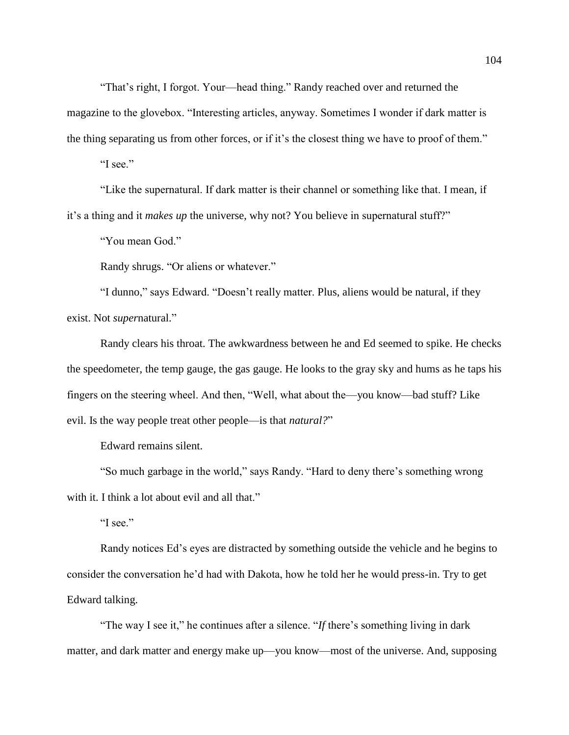"That's right, I forgot. Your—head thing." Randy reached over and returned the magazine to the glovebox. "Interesting articles, anyway. Sometimes I wonder if dark matter is the thing separating us from other forces, or if it's the closest thing we have to proof of them."

"I see."

"Like the supernatural. If dark matter is their channel or something like that. I mean, if it's a thing and it *makes up* the universe, why not? You believe in supernatural stuff?"

"You mean God."

Randy shrugs. "Or aliens or whatever."

"I dunno," says Edward. "Doesn't really matter. Plus, aliens would be natural, if they exist. Not *super*natural."

Randy clears his throat. The awkwardness between he and Ed seemed to spike. He checks the speedometer, the temp gauge, the gas gauge. He looks to the gray sky and hums as he taps his fingers on the steering wheel. And then, "Well, what about the—you know—bad stuff? Like evil. Is the way people treat other people—is that *natural?*"

Edward remains silent.

"So much garbage in the world," says Randy. "Hard to deny there's something wrong with it. I think a lot about evil and all that."

"I see."

Randy notices Ed's eyes are distracted by something outside the vehicle and he begins to consider the conversation he'd had with Dakota, how he told her he would press-in. Try to get Edward talking.

"The way I see it," he continues after a silence. "*If* there's something living in dark matter, and dark matter and energy make up—you know—most of the universe. And, supposing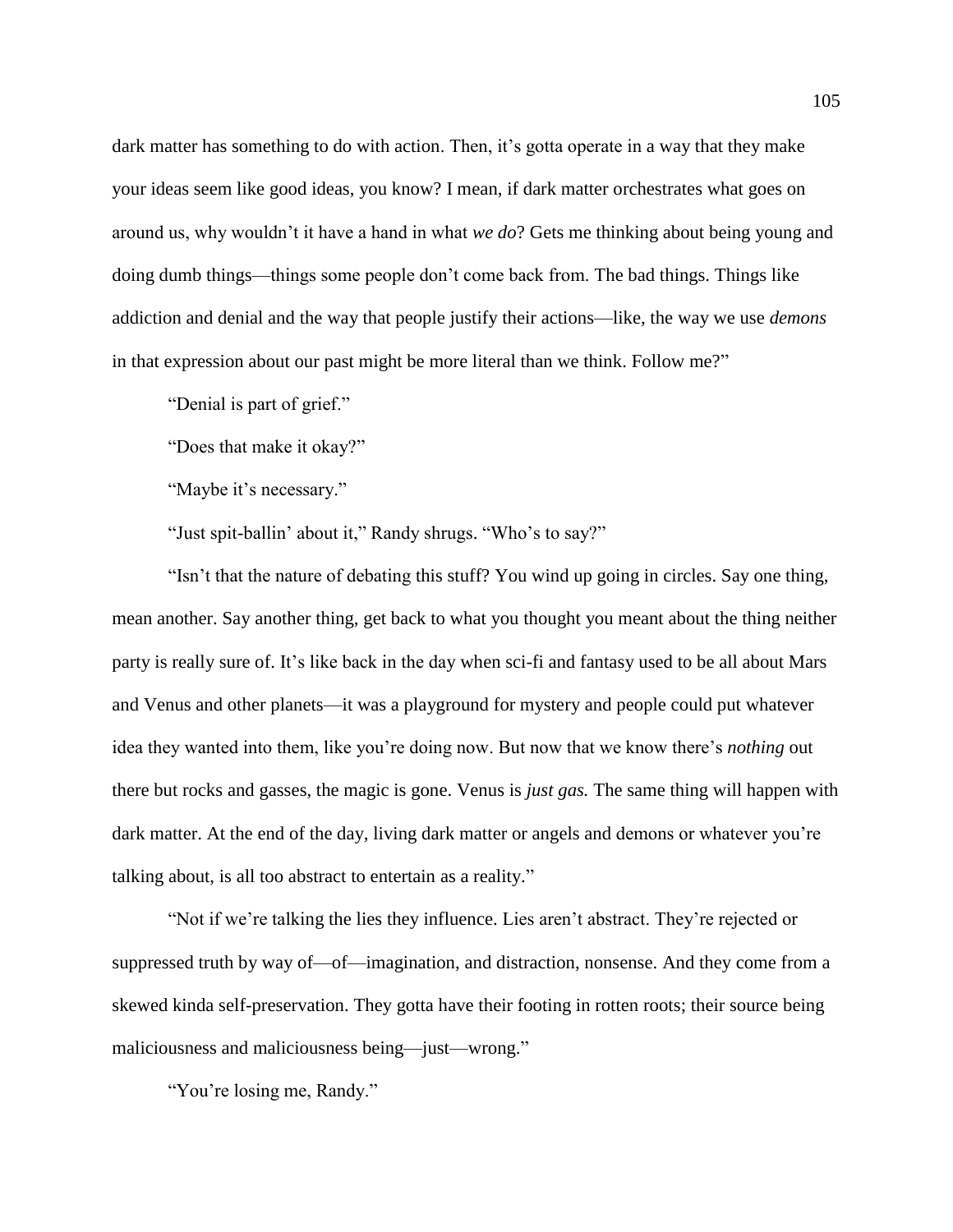dark matter has something to do with action. Then, it's gotta operate in a way that they make your ideas seem like good ideas, you know? I mean, if dark matter orchestrates what goes on around us, why wouldn't it have a hand in what *we do*? Gets me thinking about being young and doing dumb things—things some people don't come back from. The bad things. Things like addiction and denial and the way that people justify their actions—like, the way we use *demons* in that expression about our past might be more literal than we think. Follow me?"

"Denial is part of grief."

"Does that make it okay?"

"Maybe it's necessary."

"Just spit-ballin' about it," Randy shrugs. "Who's to say?"

"Isn't that the nature of debating this stuff? You wind up going in circles. Say one thing, mean another. Say another thing, get back to what you thought you meant about the thing neither party is really sure of. It's like back in the day when sci-fi and fantasy used to be all about Mars and Venus and other planets—it was a playground for mystery and people could put whatever idea they wanted into them, like you're doing now. But now that we know there's *nothing* out there but rocks and gasses, the magic is gone. Venus is *just gas.* The same thing will happen with dark matter. At the end of the day, living dark matter or angels and demons or whatever you're talking about, is all too abstract to entertain as a reality."

"Not if we're talking the lies they influence. Lies aren't abstract. They're rejected or suppressed truth by way of—of—imagination, and distraction, nonsense. And they come from a skewed kinda self-preservation. They gotta have their footing in rotten roots; their source being maliciousness and maliciousness being—just—wrong."

"You're losing me, Randy."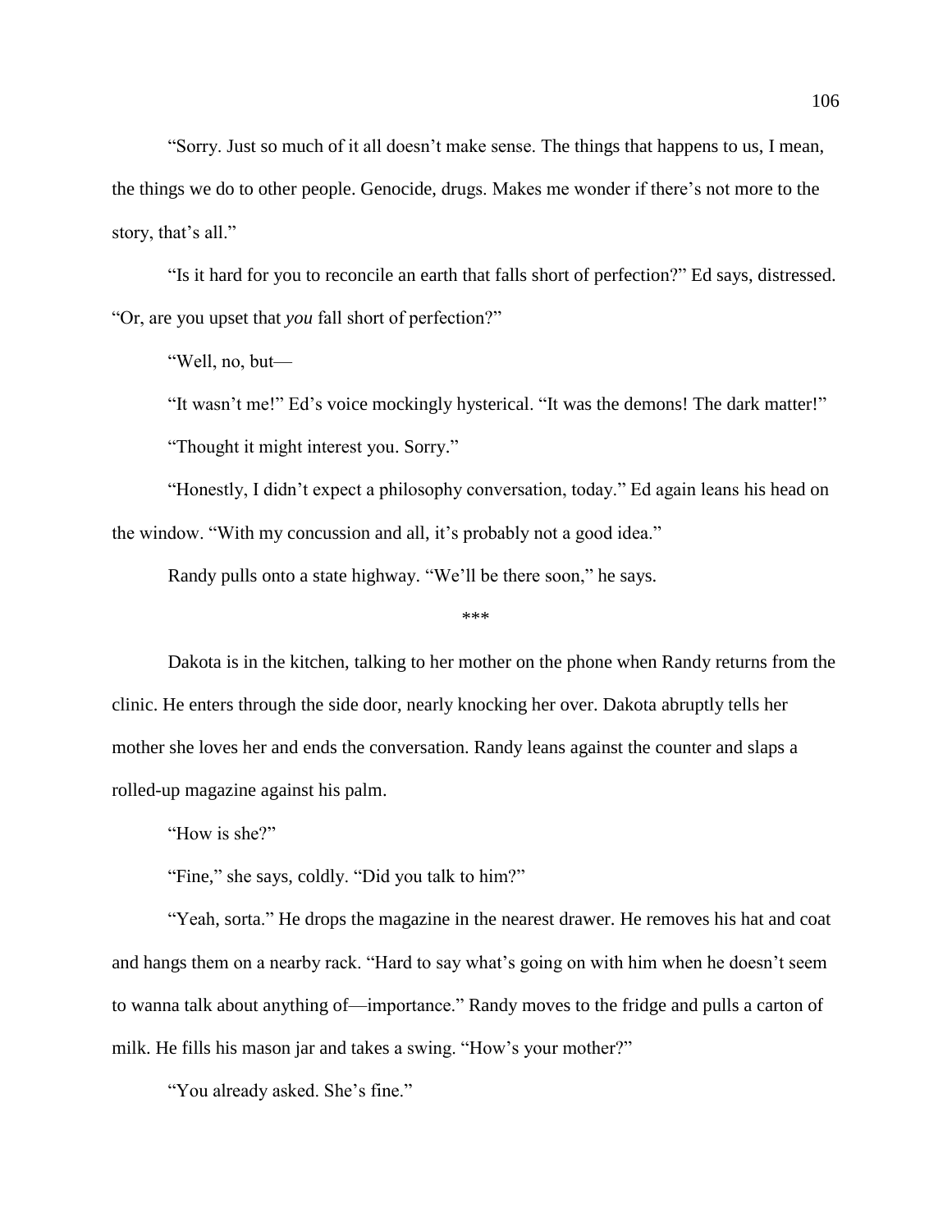"Sorry. Just so much of it all doesn't make sense. The things that happens to us, I mean, the things we do to other people. Genocide, drugs. Makes me wonder if there's not more to the story, that's all."

"Is it hard for you to reconcile an earth that falls short of perfection?" Ed says, distressed. "Or, are you upset that *you* fall short of perfection?"

"Well, no, but—

"It wasn't me!" Ed's voice mockingly hysterical. "It was the demons! The dark matter!"

"Thought it might interest you. Sorry."

"Honestly, I didn't expect a philosophy conversation, today." Ed again leans his head on the window. "With my concussion and all, it's probably not a good idea."

Randy pulls onto a state highway. "We'll be there soon," he says.

\*\*\*

Dakota is in the kitchen, talking to her mother on the phone when Randy returns from the clinic. He enters through the side door, nearly knocking her over. Dakota abruptly tells her mother she loves her and ends the conversation. Randy leans against the counter and slaps a rolled-up magazine against his palm.

"How is she?"

"Fine," she says, coldly. "Did you talk to him?"

"Yeah, sorta." He drops the magazine in the nearest drawer. He removes his hat and coat and hangs them on a nearby rack. "Hard to say what's going on with him when he doesn't seem to wanna talk about anything of—importance." Randy moves to the fridge and pulls a carton of milk. He fills his mason jar and takes a swing. "How's your mother?"

"You already asked. She's fine."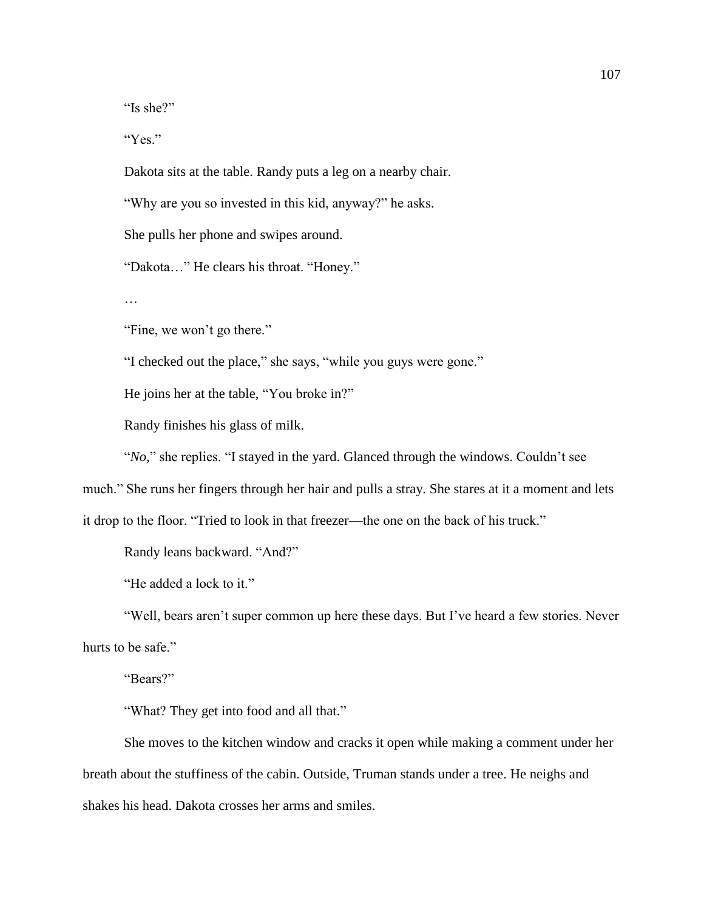"Is she?"

"Yes."

Dakota sits at the table. Randy puts a leg on a nearby chair.

"Why are you so invested in this kid, anyway?" he asks.

She pulls her phone and swipes around.

"Dakota…" He clears his throat. "Honey."

…

"Fine, we won't go there."

"I checked out the place," she says, "while you guys were gone."

He joins her at the table, "You broke in?"

Randy finishes his glass of milk.

"*No,*" she replies. "I stayed in the yard. Glanced through the windows. Couldn't see much." She runs her fingers through her hair and pulls a stray. She stares at it a moment and lets it drop to the floor. "Tried to look in that freezer—the one on the back of his truck."

Randy leans backward. "And?"

"He added a lock to it."

"Well, bears aren't super common up here these days. But I've heard a few stories. Never hurts to be safe."

"Bears?"

"What? They get into food and all that."

She moves to the kitchen window and cracks it open while making a comment under her breath about the stuffiness of the cabin. Outside, Truman stands under a tree. He neighs and shakes his head. Dakota crosses her arms and smiles.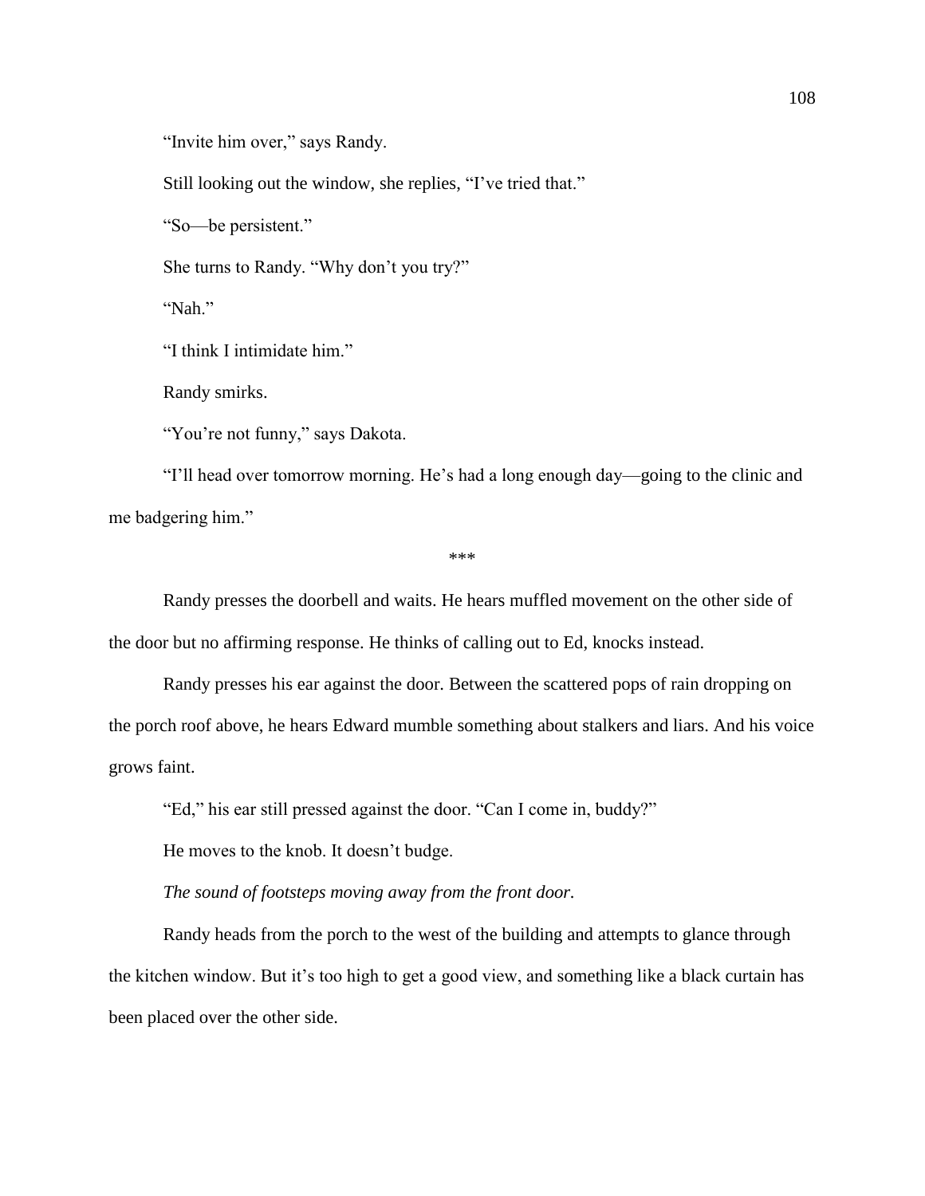"Invite him over," says Randy.

Still looking out the window, she replies, "I've tried that."

"So—be persistent."

She turns to Randy. "Why don't you try?"

"Nah."

"I think I intimidate him."

Randy smirks.

"You're not funny," says Dakota.

"I'll head over tomorrow morning. He's had a long enough day—going to the clinic and me badgering him."

\*\*\*

Randy presses the doorbell and waits. He hears muffled movement on the other side of the door but no affirming response. He thinks of calling out to Ed, knocks instead.

Randy presses his ear against the door. Between the scattered pops of rain dropping on the porch roof above, he hears Edward mumble something about stalkers and liars. And his voice grows faint.

"Ed," his ear still pressed against the door. "Can I come in, buddy?"

He moves to the knob. It doesn't budge.

*The sound of footsteps moving away from the front door.*

Randy heads from the porch to the west of the building and attempts to glance through the kitchen window. But it's too high to get a good view, and something like a black curtain has been placed over the other side.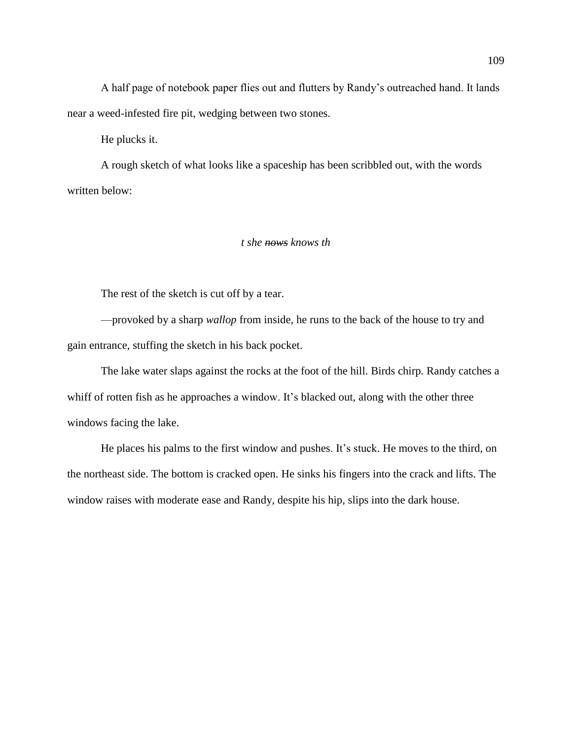A half page of notebook paper flies out and flutters by Randy's outreached hand. It lands near a weed-infested fire pit, wedging between two stones.

He plucks it.

A rough sketch of what looks like a spaceship has been scribbled out, with the words written below:

*t she ~~nows~~ knows th*

The rest of the sketch is cut off by a tear.

—provoked by a sharp *wallop* from inside, he runs to the back of the house to try and gain entrance, stuffing the sketch in his back pocket.

The lake water slaps against the rocks at the foot of the hill. Birds chirp. Randy catches a whiff of rotten fish as he approaches a window. It's blacked out, along with the other three windows facing the lake.

He places his palms to the first window and pushes. It's stuck. He moves to the third, on the northeast side. The bottom is cracked open. He sinks his fingers into the crack and lifts. The window raises with moderate ease and Randy, despite his hip, slips into the dark house.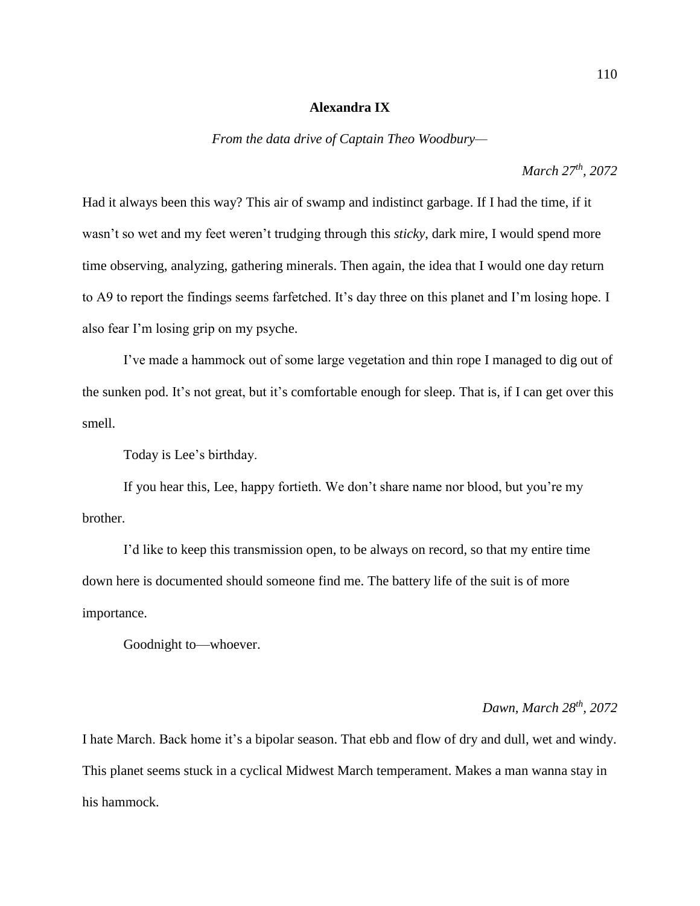**Alexandra IX**

*From the data drive of Captain Theo Woodbury—*

*March 27th, 2072*

Had it always been this way? This air of swamp and indistinct garbage. If I had the time, if it wasn't so wet and my feet weren't trudging through this *sticky*, dark mire, I would spend more time observing, analyzing, gathering minerals. Then again, the idea that I would one day return to A9 to report the findings seems farfetched. It's day three on this planet and I'm losing hope. I also fear I'm losing grip on my psyche.

I've made a hammock out of some large vegetation and thin rope I managed to dig out of the sunken pod. It's not great, but it's comfortable enough for sleep. That is, if I can get over this smell.

Today is Lee's birthday.

If you hear this, Lee, happy fortieth. We don't share name nor blood, but you're my brother.

I'd like to keep this transmission open, to be always on record, so that my entire time down here is documented should someone find me. The battery life of the suit is of more importance.

Goodnight to—whoever.

*Dawn, March 28th, 2072*

I hate March. Back home it's a bipolar season. That ebb and flow of dry and dull, wet and windy. This planet seems stuck in a cyclical Midwest March temperament. Makes a man wanna stay in his hammock.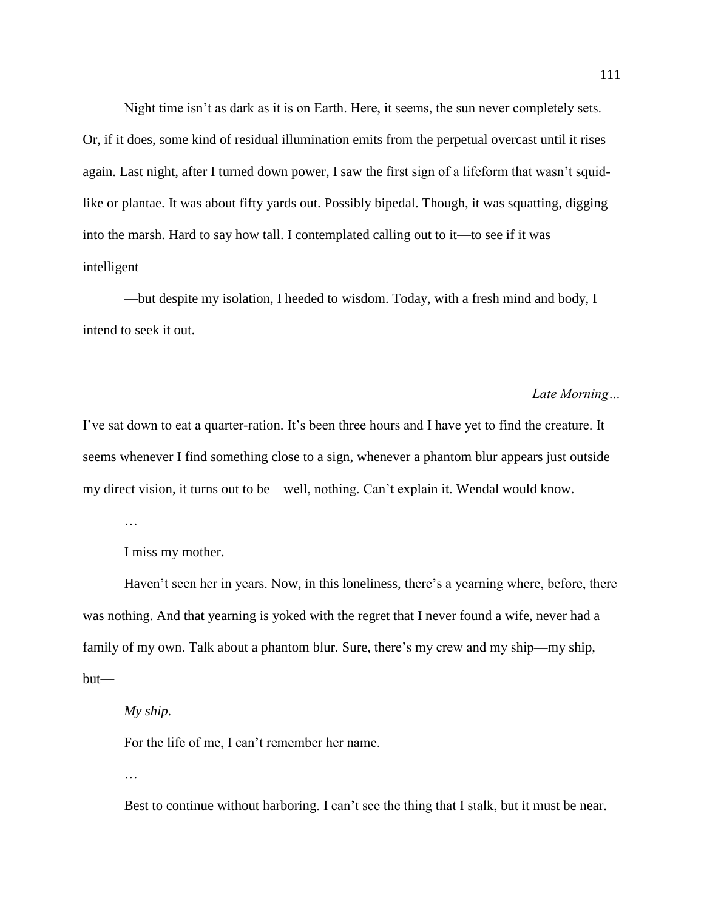Night time isn't as dark as it is on Earth. Here, it seems, the sun never completely sets. Or, if it does, some kind of residual illumination emits from the perpetual overcast until it rises again. Last night, after I turned down power, I saw the first sign of a lifeform that wasn't squid-like or plantae. It was about fifty yards out. Possibly bipedal. Though, it was squatting, digging into the marsh. Hard to say how tall. I contemplated calling out to it—to see if it was intelligent—

—but despite my isolation, I heeded to wisdom. Today, with a fresh mind and body, I intend to seek it out.

*Late Morning…*

I've sat down to eat a quarter-ration. It's been three hours and I have yet to find the creature. It seems whenever I find something close to a sign, whenever a phantom blur appears just outside my direct vision, it turns out to be—well, nothing. Can't explain it. Wendal would know.

…

I miss my mother.

Haven't seen her in years. Now, in this loneliness, there's a yearning where, before, there was nothing. And that yearning is yoked with the regret that I never found a wife, never had a family of my own. Talk about a phantom blur. Sure, there's my crew and my ship—my ship, but—

*My ship.*

For the life of me, I can't remember her name.

…

Best to continue without harboring. I can't see the thing that I stalk, but it must be near.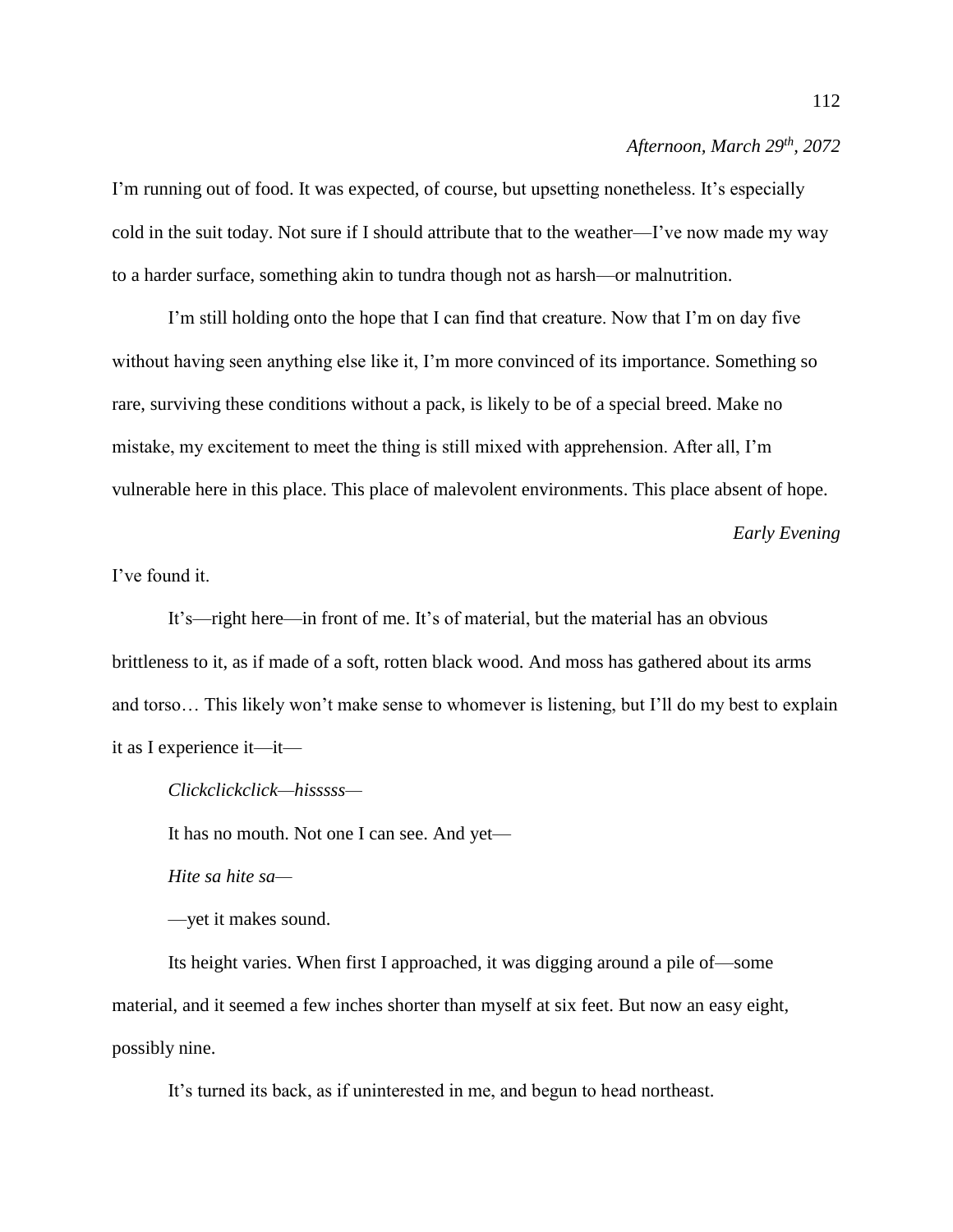*Afternoon, March 29th, 2072*

I'm running out of food. It was expected, of course, but upsetting nonetheless. It's especially cold in the suit today. Not sure if I should attribute that to the weather—I've now made my way to a harder surface, something akin to tundra though not as harsh—or malnutrition.

I'm still holding onto the hope that I can find that creature. Now that I'm on day five without having seen anything else like it, I'm more convinced of its importance. Something so rare, surviving these conditions without a pack, is likely to be of a special breed. Make no mistake, my excitement to meet the thing is still mixed with apprehension. After all, I'm vulnerable here in this place. This place of malevolent environments. This place absent of hope.

*Early Evening*

I've found it.

It's—right here—in front of me. It's of material, but the material has an obvious brittleness to it, as if made of a soft, rotten black wood. And moss has gathered about its arms and torso… This likely won't make sense to whomever is listening, but I'll do my best to explain it as I experience it—it—

*Clickclickclick—hisssss—*

It has no mouth. Not one I can see. And yet—

*Hite sa hite sa—*

—yet it makes sound.

Its height varies. When first I approached, it was digging around a pile of—some material, and it seemed a few inches shorter than myself at six feet. But now an easy eight, possibly nine.

It's turned its back, as if uninterested in me, and begun to head northeast.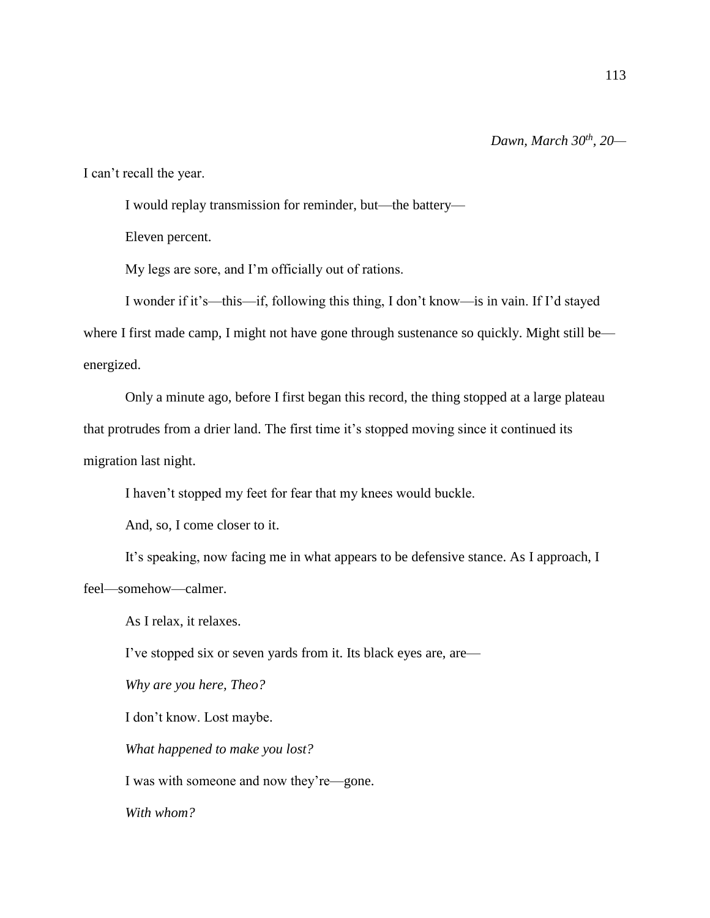*Dawn, March 30th, 20—*

I can't recall the year.

I would replay transmission for reminder, but—the battery—

Eleven percent.

My legs are sore, and I'm officially out of rations.

I wonder if it's—this—if, following this thing, I don't know—is in vain. If I'd stayed where I first made camp, I might not have gone through sustenance so quickly. Might still be—energized.

Only a minute ago, before I first began this record, the thing stopped at a large plateau that protrudes from a drier land. The first time it's stopped moving since it continued its migration last night.

I haven't stopped my feet for fear that my knees would buckle.

And, so, I come closer to it.

It's speaking, now facing me in what appears to be defensive stance. As I approach, I feel—somehow—calmer.

As I relax, it relaxes.

I've stopped six or seven yards from it. Its black eyes are, are—

*Why are you here, Theo?*

I don't know. Lost maybe.

*What happened to make you lost?*

I was with someone and now they're—gone.

*With whom?*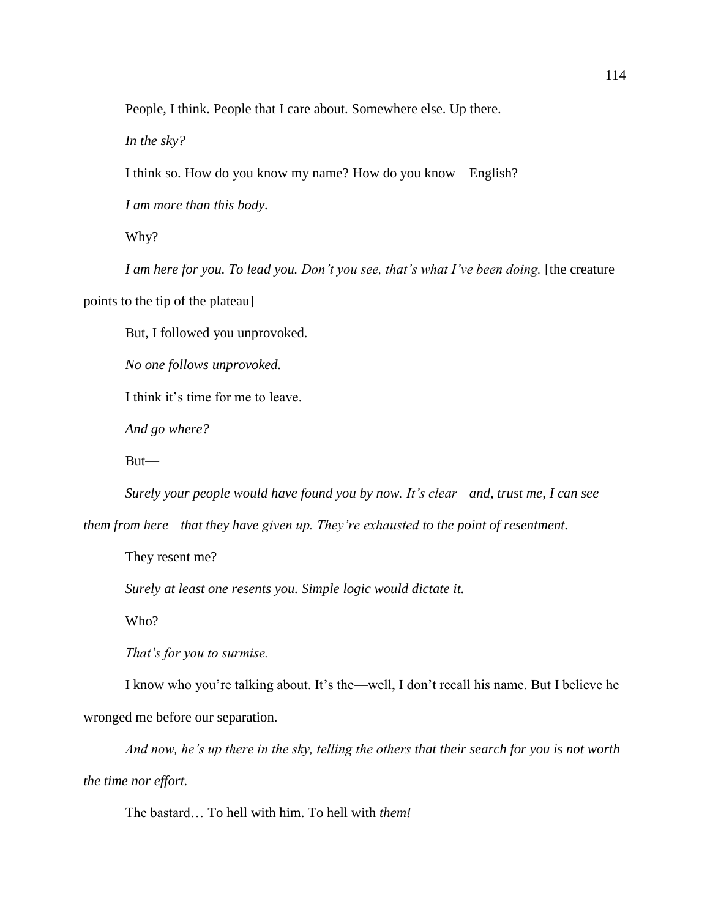People, I think. People that I care about. Somewhere else. Up there.

*In the sky?*

I think so. How do you know my name? How do you know—English?

*I am more than this body.*

Why?

*I am here for you. To lead you. Don't you see, that's what I've been doing.* [the creature points to the tip of the plateau]

But, I followed you unprovoked.

*No one follows unprovoked.*

I think it's time for me to leave.

*And go where?*

But—

*Surely your people would have found you by now. It's clear—and, trust me, I can see them from here—that they have given up. They're exhausted to the point of resentment.*

They resent me?

*Surely at least one resents you. Simple logic would dictate it.*

Who?

*That's for you to surmise.*

I know who you're talking about. It's the—well, I don't recall his name. But I believe he wronged me before our separation.

*And now, he's up there in the sky, telling the others that their search for you is not worth the time nor effort.*

The bastard… To hell with him. To hell with *them!*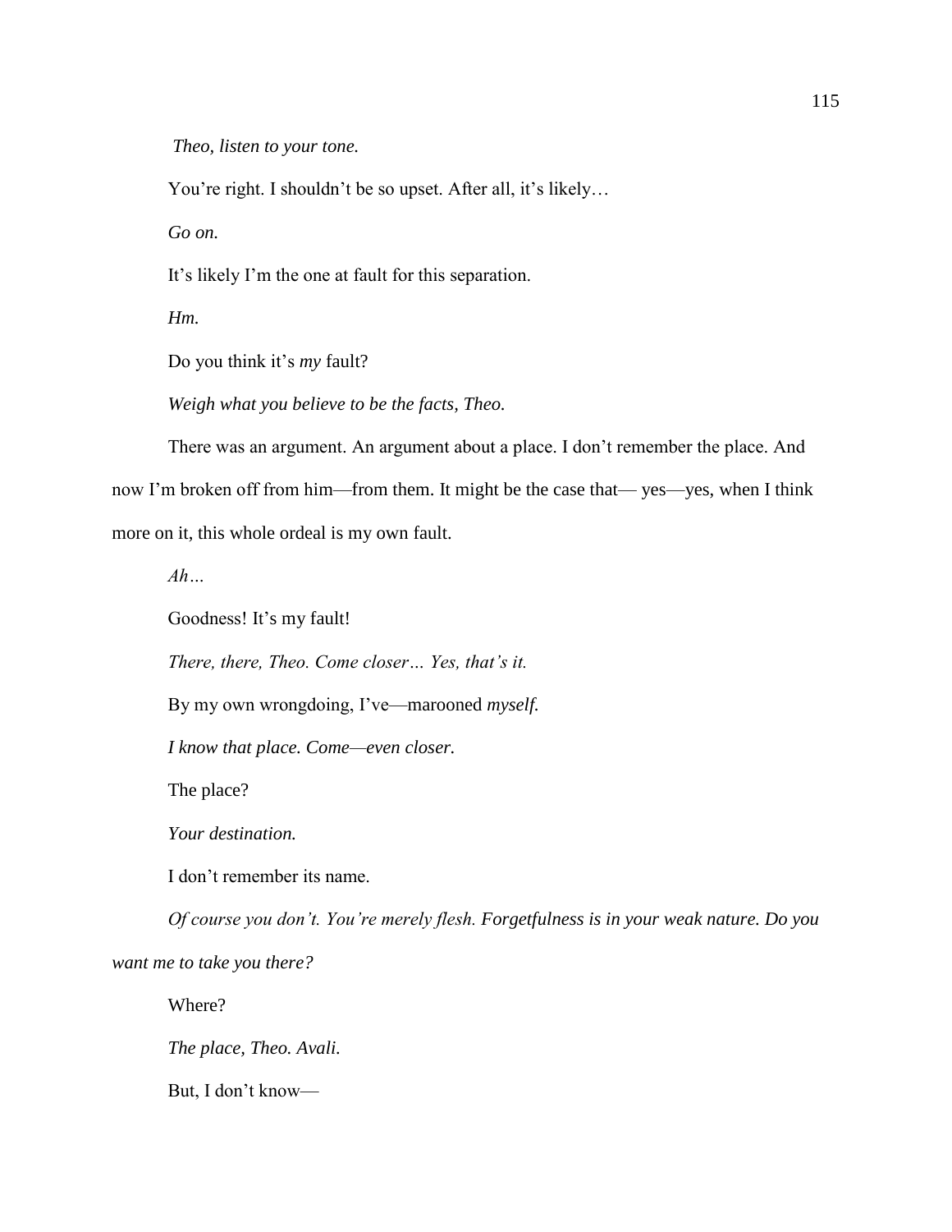*Theo, listen to your tone.*

You're right. I shouldn't be so upset. After all, it's likely…

*Go on.*

It's likely I'm the one at fault for this separation.

*Hm.*

Do you think it's *my* fault?

*Weigh what you believe to be the facts, Theo.*

There was an argument. An argument about a place. I don't remember the place. And now I'm broken off from him—from them. It might be the case that— yes—yes, when I think more on it, this whole ordeal is my own fault.

*Ah…*

Goodness! It's my fault!

*There, there, Theo. Come closer… Yes, that's it.*

By my own wrongdoing, I've—marooned *myself.*

*I know that place. Come—even closer.*

The place?

*Your destination.*

I don't remember its name.

*Of course you don't. You're merely flesh. Forgetfulness is in your weak nature. Do you want me to take you there?*

Where?

*The place, Theo. Avali.*

But, I don't know—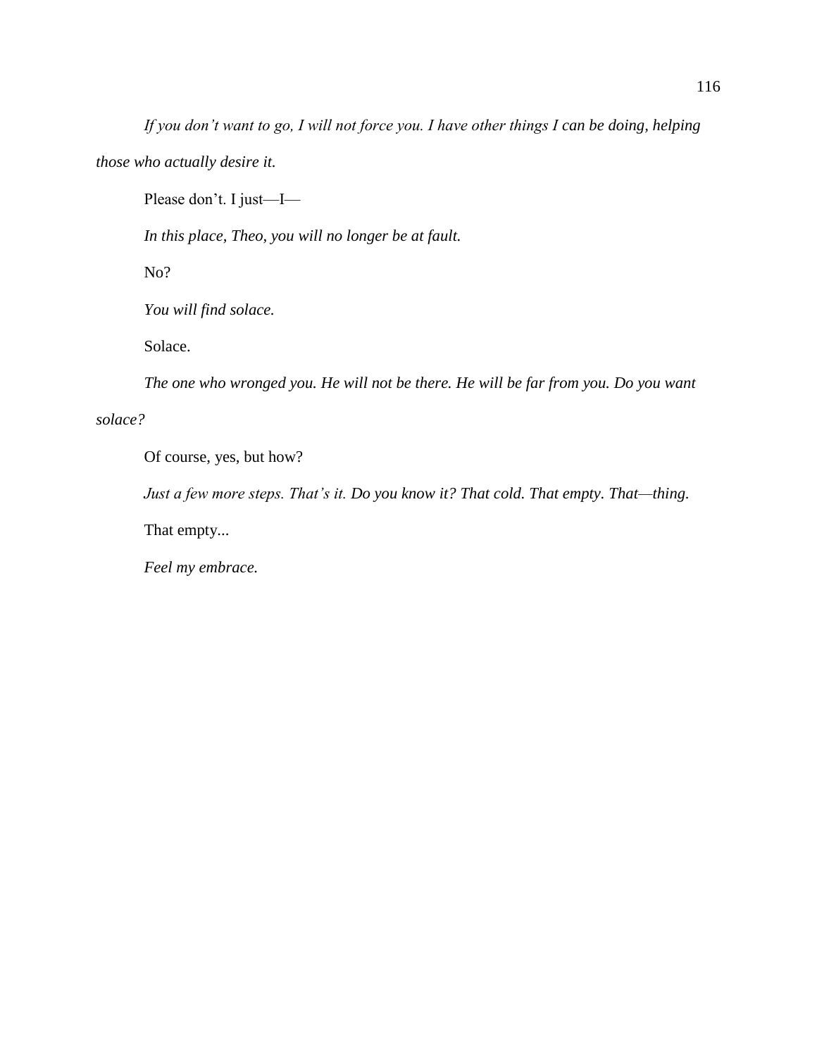*If you don't want to go, I will not force you. I have other things I can be doing, helping those who actually desire it.*

Please don't. I just—I—

*In this place, Theo, you will no longer be at fault.*

No?

*You will find solace.*

Solace.

*The one who wronged you. He will not be there. He will be far from you. Do you want solace?*

Of course, yes, but how?

*Just a few more steps. That's it. Do you know it? That cold. That empty. That—thing.*

That empty...

*Feel my embrace.*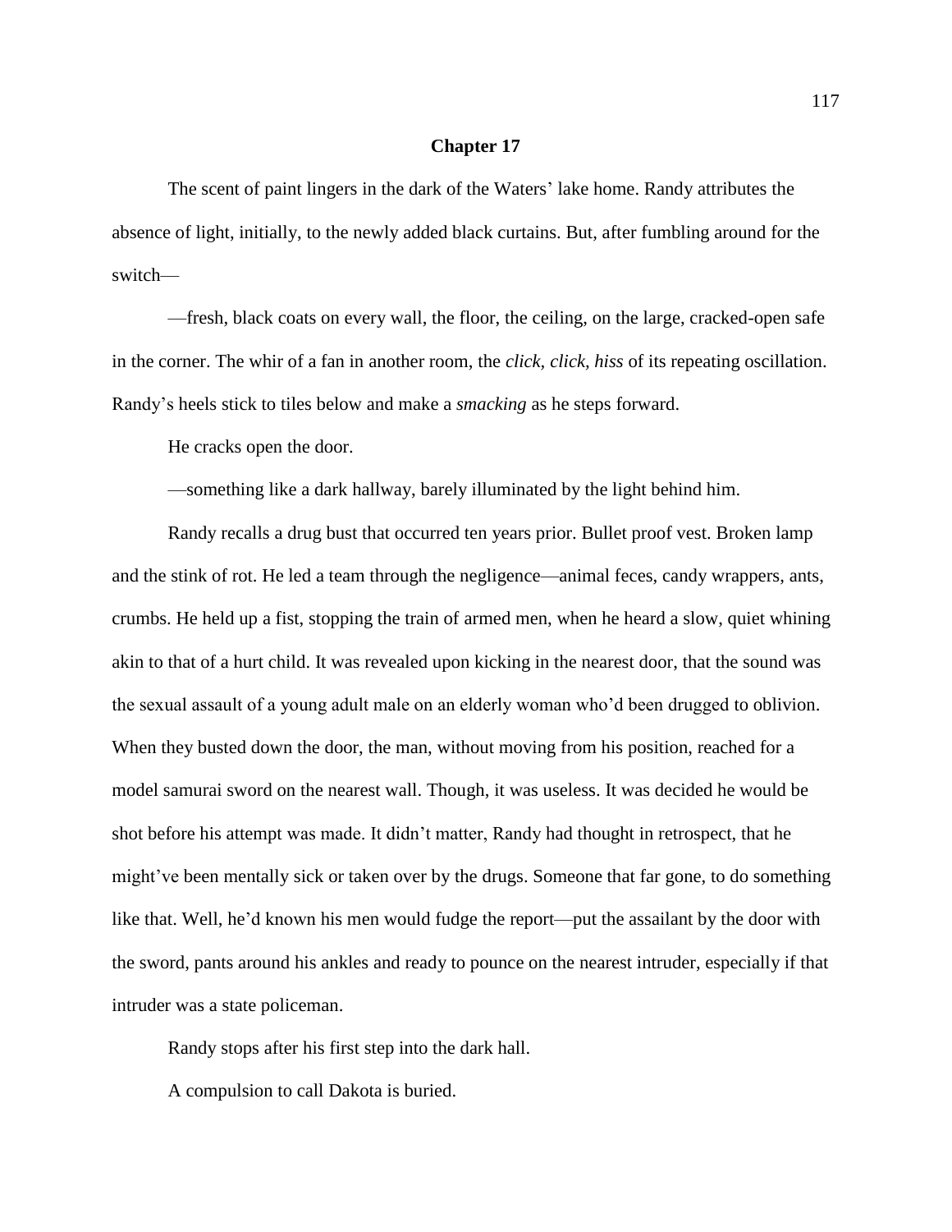# Chapter 17

The scent of paint lingers in the dark of the Waters' lake home. Randy attributes the absence of light, initially, to the newly added black curtains. But, after fumbling around for the switch—

—fresh, black coats on every wall, the floor, the ceiling, on the large, cracked-open safe in the corner. The whir of a fan in another room, the *click, click, hiss* of its repeating oscillation. Randy's heels stick to tiles below and make a *smacking* as he steps forward.

He cracks open the door.

—something like a dark hallway, barely illuminated by the light behind him.

Randy recalls a drug bust that occurred ten years prior. Bullet proof vest. Broken lamp and the stink of rot. He led a team through the negligence—animal feces, candy wrappers, ants, crumbs. He held up a fist, stopping the train of armed men, when he heard a slow, quiet whining akin to that of a hurt child. It was revealed upon kicking in the nearest door, that the sound was the sexual assault of a young adult male on an elderly woman who'd been drugged to oblivion. When they busted down the door, the man, without moving from his position, reached for a model samurai sword on the nearest wall. Though, it was useless. It was decided he would be shot before his attempt was made. It didn't matter, Randy had thought in retrospect, that he might've been mentally sick or taken over by the drugs. Someone that far gone, to do something like that. Well, he'd known his men would fudge the report—put the assailant by the door with the sword, pants around his ankles and ready to pounce on the nearest intruder, especially if that intruder was a state policeman.

Randy stops after his first step into the dark hall.

A compulsion to call Dakota is buried.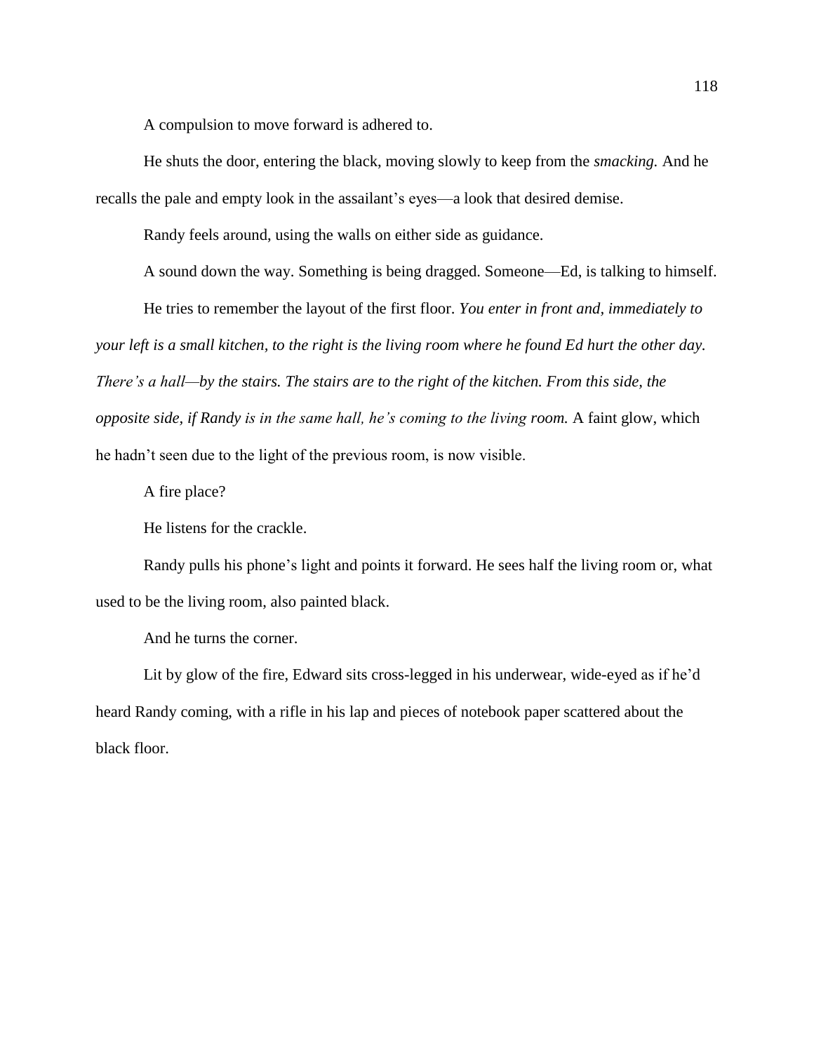A compulsion to move forward is adhered to.

He shuts the door, entering the black, moving slowly to keep from the *smacking.* And he recalls the pale and empty look in the assailant's eyes—a look that desired demise.

Randy feels around, using the walls on either side as guidance.

A sound down the way. Something is being dragged. Someone—Ed, is talking to himself.

He tries to remember the layout of the first floor. *You enter in front and, immediately to your left is a small kitchen, to the right is the living room where he found Ed hurt the other day. There's a hall—by the stairs. The stairs are to the right of the kitchen. From this side, the opposite side, if Randy is in the same hall, he's coming to the living room.* A faint glow, which he hadn't seen due to the light of the previous room, is now visible.

A fire place?

He listens for the crackle.

Randy pulls his phone's light and points it forward. He sees half the living room or, what used to be the living room, also painted black.

And he turns the corner.

Lit by glow of the fire, Edward sits cross-legged in his underwear, wide-eyed as if he'd heard Randy coming, with a rifle in his lap and pieces of notebook paper scattered about the black floor.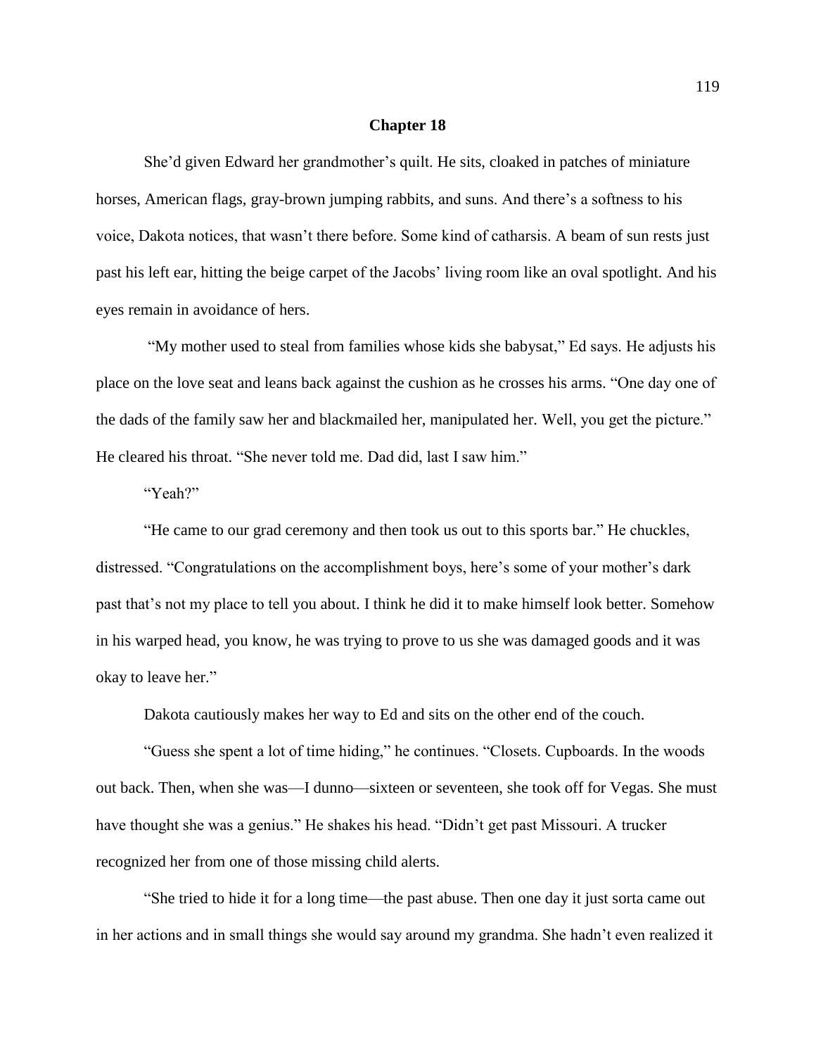## Chapter 18

She'd given Edward her grandmother's quilt. He sits, cloaked in patches of miniature horses, American flags, gray-brown jumping rabbits, and suns. And there's a softness to his voice, Dakota notices, that wasn't there before. Some kind of catharsis. A beam of sun rests just past his left ear, hitting the beige carpet of the Jacobs' living room like an oval spotlight. And his eyes remain in avoidance of hers.

"My mother used to steal from families whose kids she babysat," Ed says. He adjusts his place on the love seat and leans back against the cushion as he crosses his arms. "One day one of the dads of the family saw her and blackmailed her, manipulated her. Well, you get the picture." He cleared his throat. "She never told me. Dad did, last I saw him."

"Yeah?"

"He came to our grad ceremony and then took us out to this sports bar." He chuckles, distressed. "Congratulations on the accomplishment boys, here's some of your mother's dark past that's not my place to tell you about. I think he did it to make himself look better. Somehow in his warped head, you know, he was trying to prove to us she was damaged goods and it was okay to leave her."

Dakota cautiously makes her way to Ed and sits on the other end of the couch.

"Guess she spent a lot of time hiding," he continues. "Closets. Cupboards. In the woods out back. Then, when she was—I dunno—sixteen or seventeen, she took off for Vegas. She must have thought she was a genius." He shakes his head. "Didn't get past Missouri. A trucker recognized her from one of those missing child alerts.

"She tried to hide it for a long time—the past abuse. Then one day it just sorta came out in her actions and in small things she would say around my grandma. She hadn't even realized it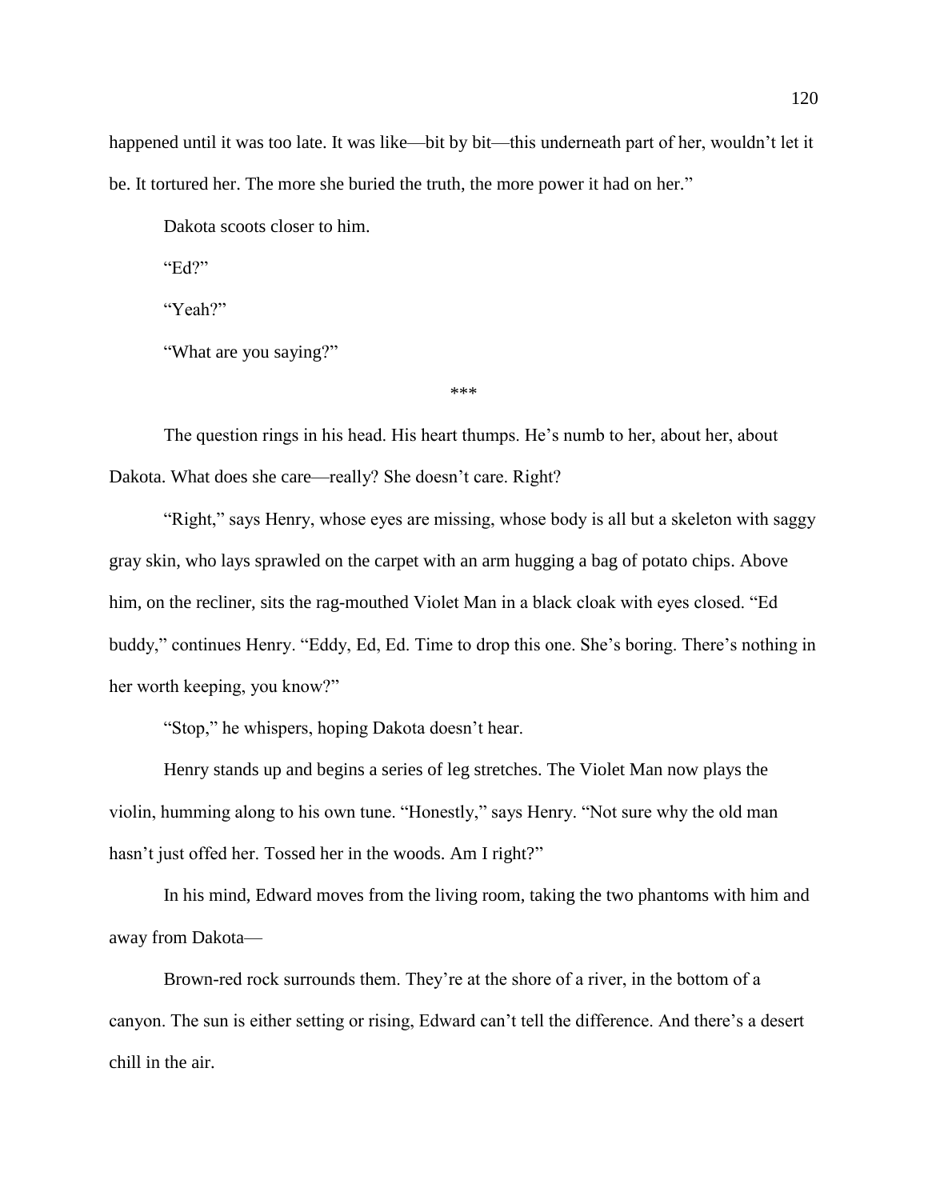happened until it was too late. It was like—bit by bit—this underneath part of her, wouldn't let it be. It tortured her. The more she buried the truth, the more power it had on her."

Dakota scoots closer to him.

"Ed?"

"Yeah?"

"What are you saying?"

***

The question rings in his head. His heart thumps. He's numb to her, about her, about Dakota. What does she care—really? She doesn't care. Right?

"Right," says Henry, whose eyes are missing, whose body is all but a skeleton with saggy gray skin, who lays sprawled on the carpet with an arm hugging a bag of potato chips. Above him, on the recliner, sits the rag-mouthed Violet Man in a black cloak with eyes closed. "Ed buddy," continues Henry. "Eddy, Ed, Ed. Time to drop this one. She's boring. There's nothing in her worth keeping, you know?"

"Stop," he whispers, hoping Dakota doesn't hear.

Henry stands up and begins a series of leg stretches. The Violet Man now plays the violin, humming along to his own tune. "Honestly," says Henry. "Not sure why the old man hasn't just offed her. Tossed her in the woods. Am I right?"

In his mind, Edward moves from the living room, taking the two phantoms with him and away from Dakota—

Brown-red rock surrounds them. They're at the shore of a river, in the bottom of a canyon. The sun is either setting or rising, Edward can't tell the difference. And there's a desert chill in the air.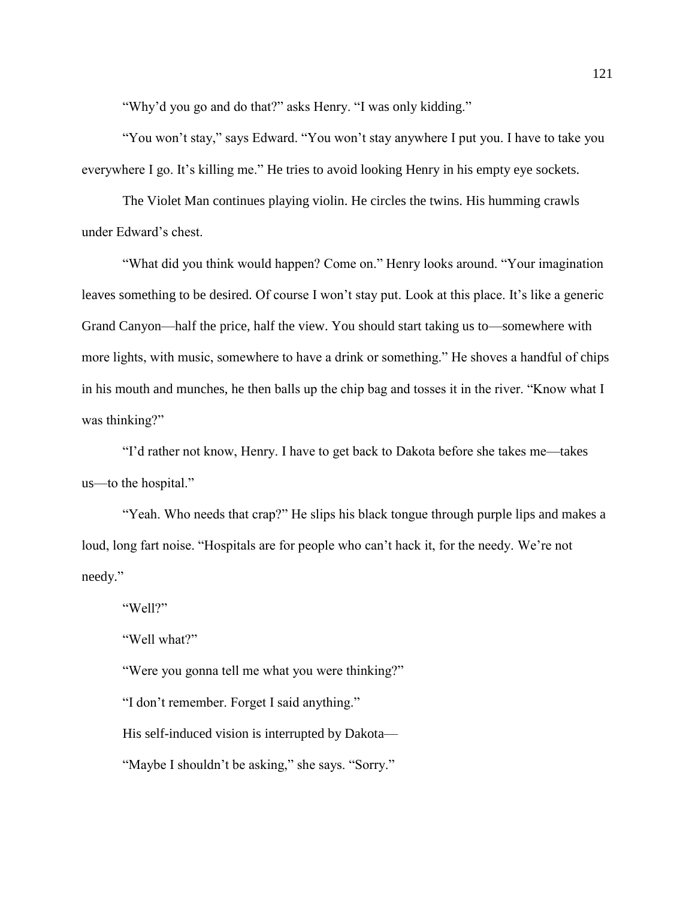"Why'd you go and do that?" asks Henry. "I was only kidding."

"You won't stay," says Edward. "You won't stay anywhere I put you. I have to take you everywhere I go. It's killing me." He tries to avoid looking Henry in his empty eye sockets.

The Violet Man continues playing violin. He circles the twins. His humming crawls under Edward's chest.

"What did you think would happen? Come on." Henry looks around. "Your imagination leaves something to be desired. Of course I won't stay put. Look at this place. It's like a generic Grand Canyon—half the price, half the view. You should start taking us to—somewhere with more lights, with music, somewhere to have a drink or something." He shoves a handful of chips in his mouth and munches, he then balls up the chip bag and tosses it in the river. "Know what I was thinking?"

"I'd rather not know, Henry. I have to get back to Dakota before she takes me—takes us—to the hospital."

"Yeah. Who needs that crap?" He slips his black tongue through purple lips and makes a loud, long fart noise. "Hospitals are for people who can't hack it, for the needy. We're not needy."

"Well?"

"Well what?"

"Were you gonna tell me what you were thinking?"

"I don't remember. Forget I said anything."

His self-induced vision is interrupted by Dakota—

"Maybe I shouldn't be asking," she says. "Sorry."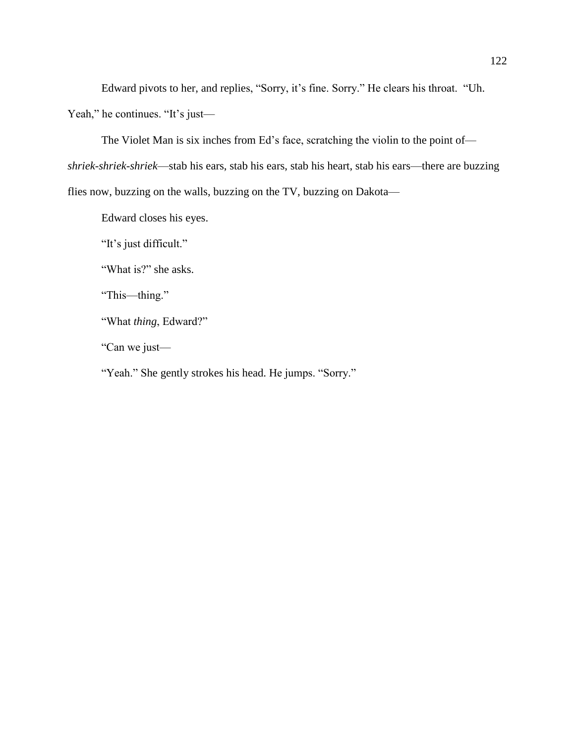Edward pivots to her, and replies, "Sorry, it's fine. Sorry." He clears his throat. "Uh. Yeah," he continues. "It's just—

The Violet Man is six inches from Ed's face, scratching the violin to the point of—*shriek-shriek-shriek*—stab his ears, stab his ears, stab his heart, stab his ears—there are buzzing flies now, buzzing on the walls, buzzing on the TV, buzzing on Dakota—

Edward closes his eyes.

"It's just difficult."

"What is?" she asks.

"This—thing."

"What *thing*, Edward?"

"Can we just—

"Yeah." She gently strokes his head. He jumps. "Sorry."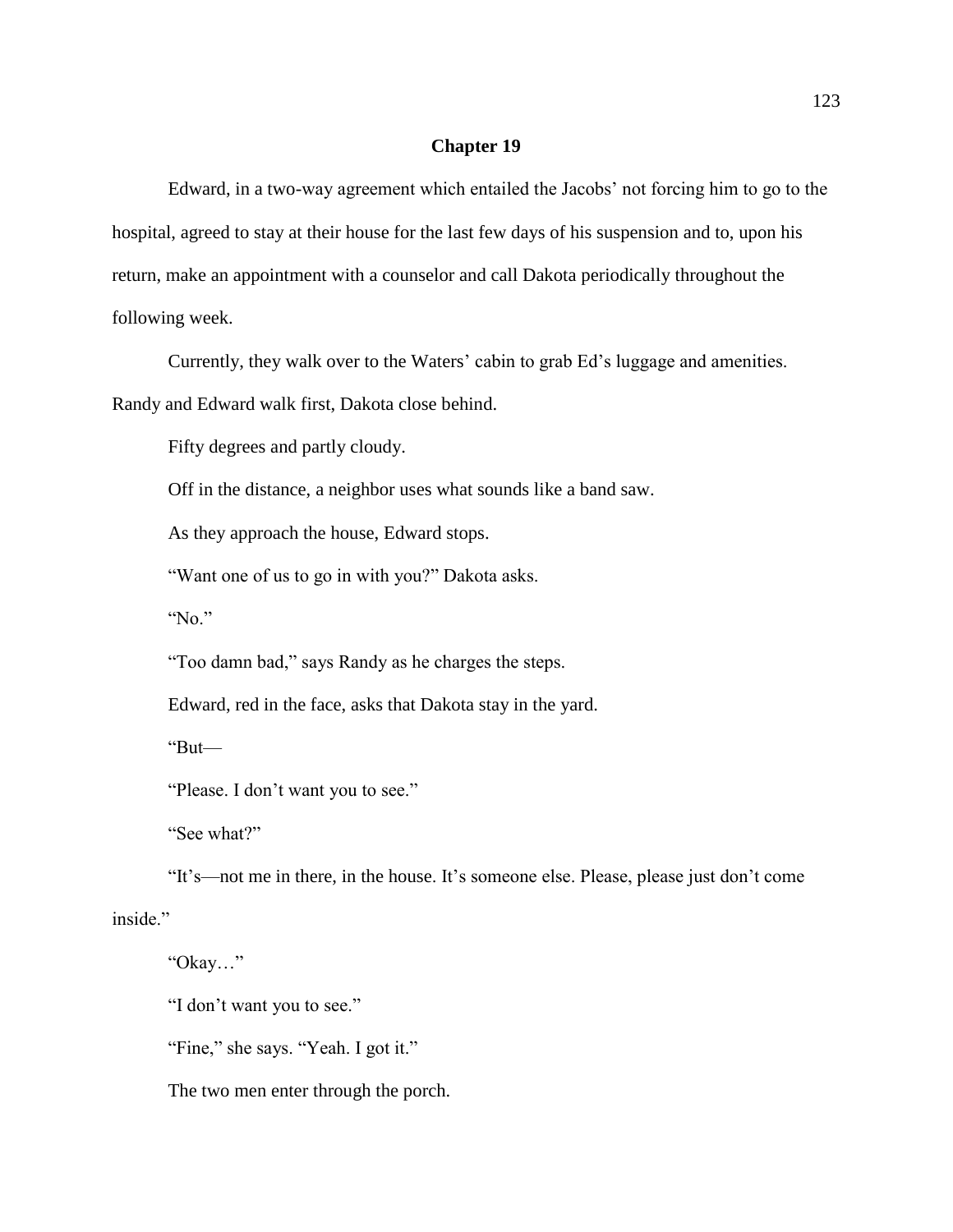## Chapter 19

Edward, in a two-way agreement which entailed the Jacobs' not forcing him to go to the hospital, agreed to stay at their house for the last few days of his suspension and to, upon his return, make an appointment with a counselor and call Dakota periodically throughout the following week.

Currently, they walk over to the Waters' cabin to grab Ed's luggage and amenities. Randy and Edward walk first, Dakota close behind.

Fifty degrees and partly cloudy.

Off in the distance, a neighbor uses what sounds like a band saw.

As they approach the house, Edward stops.

"Want one of us to go in with you?" Dakota asks.

"No."

"Too damn bad," says Randy as he charges the steps.

Edward, red in the face, asks that Dakota stay in the yard.

"But—

"Please. I don't want you to see."

"See what?"

"It's—not me in there, in the house. It's someone else. Please, please just don't come inside."

"Okay…"

"I don't want you to see."

"Fine," she says. "Yeah. I got it."

The two men enter through the porch.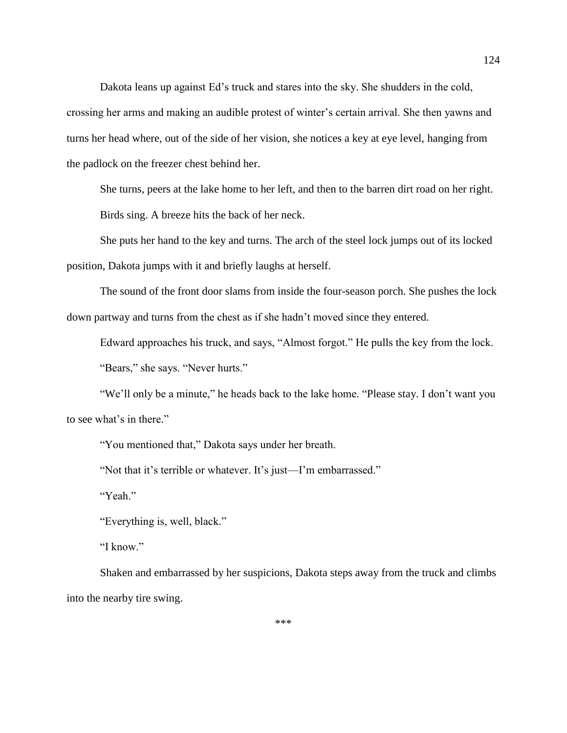Dakota leans up against Ed's truck and stares into the sky. She shudders in the cold, crossing her arms and making an audible protest of winter's certain arrival. She then yawns and turns her head where, out of the side of her vision, she notices a key at eye level, hanging from the padlock on the freezer chest behind her.

She turns, peers at the lake home to her left, and then to the barren dirt road on her right.

Birds sing. A breeze hits the back of her neck.

She puts her hand to the key and turns. The arch of the steel lock jumps out of its locked position, Dakota jumps with it and briefly laughs at herself.

The sound of the front door slams from inside the four-season porch. She pushes the lock down partway and turns from the chest as if she hadn't moved since they entered.

Edward approaches his truck, and says, "Almost forgot." He pulls the key from the lock.

"Bears," she says. "Never hurts."

"We'll only be a minute," he heads back to the lake home. "Please stay. I don't want you to see what's in there."

"You mentioned that," Dakota says under her breath.

"Not that it's terrible or whatever. It's just—I'm embarrassed."

"Yeah."

"Everything is, well, black."

"I know."

Shaken and embarrassed by her suspicions, Dakota steps away from the truck and climbs into the nearby tire swing.

***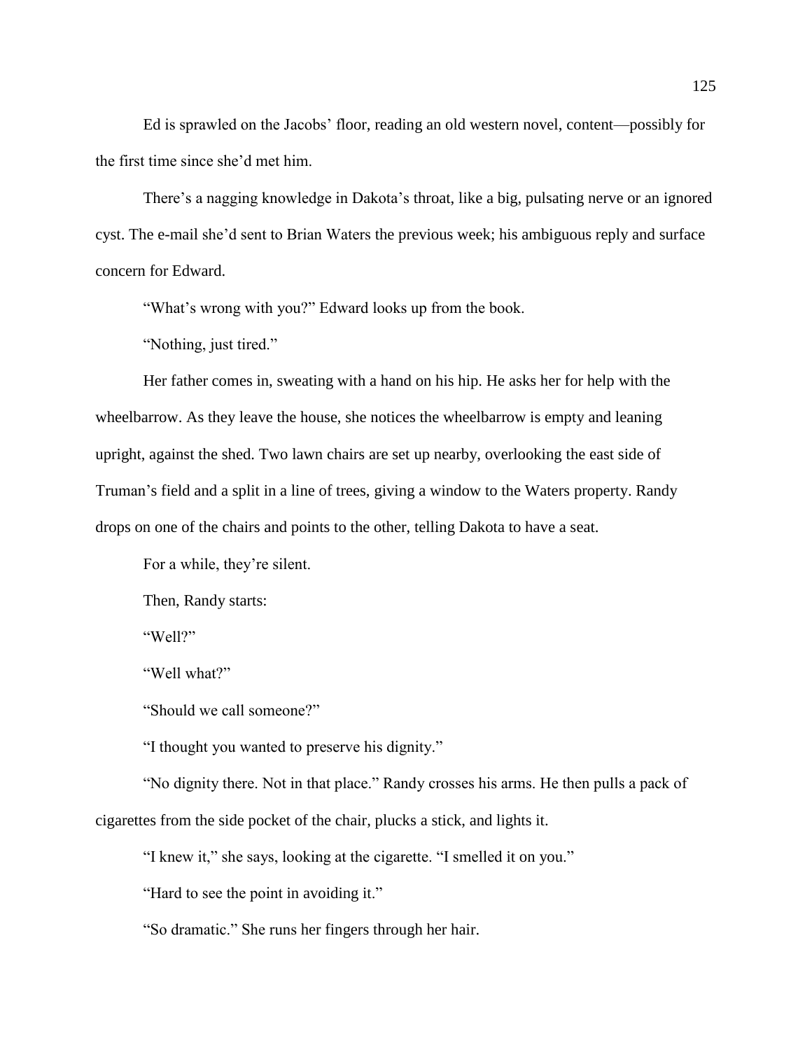Ed is sprawled on the Jacobs' floor, reading an old western novel, content—possibly for the first time since she'd met him.

There's a nagging knowledge in Dakota's throat, like a big, pulsating nerve or an ignored cyst. The e-mail she'd sent to Brian Waters the previous week; his ambiguous reply and surface concern for Edward.

"What's wrong with you?" Edward looks up from the book.

"Nothing, just tired."

Her father comes in, sweating with a hand on his hip. He asks her for help with the wheelbarrow. As they leave the house, she notices the wheelbarrow is empty and leaning upright, against the shed. Two lawn chairs are set up nearby, overlooking the east side of Truman's field and a split in a line of trees, giving a window to the Waters property. Randy drops on one of the chairs and points to the other, telling Dakota to have a seat.

For a while, they're silent.

Then, Randy starts:

"Well?"

"Well what?"

"Should we call someone?"

"I thought you wanted to preserve his dignity."

"No dignity there. Not in that place." Randy crosses his arms. He then pulls a pack of cigarettes from the side pocket of the chair, plucks a stick, and lights it.

"I knew it," she says, looking at the cigarette. "I smelled it on you."

"Hard to see the point in avoiding it."

"So dramatic." She runs her fingers through her hair.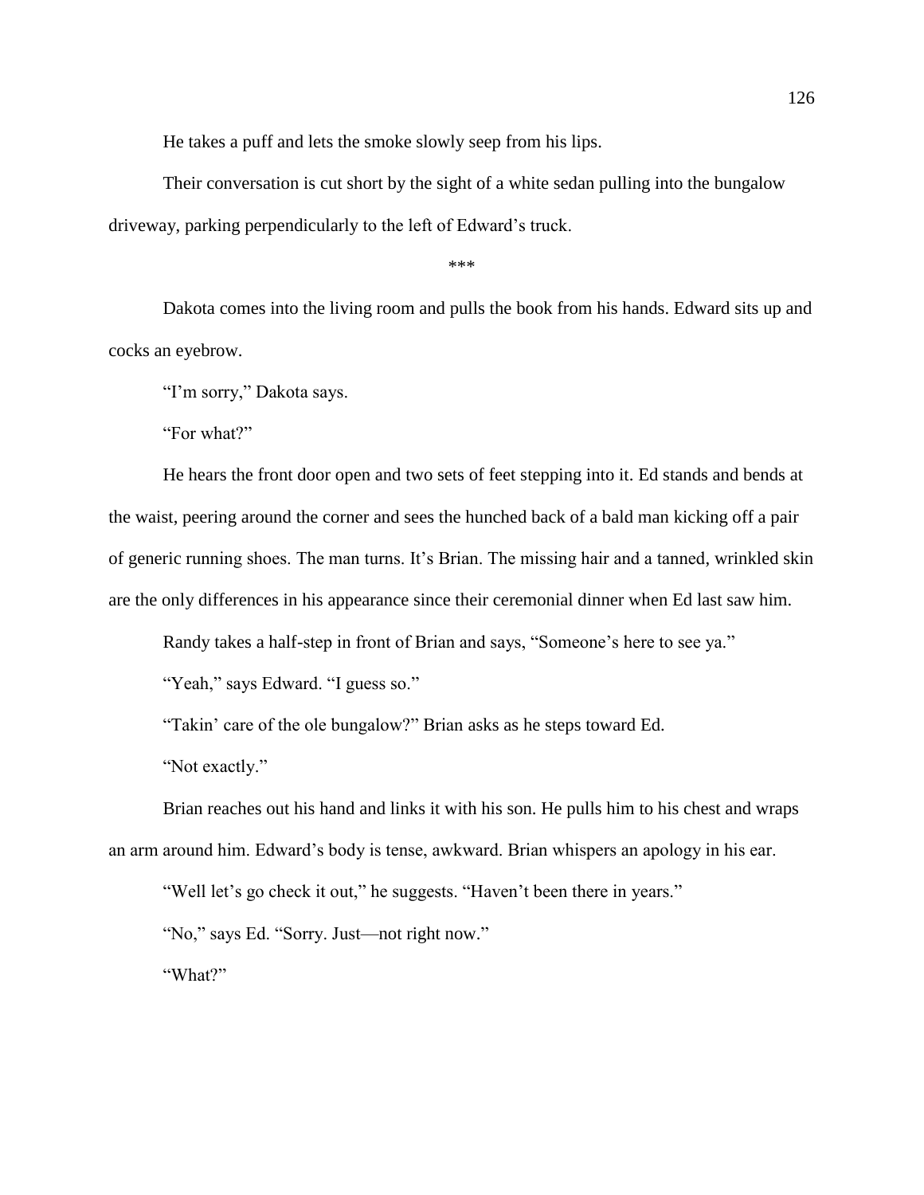He takes a puff and lets the smoke slowly seep from his lips.

Their conversation is cut short by the sight of a white sedan pulling into the bungalow driveway, parking perpendicularly to the left of Edward's truck.

***

Dakota comes into the living room and pulls the book from his hands. Edward sits up and cocks an eyebrow.

"I'm sorry," Dakota says.

"For what?"

He hears the front door open and two sets of feet stepping into it. Ed stands and bends at the waist, peering around the corner and sees the hunched back of a bald man kicking off a pair of generic running shoes. The man turns. It's Brian. The missing hair and a tanned, wrinkled skin are the only differences in his appearance since their ceremonial dinner when Ed last saw him.

Randy takes a half-step in front of Brian and says, "Someone's here to see ya."

"Yeah," says Edward. "I guess so."

"Takin' care of the ole bungalow?" Brian asks as he steps toward Ed.

"Not exactly."

Brian reaches out his hand and links it with his son. He pulls him to his chest and wraps an arm around him. Edward's body is tense, awkward. Brian whispers an apology in his ear.

"Well let's go check it out," he suggests. "Haven't been there in years."

"No," says Ed. "Sorry. Just—not right now."

"What?"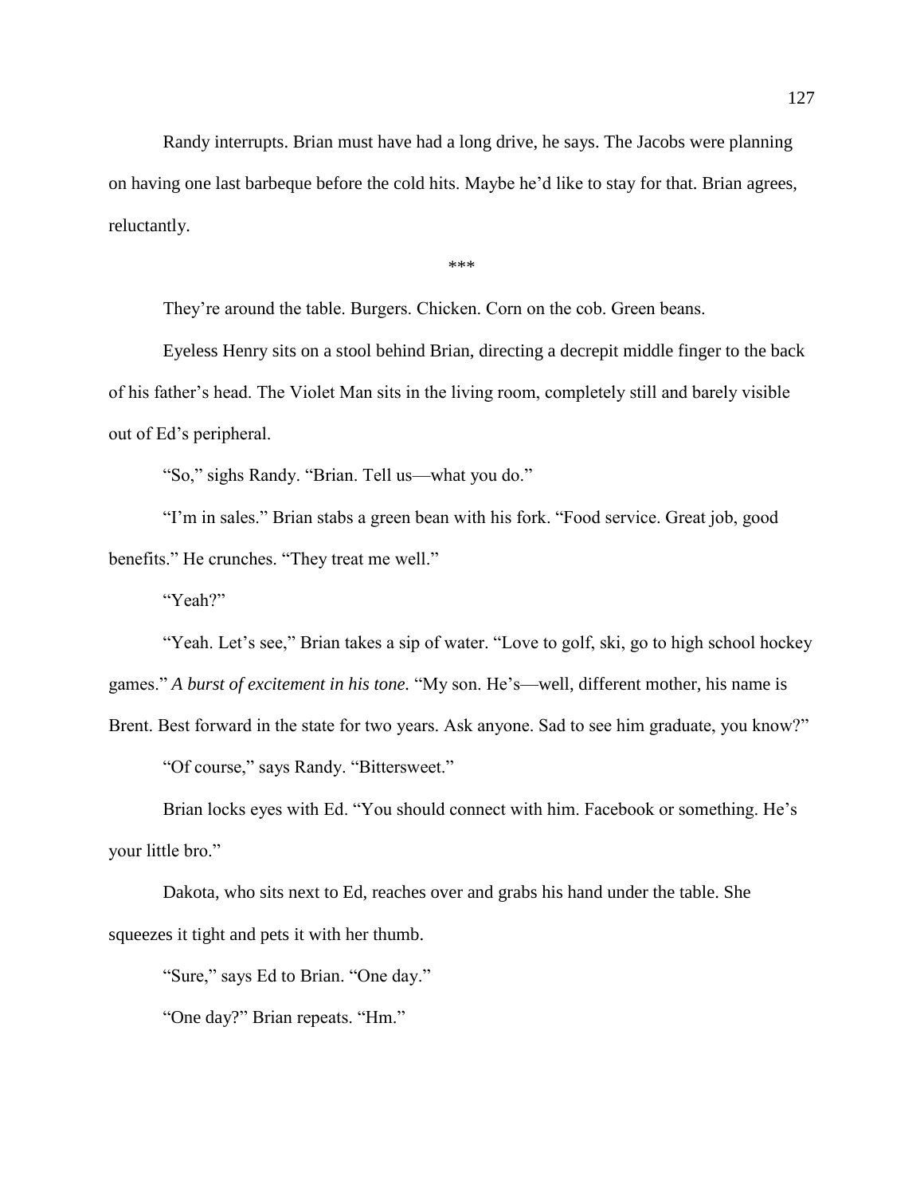Randy interrupts. Brian must have had a long drive, he says. The Jacobs were planning on having one last barbeque before the cold hits. Maybe he'd like to stay for that. Brian agrees, reluctantly.

\*\*\*

They're around the table. Burgers. Chicken. Corn on the cob. Green beans.

Eyeless Henry sits on a stool behind Brian, directing a decrepit middle finger to the back of his father's head. The Violet Man sits in the living room, completely still and barely visible out of Ed's peripheral.

"So," sighs Randy. "Brian. Tell us—what you do."

"I'm in sales." Brian stabs a green bean with his fork. "Food service. Great job, good benefits." He crunches. "They treat me well."

"Yeah?"

"Yeah. Let's see," Brian takes a sip of water. "Love to golf, ski, go to high school hockey games." *A burst of excitement in his tone.* "My son. He's—well, different mother, his name is Brent. Best forward in the state for two years. Ask anyone. Sad to see him graduate, you know?"

"Of course," says Randy. "Bittersweet."

Brian locks eyes with Ed. "You should connect with him. Facebook or something. He's your little bro."

Dakota, who sits next to Ed, reaches over and grabs his hand under the table. She squeezes it tight and pets it with her thumb.

"Sure," says Ed to Brian. "One day."

"One day?" Brian repeats. "Hm."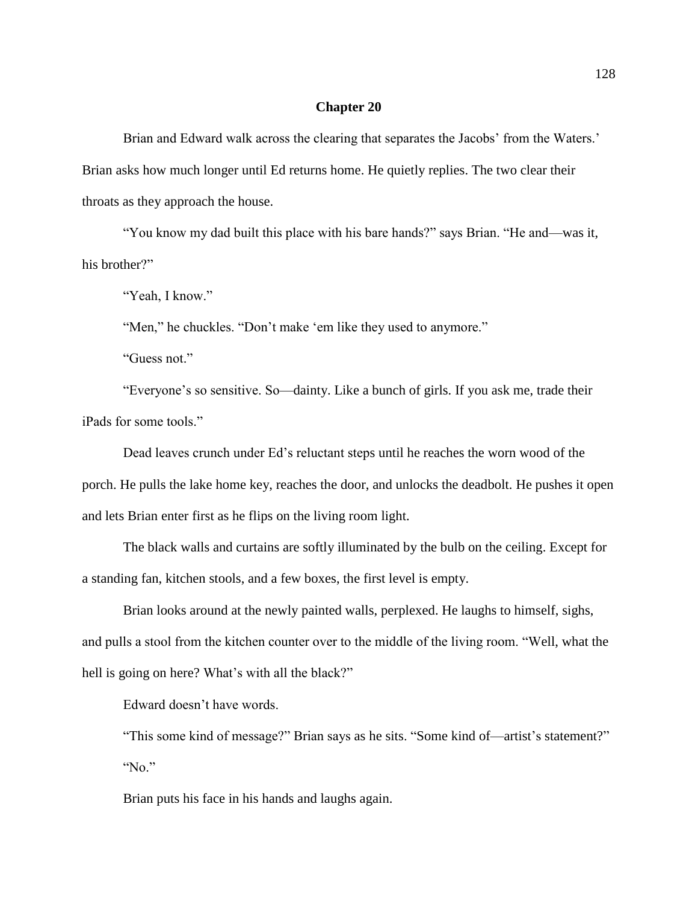# Chapter 20

Brian and Edward walk across the clearing that separates the Jacobs' from the Waters.' Brian asks how much longer until Ed returns home. He quietly replies. The two clear their throats as they approach the house.

"You know my dad built this place with his bare hands?" says Brian. "He and—was it, his brother?"

"Yeah, I know."

"Men," he chuckles. "Don't make 'em like they used to anymore."

"Guess not."

"Everyone's so sensitive. So—dainty. Like a bunch of girls. If you ask me, trade their iPads for some tools."

Dead leaves crunch under Ed's reluctant steps until he reaches the worn wood of the porch. He pulls the lake home key, reaches the door, and unlocks the deadbolt. He pushes it open and lets Brian enter first as he flips on the living room light.

The black walls and curtains are softly illuminated by the bulb on the ceiling. Except for a standing fan, kitchen stools, and a few boxes, the first level is empty.

Brian looks around at the newly painted walls, perplexed. He laughs to himself, sighs, and pulls a stool from the kitchen counter over to the middle of the living room. "Well, what the hell is going on here? What's with all the black?"

Edward doesn't have words.

"This some kind of message?" Brian says as he sits. "Some kind of—artist's statement?"

"No."

Brian puts his face in his hands and laughs again.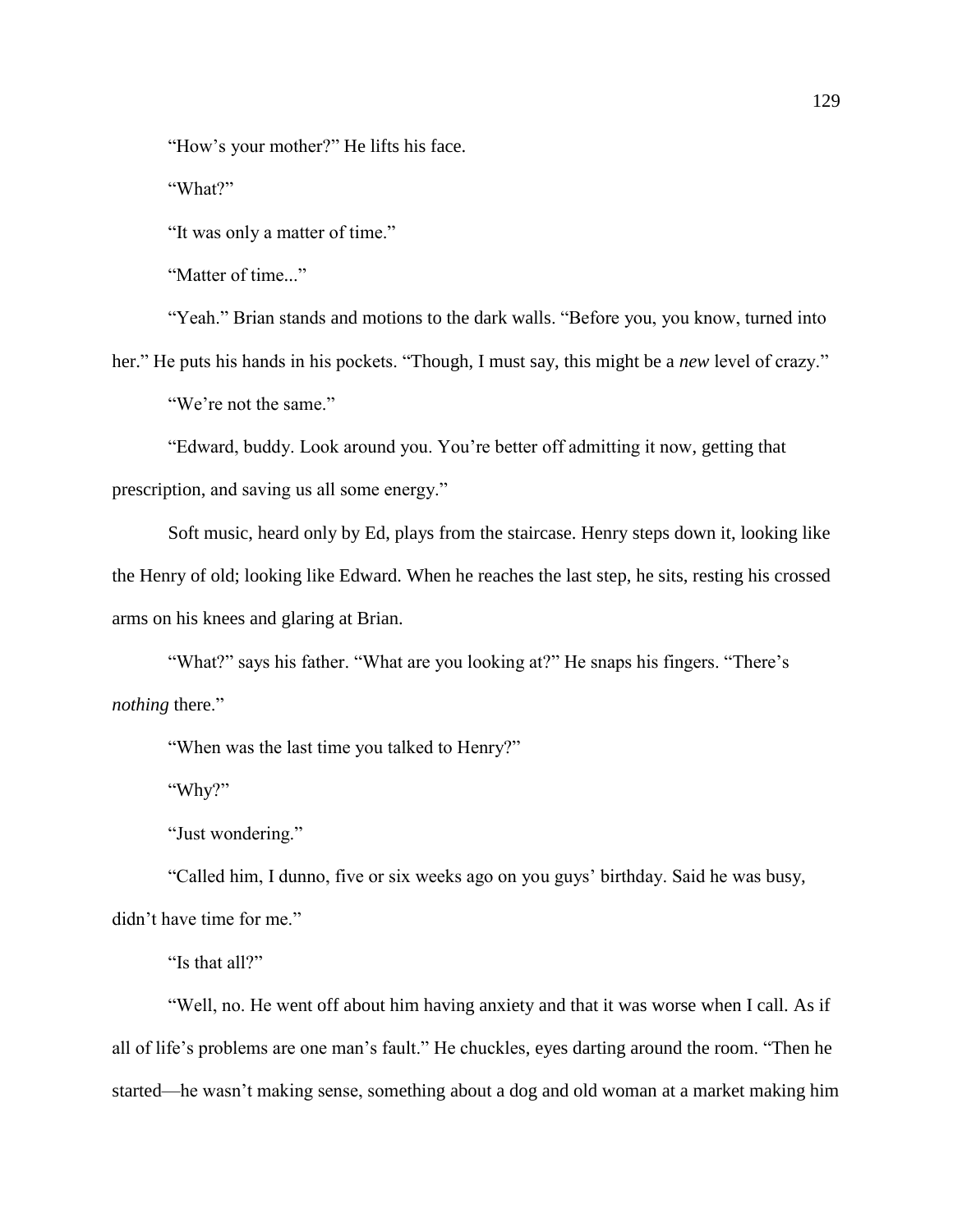"How's your mother?" He lifts his face.

"What?"

"It was only a matter of time."

"Matter of time..."

"Yeah." Brian stands and motions to the dark walls. "Before you, you know, turned into her." He puts his hands in his pockets. "Though, I must say, this might be a *new* level of crazy."

"We're not the same."

"Edward, buddy. Look around you. You're better off admitting it now, getting that prescription, and saving us all some energy."

Soft music, heard only by Ed, plays from the staircase. Henry steps down it, looking like the Henry of old; looking like Edward. When he reaches the last step, he sits, resting his crossed arms on his knees and glaring at Brian.

"What?" says his father. "What are you looking at?" He snaps his fingers. "There's *nothing* there."

"When was the last time you talked to Henry?"

"Why?"

"Just wondering."

"Called him, I dunno, five or six weeks ago on you guys' birthday. Said he was busy, didn't have time for me."

"Is that all?"

"Well, no. He went off about him having anxiety and that it was worse when I call. As if all of life's problems are one man's fault." He chuckles, eyes darting around the room. "Then he started—he wasn't making sense, something about a dog and old woman at a market making him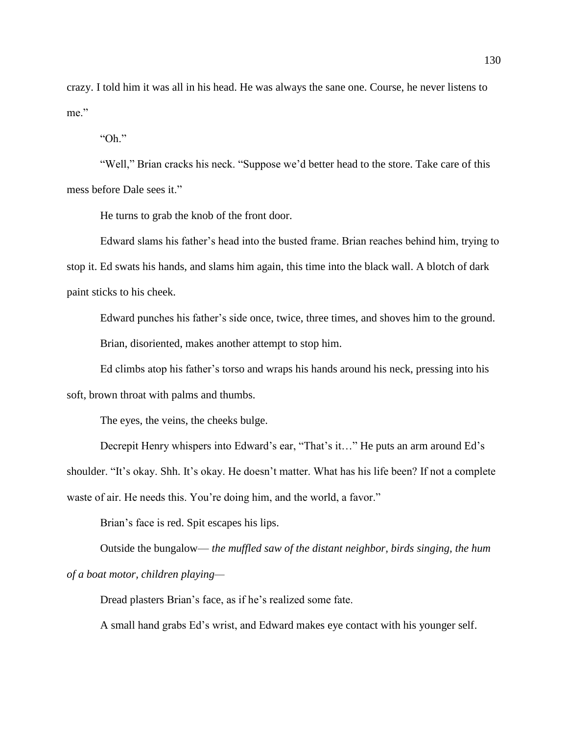crazy. I told him it was all in his head. He was always the sane one. Course, he never listens to me."

"Oh."

"Well," Brian cracks his neck. "Suppose we'd better head to the store. Take care of this mess before Dale sees it."

He turns to grab the knob of the front door.

Edward slams his father's head into the busted frame. Brian reaches behind him, trying to stop it. Ed swats his hands, and slams him again, this time into the black wall. A blotch of dark paint sticks to his cheek.

Edward punches his father's side once, twice, three times, and shoves him to the ground.

Brian, disoriented, makes another attempt to stop him.

Ed climbs atop his father's torso and wraps his hands around his neck, pressing into his soft, brown throat with palms and thumbs.

The eyes, the veins, the cheeks bulge.

Decrepit Henry whispers into Edward's ear, "That's it…" He puts an arm around Ed's shoulder. "It's okay. Shh. It's okay. He doesn't matter. What has his life been? If not a complete waste of air. He needs this. You're doing him, and the world, a favor."

Brian's face is red. Spit escapes his lips.

Outside the bungalow— *the muffled saw of the distant neighbor, birds singing, the hum of a boat motor, children playing—*

Dread plasters Brian's face, as if he's realized some fate.

A small hand grabs Ed's wrist, and Edward makes eye contact with his younger self.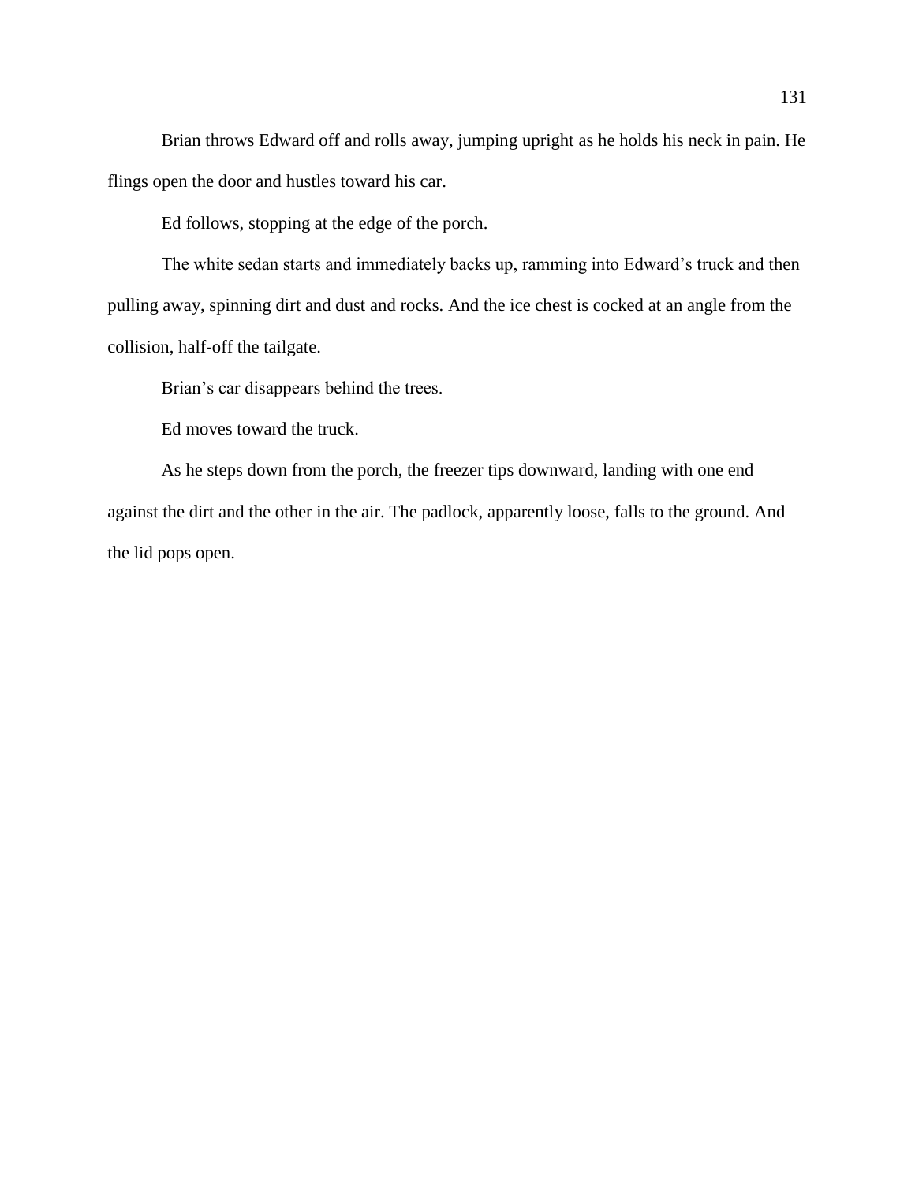Brian throws Edward off and rolls away, jumping upright as he holds his neck in pain. He flings open the door and hustles toward his car.

Ed follows, stopping at the edge of the porch.

The white sedan starts and immediately backs up, ramming into Edward's truck and then pulling away, spinning dirt and dust and rocks. And the ice chest is cocked at an angle from the collision, half-off the tailgate.

Brian's car disappears behind the trees.

Ed moves toward the truck.

As he steps down from the porch, the freezer tips downward, landing with one end against the dirt and the other in the air. The padlock, apparently loose, falls to the ground. And the lid pops open.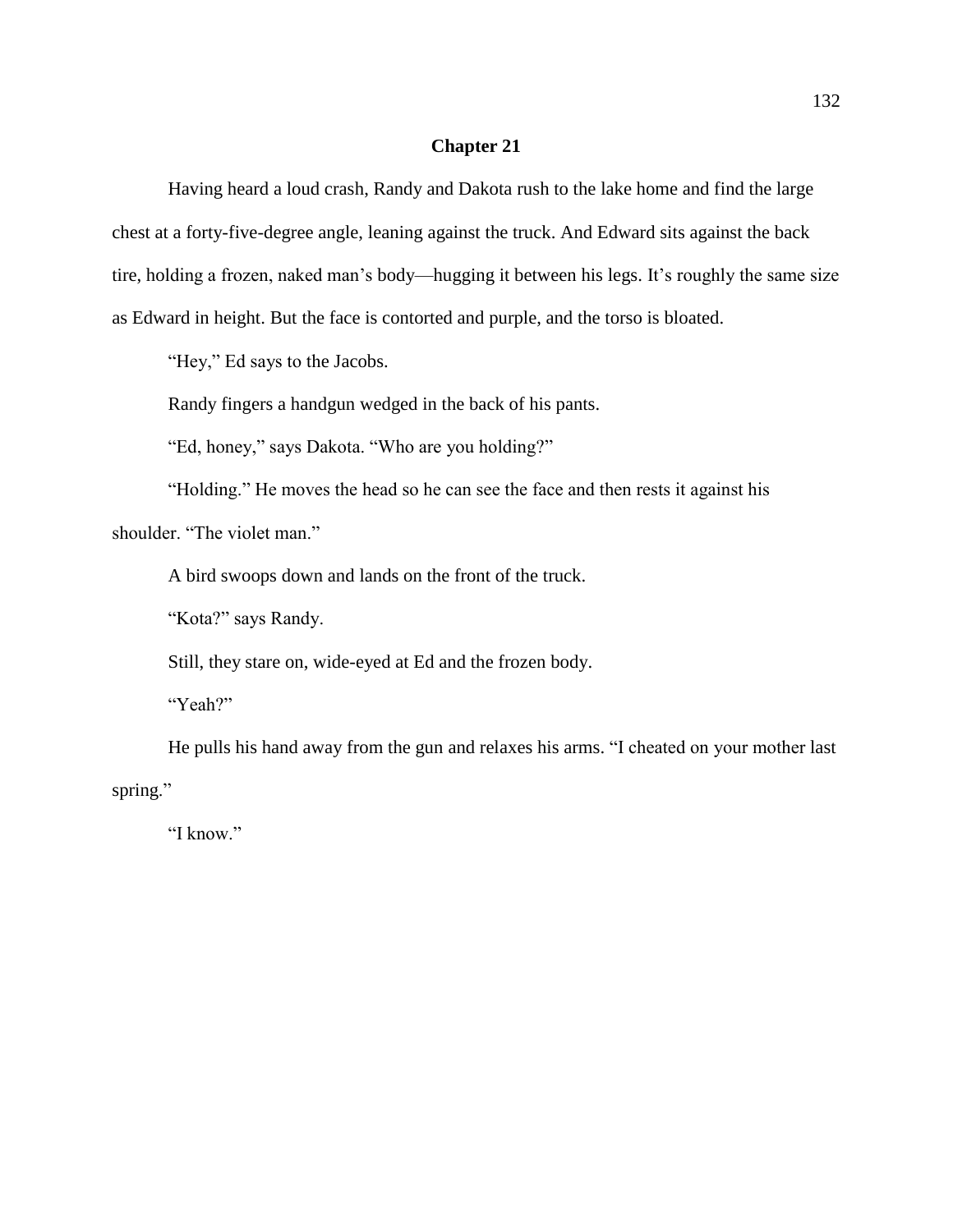## Chapter 21

Having heard a loud crash, Randy and Dakota rush to the lake home and find the large chest at a forty-five-degree angle, leaning against the truck. And Edward sits against the back tire, holding a frozen, naked man's body—hugging it between his legs. It's roughly the same size as Edward in height. But the face is contorted and purple, and the torso is bloated.

"Hey," Ed says to the Jacobs.

Randy fingers a handgun wedged in the back of his pants.

"Ed, honey," says Dakota. "Who are you holding?"

"Holding." He moves the head so he can see the face and then rests it against his shoulder. "The violet man."

A bird swoops down and lands on the front of the truck.

"Kota?" says Randy.

Still, they stare on, wide-eyed at Ed and the frozen body.

"Yeah?"

He pulls his hand away from the gun and relaxes his arms. "I cheated on your mother last spring."

"I know."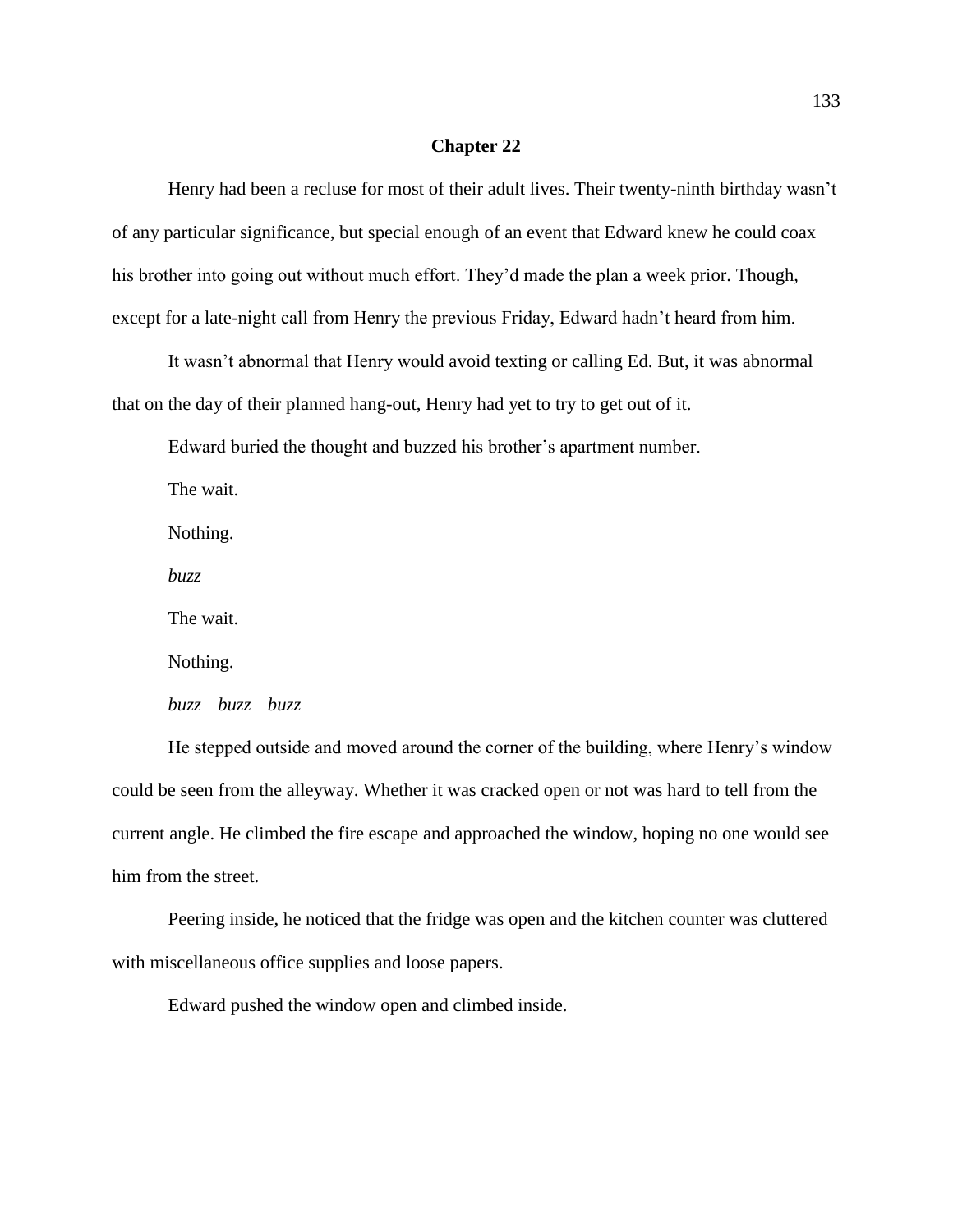## Chapter 22

Henry had been a recluse for most of their adult lives. Their twenty-ninth birthday wasn't of any particular significance, but special enough of an event that Edward knew he could coax his brother into going out without much effort. They'd made the plan a week prior. Though, except for a late-night call from Henry the previous Friday, Edward hadn't heard from him.

It wasn't abnormal that Henry would avoid texting or calling Ed. But, it was abnormal that on the day of their planned hang-out, Henry had yet to try to get out of it.

Edward buried the thought and buzzed his brother's apartment number.

The wait.

Nothing.

*buzz*

The wait.

Nothing.

*buzz—buzz—buzz—*

He stepped outside and moved around the corner of the building, where Henry's window could be seen from the alleyway. Whether it was cracked open or not was hard to tell from the current angle. He climbed the fire escape and approached the window, hoping no one would see him from the street.

Peering inside, he noticed that the fridge was open and the kitchen counter was cluttered with miscellaneous office supplies and loose papers.

Edward pushed the window open and climbed inside.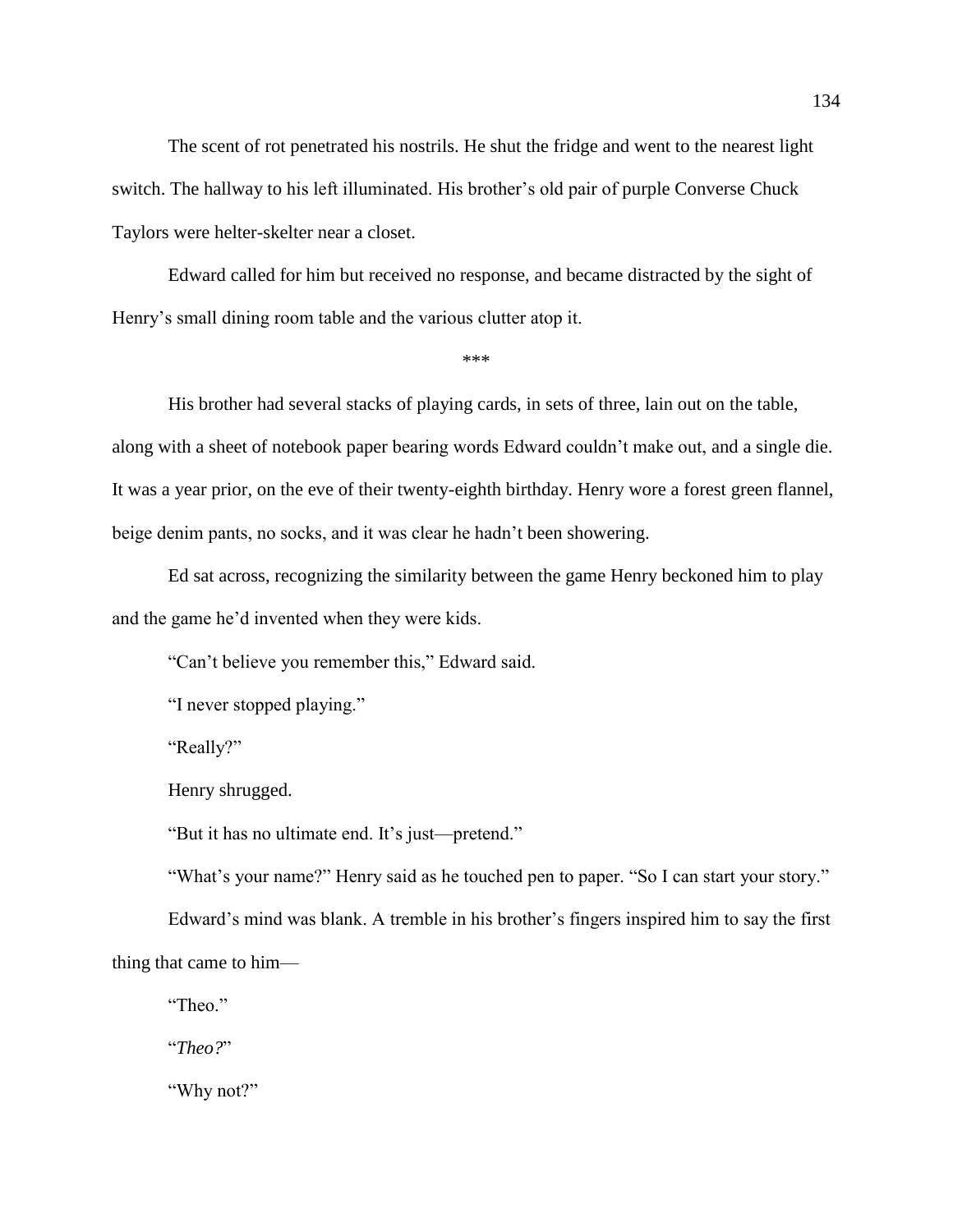The scent of rot penetrated his nostrils. He shut the fridge and went to the nearest light switch. The hallway to his left illuminated. His brother's old pair of purple Converse Chuck Taylors were helter-skelter near a closet.

Edward called for him but received no response, and became distracted by the sight of Henry's small dining room table and the various clutter atop it.

\*\*\*

His brother had several stacks of playing cards, in sets of three, lain out on the table, along with a sheet of notebook paper bearing words Edward couldn't make out, and a single die. It was a year prior, on the eve of their twenty-eighth birthday. Henry wore a forest green flannel, beige denim pants, no socks, and it was clear he hadn't been showering.

Ed sat across, recognizing the similarity between the game Henry beckoned him to play and the game he'd invented when they were kids.

"Can't believe you remember this," Edward said.

"I never stopped playing."

"Really?"

Henry shrugged.

"But it has no ultimate end. It's just—pretend."

"What's your name?" Henry said as he touched pen to paper. "So I can start your story."

Edward's mind was blank. A tremble in his brother's fingers inspired him to say the first thing that came to him—

"Theo."

"*Theo?*"

"Why not?"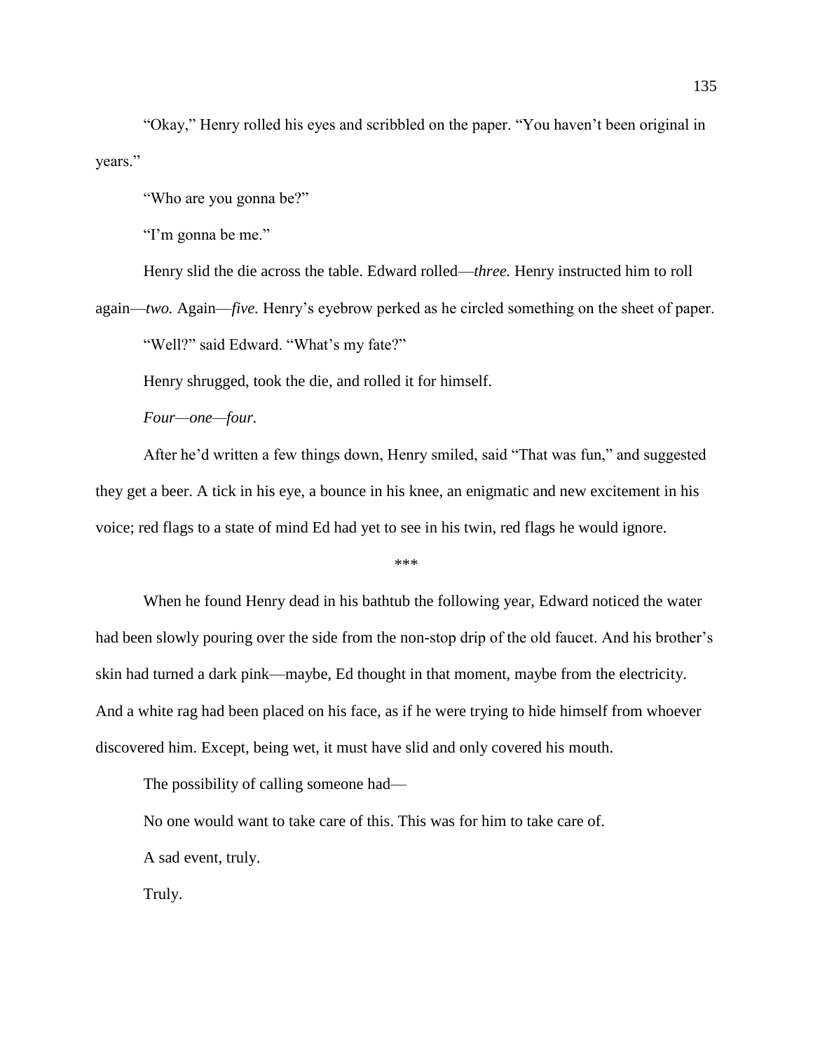"Okay," Henry rolled his eyes and scribbled on the paper. "You haven't been original in years."

"Who are you gonna be?"

"I'm gonna be me."

Henry slid the die across the table. Edward rolled—*three.* Henry instructed him to roll again—*two.* Again—*five.* Henry's eyebrow perked as he circled something on the sheet of paper.

"Well?" said Edward. "What's my fate?"

Henry shrugged, took the die, and rolled it for himself.

*Four—one—four.*

After he'd written a few things down, Henry smiled, said "That was fun," and suggested they get a beer. A tick in his eye, a bounce in his knee, an enigmatic and new excitement in his voice; red flags to a state of mind Ed had yet to see in his twin, red flags he would ignore.

***

When he found Henry dead in his bathtub the following year, Edward noticed the water had been slowly pouring over the side from the non-stop drip of the old faucet. And his brother's skin had turned a dark pink—maybe, Ed thought in that moment, maybe from the electricity. And a white rag had been placed on his face, as if he were trying to hide himself from whoever discovered him. Except, being wet, it must have slid and only covered his mouth.

The possibility of calling someone had—

No one would want to take care of this. This was for him to take care of.

A sad event, truly.

Truly.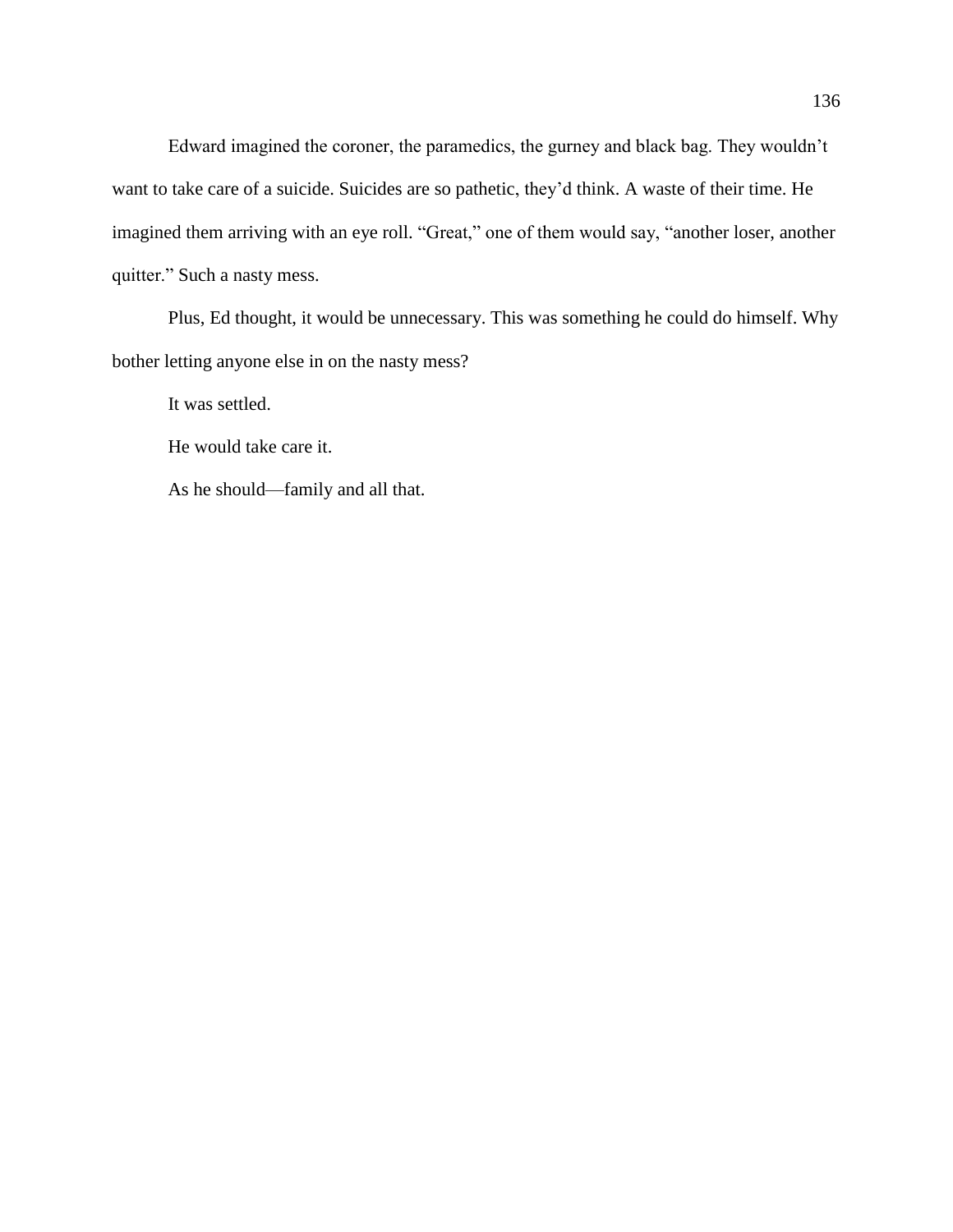Edward imagined the coroner, the paramedics, the gurney and black bag. They wouldn't want to take care of a suicide. Suicides are so pathetic, they'd think. A waste of their time. He imagined them arriving with an eye roll. "Great," one of them would say, "another loser, another quitter." Such a nasty mess.

Plus, Ed thought, it would be unnecessary. This was something he could do himself. Why bother letting anyone else in on the nasty mess?

It was settled.

He would take care it.

As he should—family and all that.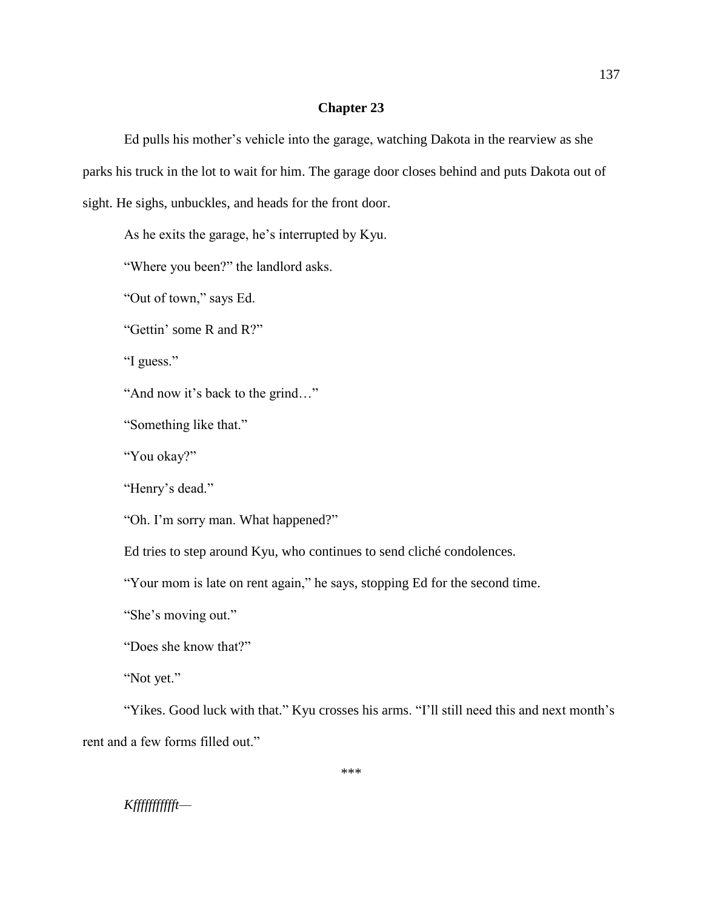# Chapter 23

Ed pulls his mother's vehicle into the garage, watching Dakota in the rearview as she parks his truck in the lot to wait for him. The garage door closes behind and puts Dakota out of sight. He sighs, unbuckles, and heads for the front door.

As he exits the garage, he's interrupted by Kyu.

"Where you been?" the landlord asks.

"Out of town," says Ed.

"Gettin' some R and R?"

"I guess."

"And now it's back to the grind…"

"Something like that."

"You okay?"

"Henry's dead."

"Oh. I'm sorry man. What happened?"

Ed tries to step around Kyu, who continues to send cliché condolences.

"Your mom is late on rent again," he says, stopping Ed for the second time.

"She's moving out."

"Does she know that?"

"Not yet."

"Yikes. Good luck with that." Kyu crosses his arms. "I'll still need this and next month's rent and a few forms filled out."

***

*Kfffffffffft—*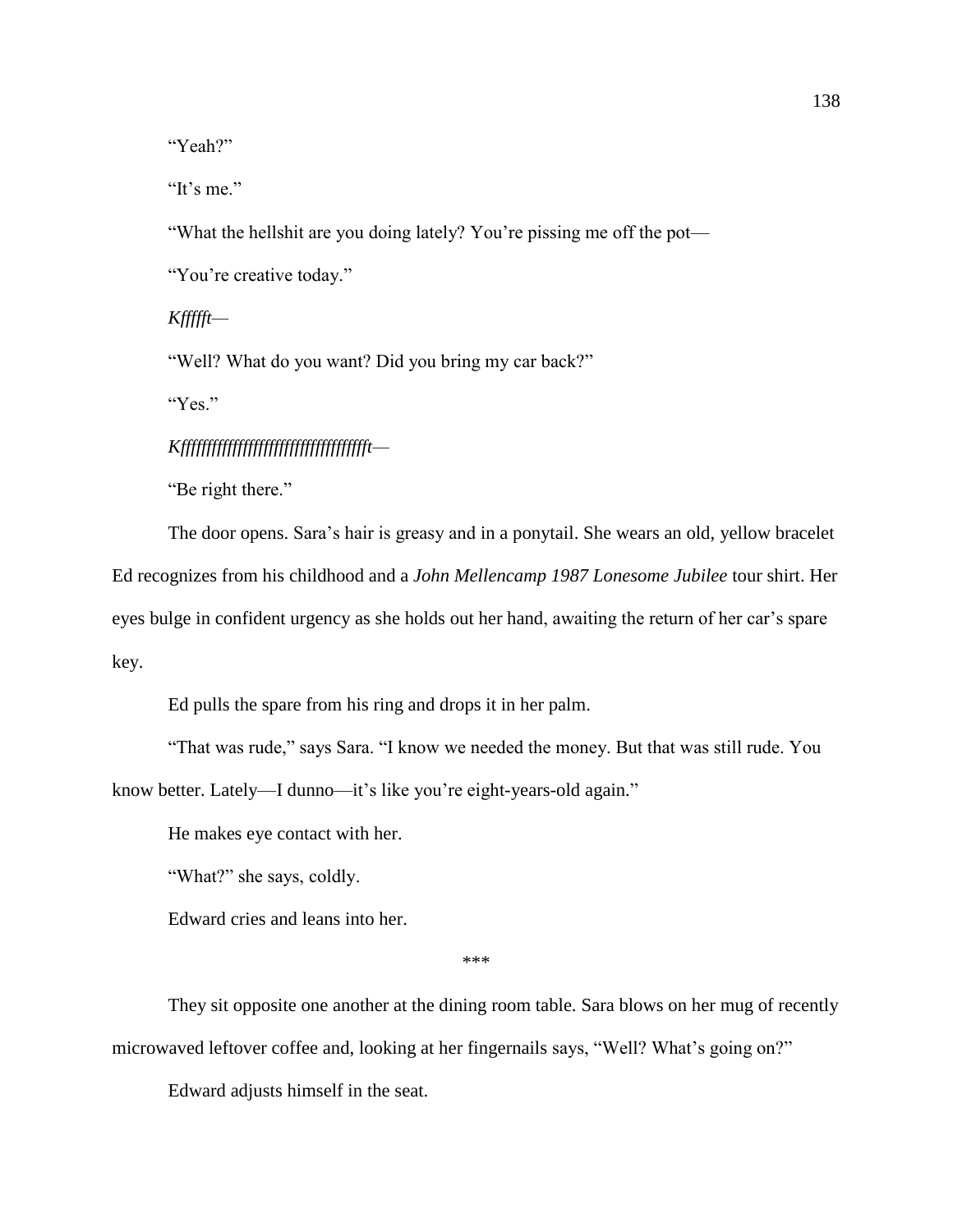"Yeah?"

"It's me."

"What the hellshit are you doing lately? You're pissing me off the pot—

"You're creative today."

*Kfffft—*

"Well? What do you want? Did you bring my car back?"

"Yes."

*Kffffffffffffffffffffffffffffffffffffft—*

"Be right there."

The door opens. Sara's hair is greasy and in a ponytail. She wears an old, yellow bracelet Ed recognizes from his childhood and a *John Mellencamp 1987 Lonesome Jubilee* tour shirt. Her eyes bulge in confident urgency as she holds out her hand, awaiting the return of her car's spare key.

Ed pulls the spare from his ring and drops it in her palm.

"That was rude," says Sara. "I know we needed the money. But that was still rude. You know better. Lately—I dunno—it's like you're eight-years-old again."

He makes eye contact with her.

"What?" she says, coldly.

Edward cries and leans into her.

***

They sit opposite one another at the dining room table. Sara blows on her mug of recently microwaved leftover coffee and, looking at her fingernails says, "Well? What's going on?"

Edward adjusts himself in the seat.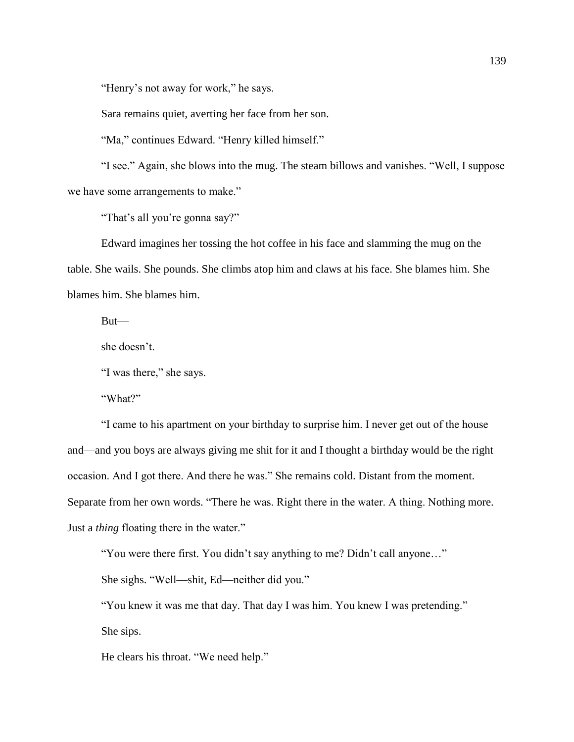"Henry's not away for work," he says.

Sara remains quiet, averting her face from her son.

"Ma," continues Edward. "Henry killed himself."

"I see." Again, she blows into the mug. The steam billows and vanishes. "Well, I suppose we have some arrangements to make."

"That's all you're gonna say?"

Edward imagines her tossing the hot coffee in his face and slamming the mug on the table. She wails. She pounds. She climbs atop him and claws at his face. She blames him. She blames him. She blames him.

But—

she doesn't.

"I was there," she says.

"What?"

"I came to his apartment on your birthday to surprise him. I never get out of the house and—and you boys are always giving me shit for it and I thought a birthday would be the right occasion. And I got there. And there he was." She remains cold. Distant from the moment. Separate from her own words. "There he was. Right there in the water. A thing. Nothing more. Just a *thing* floating there in the water."

"You were there first. You didn't say anything to me? Didn't call anyone…"

She sighs. "Well—shit, Ed—neither did you."

"You knew it was me that day. That day I was him. You knew I was pretending."

She sips.

He clears his throat. "We need help."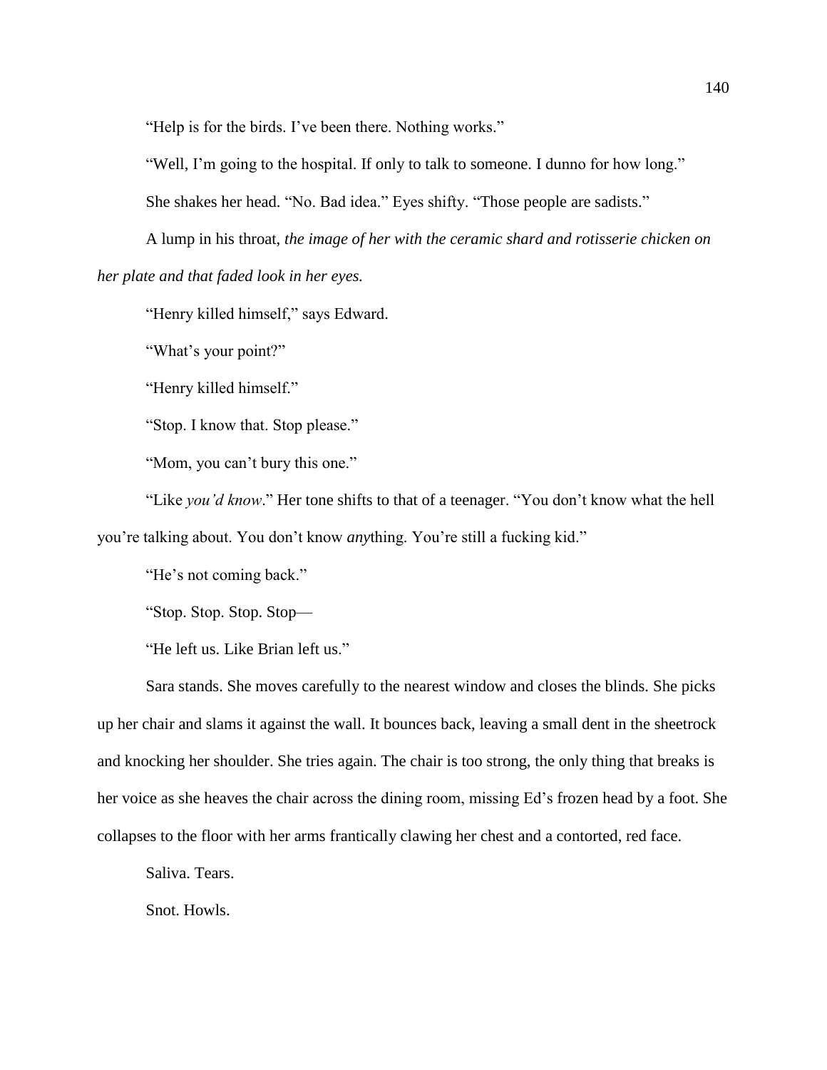"Help is for the birds. I've been there. Nothing works."

"Well, I'm going to the hospital. If only to talk to someone. I dunno for how long."

She shakes her head. "No. Bad idea." Eyes shifty. "Those people are sadists."

A lump in his throat, *the image of her with the ceramic shard and rotisserie chicken on her plate and that faded look in her eyes.*

"Henry killed himself," says Edward.

"What's your point?"

"Henry killed himself."

"Stop. I know that. Stop please."

"Mom, you can't bury this one."

"Like *you'd know*." Her tone shifts to that of a teenager. "You don't know what the hell you're talking about. You don't know *any*thing. You're still a fucking kid."

"He's not coming back."

"Stop. Stop. Stop. Stop—

"He left us. Like Brian left us."

Sara stands. She moves carefully to the nearest window and closes the blinds. She picks up her chair and slams it against the wall. It bounces back, leaving a small dent in the sheetrock and knocking her shoulder. She tries again. The chair is too strong, the only thing that breaks is her voice as she heaves the chair across the dining room, missing Ed's frozen head by a foot. She collapses to the floor with her arms frantically clawing her chest and a contorted, red face.

Saliva. Tears.

Snot. Howls.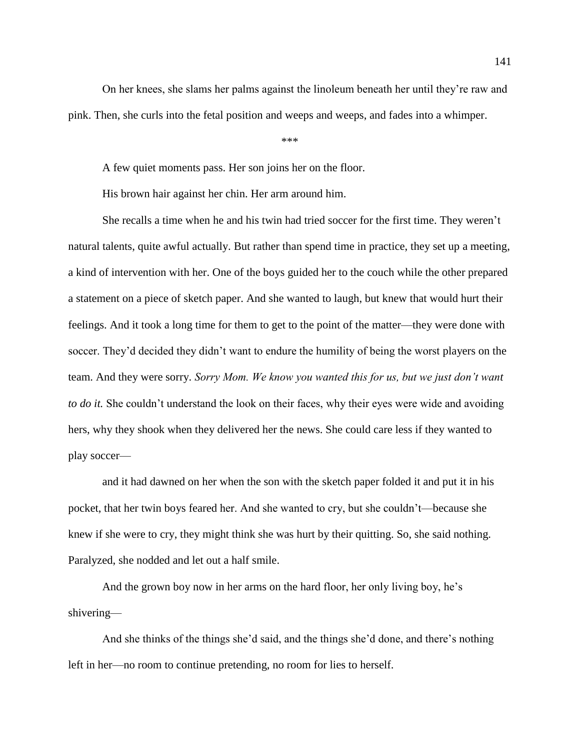On her knees, she slams her palms against the linoleum beneath her until they're raw and pink. Then, she curls into the fetal position and weeps and weeps, and fades into a whimper.

\*\*\*

A few quiet moments pass. Her son joins her on the floor.

His brown hair against her chin. Her arm around him.

She recalls a time when he and his twin had tried soccer for the first time. They weren't natural talents, quite awful actually. But rather than spend time in practice, they set up a meeting, a kind of intervention with her. One of the boys guided her to the couch while the other prepared a statement on a piece of sketch paper. And she wanted to laugh, but knew that would hurt their feelings. And it took a long time for them to get to the point of the matter—they were done with soccer. They'd decided they didn't want to endure the humility of being the worst players on the team. And they were sorry. *Sorry Mom. We know you wanted this for us, but we just don't want to do it.* She couldn't understand the look on their faces, why their eyes were wide and avoiding hers, why they shook when they delivered her the news. She could care less if they wanted to play soccer—

and it had dawned on her when the son with the sketch paper folded it and put it in his pocket, that her twin boys feared her. And she wanted to cry, but she couldn't—because she knew if she were to cry, they might think she was hurt by their quitting. So, she said nothing. Paralyzed, she nodded and let out a half smile.

And the grown boy now in her arms on the hard floor, her only living boy, he's shivering—

And she thinks of the things she'd said, and the things she'd done, and there's nothing left in her—no room to continue pretending, no room for lies to herself.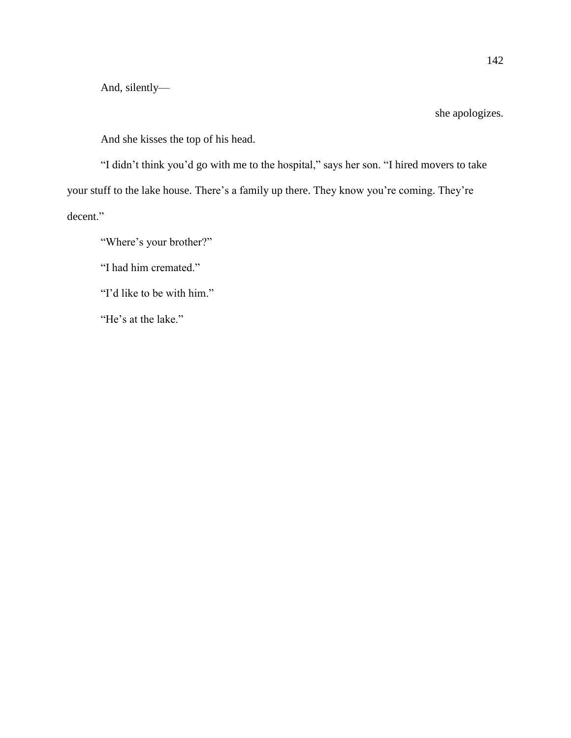And, silently—

<div align="right">she apologizes.</div>

And she kisses the top of his head.

"I didn't think you'd go with me to the hospital," says her son. "I hired movers to take your stuff to the lake house. There's a family up there. They know you're coming. They're decent."

"Where's your brother?"

"I had him cremated."

"I'd like to be with him."

"He's at the lake."